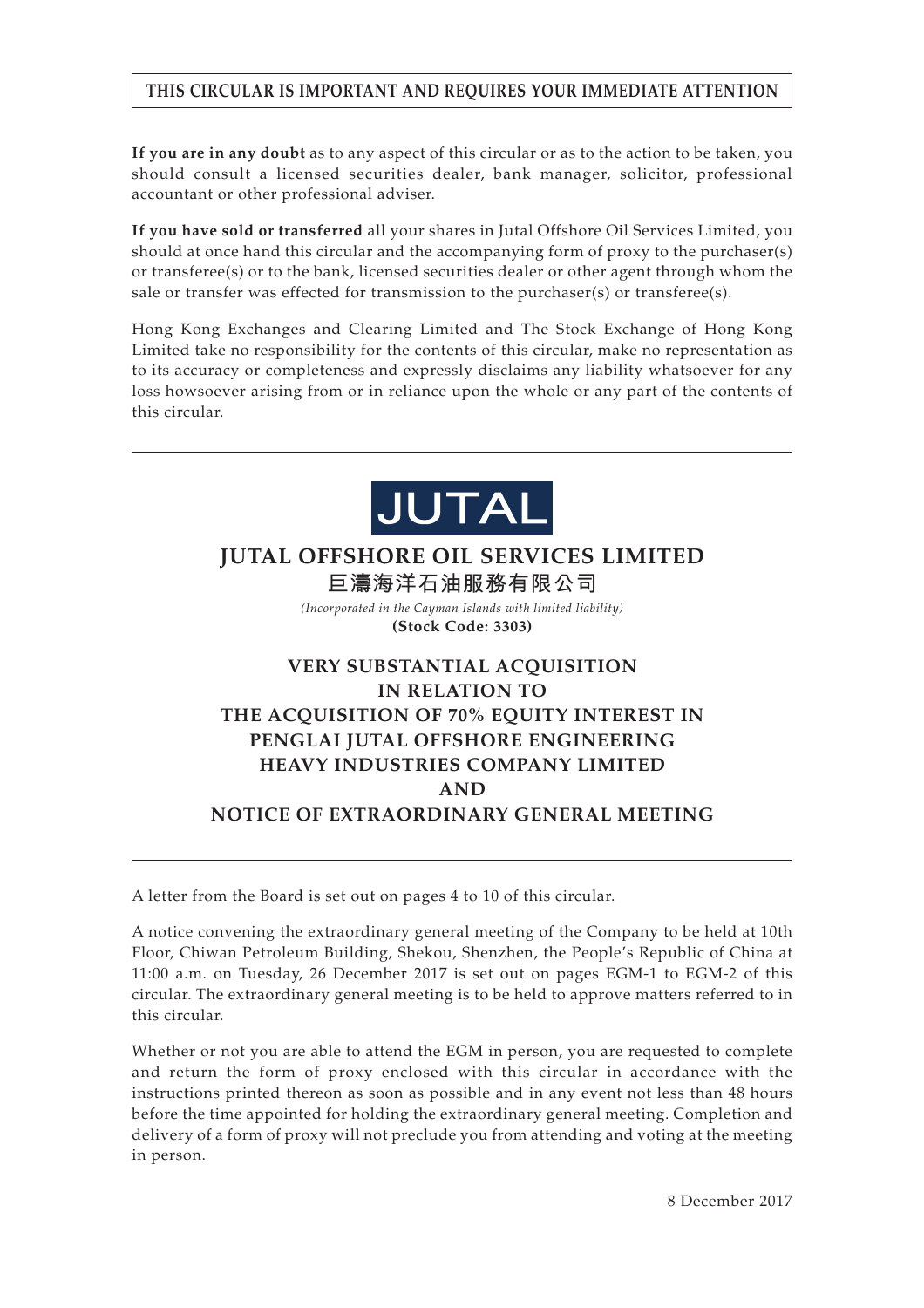**THIS CIRCULAR IS IMPORTANT AND REQUIRES YOUR IMMEDIATE ATTENTION**

**If you are in any doubt** as to any aspect of this circular or as to the action to be taken, you should consult a licensed securities dealer, bank manager, solicitor, professional accountant or other professional adviser.

**If you have sold or transferred** all your shares in Jutal Offshore Oil Services Limited, you should at once hand this circular and the accompanying form of proxy to the purchaser(s) or transferee(s) or to the bank, licensed securities dealer or other agent through whom the sale or transfer was effected for transmission to the purchaser(s) or transferee(s).

Hong Kong Exchanges and Clearing Limited and The Stock Exchange of Hong Kong Limited take no responsibility for the contents of this circular, make no representation as to its accuracy or completeness and expressly disclaims any liability whatsoever for any loss howsoever arising from or in reliance upon the whole or any part of the contents of this circular.

JUTAL

# JUTAL OFFSHORE OIL SERVICES LIMITED
# 巨濤海洋石油服務有限公司

*(Incorporated in the Cayman Islands with limited liability)*

**(Stock Code: 3303)**

## VERY SUBSTANTIAL ACQUISITION IN RELATION TO THE ACQUISITION OF 70% EQUITY INTEREST IN PENGLAI JUTAL OFFSHORE ENGINEERING HEAVY INDUSTRIES COMPANY LIMITED AND NOTICE OF EXTRAORDINARY GENERAL MEETING

A letter from the Board is set out on pages 4 to 10 of this circular.

A notice convening the extraordinary general meeting of the Company to be held at 10th Floor, Chiwan Petroleum Building, Shekou, Shenzhen, the People's Republic of China at 11:00 a.m. on Tuesday, 26 December 2017 is set out on pages EGM-1 to EGM-2 of this circular. The extraordinary general meeting is to be held to approve matters referred to in this circular.

Whether or not you are able to attend the EGM in person, you are requested to complete and return the form of proxy enclosed with this circular in accordance with the instructions printed thereon as soon as possible and in any event not less than 48 hours before the time appointed for holding the extraordinary general meeting. Completion and delivery of a form of proxy will not preclude you from attending and voting at the meeting in person.

8 December 2017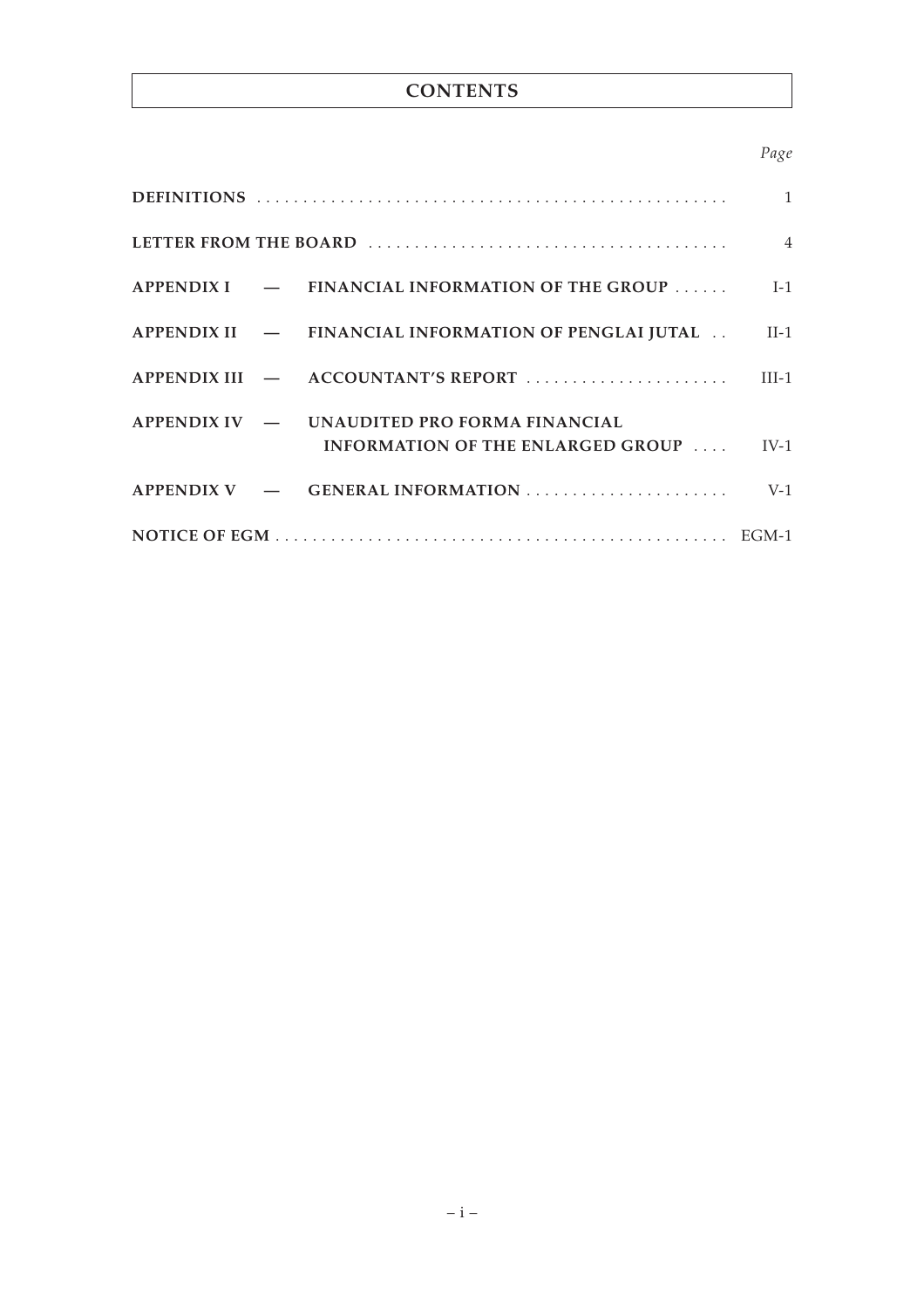# CONTENTS

| | *Page* |
|---|---|
| **DEFINITIONS** | 1 |
| **LETTER FROM THE BOARD** | 4 |
| **APPENDIX I — FINANCIAL INFORMATION OF THE GROUP** | I-1 |
| **APPENDIX II — FINANCIAL INFORMATION OF PENGLAI JUTAL** | II-1 |
| **APPENDIX III — ACCOUNTANT'S REPORT** | III-1 |
| **APPENDIX IV — UNAUDITED PRO FORMA FINANCIAL INFORMATION OF THE ENLARGED GROUP** | IV-1 |
| **APPENDIX V — GENERAL INFORMATION** | V-1 |
| **NOTICE OF EGM** | EGM-1 |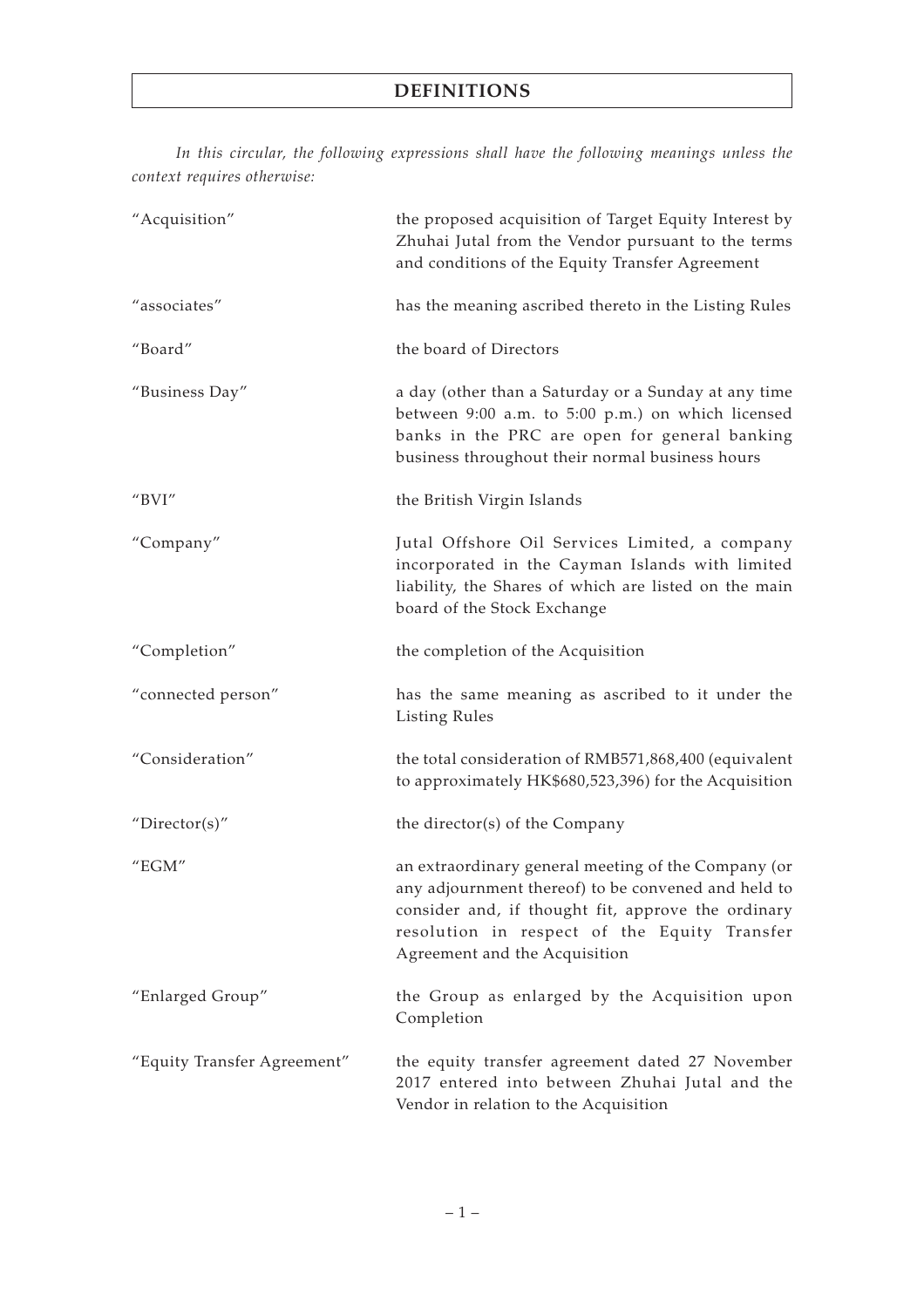# DEFINITIONS

*In this circular, the following expressions shall have the following meanings unless the context requires otherwise:*

| | |
|---|---|
| "Acquisition" | the proposed acquisition of Target Equity Interest by Zhuhai Jutal from the Vendor pursuant to the terms and conditions of the Equity Transfer Agreement |
| "associates" | has the meaning ascribed thereto in the Listing Rules |
| "Board" | the board of Directors |
| "Business Day" | a day (other than a Saturday or a Sunday at any time between 9:00 a.m. to 5:00 p.m.) on which licensed banks in the PRC are open for general banking business throughout their normal business hours |
| "BVI" | the British Virgin Islands |
| "Company" | Jutal Offshore Oil Services Limited, a company incorporated in the Cayman Islands with limited liability, the Shares of which are listed on the main board of the Stock Exchange |
| "Completion" | the completion of the Acquisition |
| "connected person" | has the same meaning as ascribed to it under the Listing Rules |
| "Consideration" | the total consideration of RMB571,868,400 (equivalent to approximately HK$680,523,396) for the Acquisition |
| "Director(s)" | the director(s) of the Company |
| "EGM" | an extraordinary general meeting of the Company (or any adjournment thereof) to be convened and held to consider and, if thought fit, approve the ordinary resolution in respect of the Equity Transfer Agreement and the Acquisition |
| "Enlarged Group" | the Group as enlarged by the Acquisition upon Completion |
| "Equity Transfer Agreement" | the equity transfer agreement dated 27 November 2017 entered into between Zhuhai Jutal and the Vendor in relation to the Acquisition |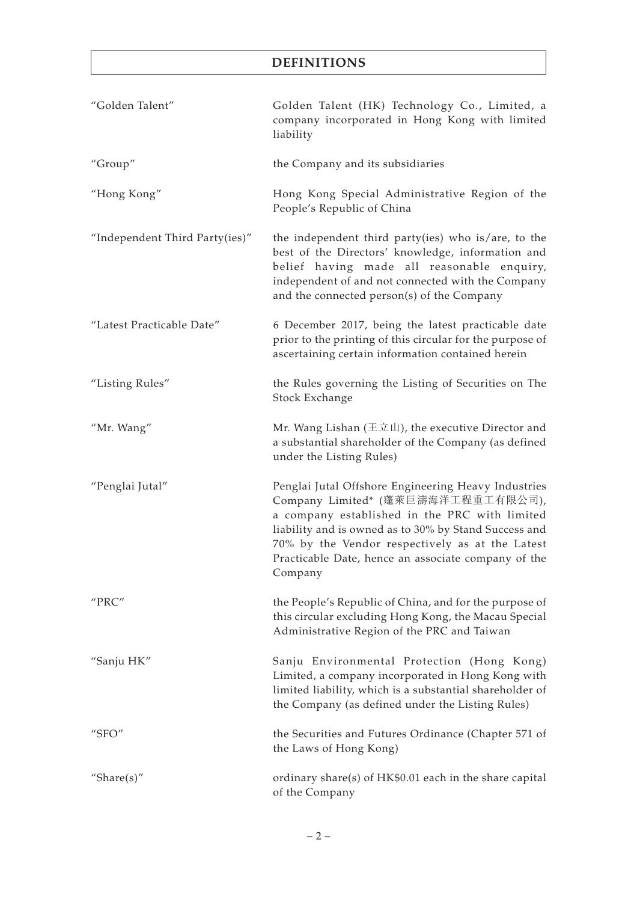# DEFINITIONS

| | |
|---|---|
| "Golden Talent" | Golden Talent (HK) Technology Co., Limited, a company incorporated in Hong Kong with limited liability |
| "Group" | the Company and its subsidiaries |
| "Hong Kong" | Hong Kong Special Administrative Region of the People's Republic of China |
| "Independent Third Party(ies)" | the independent third party(ies) who is/are, to the best of the Directors' knowledge, information and belief having made all reasonable enquiry, independent of and not connected with the Company and the connected person(s) of the Company |
| "Latest Practicable Date" | 6 December 2017, being the latest practicable date prior to the printing of this circular for the purpose of ascertaining certain information contained herein |
| "Listing Rules" | the Rules governing the Listing of Securities on The Stock Exchange |
| "Mr. Wang" | Mr. Wang Lishan (王立山), the executive Director and a substantial shareholder of the Company (as defined under the Listing Rules) |
| "Penglai Jutal" | Penglai Jutal Offshore Engineering Heavy Industries Company Limited* (蓬萊巨濤海洋工程重工有限公司), a company established in the PRC with limited liability and is owned as to 30% by Stand Success and 70% by the Vendor respectively as at the Latest Practicable Date, hence an associate company of the Company |
| "PRC" | the People's Republic of China, and for the purpose of this circular excluding Hong Kong, the Macau Special Administrative Region of the PRC and Taiwan |
| "Sanju HK" | Sanju Environmental Protection (Hong Kong) Limited, a company incorporated in Hong Kong with limited liability, which is a substantial shareholder of the Company (as defined under the Listing Rules) |
| "SFO" | the Securities and Futures Ordinance (Chapter 571 of the Laws of Hong Kong) |
| "Share(s)" | ordinary share(s) of HK$0.01 each in the share capital of the Company |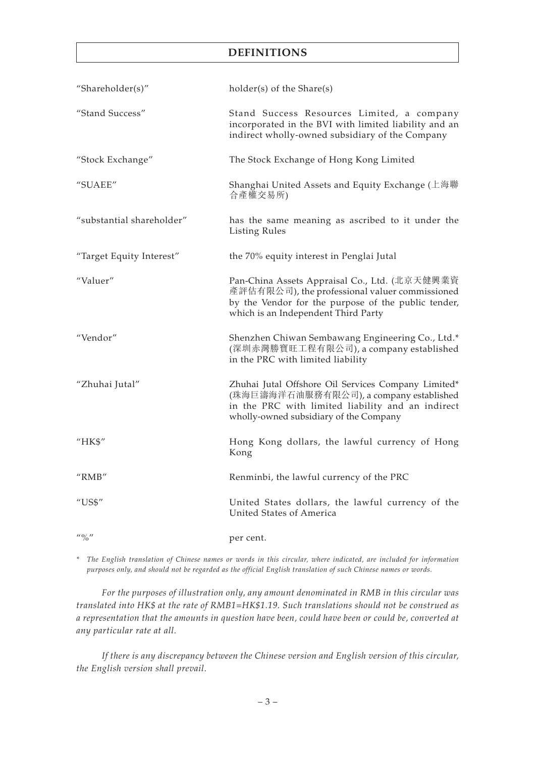## DEFINITIONS

| | |
|---|---|
| "Shareholder(s)" | holder(s) of the Share(s) |
| "Stand Success" | Stand Success Resources Limited, a company incorporated in the BVI with limited liability and an indirect wholly-owned subsidiary of the Company |
| "Stock Exchange" | The Stock Exchange of Hong Kong Limited |
| "SUAEE" | Shanghai United Assets and Equity Exchange (上海聯合產權交易所) |
| "substantial shareholder" | has the same meaning as ascribed to it under the Listing Rules |
| "Target Equity Interest" | the 70% equity interest in Penglai Jutal |
| "Valuer" | Pan-China Assets Appraisal Co., Ltd. (北京天健興業資產評估有限公司), the professional valuer commissioned by the Vendor for the purpose of the public tender, which is an Independent Third Party |
| "Vendor" | Shenzhen Chiwan Sembawang Engineering Co., Ltd.* (深圳赤灣勝寶旺工程有限公司), a company established in the PRC with limited liability |
| "Zhuhai Jutal" | Zhuhai Jutal Offshore Oil Services Company Limited* (珠海巨濤海洋石油服務有限公司), a company established in the PRC with limited liability and an indirect wholly-owned subsidiary of the Company |
| "HK$" | Hong Kong dollars, the lawful currency of Hong Kong |
| "RMB" | Renminbi, the lawful currency of the PRC |
| "US$" | United States dollars, the lawful currency of the United States of America |
| "%" | per cent. |

* *The English translation of Chinese names or words in this circular, where indicated, are included for information purposes only, and should not be regarded as the official English translation of such Chinese names or words.*

*For the purposes of illustration only, any amount denominated in RMB in this circular was translated into HK$ at the rate of RMB1=HK$1.19. Such translations should not be construed as a representation that the amounts in question have been, could have been or could be, converted at any particular rate at all.*

*If there is any discrepancy between the Chinese version and English version of this circular, the English version shall prevail.*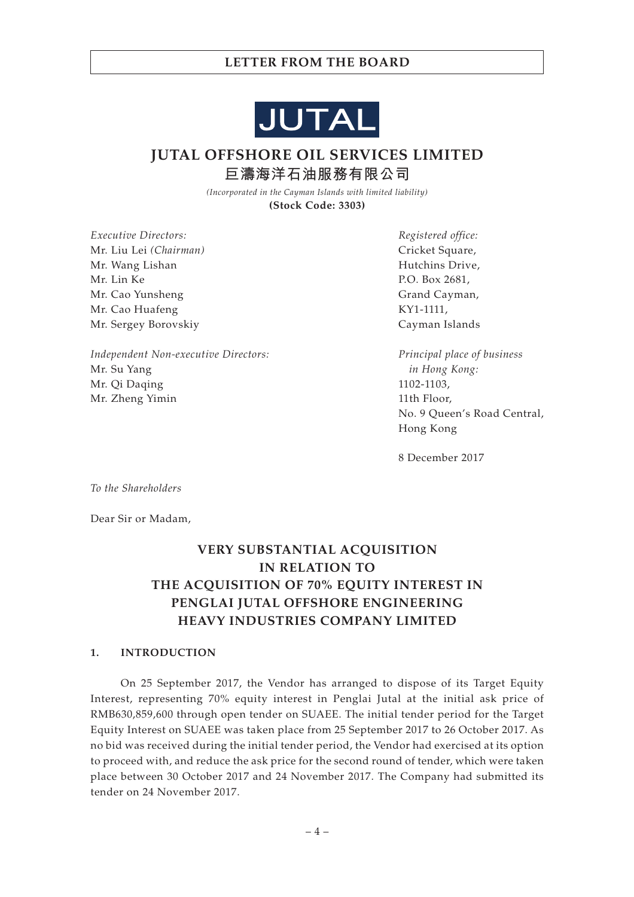JUTAL

# JUTAL OFFSHORE OIL SERVICES LIMITED

# 巨濤海洋石油服務有限公司

*(Incorporated in the Cayman Islands with limited liability)*

**(Stock Code: 3303)**

*Executive Directors:*
Mr. Liu Lei *(Chairman)*
Mr. Wang Lishan
Mr. Lin Ke
Mr. Cao Yunsheng
Mr. Cao Huafeng
Mr. Sergey Borovskiy

*Independent Non-executive Directors:*
Mr. Su Yang
Mr. Qi Daqing
Mr. Zheng Yimin

*Registered office:*
Cricket Square,
Hutchins Drive,
P.O. Box 2681,
Grand Cayman,
KY1-1111,
Cayman Islands

*Principal place of business in Hong Kong:*
1102-1103,
11th Floor,
No. 9 Queen's Road Central,
Hong Kong

8 December 2017

*To the Shareholders*

Dear Sir or Madam,

## VERY SUBSTANTIAL ACQUISITION IN RELATION TO THE ACQUISITION OF 70% EQUITY INTEREST IN PENGLAI JUTAL OFFSHORE ENGINEERING HEAVY INDUSTRIES COMPANY LIMITED

### 1. INTRODUCTION

On 25 September 2017, the Vendor has arranged to dispose of its Target Equity Interest, representing 70% equity interest in Penglai Jutal at the initial ask price of RMB630,859,600 through open tender on SUAEE. The initial tender period for the Target Equity Interest on SUAEE was taken place from 25 September 2017 to 26 October 2017. As no bid was received during the initial tender period, the Vendor had exercised at its option to proceed with, and reduce the ask price for the second round of tender, which were taken place between 30 October 2017 and 24 November 2017. The Company had submitted its tender on 24 November 2017.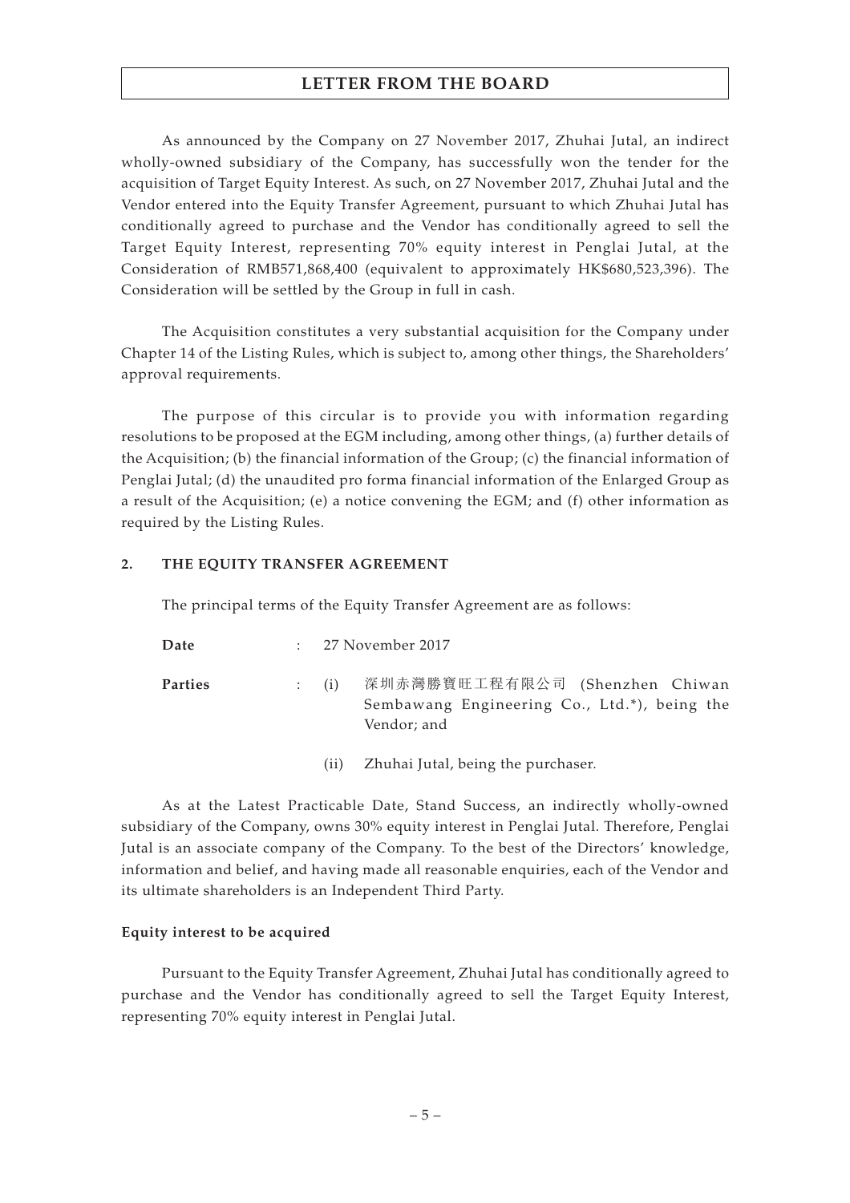As announced by the Company on 27 November 2017, Zhuhai Jutal, an indirect wholly-owned subsidiary of the Company, has successfully won the tender for the acquisition of Target Equity Interest. As such, on 27 November 2017, Zhuhai Jutal and the Vendor entered into the Equity Transfer Agreement, pursuant to which Zhuhai Jutal has conditionally agreed to purchase and the Vendor has conditionally agreed to sell the Target Equity Interest, representing 70% equity interest in Penglai Jutal, at the Consideration of RMB571,868,400 (equivalent to approximately HK$680,523,396). The Consideration will be settled by the Group in full in cash.

The Acquisition constitutes a very substantial acquisition for the Company under Chapter 14 of the Listing Rules, which is subject to, among other things, the Shareholders' approval requirements.

The purpose of this circular is to provide you with information regarding resolutions to be proposed at the EGM including, among other things, (a) further details of the Acquisition; (b) the financial information of the Group; (c) the financial information of Penglai Jutal; (d) the unaudited pro forma financial information of the Enlarged Group as a result of the Acquisition; (e) a notice convening the EGM; and (f) other information as required by the Listing Rules.

## 2. THE EQUITY TRANSFER AGREEMENT

The principal terms of the Equity Transfer Agreement are as follows:

**Date** : 27 November 2017

**Parties** : (i) 深圳赤灣勝寶旺工程有限公司 (Shenzhen Chiwan Sembawang Engineering Co., Ltd.*), being the Vendor; and

(ii) Zhuhai Jutal, being the purchaser.

As at the Latest Practicable Date, Stand Success, an indirectly wholly-owned subsidiary of the Company, owns 30% equity interest in Penglai Jutal. Therefore, Penglai Jutal is an associate company of the Company. To the best of the Directors' knowledge, information and belief, and having made all reasonable enquiries, each of the Vendor and its ultimate shareholders is an Independent Third Party.

### Equity interest to be acquired

Pursuant to the Equity Transfer Agreement, Zhuhai Jutal has conditionally agreed to purchase and the Vendor has conditionally agreed to sell the Target Equity Interest, representing 70% equity interest in Penglai Jutal.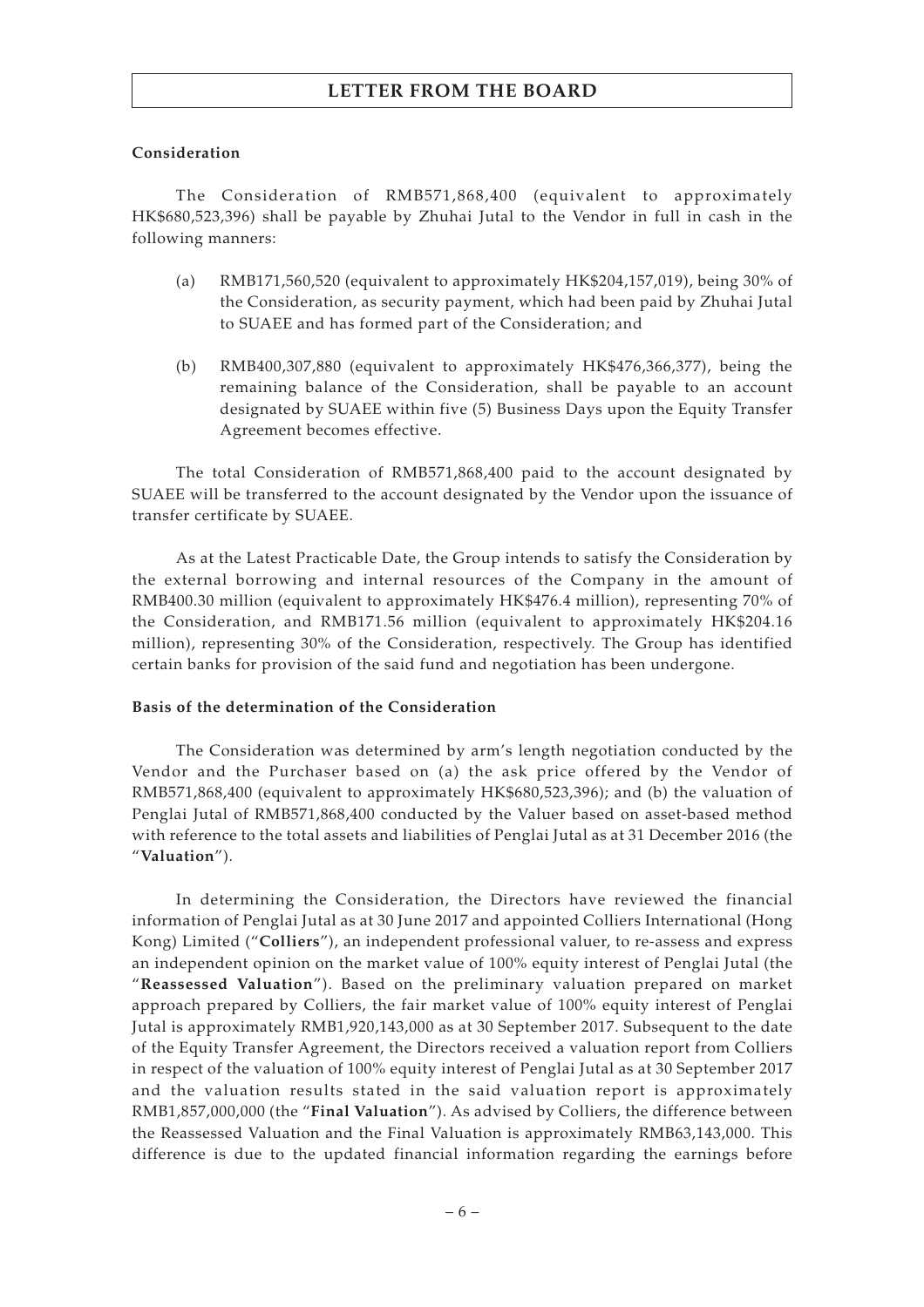**Consideration**

The Consideration of RMB571,868,400 (equivalent to approximately HK$680,523,396) shall be payable by Zhuhai Jutal to the Vendor in full in cash in the following manners:

(a) RMB171,560,520 (equivalent to approximately HK$204,157,019), being 30% of the Consideration, as security payment, which had been paid by Zhuhai Jutal to SUAEE and has formed part of the Consideration; and

(b) RMB400,307,880 (equivalent to approximately HK$476,366,377), being the remaining balance of the Consideration, shall be payable to an account designated by SUAEE within five (5) Business Days upon the Equity Transfer Agreement becomes effective.

The total Consideration of RMB571,868,400 paid to the account designated by SUAEE will be transferred to the account designated by the Vendor upon the issuance of transfer certificate by SUAEE.

As at the Latest Practicable Date, the Group intends to satisfy the Consideration by the external borrowing and internal resources of the Company in the amount of RMB400.30 million (equivalent to approximately HK$476.4 million), representing 70% of the Consideration, and RMB171.56 million (equivalent to approximately HK$204.16 million), representing 30% of the Consideration, respectively. The Group has identified certain banks for provision of the said fund and negotiation has been undergone.

**Basis of the determination of the Consideration**

The Consideration was determined by arm's length negotiation conducted by the Vendor and the Purchaser based on (a) the ask price offered by the Vendor of RMB571,868,400 (equivalent to approximately HK$680,523,396); and (b) the valuation of Penglai Jutal of RMB571,868,400 conducted by the Valuer based on asset-based method with reference to the total assets and liabilities of Penglai Jutal as at 31 December 2016 (the "**Valuation**").

In determining the Consideration, the Directors have reviewed the financial information of Penglai Jutal as at 30 June 2017 and appointed Colliers International (Hong Kong) Limited ("**Colliers**"), an independent professional valuer, to re-assess and express an independent opinion on the market value of 100% equity interest of Penglai Jutal (the "**Reassessed Valuation**"). Based on the preliminary valuation prepared on market approach prepared by Colliers, the fair market value of 100% equity interest of Penglai Jutal is approximately RMB1,920,143,000 as at 30 September 2017. Subsequent to the date of the Equity Transfer Agreement, the Directors received a valuation report from Colliers in respect of the valuation of 100% equity interest of Penglai Jutal as at 30 September 2017 and the valuation results stated in the said valuation report is approximately RMB1,857,000,000 (the "**Final Valuation**"). As advised by Colliers, the difference between the Reassessed Valuation and the Final Valuation is approximately RMB63,143,000. This difference is due to the updated financial information regarding the earnings before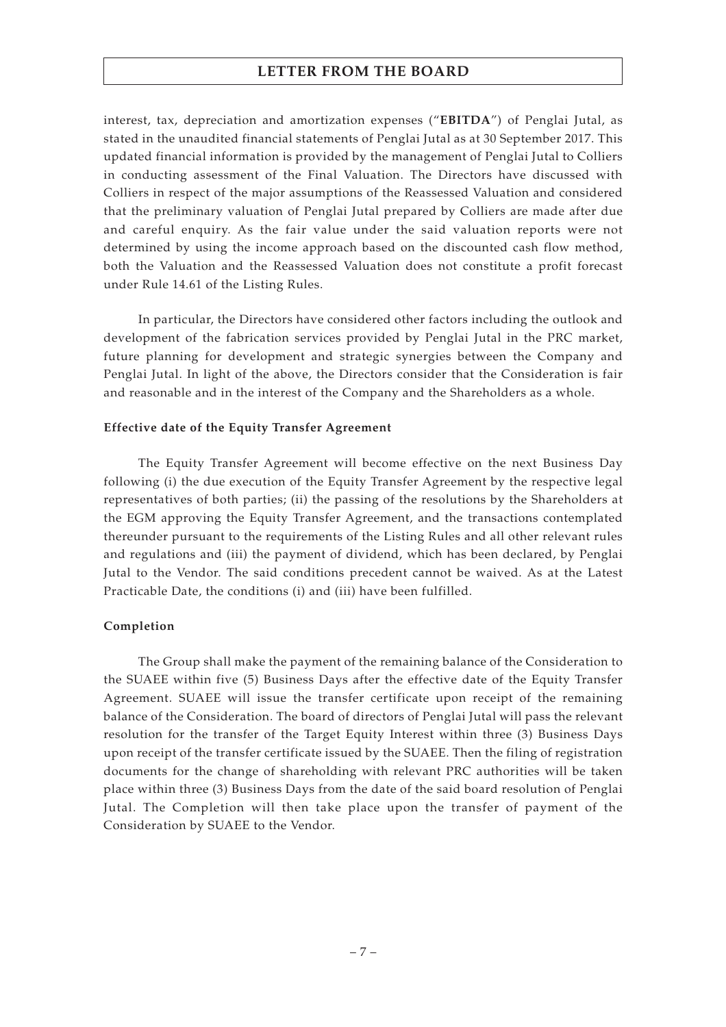interest, tax, depreciation and amortization expenses ("**EBITDA**") of Penglai Jutal, as stated in the unaudited financial statements of Penglai Jutal as at 30 September 2017. This updated financial information is provided by the management of Penglai Jutal to Colliers in conducting assessment of the Final Valuation. The Directors have discussed with Colliers in respect of the major assumptions of the Reassessed Valuation and considered that the preliminary valuation of Penglai Jutal prepared by Colliers are made after due and careful enquiry. As the fair value under the said valuation reports were not determined by using the income approach based on the discounted cash flow method, both the Valuation and the Reassessed Valuation does not constitute a profit forecast under Rule 14.61 of the Listing Rules.

In particular, the Directors have considered other factors including the outlook and development of the fabrication services provided by Penglai Jutal in the PRC market, future planning for development and strategic synergies between the Company and Penglai Jutal. In light of the above, the Directors consider that the Consideration is fair and reasonable and in the interest of the Company and the Shareholders as a whole.

**Effective date of the Equity Transfer Agreement**

The Equity Transfer Agreement will become effective on the next Business Day following (i) the due execution of the Equity Transfer Agreement by the respective legal representatives of both parties; (ii) the passing of the resolutions by the Shareholders at the EGM approving the Equity Transfer Agreement, and the transactions contemplated thereunder pursuant to the requirements of the Listing Rules and all other relevant rules and regulations and (iii) the payment of dividend, which has been declared, by Penglai Jutal to the Vendor. The said conditions precedent cannot be waived. As at the Latest Practicable Date, the conditions (i) and (iii) have been fulfilled.

**Completion**

The Group shall make the payment of the remaining balance of the Consideration to the SUAEE within five (5) Business Days after the effective date of the Equity Transfer Agreement. SUAEE will issue the transfer certificate upon receipt of the remaining balance of the Consideration. The board of directors of Penglai Jutal will pass the relevant resolution for the transfer of the Target Equity Interest within three (3) Business Days upon receipt of the transfer certificate issued by the SUAEE. Then the filing of registration documents for the change of shareholding with relevant PRC authorities will be taken place within three (3) Business Days from the date of the said board resolution of Penglai Jutal. The Completion will then take place upon the transfer of payment of the Consideration by SUAEE to the Vendor.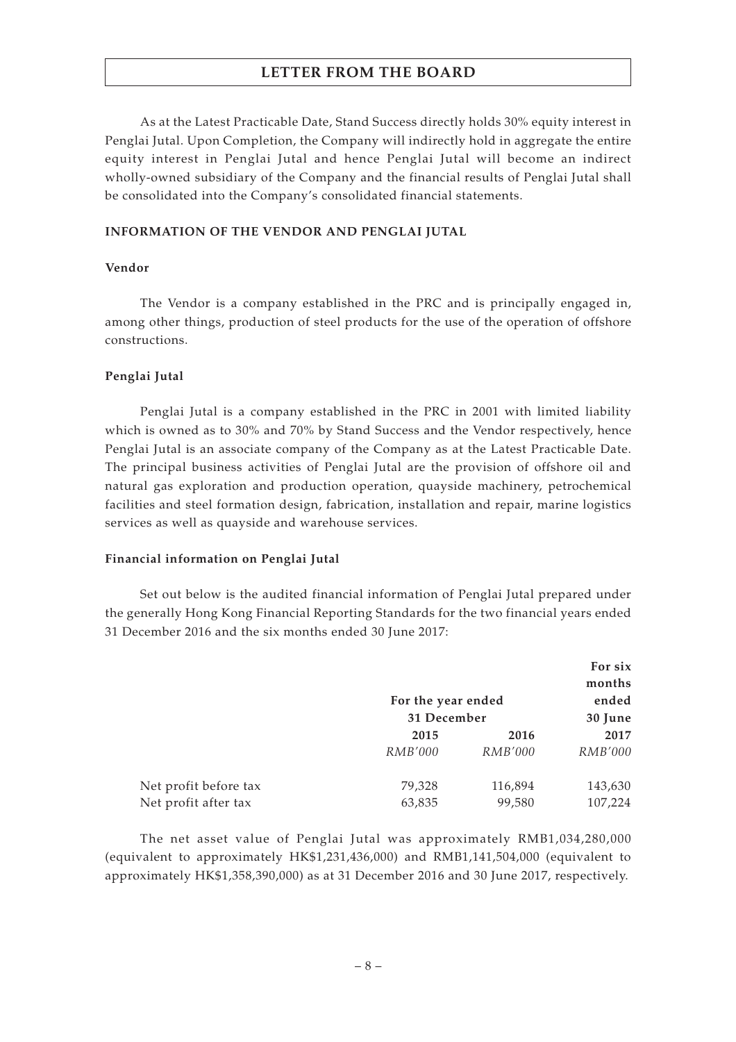As at the Latest Practicable Date, Stand Success directly holds 30% equity interest in Penglai Jutal. Upon Completion, the Company will indirectly hold in aggregate the entire equity interest in Penglai Jutal and hence Penglai Jutal will become an indirect wholly-owned subsidiary of the Company and the financial results of Penglai Jutal shall be consolidated into the Company's consolidated financial statements.

## INFORMATION OF THE VENDOR AND PENGLAI JUTAL

### Vendor

The Vendor is a company established in the PRC and is principally engaged in, among other things, production of steel products for the use of the operation of offshore constructions.

### Penglai Jutal

Penglai Jutal is a company established in the PRC in 2001 with limited liability which is owned as to 30% and 70% by Stand Success and the Vendor respectively, hence Penglai Jutal is an associate company of the Company as at the Latest Practicable Date. The principal business activities of Penglai Jutal are the provision of offshore oil and natural gas exploration and production operation, quayside machinery, petrochemical facilities and steel formation design, fabrication, installation and repair, marine logistics services as well as quayside and warehouse services.

### Financial information on Penglai Jutal

Set out below is the audited financial information of Penglai Jutal prepared under the generally Hong Kong Financial Reporting Standards for the two financial years ended 31 December 2016 and the six months ended 30 June 2017:

| | For the year ended 31 December | | For six months ended 30 June |
|---|---|---|---|
| | **2015** | **2016** | **2017** |
| | *RMB'000* | *RMB'000* | *RMB'000* |
| Net profit before tax | 79,328 | 116,894 | 143,630 |
| Net profit after tax | 63,835 | 99,580 | 107,224 |

The net asset value of Penglai Jutal was approximately RMB1,034,280,000 (equivalent to approximately HK$1,231,436,000) and RMB1,141,504,000 (equivalent to approximately HK$1,358,390,000) as at 31 December 2016 and 30 June 2017, respectively.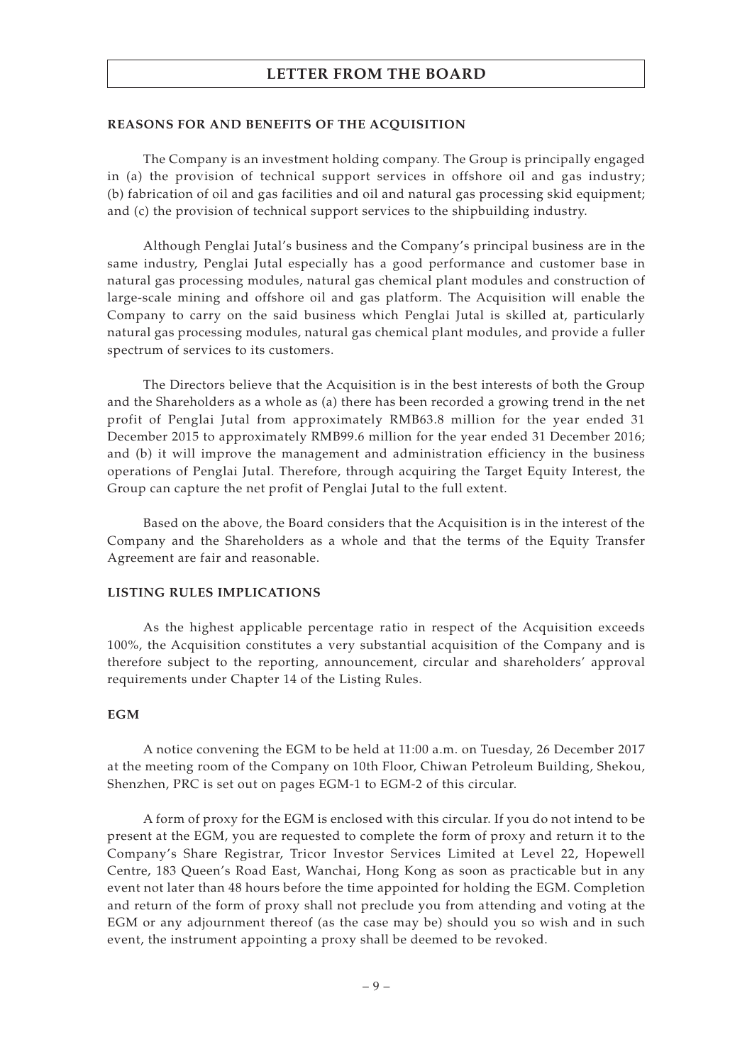## REASONS FOR AND BENEFITS OF THE ACQUISITION

The Company is an investment holding company. The Group is principally engaged in (a) the provision of technical support services in offshore oil and gas industry; (b) fabrication of oil and gas facilities and oil and natural gas processing skid equipment; and (c) the provision of technical support services to the shipbuilding industry.

Although Penglai Jutal's business and the Company's principal business are in the same industry, Penglai Jutal especially has a good performance and customer base in natural gas processing modules, natural gas chemical plant modules and construction of large-scale mining and offshore oil and gas platform. The Acquisition will enable the Company to carry on the said business which Penglai Jutal is skilled at, particularly natural gas processing modules, natural gas chemical plant modules, and provide a fuller spectrum of services to its customers.

The Directors believe that the Acquisition is in the best interests of both the Group and the Shareholders as a whole as (a) there has been recorded a growing trend in the net profit of Penglai Jutal from approximately RMB63.8 million for the year ended 31 December 2015 to approximately RMB99.6 million for the year ended 31 December 2016; and (b) it will improve the management and administration efficiency in the business operations of Penglai Jutal. Therefore, through acquiring the Target Equity Interest, the Group can capture the net profit of Penglai Jutal to the full extent.

Based on the above, the Board considers that the Acquisition is in the interest of the Company and the Shareholders as a whole and that the terms of the Equity Transfer Agreement are fair and reasonable.

## LISTING RULES IMPLICATIONS

As the highest applicable percentage ratio in respect of the Acquisition exceeds 100%, the Acquisition constitutes a very substantial acquisition of the Company and is therefore subject to the reporting, announcement, circular and shareholders' approval requirements under Chapter 14 of the Listing Rules.

## EGM

A notice convening the EGM to be held at 11:00 a.m. on Tuesday, 26 December 2017 at the meeting room of the Company on 10th Floor, Chiwan Petroleum Building, Shekou, Shenzhen, PRC is set out on pages EGM-1 to EGM-2 of this circular.

A form of proxy for the EGM is enclosed with this circular. If you do not intend to be present at the EGM, you are requested to complete the form of proxy and return it to the Company's Share Registrar, Tricor Investor Services Limited at Level 22, Hopewell Centre, 183 Queen's Road East, Wanchai, Hong Kong as soon as practicable but in any event not later than 48 hours before the time appointed for holding the EGM. Completion and return of the form of proxy shall not preclude you from attending and voting at the EGM or any adjournment thereof (as the case may be) should you so wish and in such event, the instrument appointing a proxy shall be deemed to be revoked.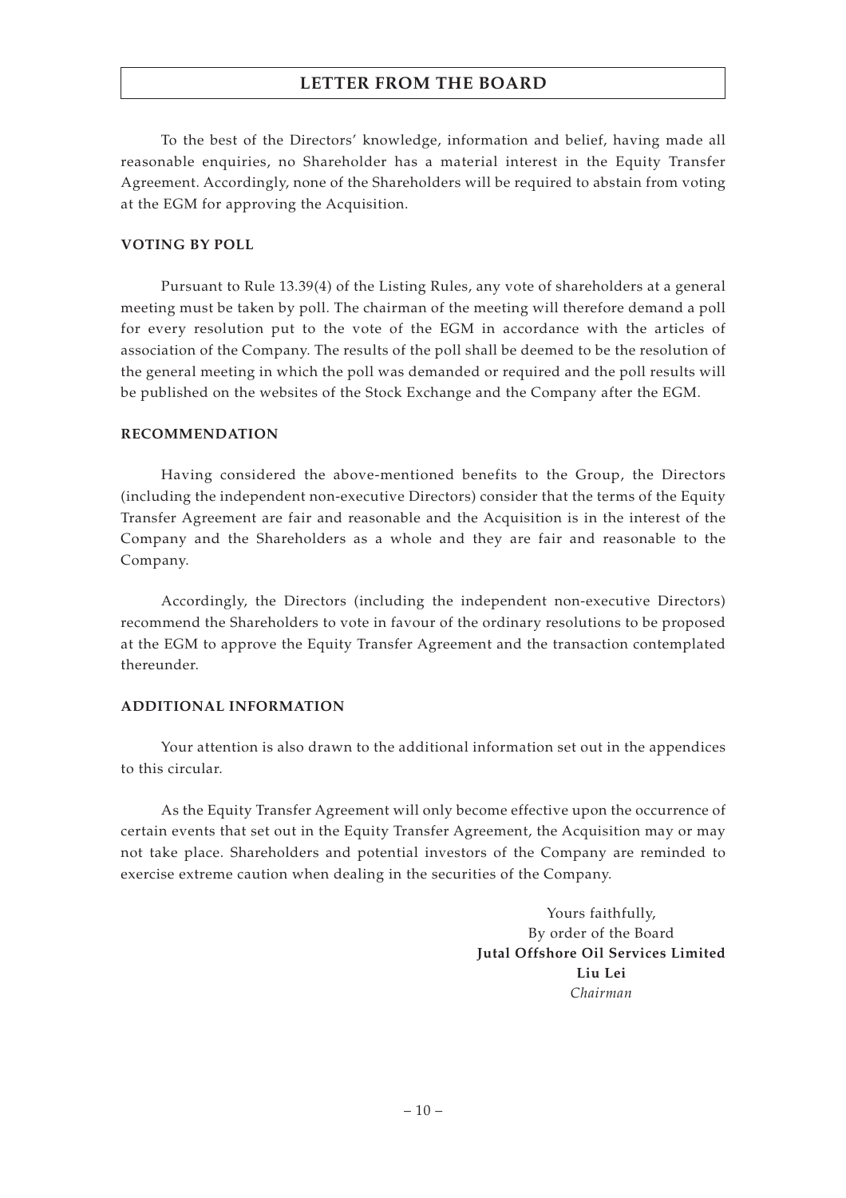To the best of the Directors' knowledge, information and belief, having made all reasonable enquiries, no Shareholder has a material interest in the Equity Transfer Agreement. Accordingly, none of the Shareholders will be required to abstain from voting at the EGM for approving the Acquisition.

## VOTING BY POLL

Pursuant to Rule 13.39(4) of the Listing Rules, any vote of shareholders at a general meeting must be taken by poll. The chairman of the meeting will therefore demand a poll for every resolution put to the vote of the EGM in accordance with the articles of association of the Company. The results of the poll shall be deemed to be the resolution of the general meeting in which the poll was demanded or required and the poll results will be published on the websites of the Stock Exchange and the Company after the EGM.

## RECOMMENDATION

Having considered the above-mentioned benefits to the Group, the Directors (including the independent non-executive Directors) consider that the terms of the Equity Transfer Agreement are fair and reasonable and the Acquisition is in the interest of the Company and the Shareholders as a whole and they are fair and reasonable to the Company.

Accordingly, the Directors (including the independent non-executive Directors) recommend the Shareholders to vote in favour of the ordinary resolutions to be proposed at the EGM to approve the Equity Transfer Agreement and the transaction contemplated thereunder.

## ADDITIONAL INFORMATION

Your attention is also drawn to the additional information set out in the appendices to this circular.

As the Equity Transfer Agreement will only become effective upon the occurrence of certain events that set out in the Equity Transfer Agreement, the Acquisition may or may not take place. Shareholders and potential investors of the Company are reminded to exercise extreme caution when dealing in the securities of the Company.

Yours faithfully,
By order of the Board
**Jutal Offshore Oil Services Limited**
**Liu Lei**
*Chairman*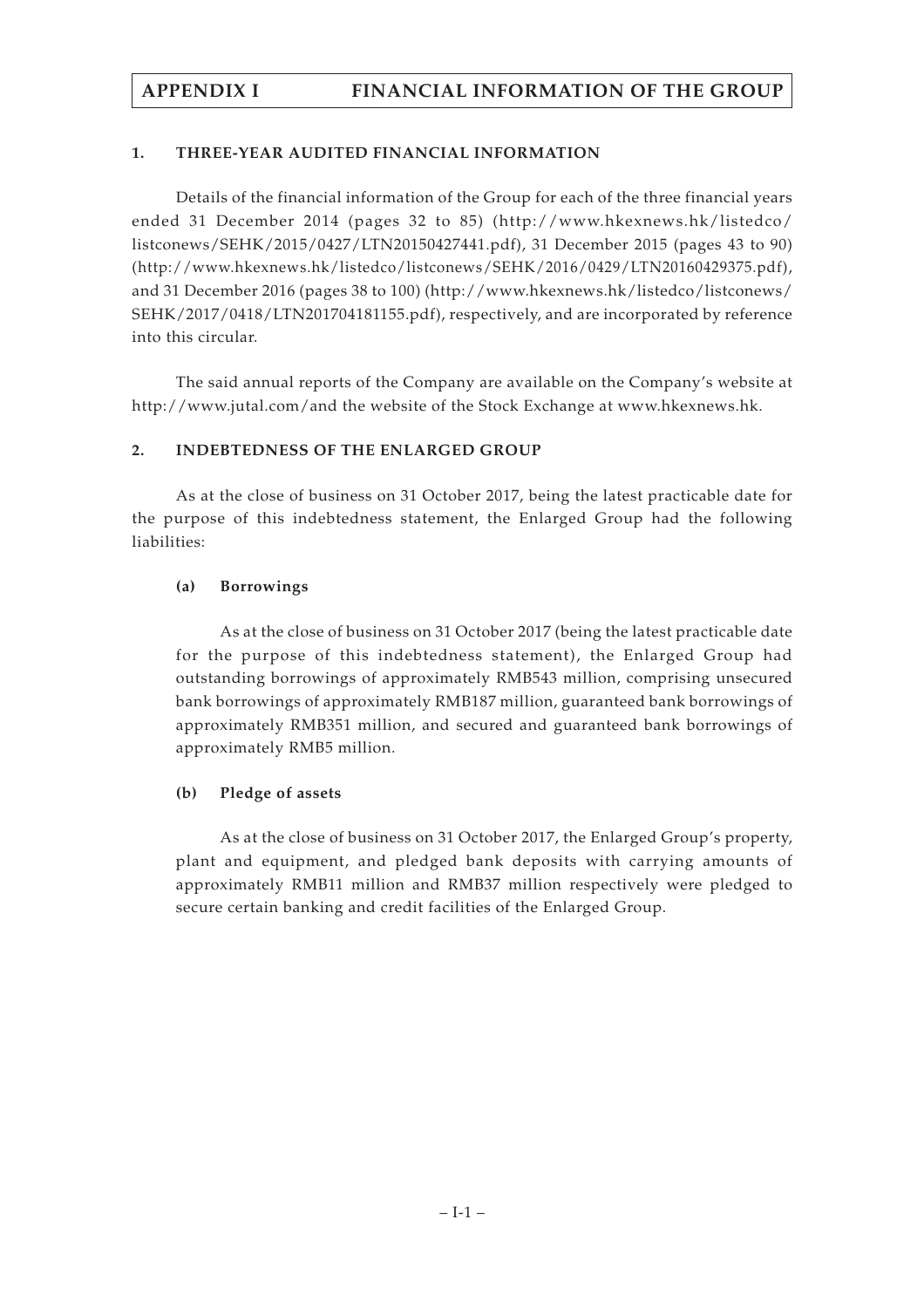# APPENDIX I FINANCIAL INFORMATION OF THE GROUP

## 1. THREE-YEAR AUDITED FINANCIAL INFORMATION

Details of the financial information of the Group for each of the three financial years ended 31 December 2014 (pages 32 to 85) (http://www.hkexnews.hk/listedco/listconews/SEHK/2015/0427/LTN20150427441.pdf), 31 December 2015 (pages 43 to 90) (http://www.hkexnews.hk/listedco/listconews/SEHK/2016/0429/LTN20160429375.pdf), and 31 December 2016 (pages 38 to 100) (http://www.hkexnews.hk/listedco/listconews/SEHK/2017/0418/LTN201704181155.pdf), respectively, and are incorporated by reference into this circular.

The said annual reports of the Company are available on the Company's website at http://www.jutal.com/and the website of the Stock Exchange at www.hkexnews.hk.

## 2. INDEBTEDNESS OF THE ENLARGED GROUP

As at the close of business on 31 October 2017, being the latest practicable date for the purpose of this indebtedness statement, the Enlarged Group had the following liabilities:

### (a) Borrowings

As at the close of business on 31 October 2017 (being the latest practicable date for the purpose of this indebtedness statement), the Enlarged Group had outstanding borrowings of approximately RMB543 million, comprising unsecured bank borrowings of approximately RMB187 million, guaranteed bank borrowings of approximately RMB351 million, and secured and guaranteed bank borrowings of approximately RMB5 million.

### (b) Pledge of assets

As at the close of business on 31 October 2017, the Enlarged Group's property, plant and equipment, and pledged bank deposits with carrying amounts of approximately RMB11 million and RMB37 million respectively were pledged to secure certain banking and credit facilities of the Enlarged Group.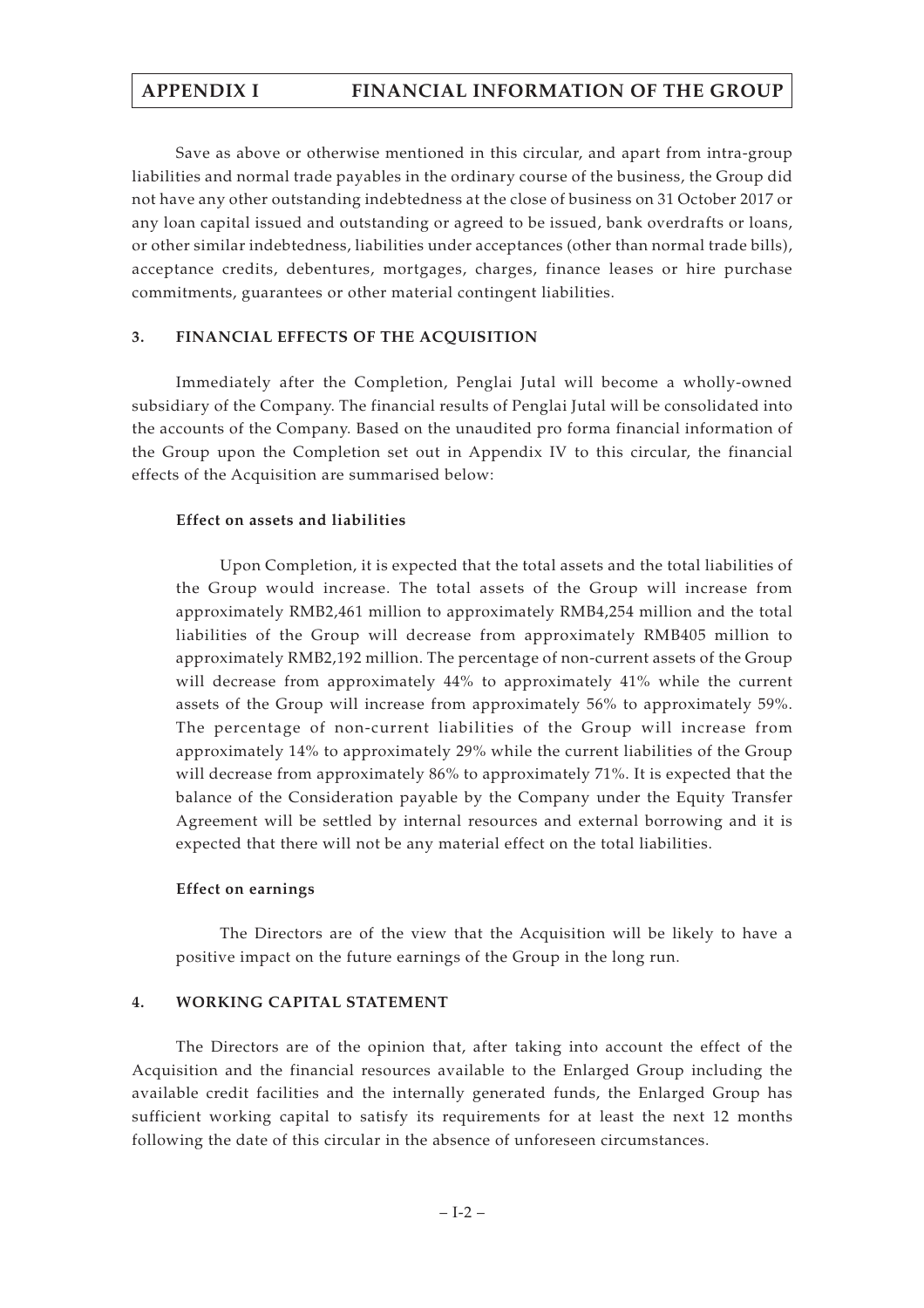Save as above or otherwise mentioned in this circular, and apart from intra-group liabilities and normal trade payables in the ordinary course of the business, the Group did not have any other outstanding indebtedness at the close of business on 31 October 2017 or any loan capital issued and outstanding or agreed to be issued, bank overdrafts or loans, or other similar indebtedness, liabilities under acceptances (other than normal trade bills), acceptance credits, debentures, mortgages, charges, finance leases or hire purchase commitments, guarantees or other material contingent liabilities.

## 3. FINANCIAL EFFECTS OF THE ACQUISITION

Immediately after the Completion, Penglai Jutal will become a wholly-owned subsidiary of the Company. The financial results of Penglai Jutal will be consolidated into the accounts of the Company. Based on the unaudited pro forma financial information of the Group upon the Completion set out in Appendix IV to this circular, the financial effects of the Acquisition are summarised below:

### Effect on assets and liabilities

Upon Completion, it is expected that the total assets and the total liabilities of the Group would increase. The total assets of the Group will increase from approximately RMB2,461 million to approximately RMB4,254 million and the total liabilities of the Group will decrease from approximately RMB405 million to approximately RMB2,192 million. The percentage of non-current assets of the Group will decrease from approximately 44% to approximately 41% while the current assets of the Group will increase from approximately 56% to approximately 59%. The percentage of non-current liabilities of the Group will increase from approximately 14% to approximately 29% while the current liabilities of the Group will decrease from approximately 86% to approximately 71%. It is expected that the balance of the Consideration payable by the Company under the Equity Transfer Agreement will be settled by internal resources and external borrowing and it is expected that there will not be any material effect on the total liabilities.

### Effect on earnings

The Directors are of the view that the Acquisition will be likely to have a positive impact on the future earnings of the Group in the long run.

## 4. WORKING CAPITAL STATEMENT

The Directors are of the opinion that, after taking into account the effect of the Acquisition and the financial resources available to the Enlarged Group including the available credit facilities and the internally generated funds, the Enlarged Group has sufficient working capital to satisfy its requirements for at least the next 12 months following the date of this circular in the absence of unforeseen circumstances.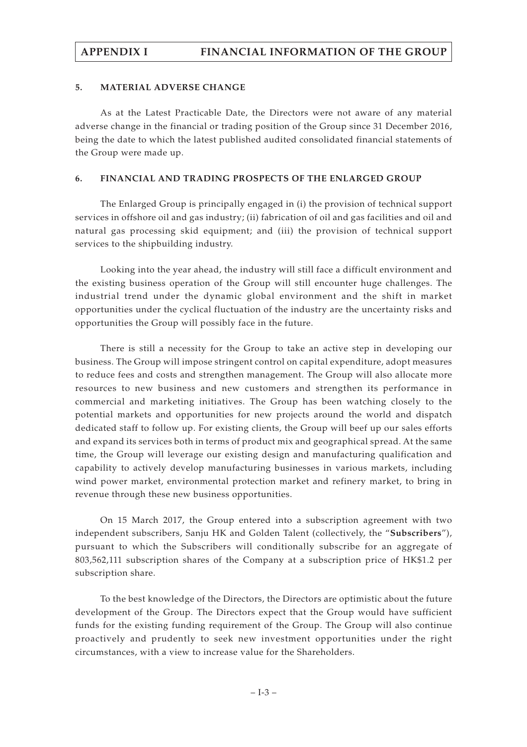## 5. MATERIAL ADVERSE CHANGE

As at the Latest Practicable Date, the Directors were not aware of any material adverse change in the financial or trading position of the Group since 31 December 2016, being the date to which the latest published audited consolidated financial statements of the Group were made up.

## 6. FINANCIAL AND TRADING PROSPECTS OF THE ENLARGED GROUP

The Enlarged Group is principally engaged in (i) the provision of technical support services in offshore oil and gas industry; (ii) fabrication of oil and gas facilities and oil and natural gas processing skid equipment; and (iii) the provision of technical support services to the shipbuilding industry.

Looking into the year ahead, the industry will still face a difficult environment and the existing business operation of the Group will still encounter huge challenges. The industrial trend under the dynamic global environment and the shift in market opportunities under the cyclical fluctuation of the industry are the uncertainty risks and opportunities the Group will possibly face in the future.

There is still a necessity for the Group to take an active step in developing our business. The Group will impose stringent control on capital expenditure, adopt measures to reduce fees and costs and strengthen management. The Group will also allocate more resources to new business and new customers and strengthen its performance in commercial and marketing initiatives. The Group has been watching closely to the potential markets and opportunities for new projects around the world and dispatch dedicated staff to follow up. For existing clients, the Group will beef up our sales efforts and expand its services both in terms of product mix and geographical spread. At the same time, the Group will leverage our existing design and manufacturing qualification and capability to actively develop manufacturing businesses in various markets, including wind power market, environmental protection market and refinery market, to bring in revenue through these new business opportunities.

On 15 March 2017, the Group entered into a subscription agreement with two independent subscribers, Sanju HK and Golden Talent (collectively, the "**Subscribers**"), pursuant to which the Subscribers will conditionally subscribe for an aggregate of 803,562,111 subscription shares of the Company at a subscription price of HK$1.2 per subscription share.

To the best knowledge of the Directors, the Directors are optimistic about the future development of the Group. The Directors expect that the Group would have sufficient funds for the existing funding requirement of the Group. The Group will also continue proactively and prudently to seek new investment opportunities under the right circumstances, with a view to increase value for the Shareholders.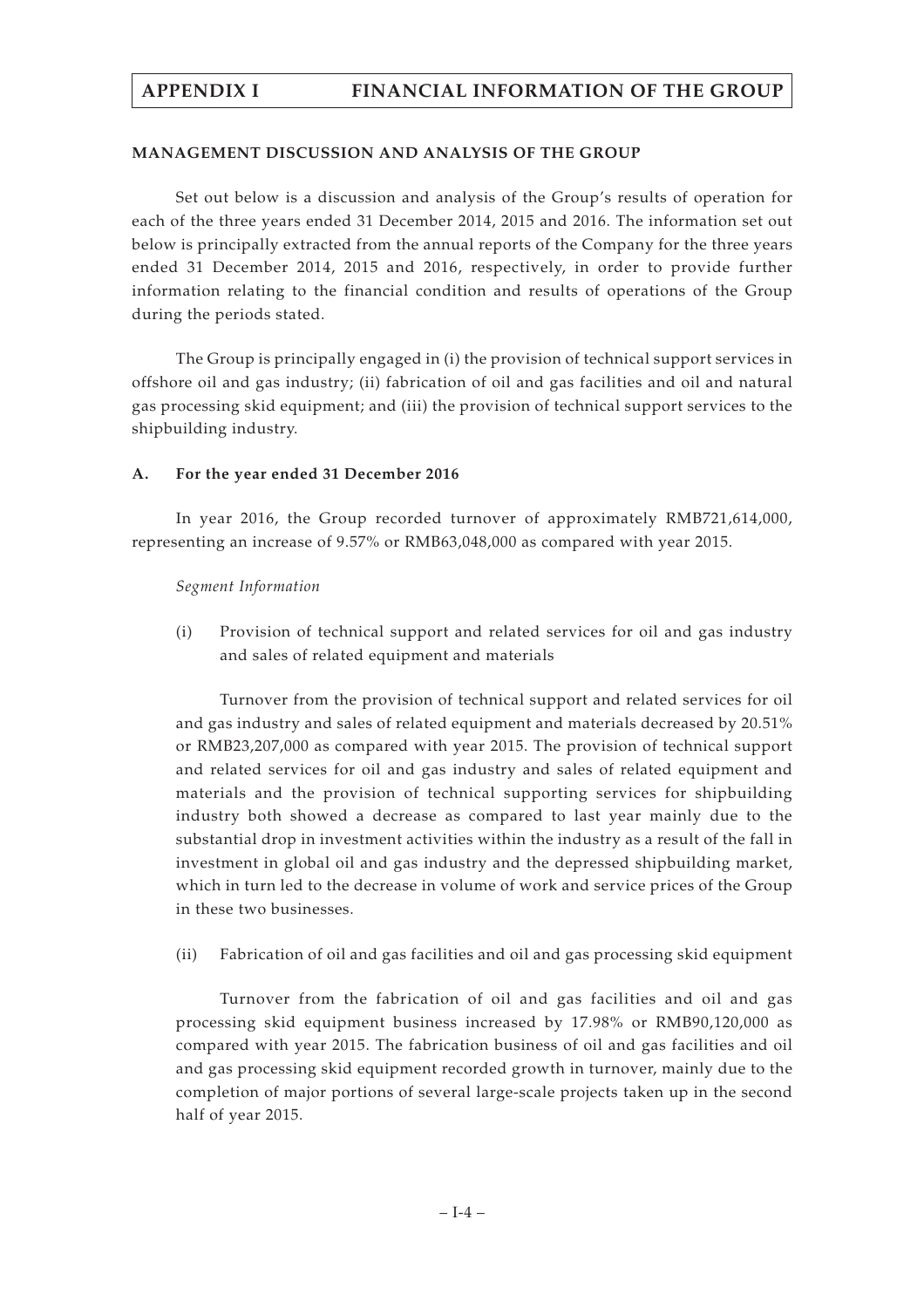## MANAGEMENT DISCUSSION AND ANALYSIS OF THE GROUP

Set out below is a discussion and analysis of the Group's results of operation for each of the three years ended 31 December 2014, 2015 and 2016. The information set out below is principally extracted from the annual reports of the Company for the three years ended 31 December 2014, 2015 and 2016, respectively, in order to provide further information relating to the financial condition and results of operations of the Group during the periods stated.

The Group is principally engaged in (i) the provision of technical support services in offshore oil and gas industry; (ii) fabrication of oil and gas facilities and oil and natural gas processing skid equipment; and (iii) the provision of technical support services to the shipbuilding industry.

### A. For the year ended 31 December 2016

In year 2016, the Group recorded turnover of approximately RMB721,614,000, representing an increase of 9.57% or RMB63,048,000 as compared with year 2015.

*Segment Information*

(i) Provision of technical support and related services for oil and gas industry and sales of related equipment and materials

Turnover from the provision of technical support and related services for oil and gas industry and sales of related equipment and materials decreased by 20.51% or RMB23,207,000 as compared with year 2015. The provision of technical support and related services for oil and gas industry and sales of related equipment and materials and the provision of technical supporting services for shipbuilding industry both showed a decrease as compared to last year mainly due to the substantial drop in investment activities within the industry as a result of the fall in investment in global oil and gas industry and the depressed shipbuilding market, which in turn led to the decrease in volume of work and service prices of the Group in these two businesses.

(ii) Fabrication of oil and gas facilities and oil and gas processing skid equipment

Turnover from the fabrication of oil and gas facilities and oil and gas processing skid equipment business increased by 17.98% or RMB90,120,000 as compared with year 2015. The fabrication business of oil and gas facilities and oil and gas processing skid equipment recorded growth in turnover, mainly due to the completion of major portions of several large-scale projects taken up in the second half of year 2015.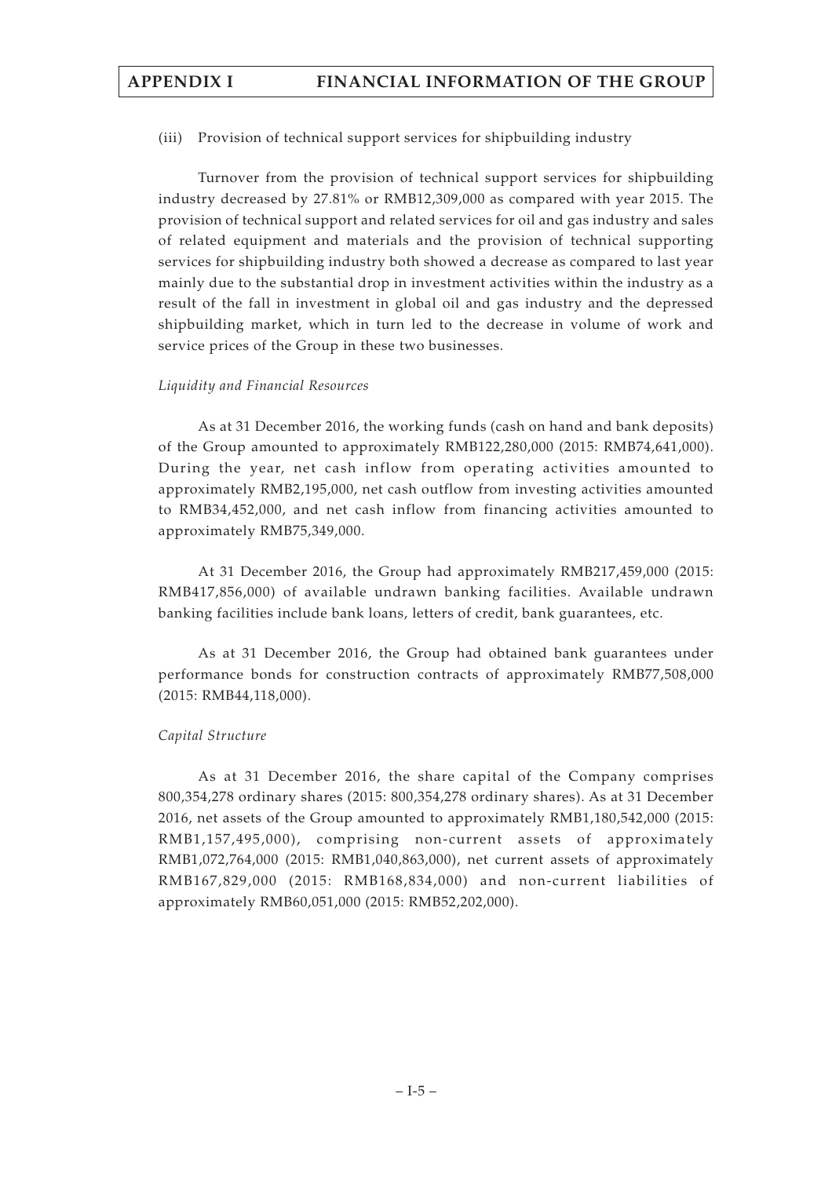(iii) Provision of technical support services for shipbuilding industry

Turnover from the provision of technical support services for shipbuilding industry decreased by 27.81% or RMB12,309,000 as compared with year 2015. The provision of technical support and related services for oil and gas industry and sales of related equipment and materials and the provision of technical supporting services for shipbuilding industry both showed a decrease as compared to last year mainly due to the substantial drop in investment activities within the industry as a result of the fall in investment in global oil and gas industry and the depressed shipbuilding market, which in turn led to the decrease in volume of work and service prices of the Group in these two businesses.

*Liquidity and Financial Resources*

As at 31 December 2016, the working funds (cash on hand and bank deposits) of the Group amounted to approximately RMB122,280,000 (2015: RMB74,641,000). During the year, net cash inflow from operating activities amounted to approximately RMB2,195,000, net cash outflow from investing activities amounted to RMB34,452,000, and net cash inflow from financing activities amounted to approximately RMB75,349,000.

At 31 December 2016, the Group had approximately RMB217,459,000 (2015: RMB417,856,000) of available undrawn banking facilities. Available undrawn banking facilities include bank loans, letters of credit, bank guarantees, etc.

As at 31 December 2016, the Group had obtained bank guarantees under performance bonds for construction contracts of approximately RMB77,508,000 (2015: RMB44,118,000).

*Capital Structure*

As at 31 December 2016, the share capital of the Company comprises 800,354,278 ordinary shares (2015: 800,354,278 ordinary shares). As at 31 December 2016, net assets of the Group amounted to approximately RMB1,180,542,000 (2015: RMB1,157,495,000), comprising non-current assets of approximately RMB1,072,764,000 (2015: RMB1,040,863,000), net current assets of approximately RMB167,829,000 (2015: RMB168,834,000) and non-current liabilities of approximately RMB60,051,000 (2015: RMB52,202,000).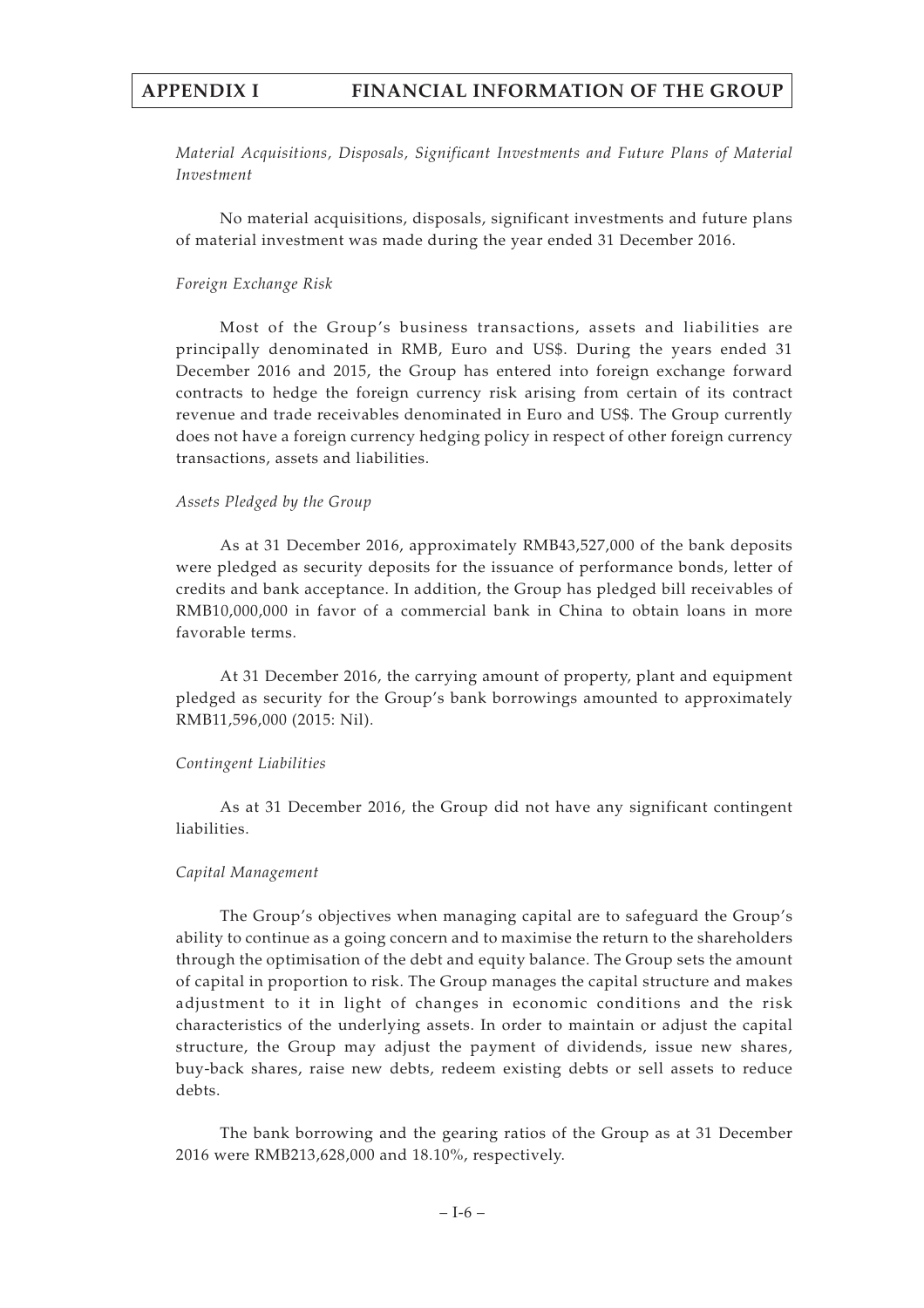*Material Acquisitions, Disposals, Significant Investments and Future Plans of Material Investment*

No material acquisitions, disposals, significant investments and future plans of material investment was made during the year ended 31 December 2016.

*Foreign Exchange Risk*

Most of the Group's business transactions, assets and liabilities are principally denominated in RMB, Euro and US$. During the years ended 31 December 2016 and 2015, the Group has entered into foreign exchange forward contracts to hedge the foreign currency risk arising from certain of its contract revenue and trade receivables denominated in Euro and US$. The Group currently does not have a foreign currency hedging policy in respect of other foreign currency transactions, assets and liabilities.

*Assets Pledged by the Group*

As at 31 December 2016, approximately RMB43,527,000 of the bank deposits were pledged as security deposits for the issuance of performance bonds, letter of credits and bank acceptance. In addition, the Group has pledged bill receivables of RMB10,000,000 in favor of a commercial bank in China to obtain loans in more favorable terms.

At 31 December 2016, the carrying amount of property, plant and equipment pledged as security for the Group's bank borrowings amounted to approximately RMB11,596,000 (2015: Nil).

*Contingent Liabilities*

As at 31 December 2016, the Group did not have any significant contingent liabilities.

*Capital Management*

The Group's objectives when managing capital are to safeguard the Group's ability to continue as a going concern and to maximise the return to the shareholders through the optimisation of the debt and equity balance. The Group sets the amount of capital in proportion to risk. The Group manages the capital structure and makes adjustment to it in light of changes in economic conditions and the risk characteristics of the underlying assets. In order to maintain or adjust the capital structure, the Group may adjust the payment of dividends, issue new shares, buy-back shares, raise new debts, redeem existing debts or sell assets to reduce debts.

The bank borrowing and the gearing ratios of the Group as at 31 December 2016 were RMB213,628,000 and 18.10%, respectively.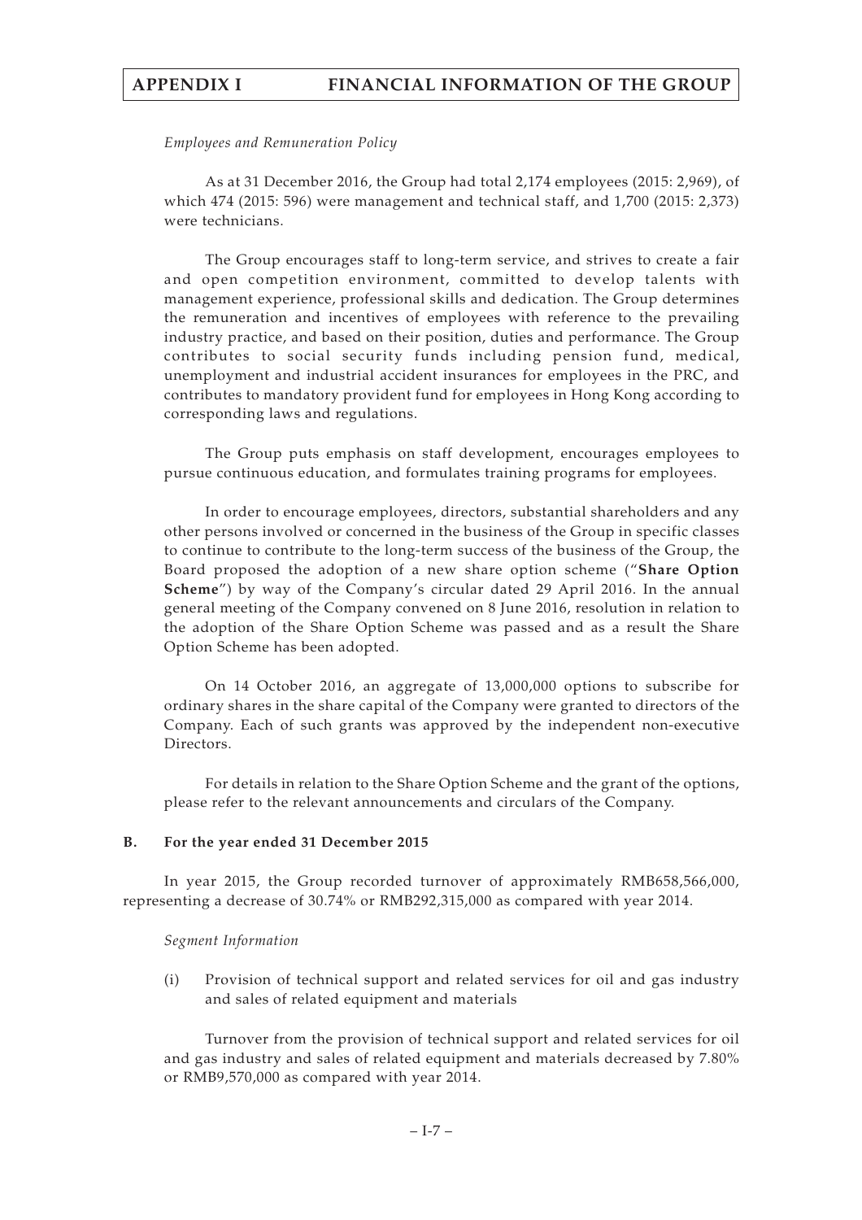*Employees and Remuneration Policy*

As at 31 December 2016, the Group had total 2,174 employees (2015: 2,969), of which 474 (2015: 596) were management and technical staff, and 1,700 (2015: 2,373) were technicians.

The Group encourages staff to long-term service, and strives to create a fair and open competition environment, committed to develop talents with management experience, professional skills and dedication. The Group determines the remuneration and incentives of employees with reference to the prevailing industry practice, and based on their position, duties and performance. The Group contributes to social security funds including pension fund, medical, unemployment and industrial accident insurances for employees in the PRC, and contributes to mandatory provident fund for employees in Hong Kong according to corresponding laws and regulations.

The Group puts emphasis on staff development, encourages employees to pursue continuous education, and formulates training programs for employees.

In order to encourage employees, directors, substantial shareholders and any other persons involved or concerned in the business of the Group in specific classes to continue to contribute to the long-term success of the business of the Group, the Board proposed the adoption of a new share option scheme ("**Share Option Scheme**") by way of the Company's circular dated 29 April 2016. In the annual general meeting of the Company convened on 8 June 2016, resolution in relation to the adoption of the Share Option Scheme was passed and as a result the Share Option Scheme has been adopted.

On 14 October 2016, an aggregate of 13,000,000 options to subscribe for ordinary shares in the share capital of the Company were granted to directors of the Company. Each of such grants was approved by the independent non-executive Directors.

For details in relation to the Share Option Scheme and the grant of the options, please refer to the relevant announcements and circulars of the Company.

## B. For the year ended 31 December 2015

In year 2015, the Group recorded turnover of approximately RMB658,566,000, representing a decrease of 30.74% or RMB292,315,000 as compared with year 2014.

*Segment Information*

(i) Provision of technical support and related services for oil and gas industry and sales of related equipment and materials

Turnover from the provision of technical support and related services for oil and gas industry and sales of related equipment and materials decreased by 7.80% or RMB9,570,000 as compared with year 2014.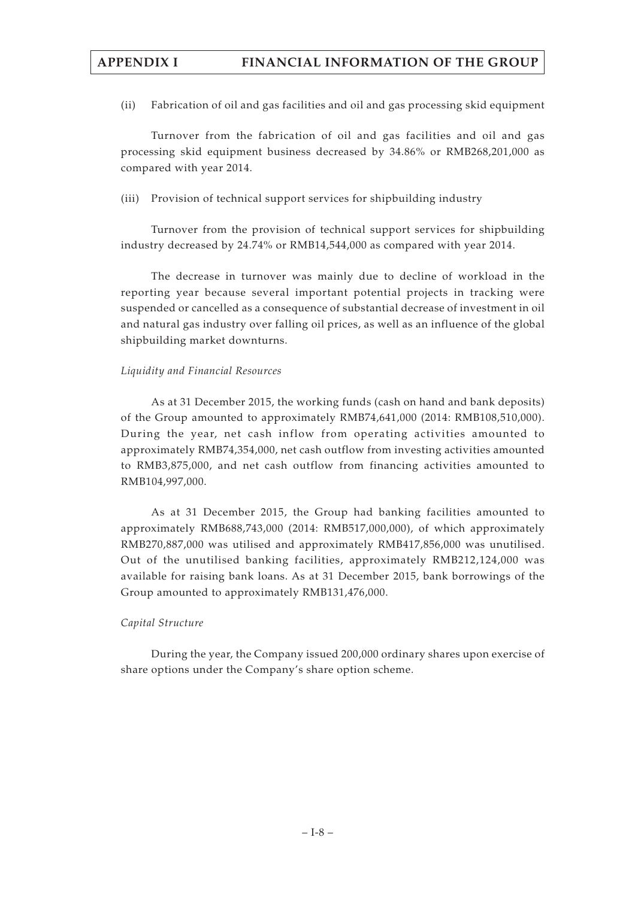(ii) Fabrication of oil and gas facilities and oil and gas processing skid equipment

Turnover from the fabrication of oil and gas facilities and oil and gas processing skid equipment business decreased by 34.86% or RMB268,201,000 as compared with year 2014.

(iii) Provision of technical support services for shipbuilding industry

Turnover from the provision of technical support services for shipbuilding industry decreased by 24.74% or RMB14,544,000 as compared with year 2014.

The decrease in turnover was mainly due to decline of workload in the reporting year because several important potential projects in tracking were suspended or cancelled as a consequence of substantial decrease of investment in oil and natural gas industry over falling oil prices, as well as an influence of the global shipbuilding market downturns.

*Liquidity and Financial Resources*

As at 31 December 2015, the working funds (cash on hand and bank deposits) of the Group amounted to approximately RMB74,641,000 (2014: RMB108,510,000). During the year, net cash inflow from operating activities amounted to approximately RMB74,354,000, net cash outflow from investing activities amounted to RMB3,875,000, and net cash outflow from financing activities amounted to RMB104,997,000.

As at 31 December 2015, the Group had banking facilities amounted to approximately RMB688,743,000 (2014: RMB517,000,000), of which approximately RMB270,887,000 was utilised and approximately RMB417,856,000 was unutilised. Out of the unutilised banking facilities, approximately RMB212,124,000 was available for raising bank loans. As at 31 December 2015, bank borrowings of the Group amounted to approximately RMB131,476,000.

*Capital Structure*

During the year, the Company issued 200,000 ordinary shares upon exercise of share options under the Company's share option scheme.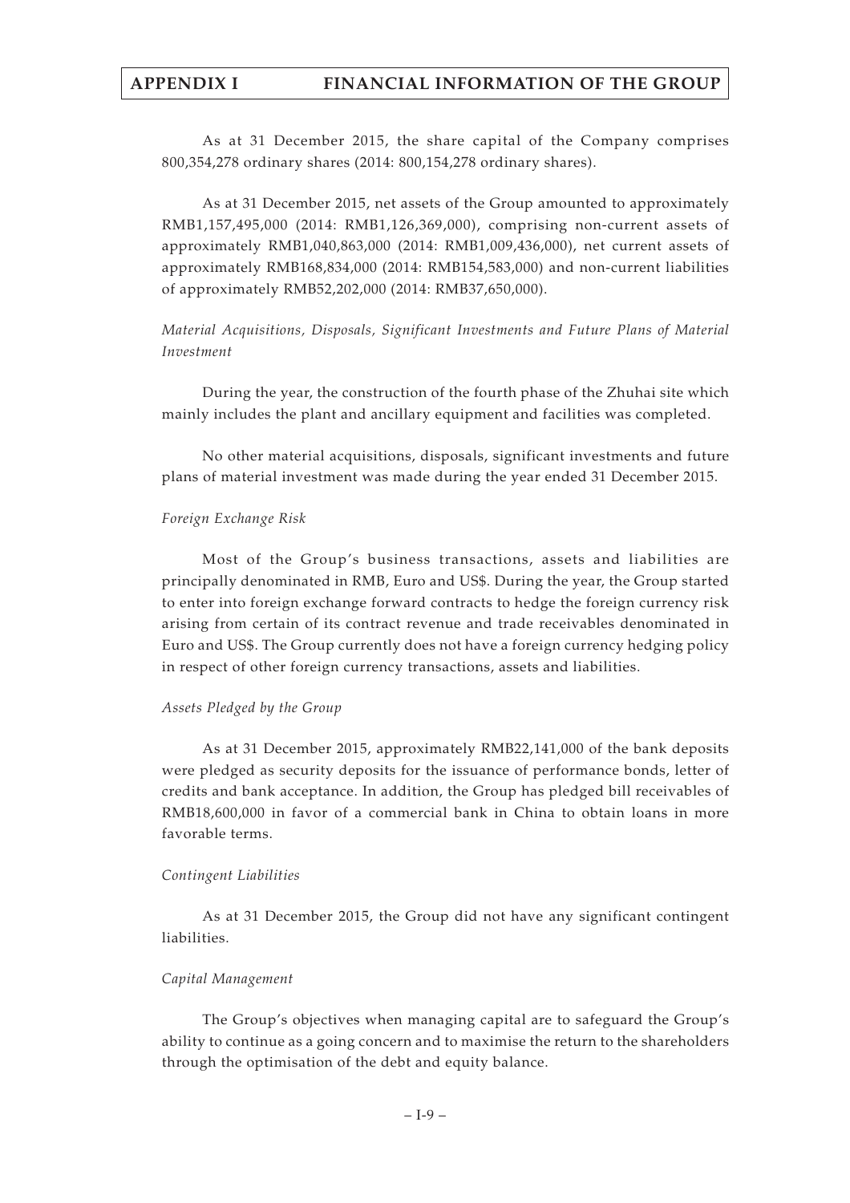As at 31 December 2015, the share capital of the Company comprises 800,354,278 ordinary shares (2014: 800,154,278 ordinary shares).

As at 31 December 2015, net assets of the Group amounted to approximately RMB1,157,495,000 (2014: RMB1,126,369,000), comprising non-current assets of approximately RMB1,040,863,000 (2014: RMB1,009,436,000), net current assets of approximately RMB168,834,000 (2014: RMB154,583,000) and non-current liabilities of approximately RMB52,202,000 (2014: RMB37,650,000).

*Material Acquisitions, Disposals, Significant Investments and Future Plans of Material Investment*

During the year, the construction of the fourth phase of the Zhuhai site which mainly includes the plant and ancillary equipment and facilities was completed.

No other material acquisitions, disposals, significant investments and future plans of material investment was made during the year ended 31 December 2015.

*Foreign Exchange Risk*

Most of the Group's business transactions, assets and liabilities are principally denominated in RMB, Euro and US$. During the year, the Group started to enter into foreign exchange forward contracts to hedge the foreign currency risk arising from certain of its contract revenue and trade receivables denominated in Euro and US$. The Group currently does not have a foreign currency hedging policy in respect of other foreign currency transactions, assets and liabilities.

*Assets Pledged by the Group*

As at 31 December 2015, approximately RMB22,141,000 of the bank deposits were pledged as security deposits for the issuance of performance bonds, letter of credits and bank acceptance. In addition, the Group has pledged bill receivables of RMB18,600,000 in favor of a commercial bank in China to obtain loans in more favorable terms.

*Contingent Liabilities*

As at 31 December 2015, the Group did not have any significant contingent liabilities.

*Capital Management*

The Group's objectives when managing capital are to safeguard the Group's ability to continue as a going concern and to maximise the return to the shareholders through the optimisation of the debt and equity balance.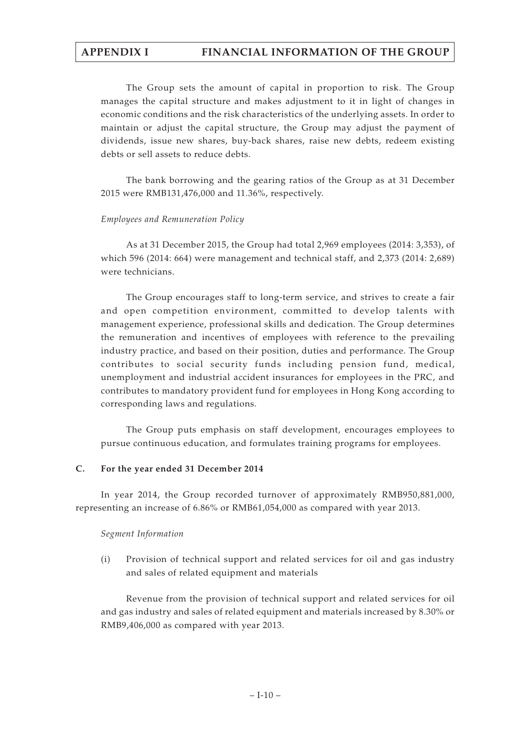The Group sets the amount of capital in proportion to risk. The Group manages the capital structure and makes adjustment to it in light of changes in economic conditions and the risk characteristics of the underlying assets. In order to maintain or adjust the capital structure, the Group may adjust the payment of dividends, issue new shares, buy-back shares, raise new debts, redeem existing debts or sell assets to reduce debts.

The bank borrowing and the gearing ratios of the Group as at 31 December 2015 were RMB131,476,000 and 11.36%, respectively.

*Employees and Remuneration Policy*

As at 31 December 2015, the Group had total 2,969 employees (2014: 3,353), of which 596 (2014: 664) were management and technical staff, and 2,373 (2014: 2,689) were technicians.

The Group encourages staff to long-term service, and strives to create a fair and open competition environment, committed to develop talents with management experience, professional skills and dedication. The Group determines the remuneration and incentives of employees with reference to the prevailing industry practice, and based on their position, duties and performance. The Group contributes to social security funds including pension fund, medical, unemployment and industrial accident insurances for employees in the PRC, and contributes to mandatory provident fund for employees in Hong Kong according to corresponding laws and regulations.

The Group puts emphasis on staff development, encourages employees to pursue continuous education, and formulates training programs for employees.

**C. For the year ended 31 December 2014**

In year 2014, the Group recorded turnover of approximately RMB950,881,000, representing an increase of 6.86% or RMB61,054,000 as compared with year 2013.

*Segment Information*

(i) Provision of technical support and related services for oil and gas industry and sales of related equipment and materials

Revenue from the provision of technical support and related services for oil and gas industry and sales of related equipment and materials increased by 8.30% or RMB9,406,000 as compared with year 2013.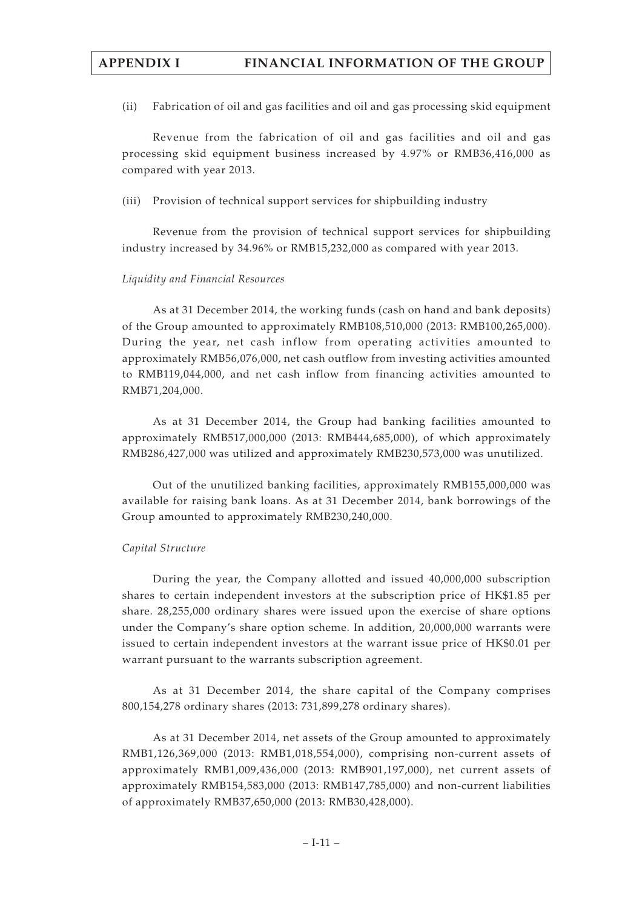(ii) Fabrication of oil and gas facilities and oil and gas processing skid equipment

Revenue from the fabrication of oil and gas facilities and oil and gas processing skid equipment business increased by 4.97% or RMB36,416,000 as compared with year 2013.

(iii) Provision of technical support services for shipbuilding industry

Revenue from the provision of technical support services for shipbuilding industry increased by 34.96% or RMB15,232,000 as compared with year 2013.

*Liquidity and Financial Resources*

As at 31 December 2014, the working funds (cash on hand and bank deposits) of the Group amounted to approximately RMB108,510,000 (2013: RMB100,265,000). During the year, net cash inflow from operating activities amounted to approximately RMB56,076,000, net cash outflow from investing activities amounted to RMB119,044,000, and net cash inflow from financing activities amounted to RMB71,204,000.

As at 31 December 2014, the Group had banking facilities amounted to approximately RMB517,000,000 (2013: RMB444,685,000), of which approximately RMB286,427,000 was utilized and approximately RMB230,573,000 was unutilized.

Out of the unutilized banking facilities, approximately RMB155,000,000 was available for raising bank loans. As at 31 December 2014, bank borrowings of the Group amounted to approximately RMB230,240,000.

*Capital Structure*

During the year, the Company allotted and issued 40,000,000 subscription shares to certain independent investors at the subscription price of HK$1.85 per share. 28,255,000 ordinary shares were issued upon the exercise of share options under the Company's share option scheme. In addition, 20,000,000 warrants were issued to certain independent investors at the warrant issue price of HK$0.01 per warrant pursuant to the warrants subscription agreement.

As at 31 December 2014, the share capital of the Company comprises 800,154,278 ordinary shares (2013: 731,899,278 ordinary shares).

As at 31 December 2014, net assets of the Group amounted to approximately RMB1,126,369,000 (2013: RMB1,018,554,000), comprising non-current assets of approximately RMB1,009,436,000 (2013: RMB901,197,000), net current assets of approximately RMB154,583,000 (2013: RMB147,785,000) and non-current liabilities of approximately RMB37,650,000 (2013: RMB30,428,000).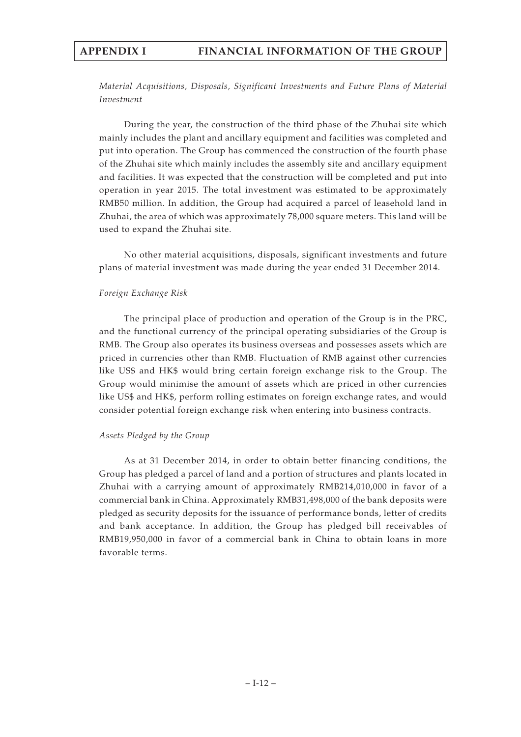*Material Acquisitions, Disposals, Significant Investments and Future Plans of Material Investment*

During the year, the construction of the third phase of the Zhuhai site which mainly includes the plant and ancillary equipment and facilities was completed and put into operation. The Group has commenced the construction of the fourth phase of the Zhuhai site which mainly includes the assembly site and ancillary equipment and facilities. It was expected that the construction will be completed and put into operation in year 2015. The total investment was estimated to be approximately RMB50 million. In addition, the Group had acquired a parcel of leasehold land in Zhuhai, the area of which was approximately 78,000 square meters. This land will be used to expand the Zhuhai site.

No other material acquisitions, disposals, significant investments and future plans of material investment was made during the year ended 31 December 2014.

*Foreign Exchange Risk*

The principal place of production and operation of the Group is in the PRC, and the functional currency of the principal operating subsidiaries of the Group is RMB. The Group also operates its business overseas and possesses assets which are priced in currencies other than RMB. Fluctuation of RMB against other currencies like US$ and HK$ would bring certain foreign exchange risk to the Group. The Group would minimise the amount of assets which are priced in other currencies like US$ and HK$, perform rolling estimates on foreign exchange rates, and would consider potential foreign exchange risk when entering into business contracts.

*Assets Pledged by the Group*

As at 31 December 2014, in order to obtain better financing conditions, the Group has pledged a parcel of land and a portion of structures and plants located in Zhuhai with a carrying amount of approximately RMB214,010,000 in favor of a commercial bank in China. Approximately RMB31,498,000 of the bank deposits were pledged as security deposits for the issuance of performance bonds, letter of credits and bank acceptance. In addition, the Group has pledged bill receivables of RMB19,950,000 in favor of a commercial bank in China to obtain loans in more favorable terms.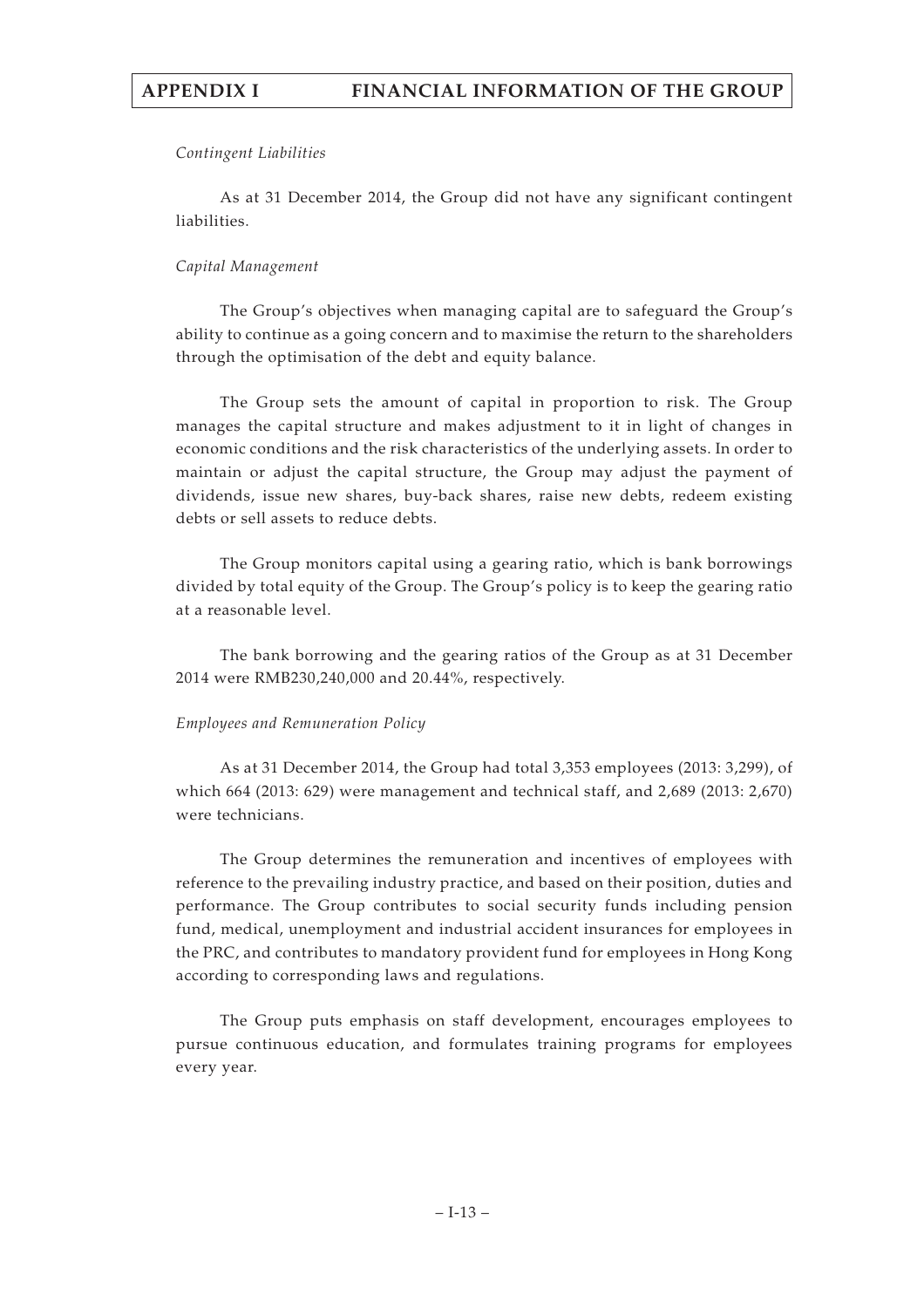*Contingent Liabilities*

As at 31 December 2014, the Group did not have any significant contingent liabilities.

*Capital Management*

The Group's objectives when managing capital are to safeguard the Group's ability to continue as a going concern and to maximise the return to the shareholders through the optimisation of the debt and equity balance.

The Group sets the amount of capital in proportion to risk. The Group manages the capital structure and makes adjustment to it in light of changes in economic conditions and the risk characteristics of the underlying assets. In order to maintain or adjust the capital structure, the Group may adjust the payment of dividends, issue new shares, buy-back shares, raise new debts, redeem existing debts or sell assets to reduce debts.

The Group monitors capital using a gearing ratio, which is bank borrowings divided by total equity of the Group. The Group's policy is to keep the gearing ratio at a reasonable level.

The bank borrowing and the gearing ratios of the Group as at 31 December 2014 were RMB230,240,000 and 20.44%, respectively.

*Employees and Remuneration Policy*

As at 31 December 2014, the Group had total 3,353 employees (2013: 3,299), of which 664 (2013: 629) were management and technical staff, and 2,689 (2013: 2,670) were technicians.

The Group determines the remuneration and incentives of employees with reference to the prevailing industry practice, and based on their position, duties and performance. The Group contributes to social security funds including pension fund, medical, unemployment and industrial accident insurances for employees in the PRC, and contributes to mandatory provident fund for employees in Hong Kong according to corresponding laws and regulations.

The Group puts emphasis on staff development, encourages employees to pursue continuous education, and formulates training programs for employees every year.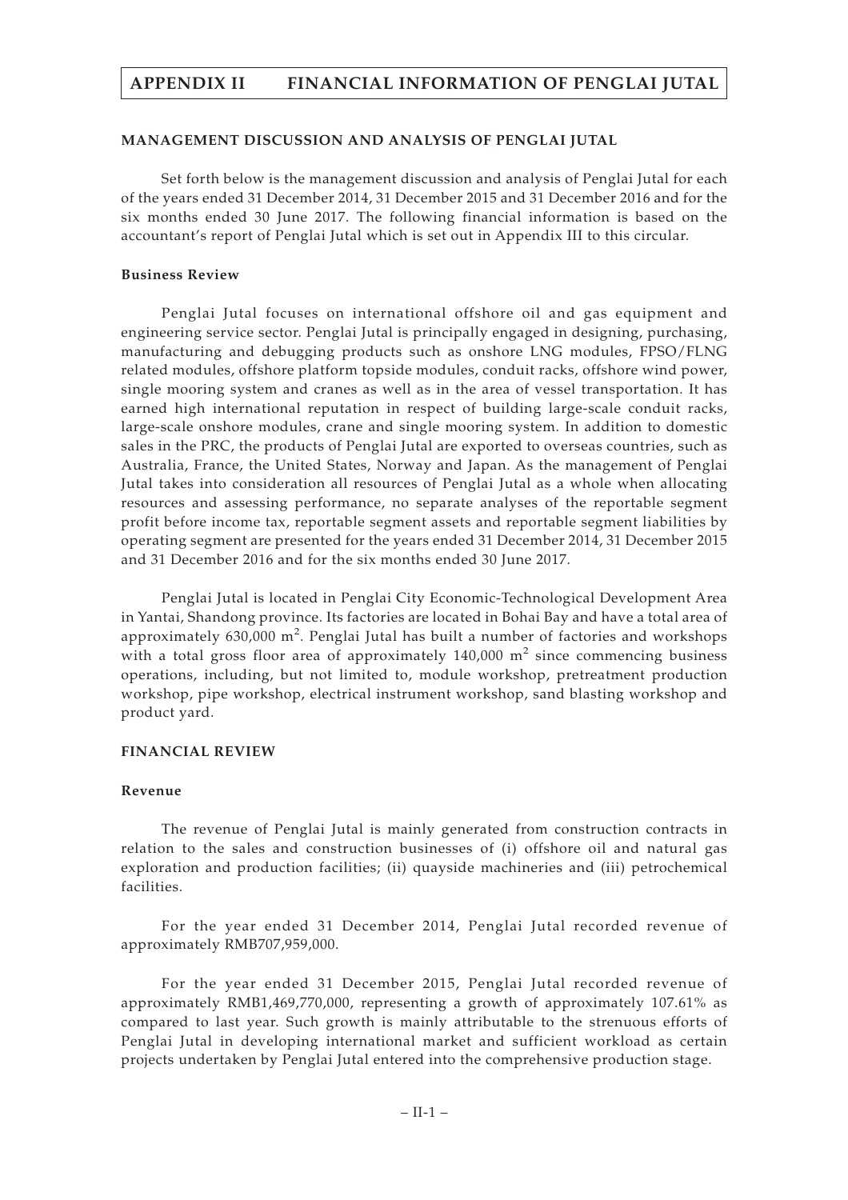## MANAGEMENT DISCUSSION AND ANALYSIS OF PENGLAI JUTAL

Set forth below is the management discussion and analysis of Penglai Jutal for each of the years ended 31 December 2014, 31 December 2015 and 31 December 2016 and for the six months ended 30 June 2017. The following financial information is based on the accountant's report of Penglai Jutal which is set out in Appendix III to this circular.

### Business Review

Penglai Jutal focuses on international offshore oil and gas equipment and engineering service sector. Penglai Jutal is principally engaged in designing, purchasing, manufacturing and debugging products such as onshore LNG modules, FPSO/FLNG related modules, offshore platform topside modules, conduit racks, offshore wind power, single mooring system and cranes as well as in the area of vessel transportation. It has earned high international reputation in respect of building large-scale conduit racks, large-scale onshore modules, crane and single mooring system. In addition to domestic sales in the PRC, the products of Penglai Jutal are exported to overseas countries, such as Australia, France, the United States, Norway and Japan. As the management of Penglai Jutal takes into consideration all resources of Penglai Jutal as a whole when allocating resources and assessing performance, no separate analyses of the reportable segment profit before income tax, reportable segment assets and reportable segment liabilities by operating segment are presented for the years ended 31 December 2014, 31 December 2015 and 31 December 2016 and for the six months ended 30 June 2017.

Penglai Jutal is located in Penglai City Economic-Technological Development Area in Yantai, Shandong province. Its factories are located in Bohai Bay and have a total area of approximately 630,000 $m^2$. Penglai Jutal has built a number of factories and workshops with a total gross floor area of approximately 140,000 $m^2$ since commencing business operations, including, but not limited to, module workshop, pretreatment production workshop, pipe workshop, electrical instrument workshop, sand blasting workshop and product yard.

## FINANCIAL REVIEW

### Revenue

The revenue of Penglai Jutal is mainly generated from construction contracts in relation to the sales and construction businesses of (i) offshore oil and natural gas exploration and production facilities; (ii) quayside machineries and (iii) petrochemical facilities.

For the year ended 31 December 2014, Penglai Jutal recorded revenue of approximately RMB707,959,000.

For the year ended 31 December 2015, Penglai Jutal recorded revenue of approximately RMB1,469,770,000, representing a growth of approximately 107.61% as compared to last year. Such growth is mainly attributable to the strenuous efforts of Penglai Jutal in developing international market and sufficient workload as certain projects undertaken by Penglai Jutal entered into the comprehensive production stage.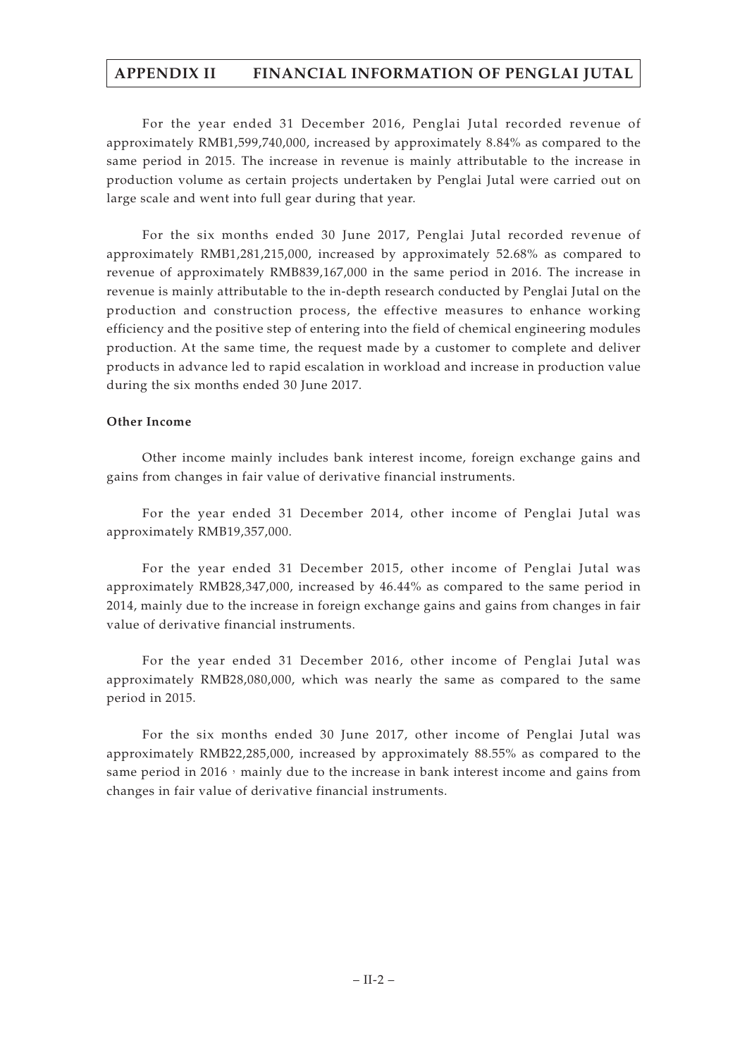For the year ended 31 December 2016, Penglai Jutal recorded revenue of approximately RMB1,599,740,000, increased by approximately 8.84% as compared to the same period in 2015. The increase in revenue is mainly attributable to the increase in production volume as certain projects undertaken by Penglai Jutal were carried out on large scale and went into full gear during that year.

For the six months ended 30 June 2017, Penglai Jutal recorded revenue of approximately RMB1,281,215,000, increased by approximately 52.68% as compared to revenue of approximately RMB839,167,000 in the same period in 2016. The increase in revenue is mainly attributable to the in-depth research conducted by Penglai Jutal on the production and construction process, the effective measures to enhance working efficiency and the positive step of entering into the field of chemical engineering modules production. At the same time, the request made by a customer to complete and deliver products in advance led to rapid escalation in workload and increase in production value during the six months ended 30 June 2017.

**Other Income**

Other income mainly includes bank interest income, foreign exchange gains and gains from changes in fair value of derivative financial instruments.

For the year ended 31 December 2014, other income of Penglai Jutal was approximately RMB19,357,000.

For the year ended 31 December 2015, other income of Penglai Jutal was approximately RMB28,347,000, increased by 46.44% as compared to the same period in 2014, mainly due to the increase in foreign exchange gains and gains from changes in fair value of derivative financial instruments.

For the year ended 31 December 2016, other income of Penglai Jutal was approximately RMB28,080,000, which was nearly the same as compared to the same period in 2015.

For the six months ended 30 June 2017, other income of Penglai Jutal was approximately RMB22,285,000, increased by approximately 88.55% as compared to the same period in 2016，mainly due to the increase in bank interest income and gains from changes in fair value of derivative financial instruments.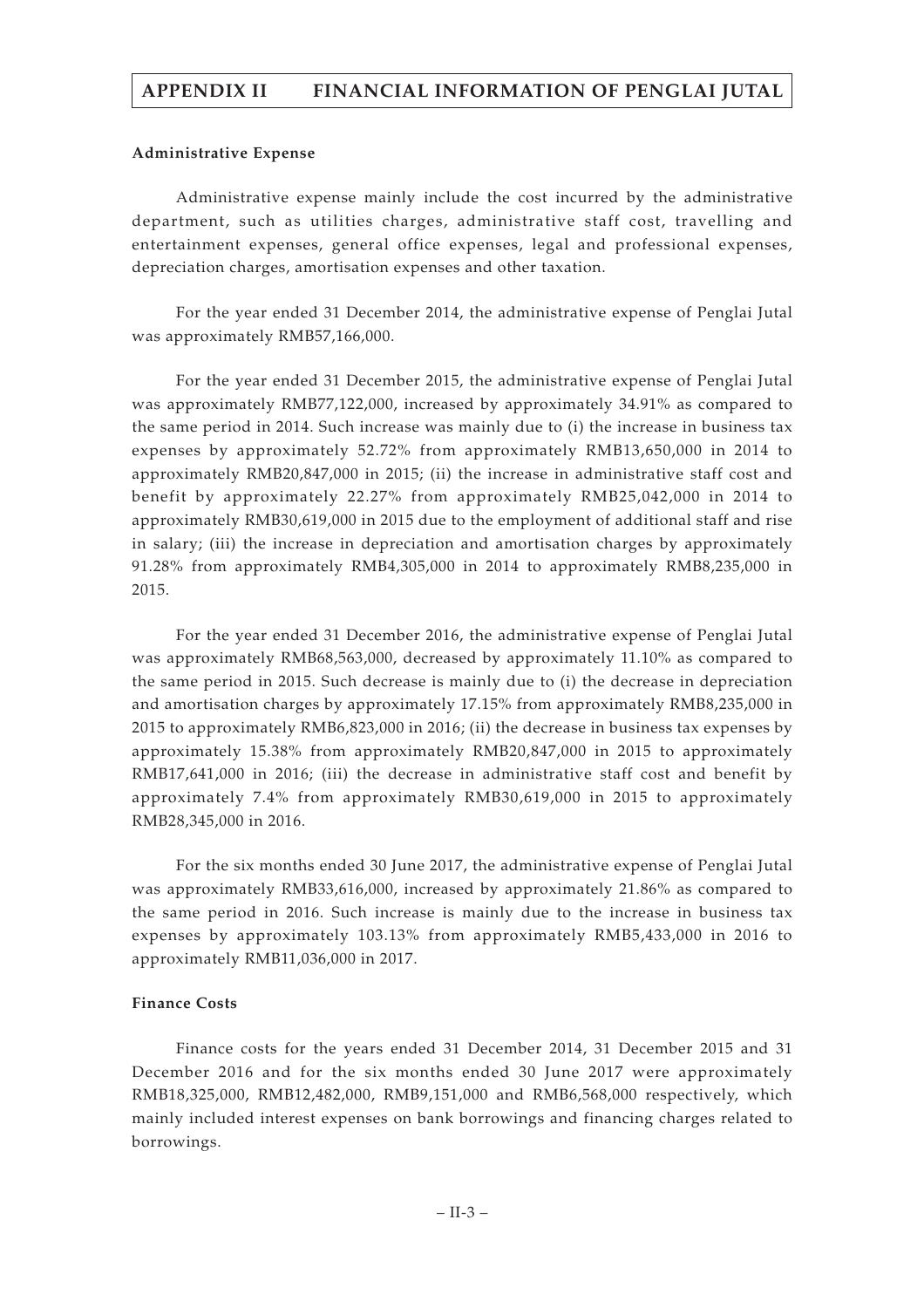**Administrative Expense**

Administrative expense mainly include the cost incurred by the administrative department, such as utilities charges, administrative staff cost, travelling and entertainment expenses, general office expenses, legal and professional expenses, depreciation charges, amortisation expenses and other taxation.

For the year ended 31 December 2014, the administrative expense of Penglai Jutal was approximately RMB57,166,000.

For the year ended 31 December 2015, the administrative expense of Penglai Jutal was approximately RMB77,122,000, increased by approximately 34.91% as compared to the same period in 2014. Such increase was mainly due to (i) the increase in business tax expenses by approximately 52.72% from approximately RMB13,650,000 in 2014 to approximately RMB20,847,000 in 2015; (ii) the increase in administrative staff cost and benefit by approximately 22.27% from approximately RMB25,042,000 in 2014 to approximately RMB30,619,000 in 2015 due to the employment of additional staff and rise in salary; (iii) the increase in depreciation and amortisation charges by approximately 91.28% from approximately RMB4,305,000 in 2014 to approximately RMB8,235,000 in 2015.

For the year ended 31 December 2016, the administrative expense of Penglai Jutal was approximately RMB68,563,000, decreased by approximately 11.10% as compared to the same period in 2015. Such decrease is mainly due to (i) the decrease in depreciation and amortisation charges by approximately 17.15% from approximately RMB8,235,000 in 2015 to approximately RMB6,823,000 in 2016; (ii) the decrease in business tax expenses by approximately 15.38% from approximately RMB20,847,000 in 2015 to approximately RMB17,641,000 in 2016; (iii) the decrease in administrative staff cost and benefit by approximately 7.4% from approximately RMB30,619,000 in 2015 to approximately RMB28,345,000 in 2016.

For the six months ended 30 June 2017, the administrative expense of Penglai Jutal was approximately RMB33,616,000, increased by approximately 21.86% as compared to the same period in 2016. Such increase is mainly due to the increase in business tax expenses by approximately 103.13% from approximately RMB5,433,000 in 2016 to approximately RMB11,036,000 in 2017.

**Finance Costs**

Finance costs for the years ended 31 December 2014, 31 December 2015 and 31 December 2016 and for the six months ended 30 June 2017 were approximately RMB18,325,000, RMB12,482,000, RMB9,151,000 and RMB6,568,000 respectively, which mainly included interest expenses on bank borrowings and financing charges related to borrowings.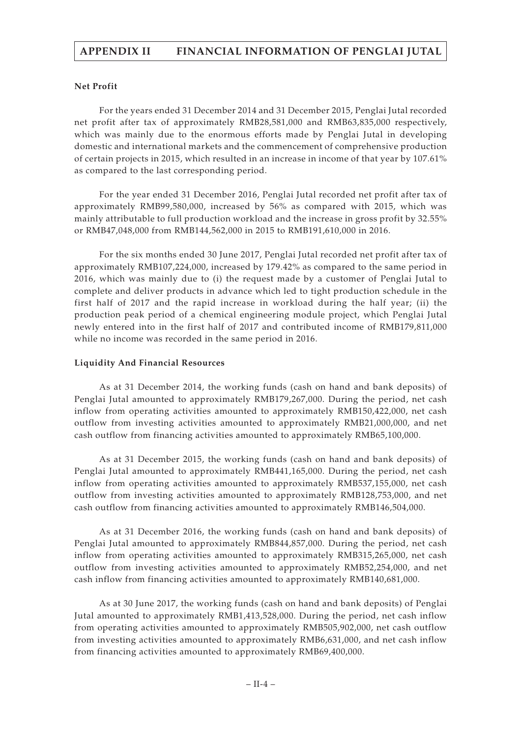**Net Profit**

For the years ended 31 December 2014 and 31 December 2015, Penglai Jutal recorded net profit after tax of approximately RMB28,581,000 and RMB63,835,000 respectively, which was mainly due to the enormous efforts made by Penglai Jutal in developing domestic and international markets and the commencement of comprehensive production of certain projects in 2015, which resulted in an increase in income of that year by 107.61% as compared to the last corresponding period.

For the year ended 31 December 2016, Penglai Jutal recorded net profit after tax of approximately RMB99,580,000, increased by 56% as compared with 2015, which was mainly attributable to full production workload and the increase in gross profit by 32.55% or RMB47,048,000 from RMB144,562,000 in 2015 to RMB191,610,000 in 2016.

For the six months ended 30 June 2017, Penglai Jutal recorded net profit after tax of approximately RMB107,224,000, increased by 179.42% as compared to the same period in 2016, which was mainly due to (i) the request made by a customer of Penglai Jutal to complete and deliver products in advance which led to tight production schedule in the first half of 2017 and the rapid increase in workload during the half year; (ii) the production peak period of a chemical engineering module project, which Penglai Jutal newly entered into in the first half of 2017 and contributed income of RMB179,811,000 while no income was recorded in the same period in 2016.

**Liquidity And Financial Resources**

As at 31 December 2014, the working funds (cash on hand and bank deposits) of Penglai Jutal amounted to approximately RMB179,267,000. During the period, net cash inflow from operating activities amounted to approximately RMB150,422,000, net cash outflow from investing activities amounted to approximately RMB21,000,000, and net cash outflow from financing activities amounted to approximately RMB65,100,000.

As at 31 December 2015, the working funds (cash on hand and bank deposits) of Penglai Jutal amounted to approximately RMB441,165,000. During the period, net cash inflow from operating activities amounted to approximately RMB537,155,000, net cash outflow from investing activities amounted to approximately RMB128,753,000, and net cash outflow from financing activities amounted to approximately RMB146,504,000.

As at 31 December 2016, the working funds (cash on hand and bank deposits) of Penglai Jutal amounted to approximately RMB844,857,000. During the period, net cash inflow from operating activities amounted to approximately RMB315,265,000, net cash outflow from investing activities amounted to approximately RMB52,254,000, and net cash inflow from financing activities amounted to approximately RMB140,681,000.

As at 30 June 2017, the working funds (cash on hand and bank deposits) of Penglai Jutal amounted to approximately RMB1,413,528,000. During the period, net cash inflow from operating activities amounted to approximately RMB505,902,000, net cash outflow from investing activities amounted to approximately RMB6,631,000, and net cash inflow from financing activities amounted to approximately RMB69,400,000.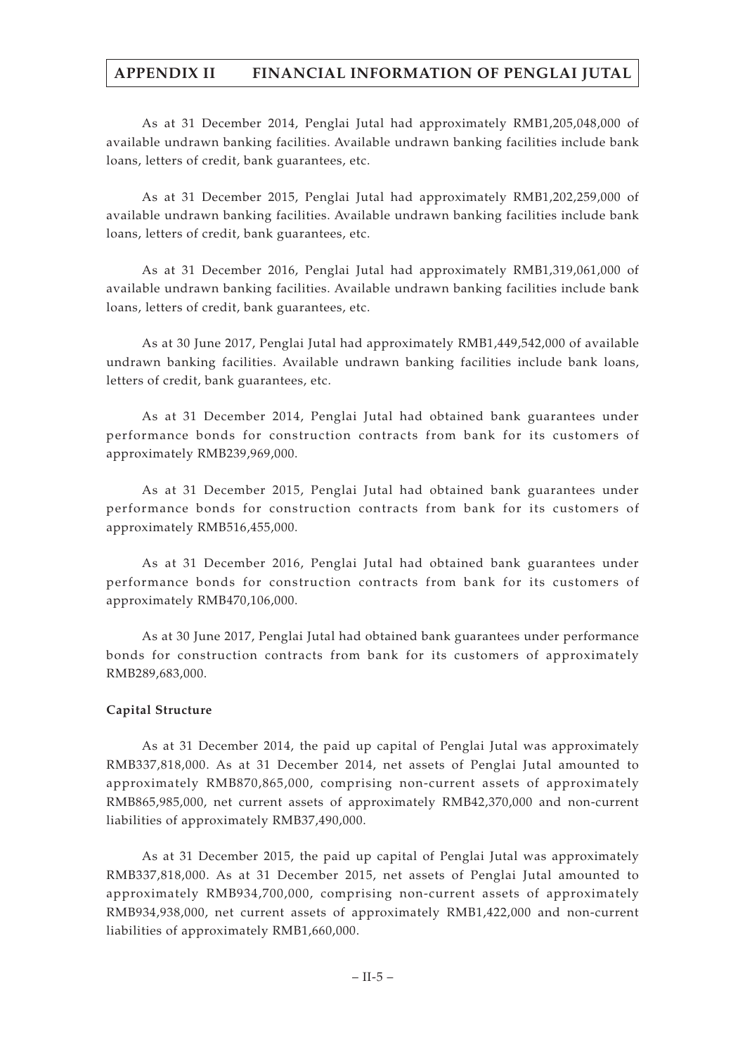As at 31 December 2014, Penglai Jutal had approximately RMB1,205,048,000 of available undrawn banking facilities. Available undrawn banking facilities include bank loans, letters of credit, bank guarantees, etc.

As at 31 December 2015, Penglai Jutal had approximately RMB1,202,259,000 of available undrawn banking facilities. Available undrawn banking facilities include bank loans, letters of credit, bank guarantees, etc.

As at 31 December 2016, Penglai Jutal had approximately RMB1,319,061,000 of available undrawn banking facilities. Available undrawn banking facilities include bank loans, letters of credit, bank guarantees, etc.

As at 30 June 2017, Penglai Jutal had approximately RMB1,449,542,000 of available undrawn banking facilities. Available undrawn banking facilities include bank loans, letters of credit, bank guarantees, etc.

As at 31 December 2014, Penglai Jutal had obtained bank guarantees under performance bonds for construction contracts from bank for its customers of approximately RMB239,969,000.

As at 31 December 2015, Penglai Jutal had obtained bank guarantees under performance bonds for construction contracts from bank for its customers of approximately RMB516,455,000.

As at 31 December 2016, Penglai Jutal had obtained bank guarantees under performance bonds for construction contracts from bank for its customers of approximately RMB470,106,000.

As at 30 June 2017, Penglai Jutal had obtained bank guarantees under performance bonds for construction contracts from bank for its customers of approximately RMB289,683,000.

**Capital Structure**

As at 31 December 2014, the paid up capital of Penglai Jutal was approximately RMB337,818,000. As at 31 December 2014, net assets of Penglai Jutal amounted to approximately RMB870,865,000, comprising non-current assets of approximately RMB865,985,000, net current assets of approximately RMB42,370,000 and non-current liabilities of approximately RMB37,490,000.

As at 31 December 2015, the paid up capital of Penglai Jutal was approximately RMB337,818,000. As at 31 December 2015, net assets of Penglai Jutal amounted to approximately RMB934,700,000, comprising non-current assets of approximately RMB934,938,000, net current assets of approximately RMB1,422,000 and non-current liabilities of approximately RMB1,660,000.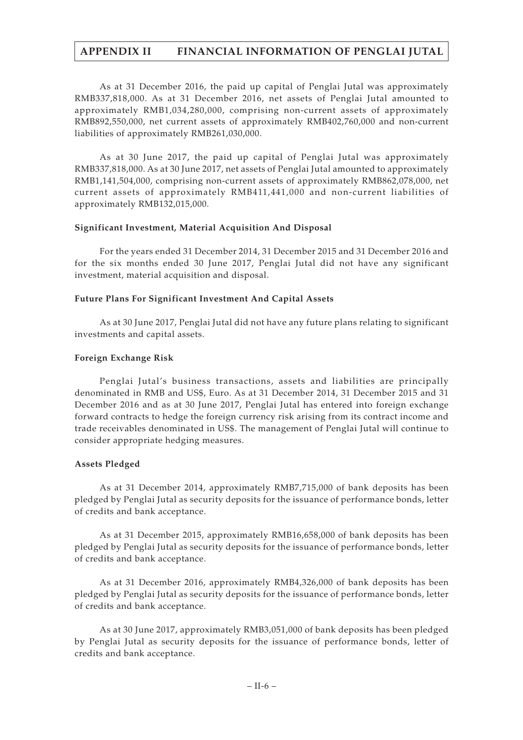As at 31 December 2016, the paid up capital of Penglai Jutal was approximately RMB337,818,000. As at 31 December 2016, net assets of Penglai Jutal amounted to approximately RMB1,034,280,000, comprising non-current assets of approximately RMB892,550,000, net current assets of approximately RMB402,760,000 and non-current liabilities of approximately RMB261,030,000.

As at 30 June 2017, the paid up capital of Penglai Jutal was approximately RMB337,818,000. As at 30 June 2017, net assets of Penglai Jutal amounted to approximately RMB1,141,504,000, comprising non-current assets of approximately RMB862,078,000, net current assets of approximately RMB411,441,000 and non-current liabilities of approximately RMB132,015,000.

**Significant Investment, Material Acquisition And Disposal**

For the years ended 31 December 2014, 31 December 2015 and 31 December 2016 and for the six months ended 30 June 2017, Penglai Jutal did not have any significant investment, material acquisition and disposal.

**Future Plans For Significant Investment And Capital Assets**

As at 30 June 2017, Penglai Jutal did not have any future plans relating to significant investments and capital assets.

**Foreign Exchange Risk**

Penglai Jutal's business transactions, assets and liabilities are principally denominated in RMB and US$, Euro. As at 31 December 2014, 31 December 2015 and 31 December 2016 and as at 30 June 2017, Penglai Jutal has entered into foreign exchange forward contracts to hedge the foreign currency risk arising from its contract income and trade receivables denominated in US$. The management of Penglai Jutal will continue to consider appropriate hedging measures.

**Assets Pledged**

As at 31 December 2014, approximately RMB7,715,000 of bank deposits has been pledged by Penglai Jutal as security deposits for the issuance of performance bonds, letter of credits and bank acceptance.

As at 31 December 2015, approximately RMB16,658,000 of bank deposits has been pledged by Penglai Jutal as security deposits for the issuance of performance bonds, letter of credits and bank acceptance.

As at 31 December 2016, approximately RMB4,326,000 of bank deposits has been pledged by Penglai Jutal as security deposits for the issuance of performance bonds, letter of credits and bank acceptance.

As at 30 June 2017, approximately RMB3,051,000 of bank deposits has been pledged by Penglai Jutal as security deposits for the issuance of performance bonds, letter of credits and bank acceptance.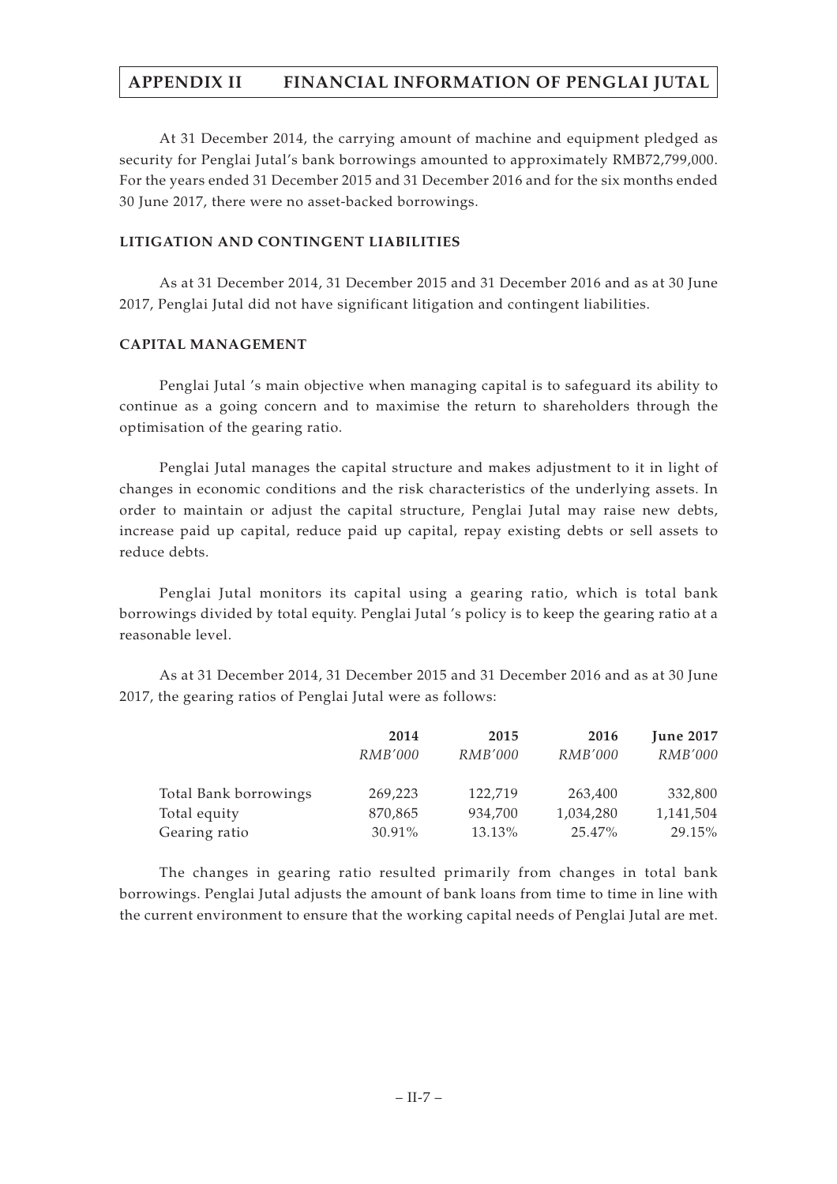At 31 December 2014, the carrying amount of machine and equipment pledged as security for Penglai Jutal's bank borrowings amounted to approximately RMB72,799,000. For the years ended 31 December 2015 and 31 December 2016 and for the six months ended 30 June 2017, there were no asset-backed borrowings.

### LITIGATION AND CONTINGENT LIABILITIES

As at 31 December 2014, 31 December 2015 and 31 December 2016 and as at 30 June 2017, Penglai Jutal did not have significant litigation and contingent liabilities.

### CAPITAL MANAGEMENT

Penglai Jutal 's main objective when managing capital is to safeguard its ability to continue as a going concern and to maximise the return to shareholders through the optimisation of the gearing ratio.

Penglai Jutal manages the capital structure and makes adjustment to it in light of changes in economic conditions and the risk characteristics of the underlying assets. In order to maintain or adjust the capital structure, Penglai Jutal may raise new debts, increase paid up capital, reduce paid up capital, repay existing debts or sell assets to reduce debts.

Penglai Jutal monitors its capital using a gearing ratio, which is total bank borrowings divided by total equity. Penglai Jutal 's policy is to keep the gearing ratio at a reasonable level.

As at 31 December 2014, 31 December 2015 and 31 December 2016 and as at 30 June 2017, the gearing ratios of Penglai Jutal were as follows:

| | **2014** | **2015** | **2016** | **June 2017** |
|---|---|---|---|---|
| | *RMB'000* | *RMB'000* | *RMB'000* | *RMB'000* |
| Total Bank borrowings | 269,223 | 122,719 | 263,400 | 332,800 |
| Total equity | 870,865 | 934,700 | 1,034,280 | 1,141,504 |
| Gearing ratio | 30.91% | 13.13% | 25.47% | 29.15% |

The changes in gearing ratio resulted primarily from changes in total bank borrowings. Penglai Jutal adjusts the amount of bank loans from time to time in line with the current environment to ensure that the working capital needs of Penglai Jutal are met.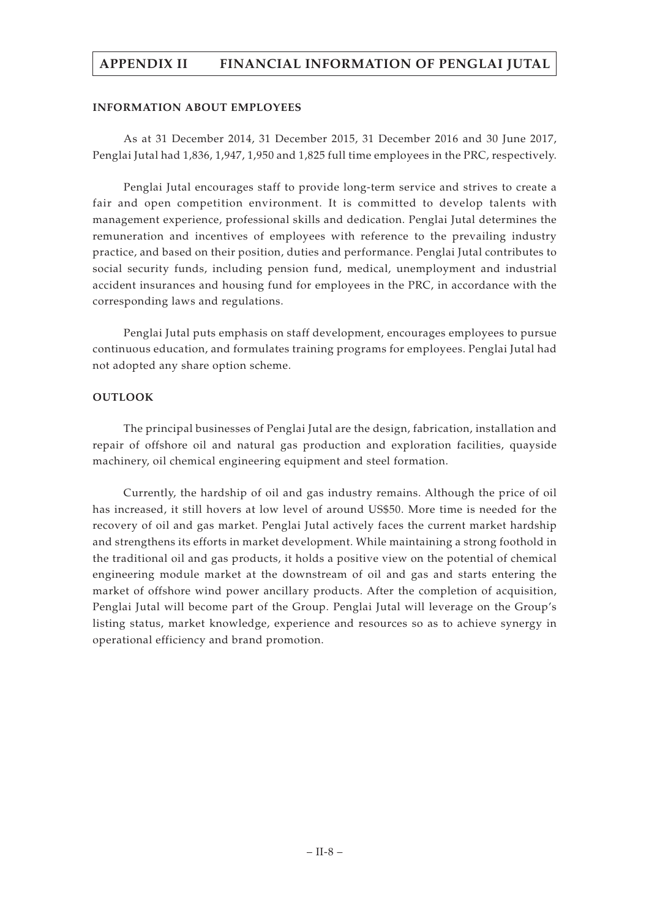## INFORMATION ABOUT EMPLOYEES

As at 31 December 2014, 31 December 2015, 31 December 2016 and 30 June 2017, Penglai Jutal had 1,836, 1,947, 1,950 and 1,825 full time employees in the PRC, respectively.

Penglai Jutal encourages staff to provide long-term service and strives to create a fair and open competition environment. It is committed to develop talents with management experience, professional skills and dedication. Penglai Jutal determines the remuneration and incentives of employees with reference to the prevailing industry practice, and based on their position, duties and performance. Penglai Jutal contributes to social security funds, including pension fund, medical, unemployment and industrial accident insurances and housing fund for employees in the PRC, in accordance with the corresponding laws and regulations.

Penglai Jutal puts emphasis on staff development, encourages employees to pursue continuous education, and formulates training programs for employees. Penglai Jutal had not adopted any share option scheme.

## OUTLOOK

The principal businesses of Penglai Jutal are the design, fabrication, installation and repair of offshore oil and natural gas production and exploration facilities, quayside machinery, oil chemical engineering equipment and steel formation.

Currently, the hardship of oil and gas industry remains. Although the price of oil has increased, it still hovers at low level of around US$50. More time is needed for the recovery of oil and gas market. Penglai Jutal actively faces the current market hardship and strengthens its efforts in market development. While maintaining a strong foothold in the traditional oil and gas products, it holds a positive view on the potential of chemical engineering module market at the downstream of oil and gas and starts entering the market of offshore wind power ancillary products. After the completion of acquisition, Penglai Jutal will become part of the Group. Penglai Jutal will leverage on the Group's listing status, market knowledge, experience and resources so as to achieve synergy in operational efficiency and brand promotion.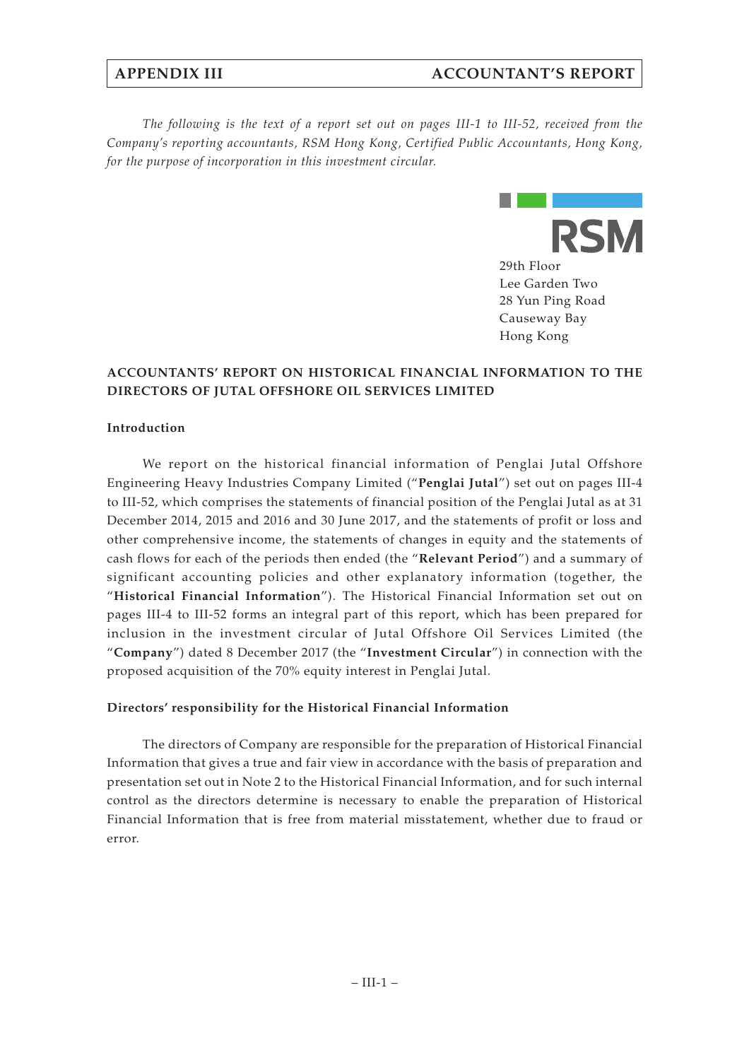*The following is the text of a report set out on pages III-1 to III-52, received from the Company's reporting accountants, RSM Hong Kong, Certified Public Accountants, Hong Kong, for the purpose of incorporation in this investment circular.*

RSM

29th Floor
Lee Garden Two
28 Yun Ping Road
Causeway Bay
Hong Kong

## ACCOUNTANTS' REPORT ON HISTORICAL FINANCIAL INFORMATION TO THE DIRECTORS OF JUTAL OFFSHORE OIL SERVICES LIMITED

### Introduction

We report on the historical financial information of Penglai Jutal Offshore Engineering Heavy Industries Company Limited ("**Penglai Jutal**") set out on pages III-4 to III-52, which comprises the statements of financial position of the Penglai Jutal as at 31 December 2014, 2015 and 2016 and 30 June 2017, and the statements of profit or loss and other comprehensive income, the statements of changes in equity and the statements of cash flows for each of the periods then ended (the "**Relevant Period**") and a summary of significant accounting policies and other explanatory information (together, the "**Historical Financial Information**"). The Historical Financial Information set out on pages III-4 to III-52 forms an integral part of this report, which has been prepared for inclusion in the investment circular of Jutal Offshore Oil Services Limited (the "**Company**") dated 8 December 2017 (the "**Investment Circular**") in connection with the proposed acquisition of the 70% equity interest in Penglai Jutal.

### Directors' responsibility for the Historical Financial Information

The directors of Company are responsible for the preparation of Historical Financial Information that gives a true and fair view in accordance with the basis of preparation and presentation set out in Note 2 to the Historical Financial Information, and for such internal control as the directors determine is necessary to enable the preparation of Historical Financial Information that is free from material misstatement, whether due to fraud or error.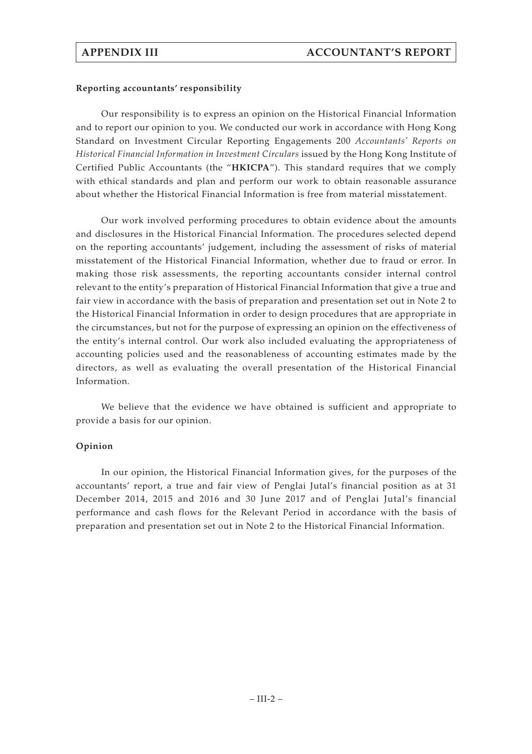**Reporting accountants' responsibility**

Our responsibility is to express an opinion on the Historical Financial Information and to report our opinion to you. We conducted our work in accordance with Hong Kong Standard on Investment Circular Reporting Engagements 200 *Accountants' Reports on Historical Financial Information in Investment Circulars* issued by the Hong Kong Institute of Certified Public Accountants (the "**HKICPA**"). This standard requires that we comply with ethical standards and plan and perform our work to obtain reasonable assurance about whether the Historical Financial Information is free from material misstatement.

Our work involved performing procedures to obtain evidence about the amounts and disclosures in the Historical Financial Information. The procedures selected depend on the reporting accountants' judgement, including the assessment of risks of material misstatement of the Historical Financial Information, whether due to fraud or error. In making those risk assessments, the reporting accountants consider internal control relevant to the entity's preparation of Historical Financial Information that give a true and fair view in accordance with the basis of preparation and presentation set out in Note 2 to the Historical Financial Information in order to design procedures that are appropriate in the circumstances, but not for the purpose of expressing an opinion on the effectiveness of the entity's internal control. Our work also included evaluating the appropriateness of accounting policies used and the reasonableness of accounting estimates made by the directors, as well as evaluating the overall presentation of the Historical Financial Information.

We believe that the evidence we have obtained is sufficient and appropriate to provide a basis for our opinion.

**Opinion**

In our opinion, the Historical Financial Information gives, for the purposes of the accountants' report, a true and fair view of Penglai Jutal's financial position as at 31 December 2014, 2015 and 2016 and 30 June 2017 and of Penglai Jutal's financial performance and cash flows for the Relevant Period in accordance with the basis of preparation and presentation set out in Note 2 to the Historical Financial Information.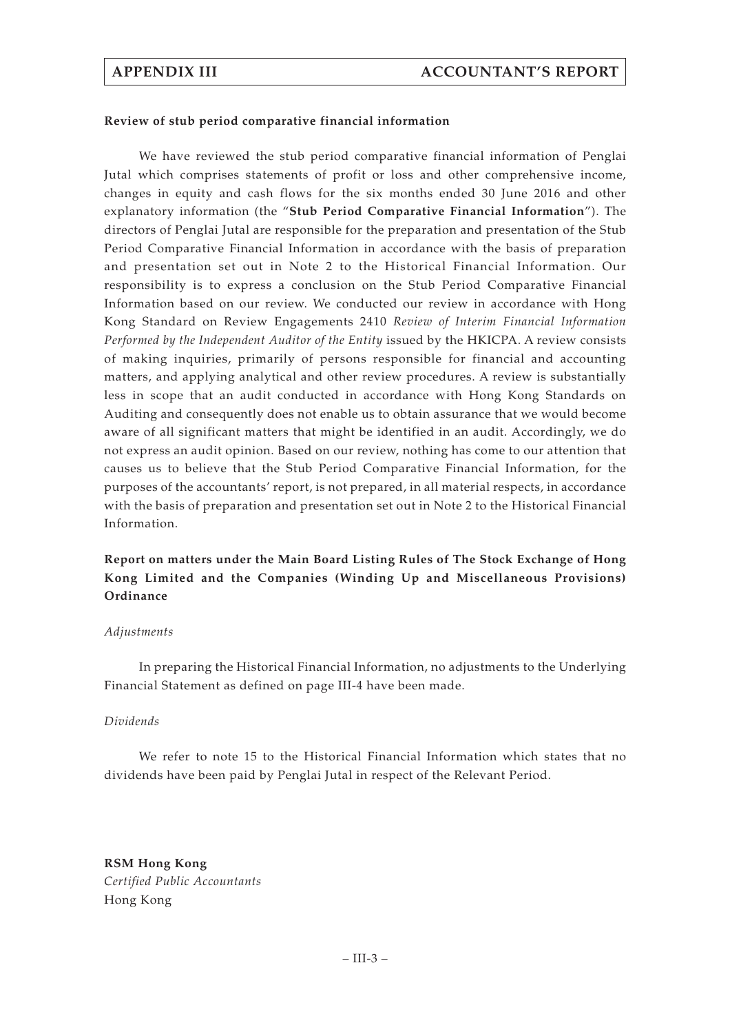**Review of stub period comparative financial information**

We have reviewed the stub period comparative financial information of Penglai Jutal which comprises statements of profit or loss and other comprehensive income, changes in equity and cash flows for the six months ended 30 June 2016 and other explanatory information (the "**Stub Period Comparative Financial Information**"). The directors of Penglai Jutal are responsible for the preparation and presentation of the Stub Period Comparative Financial Information in accordance with the basis of preparation and presentation set out in Note 2 to the Historical Financial Information. Our responsibility is to express a conclusion on the Stub Period Comparative Financial Information based on our review. We conducted our review in accordance with Hong Kong Standard on Review Engagements 2410 *Review of Interim Financial Information Performed by the Independent Auditor of the Entity* issued by the HKICPA. A review consists of making inquiries, primarily of persons responsible for financial and accounting matters, and applying analytical and other review procedures. A review is substantially less in scope that an audit conducted in accordance with Hong Kong Standards on Auditing and consequently does not enable us to obtain assurance that we would become aware of all significant matters that might be identified in an audit. Accordingly, we do not express an audit opinion. Based on our review, nothing has come to our attention that causes us to believe that the Stub Period Comparative Financial Information, for the purposes of the accountants' report, is not prepared, in all material respects, in accordance with the basis of preparation and presentation set out in Note 2 to the Historical Financial Information.

**Report on matters under the Main Board Listing Rules of The Stock Exchange of Hong Kong Limited and the Companies (Winding Up and Miscellaneous Provisions) Ordinance**

*Adjustments*

In preparing the Historical Financial Information, no adjustments to the Underlying Financial Statement as defined on page III-4 have been made.

*Dividends*

We refer to note 15 to the Historical Financial Information which states that no dividends have been paid by Penglai Jutal in respect of the Relevant Period.

**RSM Hong Kong**
*Certified Public Accountants*
Hong Kong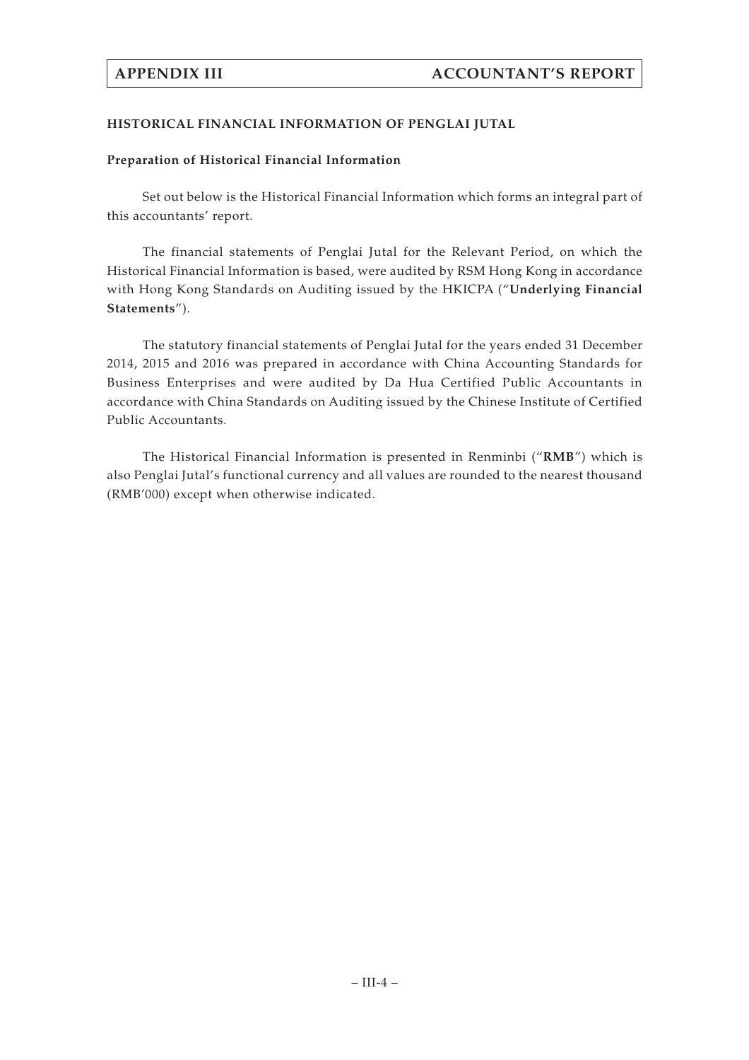## HISTORICAL FINANCIAL INFORMATION OF PENGLAI JUTAL

### Preparation of Historical Financial Information

Set out below is the Historical Financial Information which forms an integral part of this accountants' report.

The financial statements of Penglai Jutal for the Relevant Period, on which the Historical Financial Information is based, were audited by RSM Hong Kong in accordance with Hong Kong Standards on Auditing issued by the HKICPA ("**Underlying Financial Statements**").

The statutory financial statements of Penglai Jutal for the years ended 31 December 2014, 2015 and 2016 was prepared in accordance with China Accounting Standards for Business Enterprises and were audited by Da Hua Certified Public Accountants in accordance with China Standards on Auditing issued by the Chinese Institute of Certified Public Accountants.

The Historical Financial Information is presented in Renminbi ("**RMB**") which is also Penglai Jutal's functional currency and all values are rounded to the nearest thousand (RMB'000) except when otherwise indicated.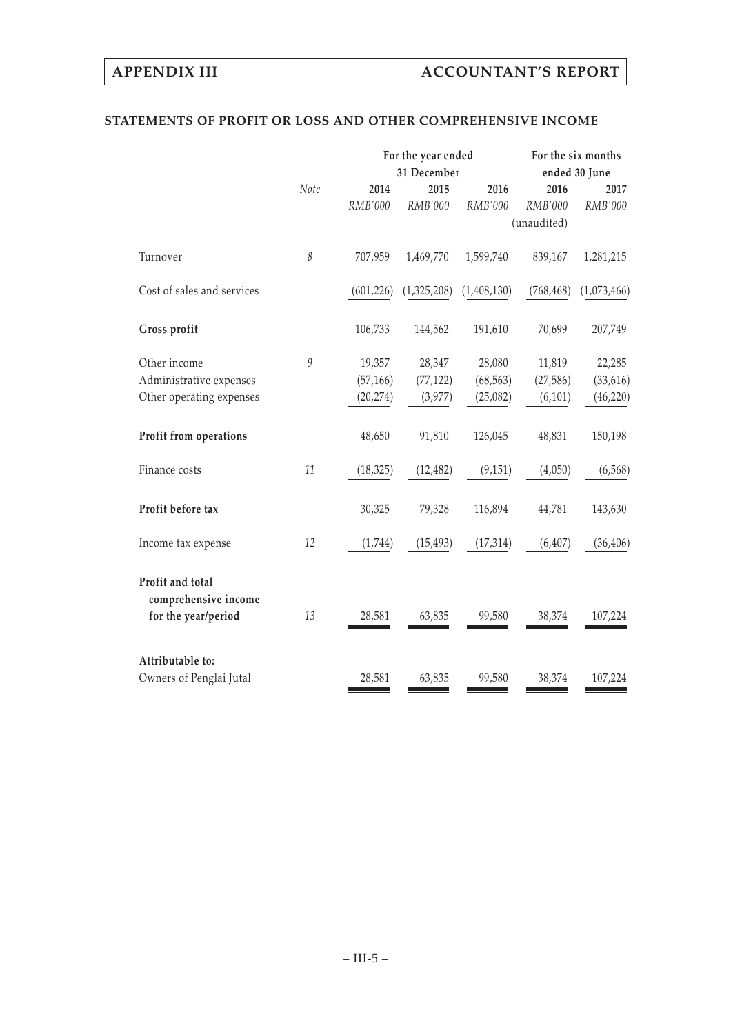## STATEMENTS OF PROFIT OR LOSS AND OTHER COMPREHENSIVE INCOME

| | Note | For the year ended 31 December | | | For the six months ended 30 June | |
|---|---|---|---|---|---|---|
| | | 2014 | 2015 | 2016 | 2016 | 2017 |
| | | *RMB'000* | *RMB'000* | *RMB'000* | *RMB'000* (unaudited) | *RMB'000* |
| Turnover | *8* | 707,959 | 1,469,770 | 1,599,740 | 839,167 | 1,281,215 |
| Cost of sales and services | | (601,226) | (1,325,208) | (1,408,130) | (768,468) | (1,073,466) |
| **Gross profit** | | 106,733 | 144,562 | 191,610 | 70,699 | 207,749 |
| Other income | *9* | 19,357 | 28,347 | 28,080 | 11,819 | 22,285 |
| Administrative expenses | | (57,166) | (77,122) | (68,563) | (27,586) | (33,616) |
| Other operating expenses | | (20,274) | (3,977) | (25,082) | (6,101) | (46,220) |
| **Profit from operations** | | 48,650 | 91,810 | 126,045 | 48,831 | 150,198 |
| Finance costs | *11* | (18,325) | (12,482) | (9,151) | (4,050) | (6,568) |
| **Profit before tax** | | 30,325 | 79,328 | 116,894 | 44,781 | 143,630 |
| Income tax expense | *12* | (1,744) | (15,493) | (17,314) | (6,407) | (36,406) |
| **Profit and total comprehensive income for the year/period** | *13* | 28,581 | 63,835 | 99,580 | 38,374 | 107,224 |
| **Attributable to:** | | | | | | |
| Owners of Penglai Jutal | | 28,581 | 63,835 | 99,580 | 38,374 | 107,224 |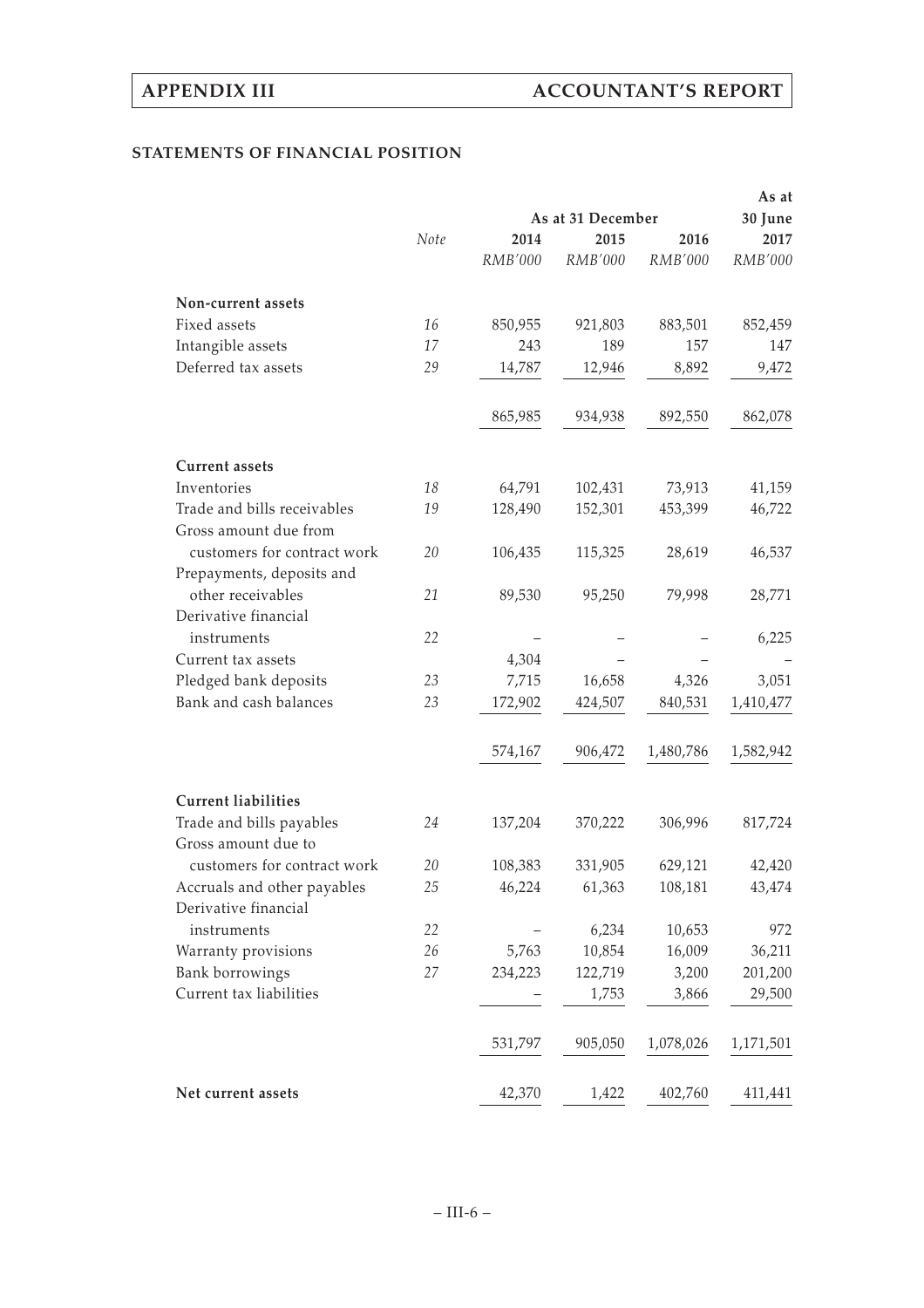## STATEMENTS OF FINANCIAL POSITION

| | Note | As at 31 December | | | As at 30 June |
|---|---|---|---|---|---|
| | | 2014 | 2015 | 2016 | 2017 |
| | | *RMB'000* | *RMB'000* | *RMB'000* | *RMB'000* |
| **Non-current assets** | | | | | |
| Fixed assets | 16 | 850,955 | 921,803 | 883,501 | 852,459 |
| Intangible assets | 17 | 243 | 189 | 157 | 147 |
| Deferred tax assets | 29 | 14,787 | 12,946 | 8,892 | 9,472 |
| | | 865,985 | 934,938 | 892,550 | 862,078 |
| **Current assets** | | | | | |
| Inventories | 18 | 64,791 | 102,431 | 73,913 | 41,159 |
| Trade and bills receivables | 19 | 128,490 | 152,301 | 453,399 | 46,722 |
| Gross amount due from customers for contract work | 20 | 106,435 | 115,325 | 28,619 | 46,537 |
| Prepayments, deposits and other receivables | 21 | 89,530 | 95,250 | 79,998 | 28,771 |
| Derivative financial instruments | 22 | – | – | – | 6,225 |
| Current tax assets | | 4,304 | – | – | – |
| Pledged bank deposits | 23 | 7,715 | 16,658 | 4,326 | 3,051 |
| Bank and cash balances | 23 | 172,902 | 424,507 | 840,531 | 1,410,477 |
| | | 574,167 | 906,472 | 1,480,786 | 1,582,942 |
| **Current liabilities** | | | | | |
| Trade and bills payables | 24 | 137,204 | 370,222 | 306,996 | 817,724 |
| Gross amount due to customers for contract work | 20 | 108,383 | 331,905 | 629,121 | 42,420 |
| Accruals and other payables | 25 | 46,224 | 61,363 | 108,181 | 43,474 |
| Derivative financial instruments | 22 | – | 6,234 | 10,653 | 972 |
| Warranty provisions | 26 | 5,763 | 10,854 | 16,009 | 36,211 |
| Bank borrowings | 27 | 234,223 | 122,719 | 3,200 | 201,200 |
| Current tax liabilities | | – | 1,753 | 3,866 | 29,500 |
| | | 531,797 | 905,050 | 1,078,026 | 1,171,501 |
| **Net current assets** | | 42,370 | 1,422 | 402,760 | 411,441 |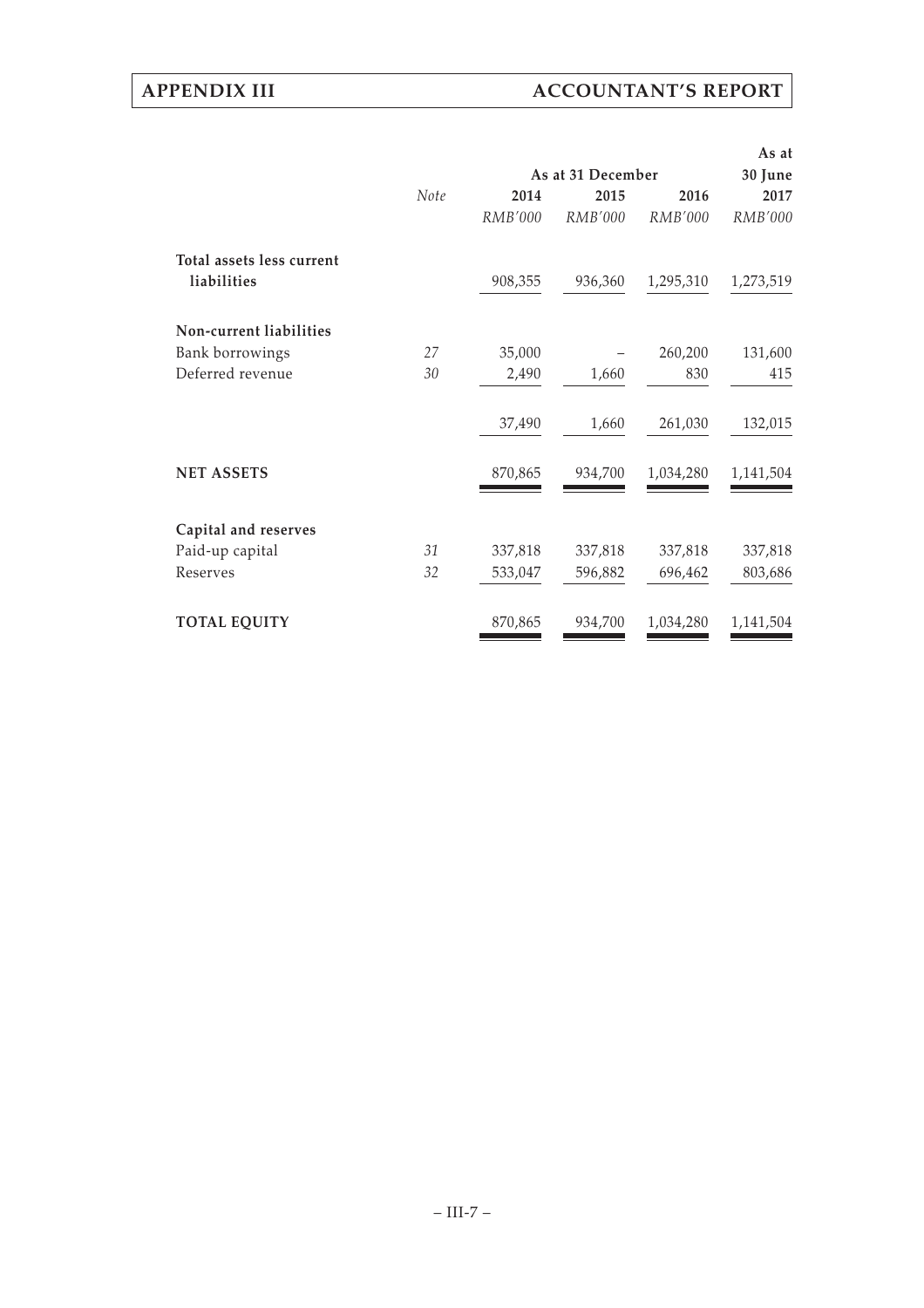|  | Note | As at 31 December | | | As at 30 June |
|---|---|---|---|---|---|
|  |  | 2014 | 2015 | 2016 | 2017 |
|  |  | *RMB'000* | *RMB'000* | *RMB'000* | *RMB'000* |
| **Total assets less current liabilities** |  | 908,355 | 936,360 | 1,295,310 | 1,273,519 |
| **Non-current liabilities** |  |  |  |  |  |
| Bank borrowings | *27* | 35,000 | – | 260,200 | 131,600 |
| Deferred revenue | *30* | 2,490 | 1,660 | 830 | 415 |
|  |  | 37,490 | 1,660 | 261,030 | 132,015 |
| **NET ASSETS** |  | 870,865 | 934,700 | 1,034,280 | 1,141,504 |
| **Capital and reserves** |  |  |  |  |  |
| Paid-up capital | *31* | 337,818 | 337,818 | 337,818 | 337,818 |
| Reserves | *32* | 533,047 | 596,882 | 696,462 | 803,686 |
| **TOTAL EQUITY** |  | 870,865 | 934,700 | 1,034,280 | 1,141,504 |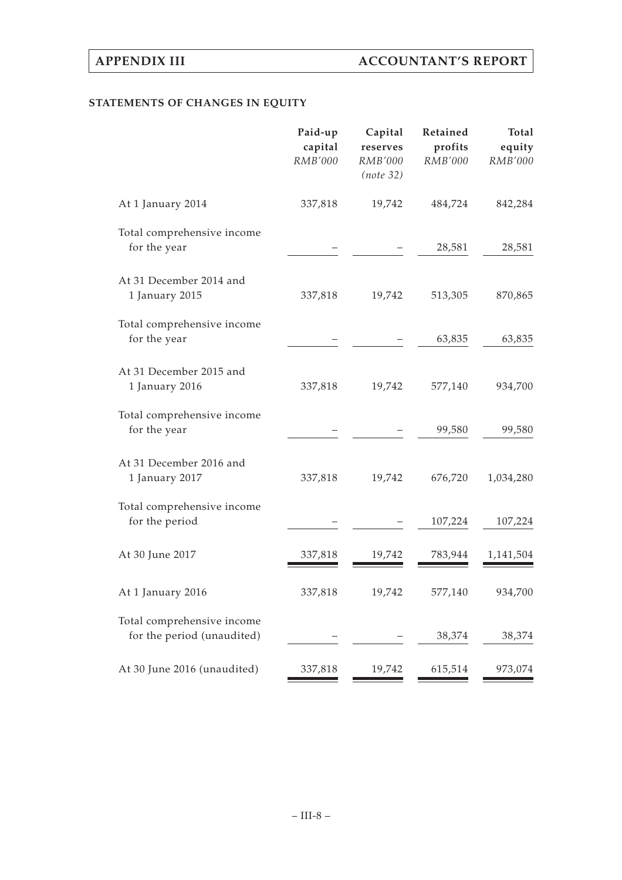## STATEMENTS OF CHANGES IN EQUITY

| | Paid-up capital *RMB'000* | Capital reserves *RMB'000* *(note 32)* | Retained profits *RMB'000* | Total equity *RMB'000* |
|---|---|---|---|---|
| At 1 January 2014 | 337,818 | 19,742 | 484,724 | 842,284 |
| Total comprehensive income for the year | – | – | 28,581 | 28,581 |
| At 31 December 2014 and 1 January 2015 | 337,818 | 19,742 | 513,305 | 870,865 |
| Total comprehensive income for the year | – | – | 63,835 | 63,835 |
| At 31 December 2015 and 1 January 2016 | 337,818 | 19,742 | 577,140 | 934,700 |
| Total comprehensive income for the year | – | – | 99,580 | 99,580 |
| At 31 December 2016 and 1 January 2017 | 337,818 | 19,742 | 676,720 | 1,034,280 |
| Total comprehensive income for the period | – | – | 107,224 | 107,224 |
| At 30 June 2017 | 337,818 | 19,742 | 783,944 | 1,141,504 |
| At 1 January 2016 | 337,818 | 19,742 | 577,140 | 934,700 |
| Total comprehensive income for the period (unaudited) | – | – | 38,374 | 38,374 |
| At 30 June 2016 (unaudited) | 337,818 | 19,742 | 615,514 | 973,074 |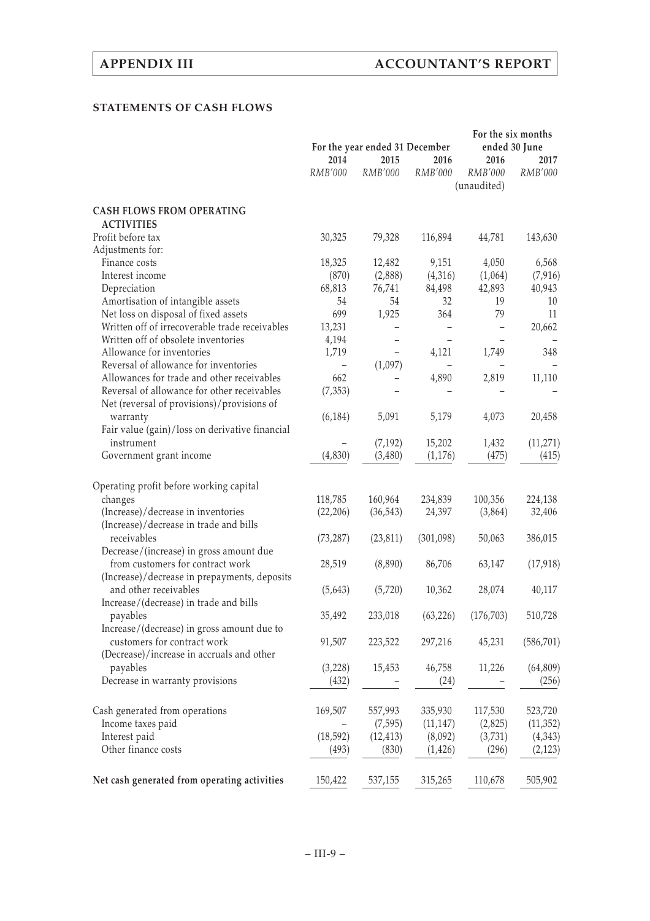## STATEMENTS OF CASH FLOWS

| | For the year ended 31 December | | | For the six months ended 30 June | |
|---|---|---|---|---|---|
| | 2014 | 2015 | 2016 | 2016 | 2017 |
| | *RMB'000* | *RMB'000* | *RMB'000* | *RMB'000* (unaudited) | *RMB'000* |
| **CASH FLOWS FROM OPERATING ACTIVITIES** | | | | | |
| Profit before tax | 30,325 | 79,328 | 116,894 | 44,781 | 143,630 |
| Adjustments for: | | | | | |
| Finance costs | 18,325 | 12,482 | 9,151 | 4,050 | 6,568 |
| Interest income | (870) | (2,888) | (4,316) | (1,064) | (7,916) |
| Depreciation | 68,813 | 76,741 | 84,498 | 42,893 | 40,943 |
| Amortisation of intangible assets | 54 | 54 | 32 | 19 | 10 |
| Net loss on disposal of fixed assets | 699 | 1,925 | 364 | 79 | 11 |
| Written off of irrecoverable trade receivables | 13,231 | – | – | – | 20,662 |
| Written off of obsolete inventories | 4,194 | – | – | – | – |
| Allowance for inventories | 1,719 | – | 4,121 | 1,749 | 348 |
| Reversal of allowance for inventories | – | (1,097) | – | – | – |
| Allowances for trade and other receivables | 662 | – | 4,890 | 2,819 | 11,110 |
| Reversal of allowance for other receivables | (7,353) | – | – | – | – |
| Net (reversal of provisions)/provisions of warranty | (6,184) | 5,091 | 5,179 | 4,073 | 20,458 |
| Fair value (gain)/loss on derivative financial instrument | – | (7,192) | 15,202 | 1,432 | (11,271) |
| Government grant income | (4,830) | (3,480) | (1,176) | (475) | (415) |
| Operating profit before working capital changes | 118,785 | 160,964 | 234,839 | 100,356 | 224,138 |
| (Increase)/decrease in inventories | (22,206) | (36,543) | 24,397 | (3,864) | 32,406 |
| (Increase)/decrease in trade and bills receivables | (73,287) | (23,811) | (301,098) | 50,063 | 386,015 |
| Decrease/(increase) in gross amount due from customers for contract work | 28,519 | (8,890) | 86,706 | 63,147 | (17,918) |
| (Increase)/decrease in prepayments, deposits and other receivables | (5,643) | (5,720) | 10,362 | 28,074 | 40,117 |
| Increase/(decrease) in trade and bills payables | 35,492 | 233,018 | (63,226) | (176,703) | 510,728 |
| Increase/(decrease) in gross amount due to customers for contract work | 91,507 | 223,522 | 297,216 | 45,231 | (586,701) |
| (Decrease)/increase in accruals and other payables | (3,228) | 15,453 | 46,758 | 11,226 | (64,809) |
| Decrease in warranty provisions | (432) | – | (24) | – | (256) |
| Cash generated from operations | 169,507 | 557,993 | 335,930 | 117,530 | 523,720 |
| Income taxes paid | – | (7,595) | (11,147) | (2,825) | (11,352) |
| Interest paid | (18,592) | (12,413) | (8,092) | (3,731) | (4,343) |
| Other finance costs | (493) | (830) | (1,426) | (296) | (2,123) |
| **Net cash generated from operating activities** | 150,422 | 537,155 | 315,265 | 110,678 | 505,902 |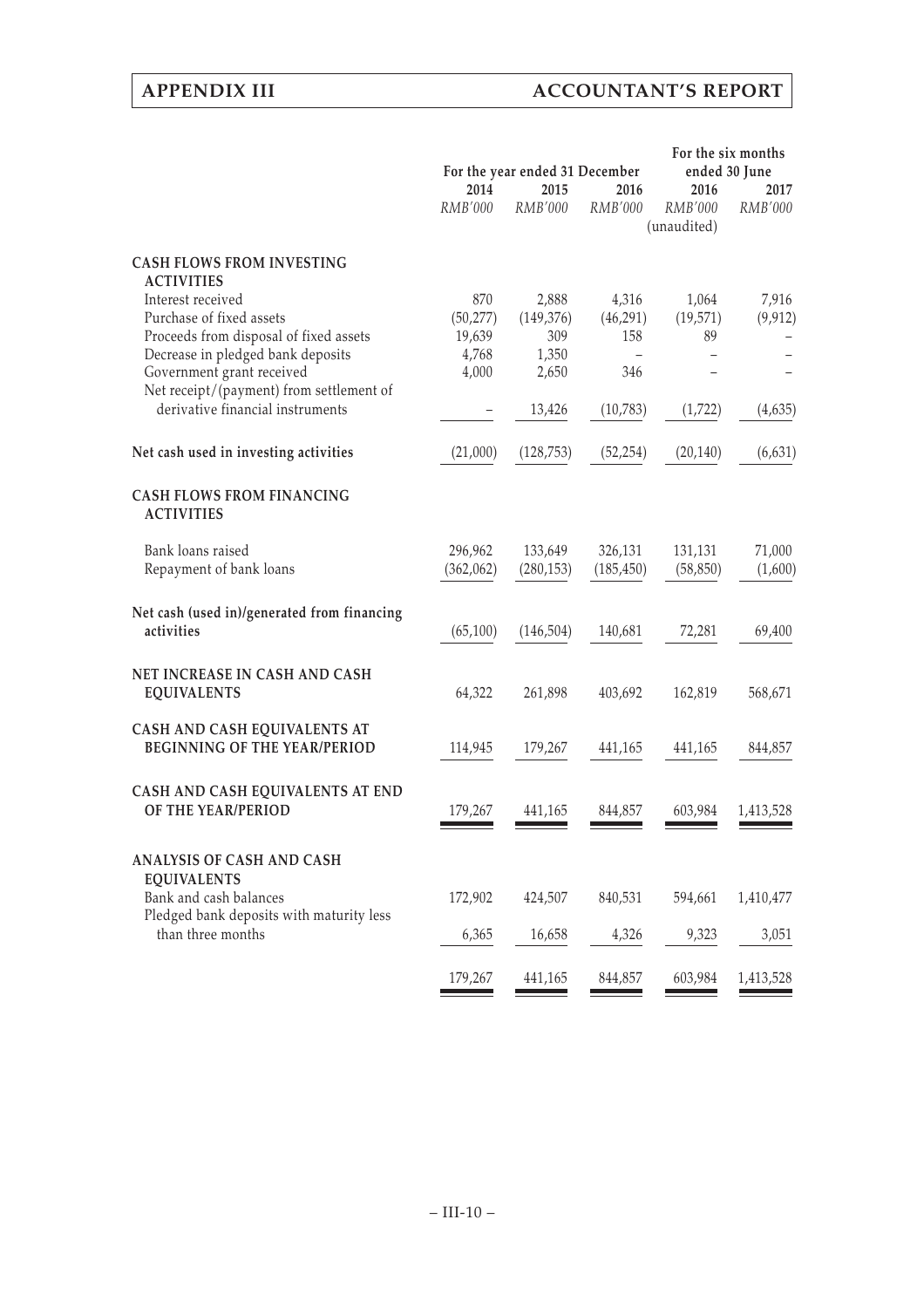| | For the year ended 31 December | | | For the six months ended 30 June | |
|---|---|---|---|---|---|
| | 2014 | 2015 | 2016 | 2016 | 2017 |
| | *RMB'000* | *RMB'000* | *RMB'000* | *RMB'000* | *RMB'000* |
| | | | | (unaudited) | |
| **CASH FLOWS FROM INVESTING ACTIVITIES** | | | | | |
| Interest received | 870 | 2,888 | 4,316 | 1,064 | 7,916 |
| Purchase of fixed assets | (50,277) | (149,376) | (46,291) | (19,571) | (9,912) |
| Proceeds from disposal of fixed assets | 19,639 | 309 | 158 | 89 | – |
| Decrease in pledged bank deposits | 4,768 | 1,350 | – | – | – |
| Government grant received | 4,000 | 2,650 | 346 | – | – |
| Net receipt/(payment) from settlement of derivative financial instruments | – | 13,426 | (10,783) | (1,722) | (4,635) |
| **Net cash used in investing activities** | (21,000) | (128,753) | (52,254) | (20,140) | (6,631) |
| **CASH FLOWS FROM FINANCING ACTIVITIES** | | | | | |
| Bank loans raised | 296,962 | 133,649 | 326,131 | 131,131 | 71,000 |
| Repayment of bank loans | (362,062) | (280,153) | (185,450) | (58,850) | (1,600) |
| **Net cash (used in)/generated from financing activities** | (65,100) | (146,504) | 140,681 | 72,281 | 69,400 |
| **NET INCREASE IN CASH AND CASH EQUIVALENTS** | 64,322 | 261,898 | 403,692 | 162,819 | 568,671 |
| **CASH AND CASH EQUIVALENTS AT BEGINNING OF THE YEAR/PERIOD** | 114,945 | 179,267 | 441,165 | 441,165 | 844,857 |
| **CASH AND CASH EQUIVALENTS AT END OF THE YEAR/PERIOD** | 179,267 | 441,165 | 844,857 | 603,984 | 1,413,528 |
| **ANALYSIS OF CASH AND CASH EQUIVALENTS** | | | | | |
| Bank and cash balances | 172,902 | 424,507 | 840,531 | 594,661 | 1,410,477 |
| Pledged bank deposits with maturity less than three months | 6,365 | 16,658 | 4,326 | 9,323 | 3,051 |
| | 179,267 | 441,165 | 844,857 | 603,984 | 1,413,528 |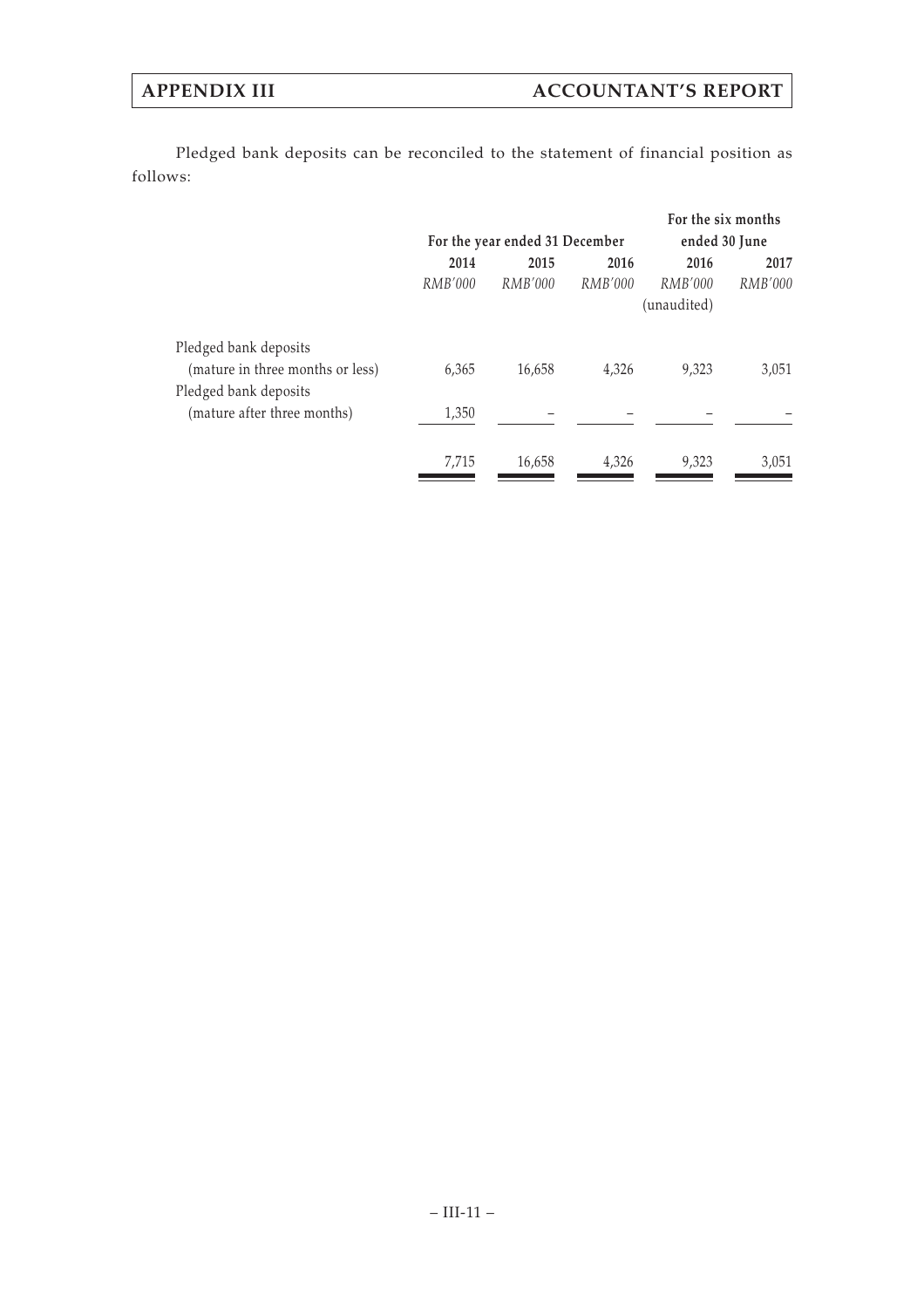Pledged bank deposits can be reconciled to the statement of financial position as follows:

| | For the year ended 31 December | | | For the six months ended 30 June | |
|---|---|---|---|---|---|
| | 2014 | 2015 | 2016 | 2016 | 2017 |
| | *RMB'000* | *RMB'000* | *RMB'000* | *RMB'000* (unaudited) | *RMB'000* |
| Pledged bank deposits (mature in three months or less) | 6,365 | 16,658 | 4,326 | 9,323 | 3,051 |
| Pledged bank deposits (mature after three months) | 1,350 | – | – | – | – |
| | 7,715 | 16,658 | 4,326 | 9,323 | 3,051 |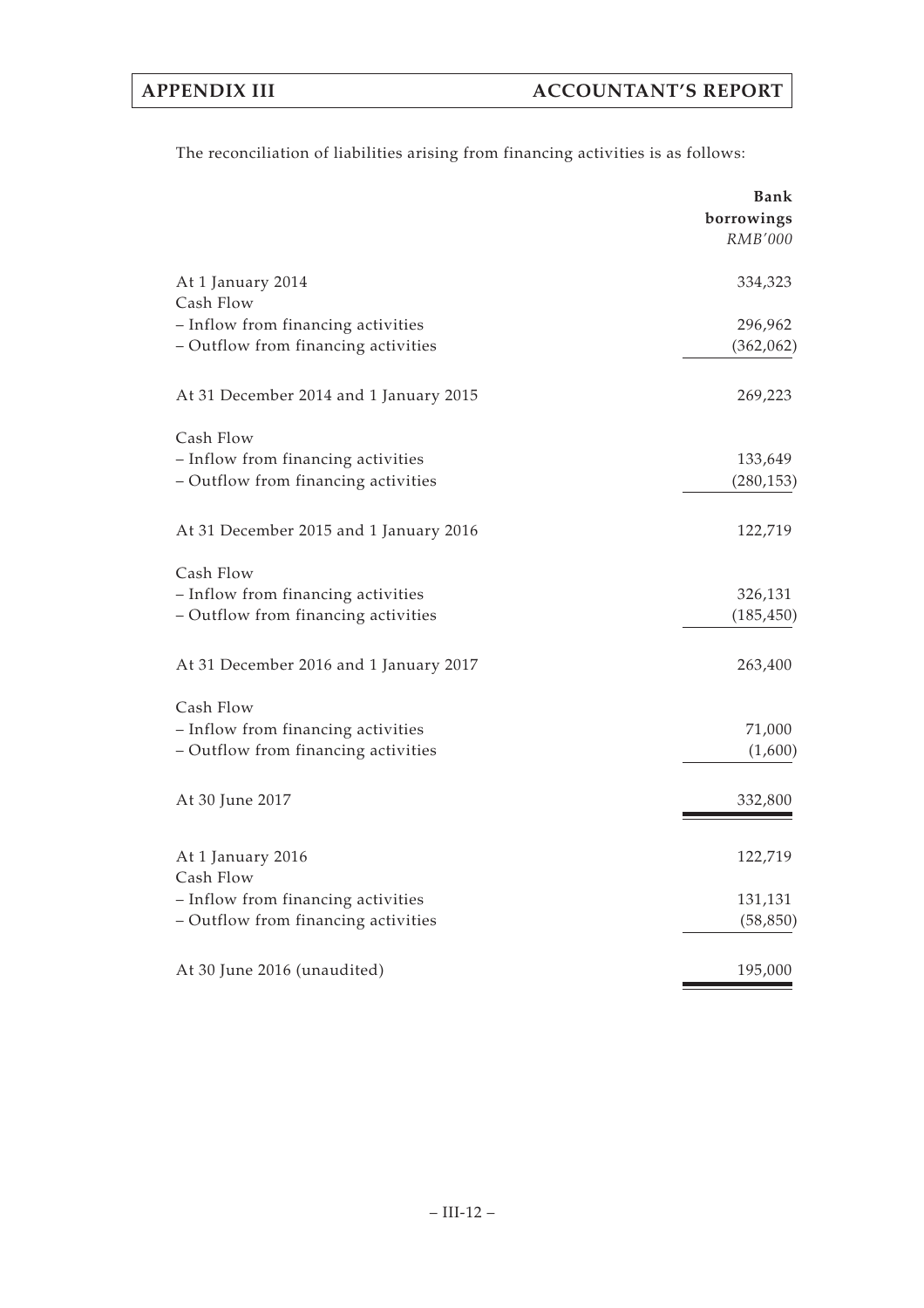The reconciliation of liabilities arising from financing activities is as follows:

| | Bank borrowings |
|---|---|
| | *RMB'000* |
| At 1 January 2014 | 334,323 |
| Cash Flow | |
| – Inflow from financing activities | 296,962 |
| – Outflow from financing activities | (362,062) |
| At 31 December 2014 and 1 January 2015 | 269,223 |
| Cash Flow | |
| – Inflow from financing activities | 133,649 |
| – Outflow from financing activities | (280,153) |
| At 31 December 2015 and 1 January 2016 | 122,719 |
| Cash Flow | |
| – Inflow from financing activities | 326,131 |
| – Outflow from financing activities | (185,450) |
| At 31 December 2016 and 1 January 2017 | 263,400 |
| Cash Flow | |
| – Inflow from financing activities | 71,000 |
| – Outflow from financing activities | (1,600) |
| At 30 June 2017 | 332,800 |
| At 1 January 2016 | 122,719 |
| Cash Flow | |
| – Inflow from financing activities | 131,131 |
| – Outflow from financing activities | (58,850) |
| At 30 June 2016 (unaudited) | 195,000 |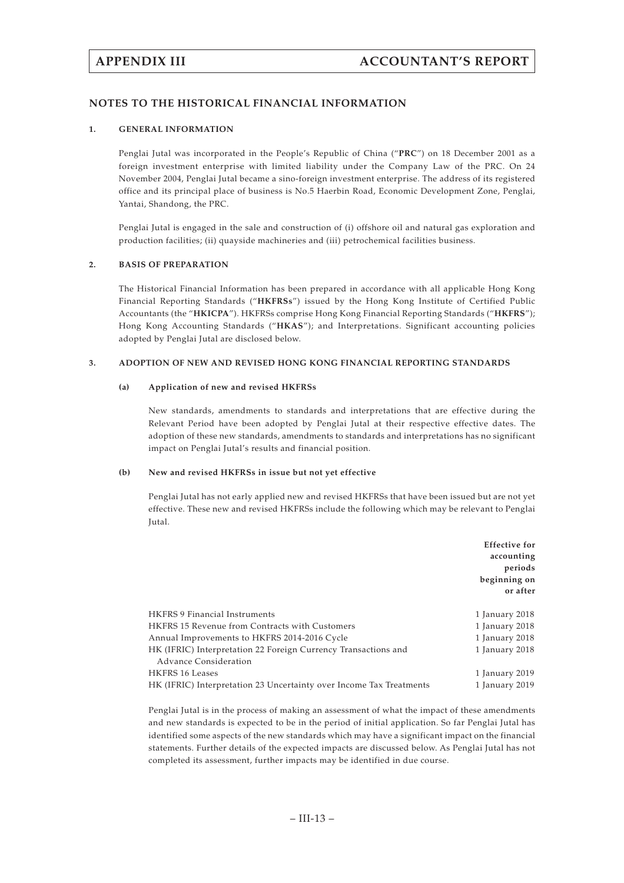## NOTES TO THE HISTORICAL FINANCIAL INFORMATION

### 1. GENERAL INFORMATION

Penglai Jutal was incorporated in the People's Republic of China ("**PRC**") on 18 December 2001 as a foreign investment enterprise with limited liability under the Company Law of the PRC. On 24 November 2004, Penglai Jutal became a sino-foreign investment enterprise. The address of its registered office and its principal place of business is No.5 Haerbin Road, Economic Development Zone, Penglai, Yantai, Shandong, the PRC.

Penglai Jutal is engaged in the sale and construction of (i) offshore oil and natural gas exploration and production facilities; (ii) quayside machineries and (iii) petrochemical facilities business.

### 2. BASIS OF PREPARATION

The Historical Financial Information has been prepared in accordance with all applicable Hong Kong Financial Reporting Standards ("**HKFRSs**") issued by the Hong Kong Institute of Certified Public Accountants (the "**HKICPA**"). HKFRSs comprise Hong Kong Financial Reporting Standards ("**HKFRS**"); Hong Kong Accounting Standards ("**HKAS**"); and Interpretations. Significant accounting policies adopted by Penglai Jutal are disclosed below.

### 3. ADOPTION OF NEW AND REVISED HONG KONG FINANCIAL REPORTING STANDARDS

#### (a) Application of new and revised HKFRSs

New standards, amendments to standards and interpretations that are effective during the Relevant Period have been adopted by Penglai Jutal at their respective effective dates. The adoption of these new standards, amendments to standards and interpretations has no significant impact on Penglai Jutal's results and financial position.

#### (b) New and revised HKFRSs in issue but not yet effective

Penglai Jutal has not early applied new and revised HKFRSs that have been issued but are not yet effective. These new and revised HKFRSs include the following which may be relevant to Penglai Jutal.

| | **Effective for accounting periods beginning on or after** |
|---|---|
| HKFRS 9 Financial Instruments | 1 January 2018 |
| HKFRS 15 Revenue from Contracts with Customers | 1 January 2018 |
| Annual Improvements to HKFRS 2014-2016 Cycle | 1 January 2018 |
| HK (IFRIC) Interpretation 22 Foreign Currency Transactions and Advance Consideration | 1 January 2018 |
| HKFRS 16 Leases | 1 January 2019 |
| HK (IFRIC) Interpretation 23 Uncertainty over Income Tax Treatments | 1 January 2019 |

Penglai Jutal is in the process of making an assessment of what the impact of these amendments and new standards is expected to be in the period of initial application. So far Penglai Jutal has identified some aspects of the new standards which may have a significant impact on the financial statements. Further details of the expected impacts are discussed below. As Penglai Jutal has not completed its assessment, further impacts may be identified in due course.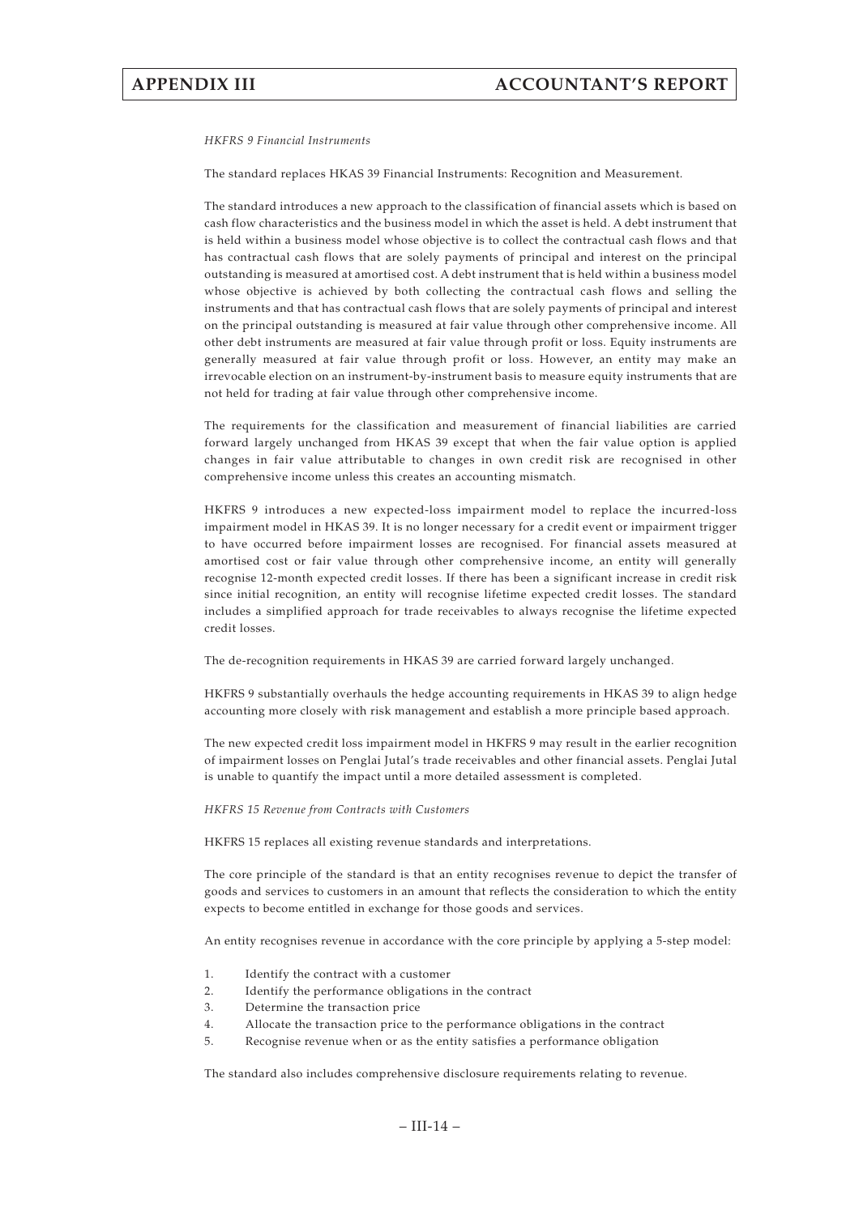*HKFRS 9 Financial Instruments*

The standard replaces HKAS 39 Financial Instruments: Recognition and Measurement.

The standard introduces a new approach to the classification of financial assets which is based on cash flow characteristics and the business model in which the asset is held. A debt instrument that is held within a business model whose objective is to collect the contractual cash flows and that has contractual cash flows that are solely payments of principal and interest on the principal outstanding is measured at amortised cost. A debt instrument that is held within a business model whose objective is achieved by both collecting the contractual cash flows and selling the instruments and that has contractual cash flows that are solely payments of principal and interest on the principal outstanding is measured at fair value through other comprehensive income. All other debt instruments are measured at fair value through profit or loss. Equity instruments are generally measured at fair value through profit or loss. However, an entity may make an irrevocable election on an instrument-by-instrument basis to measure equity instruments that are not held for trading at fair value through other comprehensive income.

The requirements for the classification and measurement of financial liabilities are carried forward largely unchanged from HKAS 39 except that when the fair value option is applied changes in fair value attributable to changes in own credit risk are recognised in other comprehensive income unless this creates an accounting mismatch.

HKFRS 9 introduces a new expected-loss impairment model to replace the incurred-loss impairment model in HKAS 39. It is no longer necessary for a credit event or impairment trigger to have occurred before impairment losses are recognised. For financial assets measured at amortised cost or fair value through other comprehensive income, an entity will generally recognise 12-month expected credit losses. If there has been a significant increase in credit risk since initial recognition, an entity will recognise lifetime expected credit losses. The standard includes a simplified approach for trade receivables to always recognise the lifetime expected credit losses.

The de-recognition requirements in HKAS 39 are carried forward largely unchanged.

HKFRS 9 substantially overhauls the hedge accounting requirements in HKAS 39 to align hedge accounting more closely with risk management and establish a more principle based approach.

The new expected credit loss impairment model in HKFRS 9 may result in the earlier recognition of impairment losses on Penglai Jutal's trade receivables and other financial assets. Penglai Jutal is unable to quantify the impact until a more detailed assessment is completed.

*HKFRS 15 Revenue from Contracts with Customers*

HKFRS 15 replaces all existing revenue standards and interpretations.

The core principle of the standard is that an entity recognises revenue to depict the transfer of goods and services to customers in an amount that reflects the consideration to which the entity expects to become entitled in exchange for those goods and services.

An entity recognises revenue in accordance with the core principle by applying a 5-step model:

1. Identify the contract with a customer
2. Identify the performance obligations in the contract
3. Determine the transaction price
4. Allocate the transaction price to the performance obligations in the contract
5. Recognise revenue when or as the entity satisfies a performance obligation

The standard also includes comprehensive disclosure requirements relating to revenue.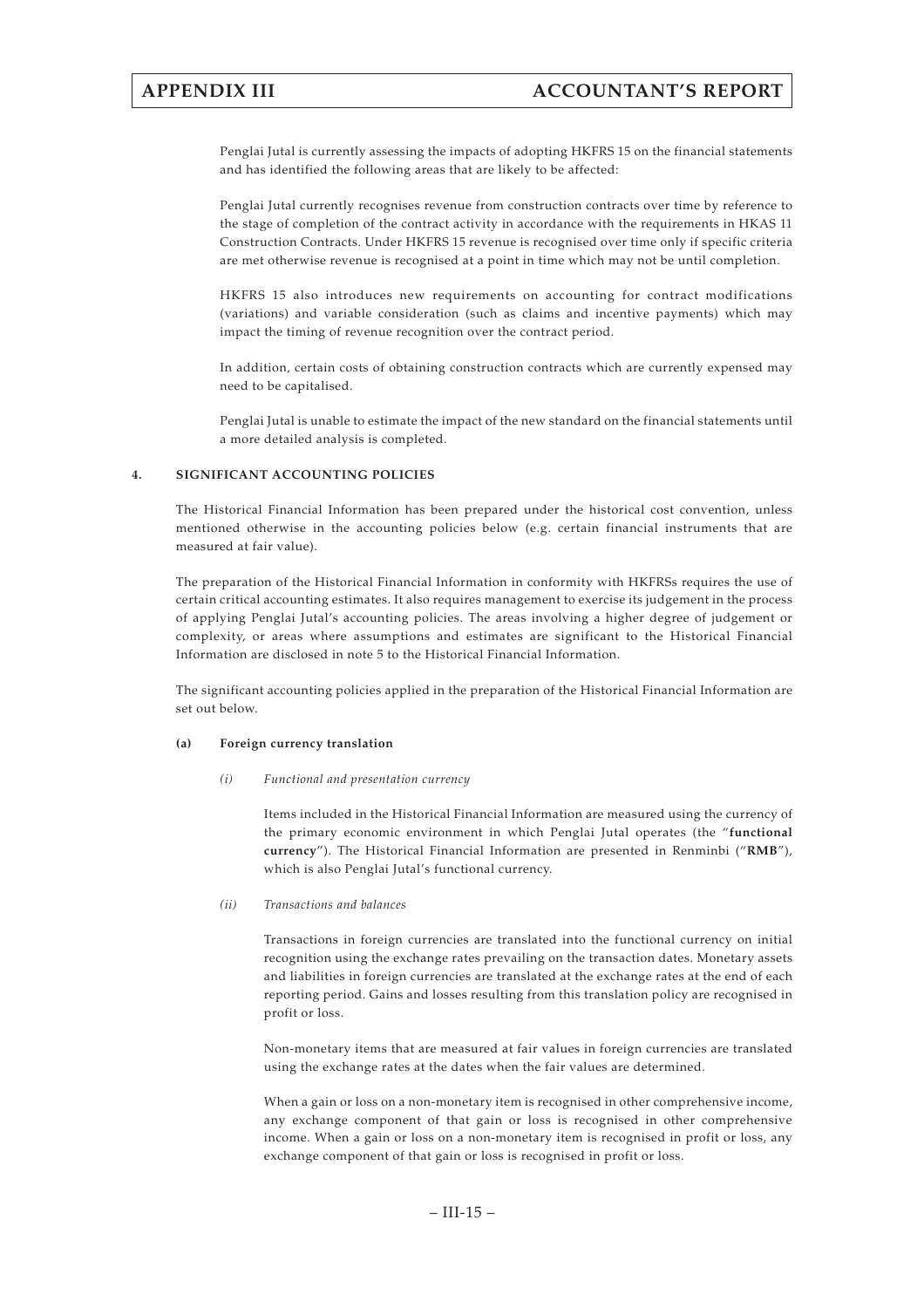Penglai Jutal is currently assessing the impacts of adopting HKFRS 15 on the financial statements and has identified the following areas that are likely to be affected:

Penglai Jutal currently recognises revenue from construction contracts over time by reference to the stage of completion of the contract activity in accordance with the requirements in HKAS 11 Construction Contracts. Under HKFRS 15 revenue is recognised over time only if specific criteria are met otherwise revenue is recognised at a point in time which may not be until completion.

HKFRS 15 also introduces new requirements on accounting for contract modifications (variations) and variable consideration (such as claims and incentive payments) which may impact the timing of revenue recognition over the contract period.

In addition, certain costs of obtaining construction contracts which are currently expensed may need to be capitalised.

Penglai Jutal is unable to estimate the impact of the new standard on the financial statements until a more detailed analysis is completed.

## 4. SIGNIFICANT ACCOUNTING POLICIES

The Historical Financial Information has been prepared under the historical cost convention, unless mentioned otherwise in the accounting policies below (e.g. certain financial instruments that are measured at fair value).

The preparation of the Historical Financial Information in conformity with HKFRSs requires the use of certain critical accounting estimates. It also requires management to exercise its judgement in the process of applying Penglai Jutal's accounting policies. The areas involving a higher degree of judgement or complexity, or areas where assumptions and estimates are significant to the Historical Financial Information are disclosed in note 5 to the Historical Financial Information.

The significant accounting policies applied in the preparation of the Historical Financial Information are set out below.

### (a) Foreign currency translation

*(i) Functional and presentation currency*

Items included in the Historical Financial Information are measured using the currency of the primary economic environment in which Penglai Jutal operates (the "**functional currency**"). The Historical Financial Information are presented in Renminbi ("**RMB**"), which is also Penglai Jutal's functional currency.

*(ii) Transactions and balances*

Transactions in foreign currencies are translated into the functional currency on initial recognition using the exchange rates prevailing on the transaction dates. Monetary assets and liabilities in foreign currencies are translated at the exchange rates at the end of each reporting period. Gains and losses resulting from this translation policy are recognised in profit or loss.

Non-monetary items that are measured at fair values in foreign currencies are translated using the exchange rates at the dates when the fair values are determined.

When a gain or loss on a non-monetary item is recognised in other comprehensive income, any exchange component of that gain or loss is recognised in other comprehensive income. When a gain or loss on a non-monetary item is recognised in profit or loss, any exchange component of that gain or loss is recognised in profit or loss.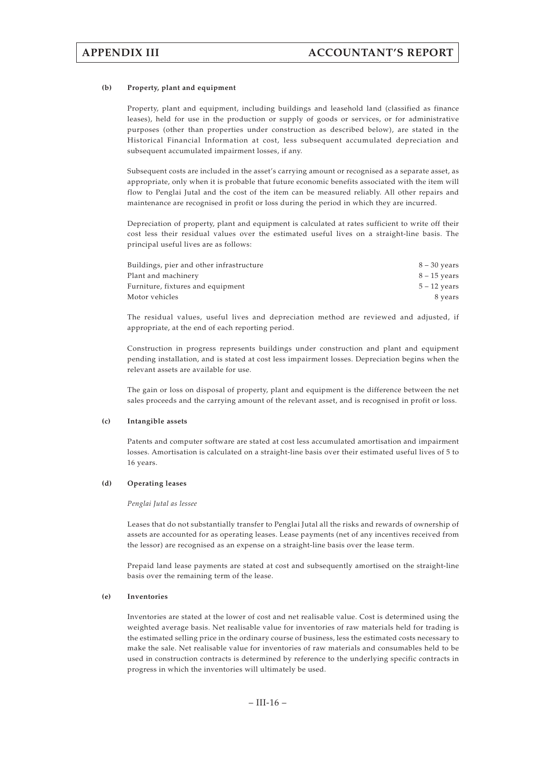#### (b) Property, plant and equipment

Property, plant and equipment, including buildings and leasehold land (classified as finance leases), held for use in the production or supply of goods or services, or for administrative purposes (other than properties under construction as described below), are stated in the Historical Financial Information at cost, less subsequent accumulated depreciation and subsequent accumulated impairment losses, if any.

Subsequent costs are included in the asset's carrying amount or recognised as a separate asset, as appropriate, only when it is probable that future economic benefits associated with the item will flow to Penglai Jutal and the cost of the item can be measured reliably. All other repairs and maintenance are recognised in profit or loss during the period in which they are incurred.

Depreciation of property, plant and equipment is calculated at rates sufficient to write off their cost less their residual values over the estimated useful lives on a straight-line basis. The principal useful lives are as follows:

| | |
|---|---|
| Buildings, pier and other infrastructure | 8 – 30 years |
| Plant and machinery | 8 – 15 years |
| Furniture, fixtures and equipment | 5 – 12 years |
| Motor vehicles | 8 years |

The residual values, useful lives and depreciation method are reviewed and adjusted, if appropriate, at the end of each reporting period.

Construction in progress represents buildings under construction and plant and equipment pending installation, and is stated at cost less impairment losses. Depreciation begins when the relevant assets are available for use.

The gain or loss on disposal of property, plant and equipment is the difference between the net sales proceeds and the carrying amount of the relevant asset, and is recognised in profit or loss.

#### (c) Intangible assets

Patents and computer software are stated at cost less accumulated amortisation and impairment losses. Amortisation is calculated on a straight-line basis over their estimated useful lives of 5 to 16 years.

#### (d) Operating leases

*Penglai Jutal as lessee*

Leases that do not substantially transfer to Penglai Jutal all the risks and rewards of ownership of assets are accounted for as operating leases. Lease payments (net of any incentives received from the lessor) are recognised as an expense on a straight-line basis over the lease term.

Prepaid land lease payments are stated at cost and subsequently amortised on the straight-line basis over the remaining term of the lease.

#### (e) Inventories

Inventories are stated at the lower of cost and net realisable value. Cost is determined using the weighted average basis. Net realisable value for inventories of raw materials held for trading is the estimated selling price in the ordinary course of business, less the estimated costs necessary to make the sale. Net realisable value for inventories of raw materials and consumables held to be used in construction contracts is determined by reference to the underlying specific contracts in progress in which the inventories will ultimately be used.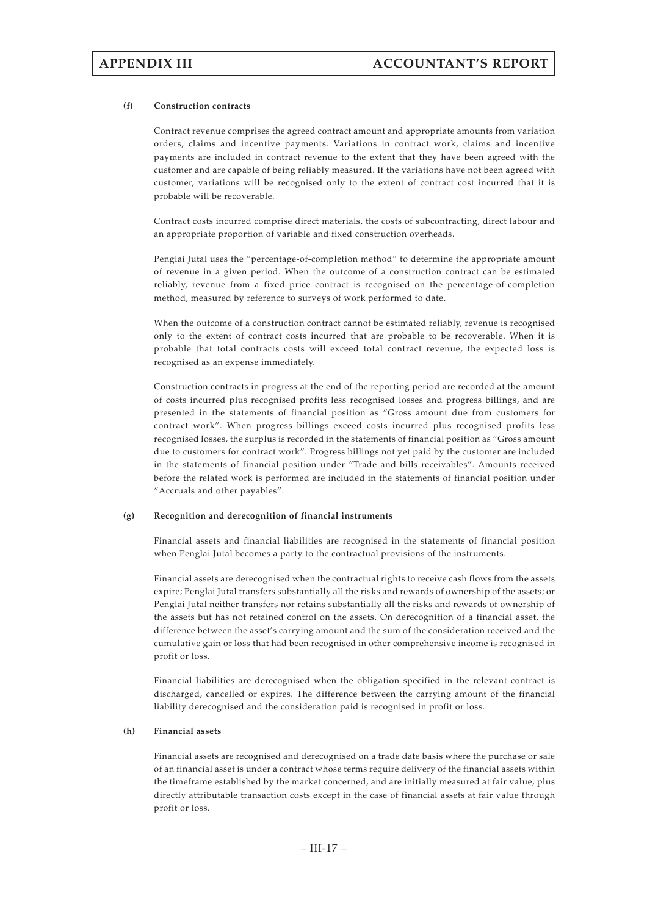#### (f) Construction contracts

Contract revenue comprises the agreed contract amount and appropriate amounts from variation orders, claims and incentive payments. Variations in contract work, claims and incentive payments are included in contract revenue to the extent that they have been agreed with the customer and are capable of being reliably measured. If the variations have not been agreed with customer, variations will be recognised only to the extent of contract cost incurred that it is probable will be recoverable.

Contract costs incurred comprise direct materials, the costs of subcontracting, direct labour and an appropriate proportion of variable and fixed construction overheads.

Penglai Jutal uses the "percentage-of-completion method" to determine the appropriate amount of revenue in a given period. When the outcome of a construction contract can be estimated reliably, revenue from a fixed price contract is recognised on the percentage-of-completion method, measured by reference to surveys of work performed to date.

When the outcome of a construction contract cannot be estimated reliably, revenue is recognised only to the extent of contract costs incurred that are probable to be recoverable. When it is probable that total contracts costs will exceed total contract revenue, the expected loss is recognised as an expense immediately.

Construction contracts in progress at the end of the reporting period are recorded at the amount of costs incurred plus recognised profits less recognised losses and progress billings, and are presented in the statements of financial position as "Gross amount due from customers for contract work". When progress billings exceed costs incurred plus recognised profits less recognised losses, the surplus is recorded in the statements of financial position as "Gross amount due to customers for contract work". Progress billings not yet paid by the customer are included in the statements of financial position under "Trade and bills receivables". Amounts received before the related work is performed are included in the statements of financial position under "Accruals and other payables".

#### (g) Recognition and derecognition of financial instruments

Financial assets and financial liabilities are recognised in the statements of financial position when Penglai Jutal becomes a party to the contractual provisions of the instruments.

Financial assets are derecognised when the contractual rights to receive cash flows from the assets expire; Penglai Jutal transfers substantially all the risks and rewards of ownership of the assets; or Penglai Jutal neither transfers nor retains substantially all the risks and rewards of ownership of the assets but has not retained control on the assets. On derecognition of a financial asset, the difference between the asset's carrying amount and the sum of the consideration received and the cumulative gain or loss that had been recognised in other comprehensive income is recognised in profit or loss.

Financial liabilities are derecognised when the obligation specified in the relevant contract is discharged, cancelled or expires. The difference between the carrying amount of the financial liability derecognised and the consideration paid is recognised in profit or loss.

#### (h) Financial assets

Financial assets are recognised and derecognised on a trade date basis where the purchase or sale of an financial asset is under a contract whose terms require delivery of the financial assets within the timeframe established by the market concerned, and are initially measured at fair value, plus directly attributable transaction costs except in the case of financial assets at fair value through profit or loss.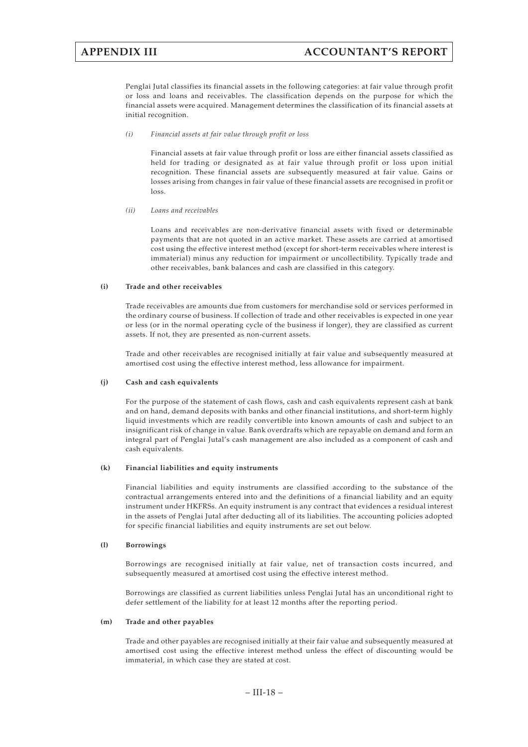Penglai Jutal classifies its financial assets in the following categories: at fair value through profit or loss and loans and receivables. The classification depends on the purpose for which the financial assets were acquired. Management determines the classification of its financial assets at initial recognition.

*(i) Financial assets at fair value through profit or loss*

Financial assets at fair value through profit or loss are either financial assets classified as held for trading or designated as at fair value through profit or loss upon initial recognition. These financial assets are subsequently measured at fair value. Gains or losses arising from changes in fair value of these financial assets are recognised in profit or loss.

*(ii) Loans and receivables*

Loans and receivables are non-derivative financial assets with fixed or determinable payments that are not quoted in an active market. These assets are carried at amortised cost using the effective interest method (except for short-term receivables where interest is immaterial) minus any reduction for impairment or uncollectibility. Typically trade and other receivables, bank balances and cash are classified in this category.

**(i) Trade and other receivables**

Trade receivables are amounts due from customers for merchandise sold or services performed in the ordinary course of business. If collection of trade and other receivables is expected in one year or less (or in the normal operating cycle of the business if longer), they are classified as current assets. If not, they are presented as non-current assets.

Trade and other receivables are recognised initially at fair value and subsequently measured at amortised cost using the effective interest method, less allowance for impairment.

**(j) Cash and cash equivalents**

For the purpose of the statement of cash flows, cash and cash equivalents represent cash at bank and on hand, demand deposits with banks and other financial institutions, and short-term highly liquid investments which are readily convertible into known amounts of cash and subject to an insignificant risk of change in value. Bank overdrafts which are repayable on demand and form an integral part of Penglai Jutal's cash management are also included as a component of cash and cash equivalents.

**(k) Financial liabilities and equity instruments**

Financial liabilities and equity instruments are classified according to the substance of the contractual arrangements entered into and the definitions of a financial liability and an equity instrument under HKFRSs. An equity instrument is any contract that evidences a residual interest in the assets of Penglai Jutal after deducting all of its liabilities. The accounting policies adopted for specific financial liabilities and equity instruments are set out below.

**(l) Borrowings**

Borrowings are recognised initially at fair value, net of transaction costs incurred, and subsequently measured at amortised cost using the effective interest method.

Borrowings are classified as current liabilities unless Penglai Jutal has an unconditional right to defer settlement of the liability for at least 12 months after the reporting period.

**(m) Trade and other payables**

Trade and other payables are recognised initially at their fair value and subsequently measured at amortised cost using the effective interest method unless the effect of discounting would be immaterial, in which case they are stated at cost.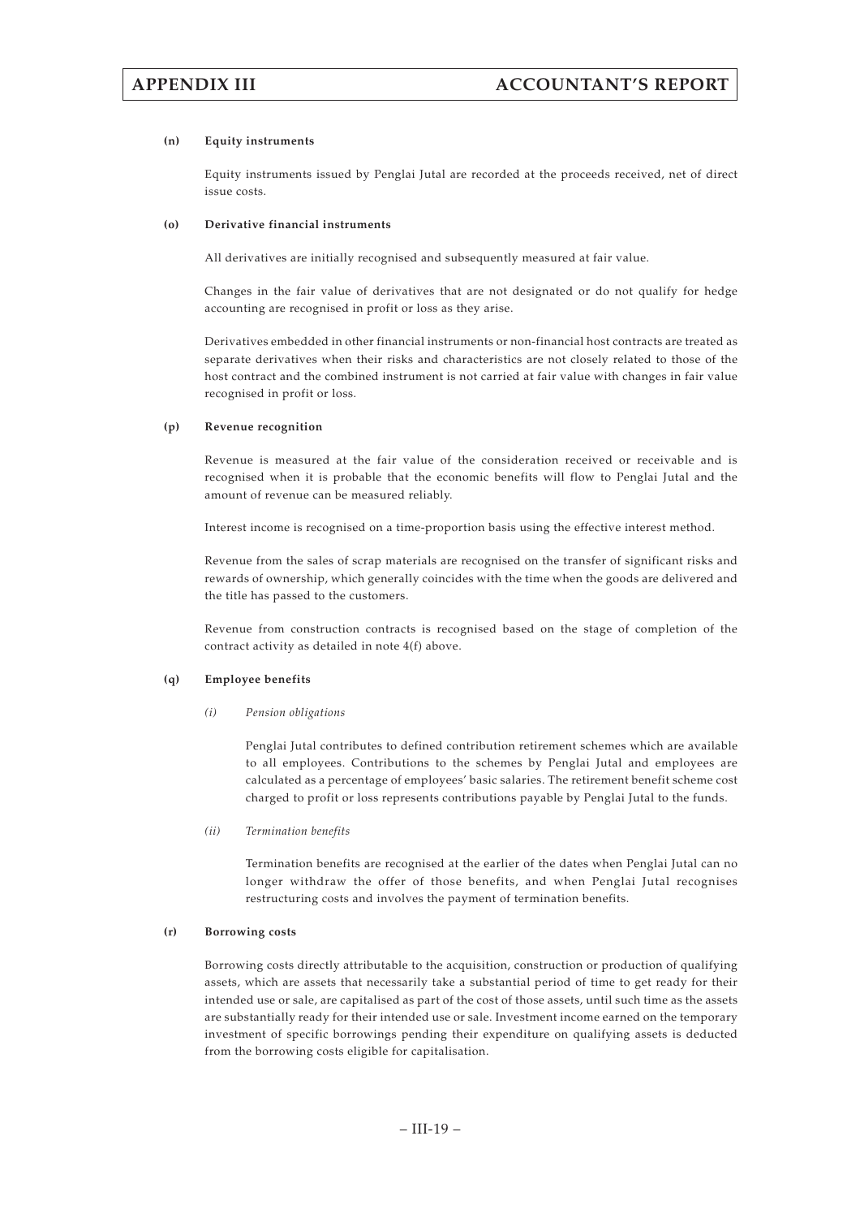#### (n) Equity instruments

Equity instruments issued by Penglai Jutal are recorded at the proceeds received, net of direct issue costs.

#### (o) Derivative financial instruments

All derivatives are initially recognised and subsequently measured at fair value.

Changes in the fair value of derivatives that are not designated or do not qualify for hedge accounting are recognised in profit or loss as they arise.

Derivatives embedded in other financial instruments or non-financial host contracts are treated as separate derivatives when their risks and characteristics are not closely related to those of the host contract and the combined instrument is not carried at fair value with changes in fair value recognised in profit or loss.

#### (p) Revenue recognition

Revenue is measured at the fair value of the consideration received or receivable and is recognised when it is probable that the economic benefits will flow to Penglai Jutal and the amount of revenue can be measured reliably.

Interest income is recognised on a time-proportion basis using the effective interest method.

Revenue from the sales of scrap materials are recognised on the transfer of significant risks and rewards of ownership, which generally coincides with the time when the goods are delivered and the title has passed to the customers.

Revenue from construction contracts is recognised based on the stage of completion of the contract activity as detailed in note 4(f) above.

#### (q) Employee benefits

*(i) Pension obligations*

Penglai Jutal contributes to defined contribution retirement schemes which are available to all employees. Contributions to the schemes by Penglai Jutal and employees are calculated as a percentage of employees' basic salaries. The retirement benefit scheme cost charged to profit or loss represents contributions payable by Penglai Jutal to the funds.

*(ii) Termination benefits*

Termination benefits are recognised at the earlier of the dates when Penglai Jutal can no longer withdraw the offer of those benefits, and when Penglai Jutal recognises restructuring costs and involves the payment of termination benefits.

#### (r) Borrowing costs

Borrowing costs directly attributable to the acquisition, construction or production of qualifying assets, which are assets that necessarily take a substantial period of time to get ready for their intended use or sale, are capitalised as part of the cost of those assets, until such time as the assets are substantially ready for their intended use or sale. Investment income earned on the temporary investment of specific borrowings pending their expenditure on qualifying assets is deducted from the borrowing costs eligible for capitalisation.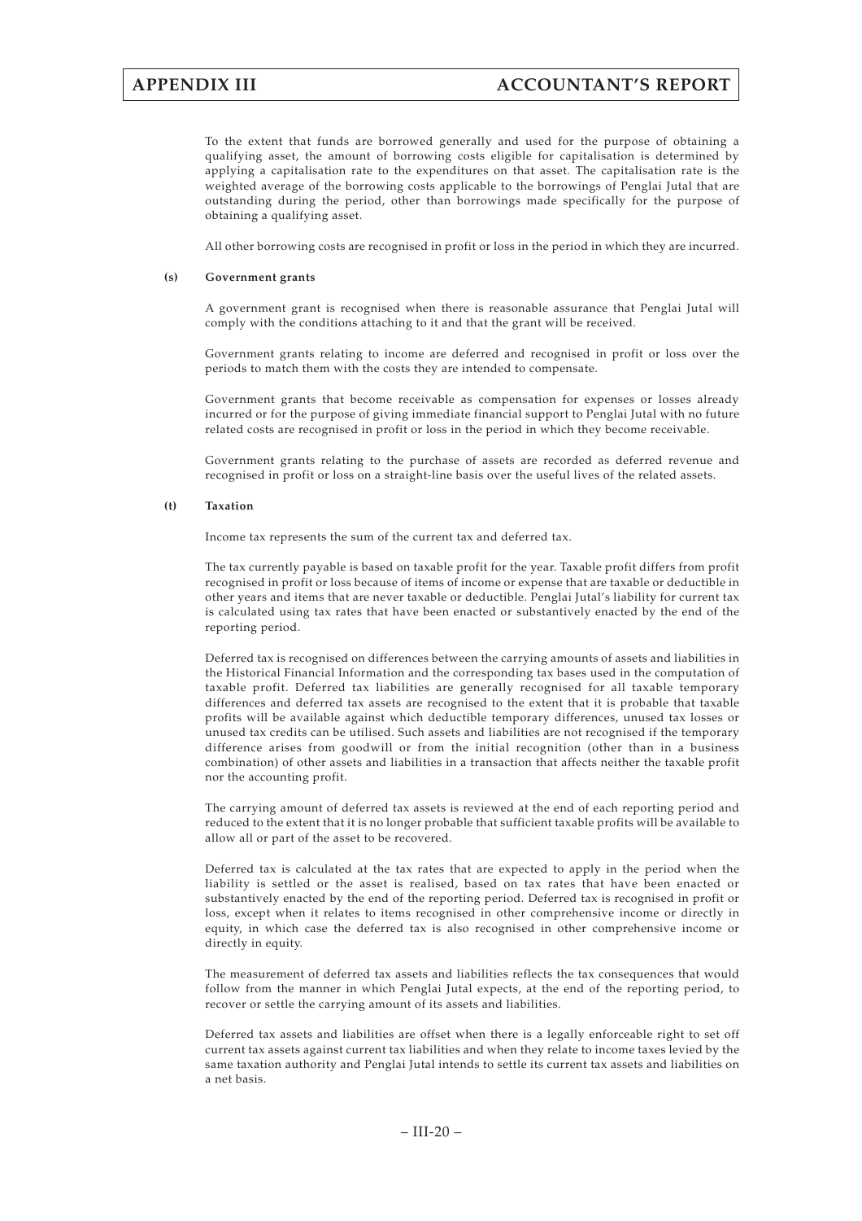To the extent that funds are borrowed generally and used for the purpose of obtaining a qualifying asset, the amount of borrowing costs eligible for capitalisation is determined by applying a capitalisation rate to the expenditures on that asset. The capitalisation rate is the weighted average of the borrowing costs applicable to the borrowings of Penglai Jutal that are outstanding during the period, other than borrowings made specifically for the purpose of obtaining a qualifying asset.

All other borrowing costs are recognised in profit or loss in the period in which they are incurred.

**(s) Government grants**

A government grant is recognised when there is reasonable assurance that Penglai Jutal will comply with the conditions attaching to it and that the grant will be received.

Government grants relating to income are deferred and recognised in profit or loss over the periods to match them with the costs they are intended to compensate.

Government grants that become receivable as compensation for expenses or losses already incurred or for the purpose of giving immediate financial support to Penglai Jutal with no future related costs are recognised in profit or loss in the period in which they become receivable.

Government grants relating to the purchase of assets are recorded as deferred revenue and recognised in profit or loss on a straight-line basis over the useful lives of the related assets.

**(t) Taxation**

Income tax represents the sum of the current tax and deferred tax.

The tax currently payable is based on taxable profit for the year. Taxable profit differs from profit recognised in profit or loss because of items of income or expense that are taxable or deductible in other years and items that are never taxable or deductible. Penglai Jutal's liability for current tax is calculated using tax rates that have been enacted or substantively enacted by the end of the reporting period.

Deferred tax is recognised on differences between the carrying amounts of assets and liabilities in the Historical Financial Information and the corresponding tax bases used in the computation of taxable profit. Deferred tax liabilities are generally recognised for all taxable temporary differences and deferred tax assets are recognised to the extent that it is probable that taxable profits will be available against which deductible temporary differences, unused tax losses or unused tax credits can be utilised. Such assets and liabilities are not recognised if the temporary difference arises from goodwill or from the initial recognition (other than in a business combination) of other assets and liabilities in a transaction that affects neither the taxable profit nor the accounting profit.

The carrying amount of deferred tax assets is reviewed at the end of each reporting period and reduced to the extent that it is no longer probable that sufficient taxable profits will be available to allow all or part of the asset to be recovered.

Deferred tax is calculated at the tax rates that are expected to apply in the period when the liability is settled or the asset is realised, based on tax rates that have been enacted or substantively enacted by the end of the reporting period. Deferred tax is recognised in profit or loss, except when it relates to items recognised in other comprehensive income or directly in equity, in which case the deferred tax is also recognised in other comprehensive income or directly in equity.

The measurement of deferred tax assets and liabilities reflects the tax consequences that would follow from the manner in which Penglai Jutal expects, at the end of the reporting period, to recover or settle the carrying amount of its assets and liabilities.

Deferred tax assets and liabilities are offset when there is a legally enforceable right to set off current tax assets against current tax liabilities and when they relate to income taxes levied by the same taxation authority and Penglai Jutal intends to settle its current tax assets and liabilities on a net basis.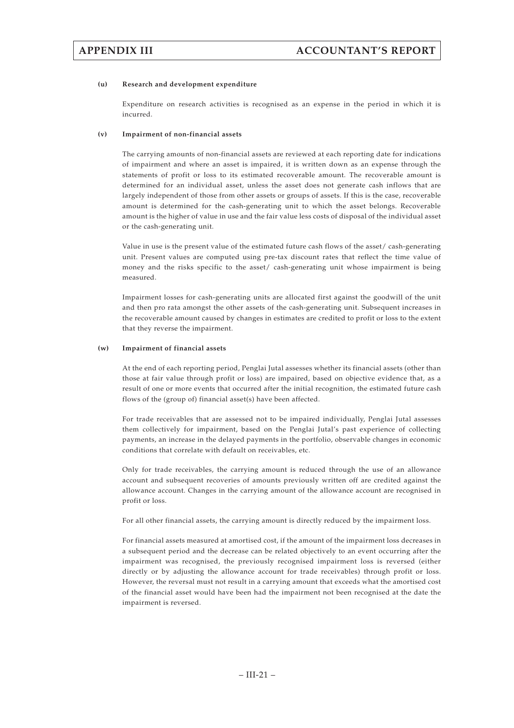**(u) Research and development expenditure**

Expenditure on research activities is recognised as an expense in the period in which it is incurred.

**(v) Impairment of non-financial assets**

The carrying amounts of non-financial assets are reviewed at each reporting date for indications of impairment and where an asset is impaired, it is written down as an expense through the statements of profit or loss to its estimated recoverable amount. The recoverable amount is determined for an individual asset, unless the asset does not generate cash inflows that are largely independent of those from other assets or groups of assets. If this is the case, recoverable amount is determined for the cash-generating unit to which the asset belongs. Recoverable amount is the higher of value in use and the fair value less costs of disposal of the individual asset or the cash-generating unit.

Value in use is the present value of the estimated future cash flows of the asset/ cash-generating unit. Present values are computed using pre-tax discount rates that reflect the time value of money and the risks specific to the asset/ cash-generating unit whose impairment is being measured.

Impairment losses for cash-generating units are allocated first against the goodwill of the unit and then pro rata amongst the other assets of the cash-generating unit. Subsequent increases in the recoverable amount caused by changes in estimates are credited to profit or loss to the extent that they reverse the impairment.

**(w) Impairment of financial assets**

At the end of each reporting period, Penglai Jutal assesses whether its financial assets (other than those at fair value through profit or loss) are impaired, based on objective evidence that, as a result of one or more events that occurred after the initial recognition, the estimated future cash flows of the (group of) financial asset(s) have been affected.

For trade receivables that are assessed not to be impaired individually, Penglai Jutal assesses them collectively for impairment, based on the Penglai Jutal's past experience of collecting payments, an increase in the delayed payments in the portfolio, observable changes in economic conditions that correlate with default on receivables, etc.

Only for trade receivables, the carrying amount is reduced through the use of an allowance account and subsequent recoveries of amounts previously written off are credited against the allowance account. Changes in the carrying amount of the allowance account are recognised in profit or loss.

For all other financial assets, the carrying amount is directly reduced by the impairment loss.

For financial assets measured at amortised cost, if the amount of the impairment loss decreases in a subsequent period and the decrease can be related objectively to an event occurring after the impairment was recognised, the previously recognised impairment loss is reversed (either directly or by adjusting the allowance account for trade receivables) through profit or loss. However, the reversal must not result in a carrying amount that exceeds what the amortised cost of the financial asset would have been had the impairment not been recognised at the date the impairment is reversed.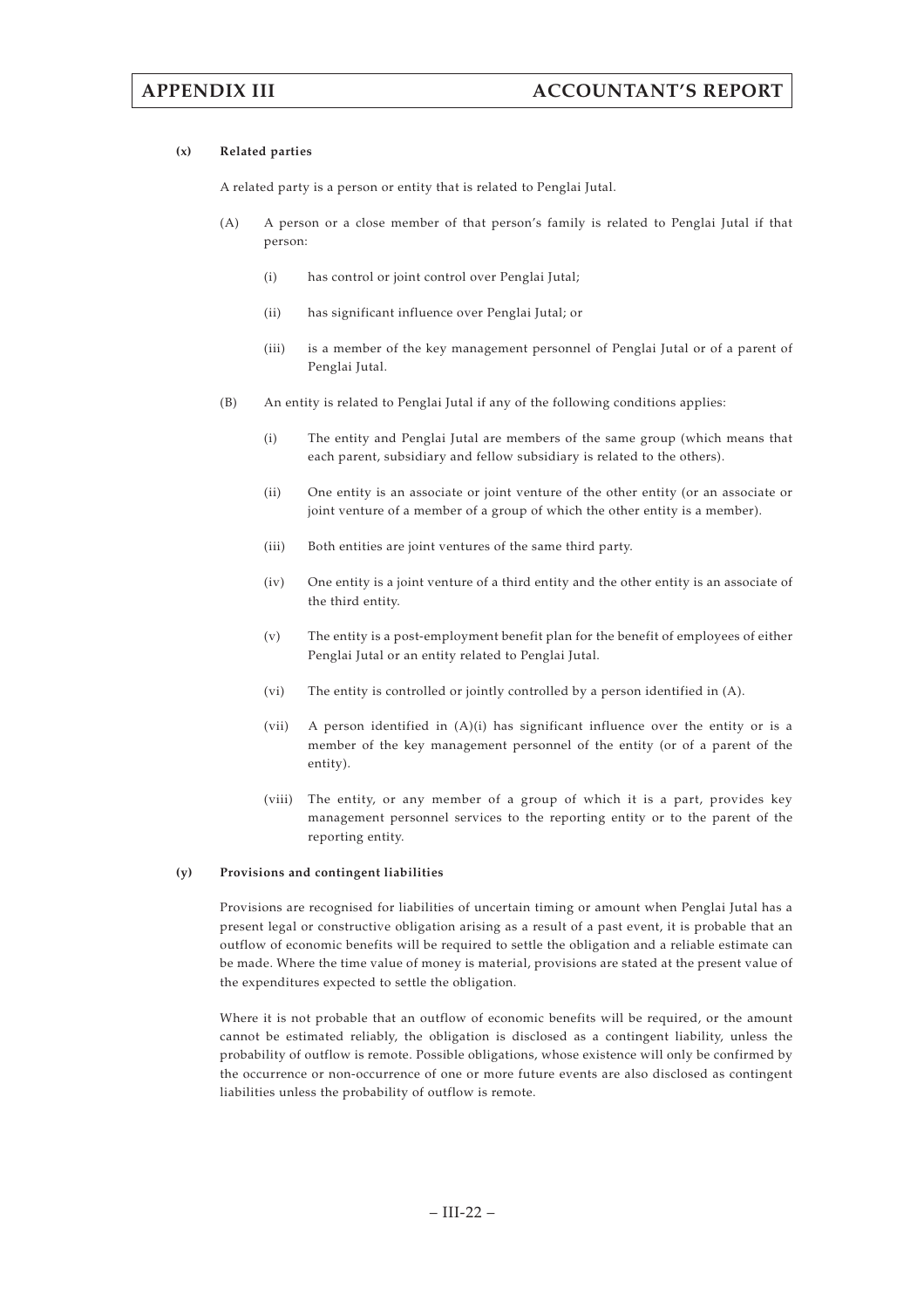**(x) Related parties**

A related party is a person or entity that is related to Penglai Jutal.

(A) A person or a close member of that person's family is related to Penglai Jutal if that person:

(i) has control or joint control over Penglai Jutal;

(ii) has significant influence over Penglai Jutal; or

(iii) is a member of the key management personnel of Penglai Jutal or of a parent of Penglai Jutal.

(B) An entity is related to Penglai Jutal if any of the following conditions applies:

(i) The entity and Penglai Jutal are members of the same group (which means that each parent, subsidiary and fellow subsidiary is related to the others).

(ii) One entity is an associate or joint venture of the other entity (or an associate or joint venture of a member of a group of which the other entity is a member).

(iii) Both entities are joint ventures of the same third party.

(iv) One entity is a joint venture of a third entity and the other entity is an associate of the third entity.

(v) The entity is a post-employment benefit plan for the benefit of employees of either Penglai Jutal or an entity related to Penglai Jutal.

(vi) The entity is controlled or jointly controlled by a person identified in (A).

(vii) A person identified in (A)(i) has significant influence over the entity or is a member of the key management personnel of the entity (or of a parent of the entity).

(viii) The entity, or any member of a group of which it is a part, provides key management personnel services to the reporting entity or to the parent of the reporting entity.

**(y) Provisions and contingent liabilities**

Provisions are recognised for liabilities of uncertain timing or amount when Penglai Jutal has a present legal or constructive obligation arising as a result of a past event, it is probable that an outflow of economic benefits will be required to settle the obligation and a reliable estimate can be made. Where the time value of money is material, provisions are stated at the present value of the expenditures expected to settle the obligation.

Where it is not probable that an outflow of economic benefits will be required, or the amount cannot be estimated reliably, the obligation is disclosed as a contingent liability, unless the probability of outflow is remote. Possible obligations, whose existence will only be confirmed by the occurrence or non-occurrence of one or more future events are also disclosed as contingent liabilities unless the probability of outflow is remote.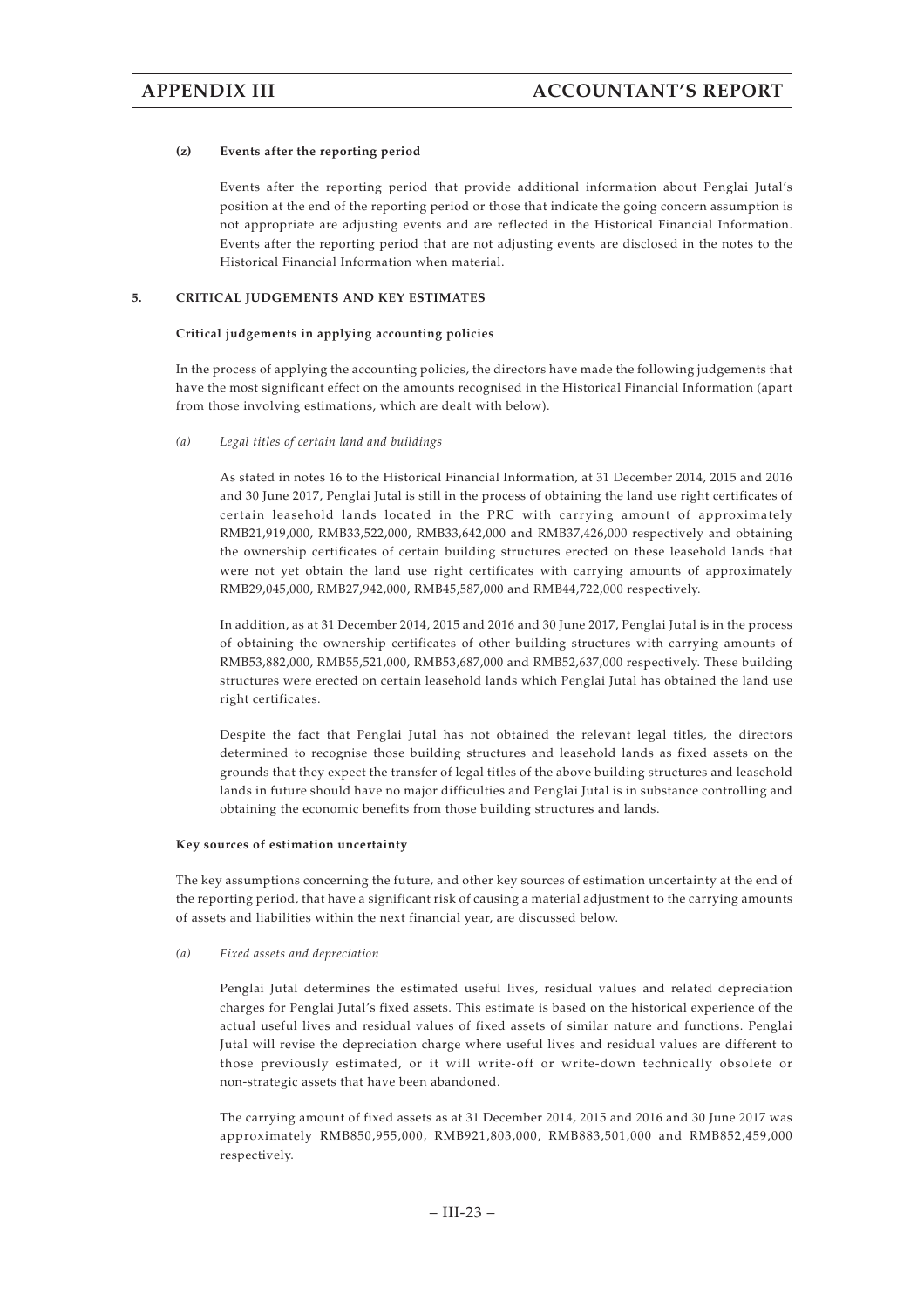**(z) Events after the reporting period**

Events after the reporting period that provide additional information about Penglai Jutal's position at the end of the reporting period or those that indicate the going concern assumption is not appropriate are adjusting events and are reflected in the Historical Financial Information. Events after the reporting period that are not adjusting events are disclosed in the notes to the Historical Financial Information when material.

**5. CRITICAL JUDGEMENTS AND KEY ESTIMATES**

**Critical judgements in applying accounting policies**

In the process of applying the accounting policies, the directors have made the following judgements that have the most significant effect on the amounts recognised in the Historical Financial Information (apart from those involving estimations, which are dealt with below).

*(a) Legal titles of certain land and buildings*

As stated in notes 16 to the Historical Financial Information, at 31 December 2014, 2015 and 2016 and 30 June 2017, Penglai Jutal is still in the process of obtaining the land use right certificates of certain leasehold lands located in the PRC with carrying amount of approximately RMB21,919,000, RMB33,522,000, RMB33,642,000 and RMB37,426,000 respectively and obtaining the ownership certificates of certain building structures erected on these leasehold lands that were not yet obtain the land use right certificates with carrying amounts of approximately RMB29,045,000, RMB27,942,000, RMB45,587,000 and RMB44,722,000 respectively.

In addition, as at 31 December 2014, 2015 and 2016 and 30 June 2017, Penglai Jutal is in the process of obtaining the ownership certificates of other building structures with carrying amounts of RMB53,882,000, RMB55,521,000, RMB53,687,000 and RMB52,637,000 respectively. These building structures were erected on certain leasehold lands which Penglai Jutal has obtained the land use right certificates.

Despite the fact that Penglai Jutal has not obtained the relevant legal titles, the directors determined to recognise those building structures and leasehold lands as fixed assets on the grounds that they expect the transfer of legal titles of the above building structures and leasehold lands in future should have no major difficulties and Penglai Jutal is in substance controlling and obtaining the economic benefits from those building structures and lands.

**Key sources of estimation uncertainty**

The key assumptions concerning the future, and other key sources of estimation uncertainty at the end of the reporting period, that have a significant risk of causing a material adjustment to the carrying amounts of assets and liabilities within the next financial year, are discussed below.

*(a) Fixed assets and depreciation*

Penglai Jutal determines the estimated useful lives, residual values and related depreciation charges for Penglai Jutal's fixed assets. This estimate is based on the historical experience of the actual useful lives and residual values of fixed assets of similar nature and functions. Penglai Jutal will revise the depreciation charge where useful lives and residual values are different to those previously estimated, or it will write-off or write-down technically obsolete or non-strategic assets that have been abandoned.

The carrying amount of fixed assets as at 31 December 2014, 2015 and 2016 and 30 June 2017 was approximately RMB850,955,000, RMB921,803,000, RMB883,501,000 and RMB852,459,000 respectively.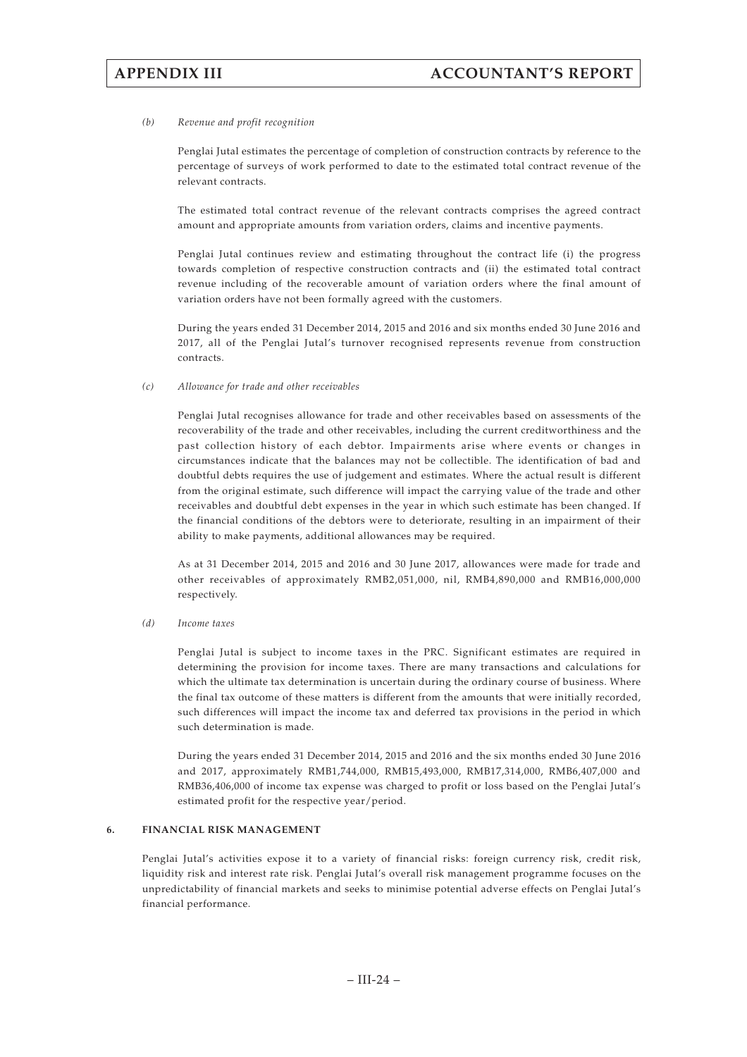*(b) Revenue and profit recognition*

Penglai Jutal estimates the percentage of completion of construction contracts by reference to the percentage of surveys of work performed to date to the estimated total contract revenue of the relevant contracts.

The estimated total contract revenue of the relevant contracts comprises the agreed contract amount and appropriate amounts from variation orders, claims and incentive payments.

Penglai Jutal continues review and estimating throughout the contract life (i) the progress towards completion of respective construction contracts and (ii) the estimated total contract revenue including of the recoverable amount of variation orders where the final amount of variation orders have not been formally agreed with the customers.

During the years ended 31 December 2014, 2015 and 2016 and six months ended 30 June 2016 and 2017, all of the Penglai Jutal's turnover recognised represents revenue from construction contracts.

*(c) Allowance for trade and other receivables*

Penglai Jutal recognises allowance for trade and other receivables based on assessments of the recoverability of the trade and other receivables, including the current creditworthiness and the past collection history of each debtor. Impairments arise where events or changes in circumstances indicate that the balances may not be collectible. The identification of bad and doubtful debts requires the use of judgement and estimates. Where the actual result is different from the original estimate, such difference will impact the carrying value of the trade and other receivables and doubtful debt expenses in the year in which such estimate has been changed. If the financial conditions of the debtors were to deteriorate, resulting in an impairment of their ability to make payments, additional allowances may be required.

As at 31 December 2014, 2015 and 2016 and 30 June 2017, allowances were made for trade and other receivables of approximately RMB2,051,000, nil, RMB4,890,000 and RMB16,000,000 respectively.

*(d) Income taxes*

Penglai Jutal is subject to income taxes in the PRC. Significant estimates are required in determining the provision for income taxes. There are many transactions and calculations for which the ultimate tax determination is uncertain during the ordinary course of business. Where the final tax outcome of these matters is different from the amounts that were initially recorded, such differences will impact the income tax and deferred tax provisions in the period in which such determination is made.

During the years ended 31 December 2014, 2015 and 2016 and the six months ended 30 June 2016 and 2017, approximately RMB1,744,000, RMB15,493,000, RMB17,314,000, RMB6,407,000 and RMB36,406,000 of income tax expense was charged to profit or loss based on the Penglai Jutal's estimated profit for the respective year/period.

## 6. FINANCIAL RISK MANAGEMENT

Penglai Jutal's activities expose it to a variety of financial risks: foreign currency risk, credit risk, liquidity risk and interest rate risk. Penglai Jutal's overall risk management programme focuses on the unpredictability of financial markets and seeks to minimise potential adverse effects on Penglai Jutal's financial performance.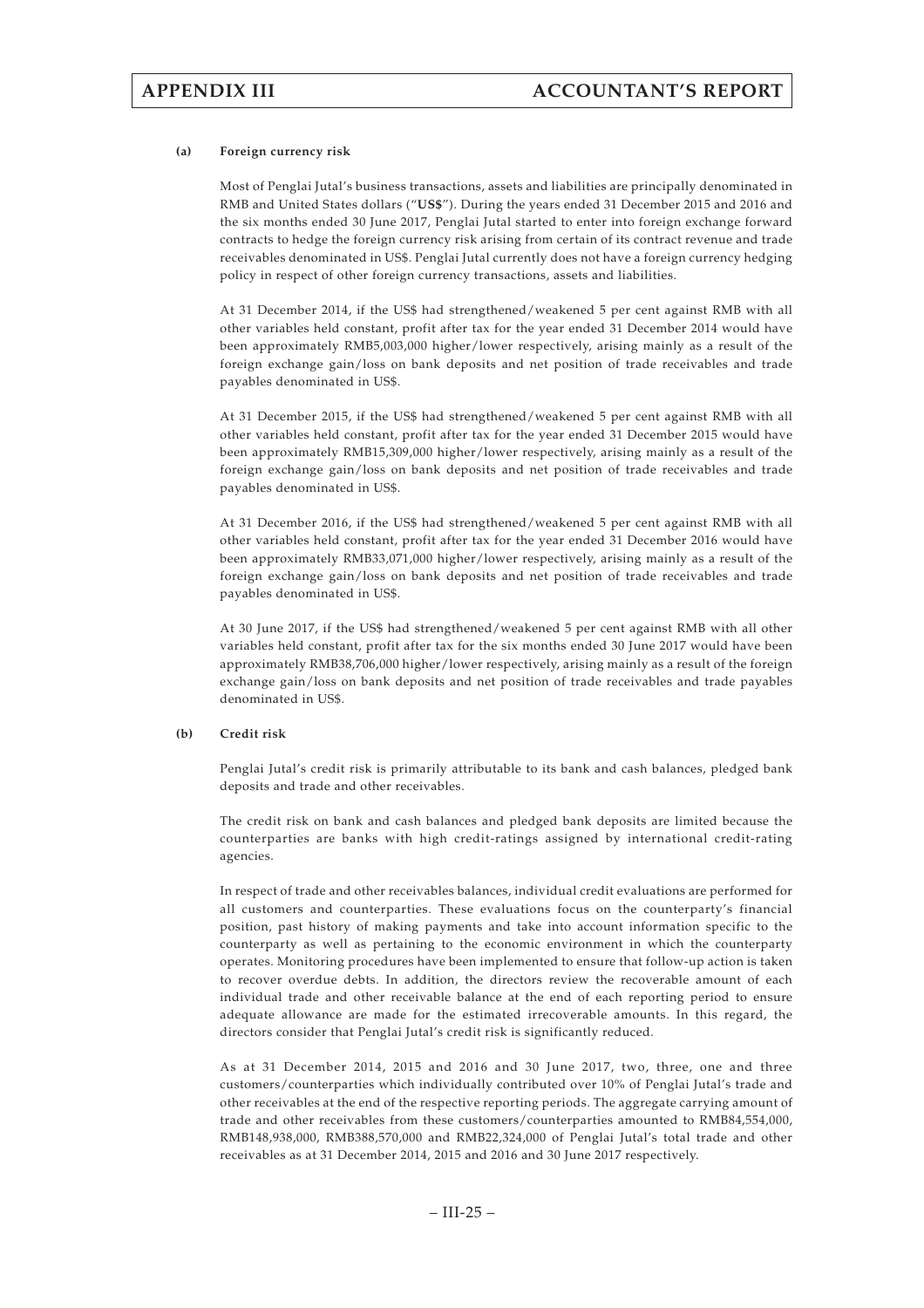#### (a) Foreign currency risk

Most of Penglai Jutal's business transactions, assets and liabilities are principally denominated in RMB and United States dollars ("**US$**"). During the years ended 31 December 2015 and 2016 and the six months ended 30 June 2017, Penglai Jutal started to enter into foreign exchange forward contracts to hedge the foreign currency risk arising from certain of its contract revenue and trade receivables denominated in US$. Penglai Jutal currently does not have a foreign currency hedging policy in respect of other foreign currency transactions, assets and liabilities.

At 31 December 2014, if the US$ had strengthened/weakened 5 per cent against RMB with all other variables held constant, profit after tax for the year ended 31 December 2014 would have been approximately RMB5,003,000 higher/lower respectively, arising mainly as a result of the foreign exchange gain/loss on bank deposits and net position of trade receivables and trade payables denominated in US$.

At 31 December 2015, if the US$ had strengthened/weakened 5 per cent against RMB with all other variables held constant, profit after tax for the year ended 31 December 2015 would have been approximately RMB15,309,000 higher/lower respectively, arising mainly as a result of the foreign exchange gain/loss on bank deposits and net position of trade receivables and trade payables denominated in US$.

At 31 December 2016, if the US$ had strengthened/weakened 5 per cent against RMB with all other variables held constant, profit after tax for the year ended 31 December 2016 would have been approximately RMB33,071,000 higher/lower respectively, arising mainly as a result of the foreign exchange gain/loss on bank deposits and net position of trade receivables and trade payables denominated in US$.

At 30 June 2017, if the US$ had strengthened/weakened 5 per cent against RMB with all other variables held constant, profit after tax for the six months ended 30 June 2017 would have been approximately RMB38,706,000 higher/lower respectively, arising mainly as a result of the foreign exchange gain/loss on bank deposits and net position of trade receivables and trade payables denominated in US$.

#### (b) Credit risk

Penglai Jutal's credit risk is primarily attributable to its bank and cash balances, pledged bank deposits and trade and other receivables.

The credit risk on bank and cash balances and pledged bank deposits are limited because the counterparties are banks with high credit-ratings assigned by international credit-rating agencies.

In respect of trade and other receivables balances, individual credit evaluations are performed for all customers and counterparties. These evaluations focus on the counterparty's financial position, past history of making payments and take into account information specific to the counterparty as well as pertaining to the economic environment in which the counterparty operates. Monitoring procedures have been implemented to ensure that follow-up action is taken to recover overdue debts. In addition, the directors review the recoverable amount of each individual trade and other receivable balance at the end of each reporting period to ensure adequate allowance are made for the estimated irrecoverable amounts. In this regard, the directors consider that Penglai Jutal's credit risk is significantly reduced.

As at 31 December 2014, 2015 and 2016 and 30 June 2017, two, three, one and three customers/counterparties which individually contributed over 10% of Penglai Jutal's trade and other receivables at the end of the respective reporting periods. The aggregate carrying amount of trade and other receivables from these customers/counterparties amounted to RMB84,554,000, RMB148,938,000, RMB388,570,000 and RMB22,324,000 of Penglai Jutal's total trade and other receivables as at 31 December 2014, 2015 and 2016 and 30 June 2017 respectively.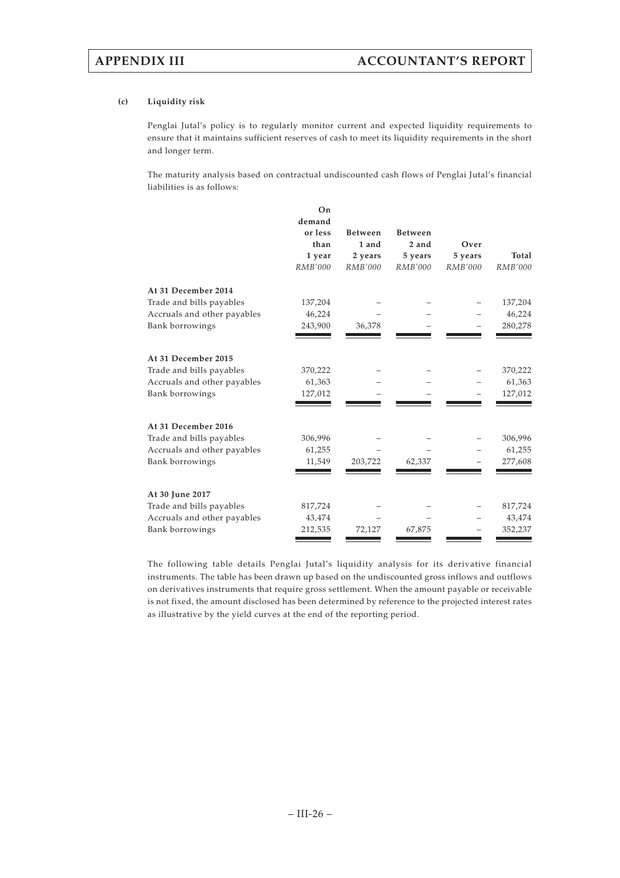#### (c) Liquidity risk

Penglai Jutal's policy is to regularly monitor current and expected liquidity requirements to ensure that it maintains sufficient reserves of cash to meet its liquidity requirements in the short and longer term.

The maturity analysis based on contractual undiscounted cash flows of Penglai Jutal's financial liabilities is as follows:

| | On demand or less than 1 year | Between 1 and 2 years | Between 2 and 5 years | Over 5 years | Total |
|---|---|---|---|---|---|
| | *RMB'000* | *RMB'000* | *RMB'000* | *RMB'000* | *RMB'000* |
| **At 31 December 2014** | | | | | |
| Trade and bills payables | 137,204 | – | – | – | 137,204 |
| Accruals and other payables | 46,224 | – | – | – | 46,224 |
| Bank borrowings | 243,900 | 36,378 | – | – | 280,278 |
| **At 31 December 2015** | | | | | |
| Trade and bills payables | 370,222 | – | – | – | 370,222 |
| Accruals and other payables | 61,363 | – | – | – | 61,363 |
| Bank borrowings | 127,012 | – | – | – | 127,012 |
| **At 31 December 2016** | | | | | |
| Trade and bills payables | 306,996 | – | – | – | 306,996 |
| Accruals and other payables | 61,255 | – | – | – | 61,255 |
| Bank borrowings | 11,549 | 203,722 | 62,337 | – | 277,608 |
| **At 30 June 2017** | | | | | |
| Trade and bills payables | 817,724 | – | – | – | 817,724 |
| Accruals and other payables | 43,474 | – | – | – | 43,474 |
| Bank borrowings | 212,535 | 72,127 | 67,875 | – | 352,237 |

The following table details Penglai Jutal's liquidity analysis for its derivative financial instruments. The table has been drawn up based on the undiscounted gross inflows and outflows on derivatives instruments that require gross settlement. When the amount payable or receivable is not fixed, the amount disclosed has been determined by reference to the projected interest rates as illustrative by the yield curves at the end of the reporting period.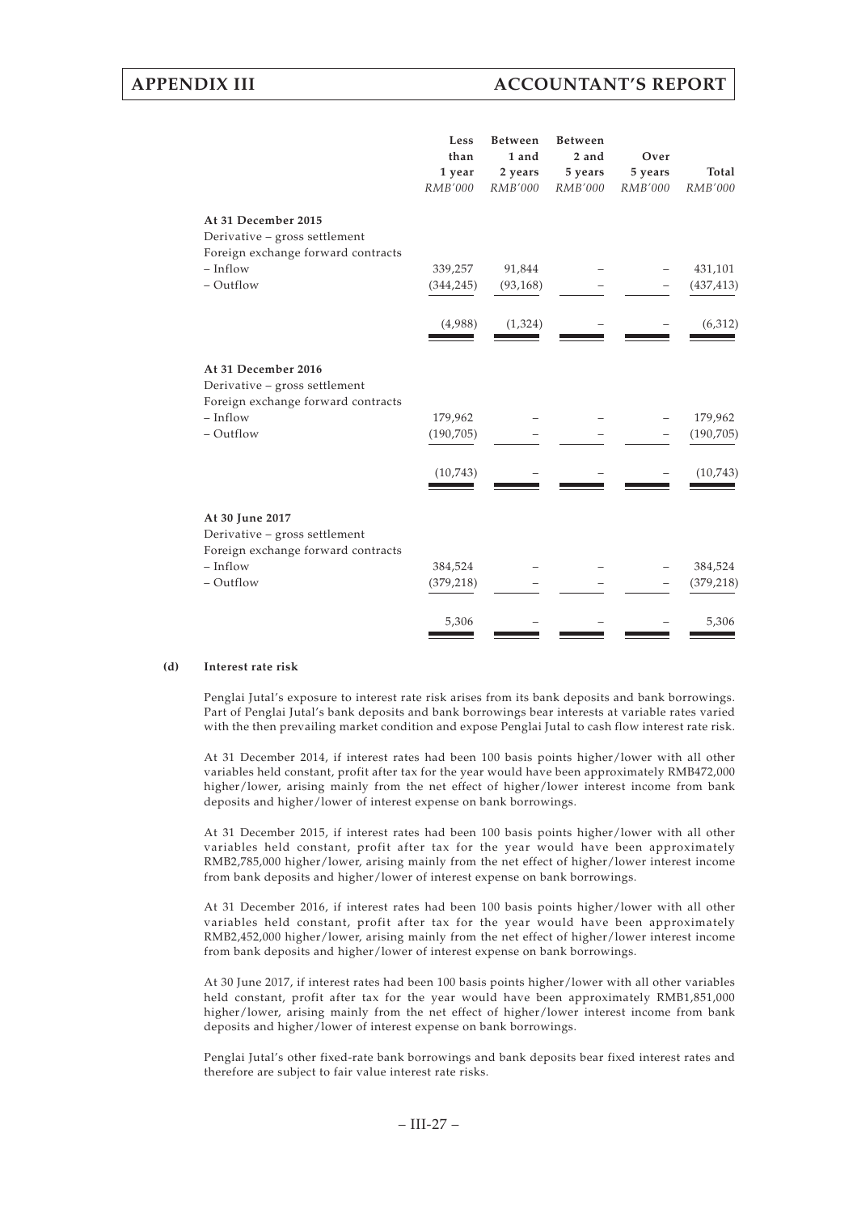|  | Less than 1 year | Between 1 and 2 years | Between 2 and 5 years | Over 5 years | Total |
|---|---|---|---|---|---|
|  | *RMB'000* | *RMB'000* | *RMB'000* | *RMB'000* | *RMB'000* |
| **At 31 December 2015** |  |  |  |  |  |
| Derivative – gross settlement |  |  |  |  |  |
| Foreign exchange forward contracts |  |  |  |  |  |
| – Inflow | 339,257 | 91,844 | – | – | 431,101 |
| – Outflow | (344,245) | (93,168) | – | – | (437,413) |
|  | (4,988) | (1,324) | – | – | (6,312) |
| **At 31 December 2016** |  |  |  |  |  |
| Derivative – gross settlement |  |  |  |  |  |
| Foreign exchange forward contracts |  |  |  |  |  |
| – Inflow | 179,962 | – | – | – | 179,962 |
| – Outflow | (190,705) | – | – | – | (190,705) |
|  | (10,743) | – | – | – | (10,743) |
| **At 30 June 2017** |  |  |  |  |  |
| Derivative – gross settlement |  |  |  |  |  |
| Foreign exchange forward contracts |  |  |  |  |  |
| – Inflow | 384,524 | – | – | – | 384,524 |
| – Outflow | (379,218) | – | – | – | (379,218) |
|  | 5,306 | – | – | – | 5,306 |

**(d) Interest rate risk**

Penglai Jutal's exposure to interest rate risk arises from its bank deposits and bank borrowings. Part of Penglai Jutal's bank deposits and bank borrowings bear interests at variable rates varied with the then prevailing market condition and expose Penglai Jutal to cash flow interest rate risk.

At 31 December 2014, if interest rates had been 100 basis points higher/lower with all other variables held constant, profit after tax for the year would have been approximately RMB472,000 higher/lower, arising mainly from the net effect of higher/lower interest income from bank deposits and higher/lower of interest expense on bank borrowings.

At 31 December 2015, if interest rates had been 100 basis points higher/lower with all other variables held constant, profit after tax for the year would have been approximately RMB2,785,000 higher/lower, arising mainly from the net effect of higher/lower interest income from bank deposits and higher/lower of interest expense on bank borrowings.

At 31 December 2016, if interest rates had been 100 basis points higher/lower with all other variables held constant, profit after tax for the year would have been approximately RMB2,452,000 higher/lower, arising mainly from the net effect of higher/lower interest income from bank deposits and higher/lower of interest expense on bank borrowings.

At 30 June 2017, if interest rates had been 100 basis points higher/lower with all other variables held constant, profit after tax for the year would have been approximately RMB1,851,000 higher/lower, arising mainly from the net effect of higher/lower interest income from bank deposits and higher/lower of interest expense on bank borrowings.

Penglai Jutal's other fixed-rate bank borrowings and bank deposits bear fixed interest rates and therefore are subject to fair value interest rate risks.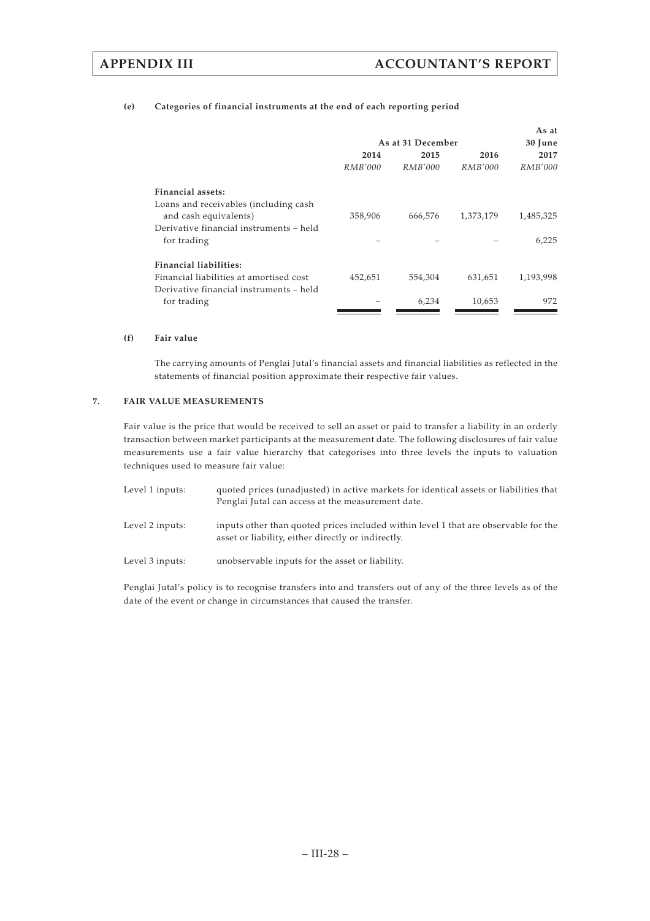#### (e) Categories of financial instruments at the end of each reporting period

| | As at 31 December | | | As at 30 June |
|---|---|---|---|---|
| | 2014 | 2015 | 2016 | 2017 |
| | *RMB'000* | *RMB'000* | *RMB'000* | *RMB'000* |
| **Financial assets:** | | | | |
| Loans and receivables (including cash and cash equivalents) | 358,906 | 666,576 | 1,373,179 | 1,485,325 |
| Derivative financial instruments – held for trading | – | – | – | 6,225 |
| **Financial liabilities:** | | | | |
| Financial liabilities at amortised cost | 452,651 | 554,304 | 631,651 | 1,193,998 |
| Derivative financial instruments – held for trading | – | 6,234 | 10,653 | 972 |

#### (f) Fair value

The carrying amounts of Penglai Jutal's financial assets and financial liabilities as reflected in the statements of financial position approximate their respective fair values.

### 7. FAIR VALUE MEASUREMENTS

Fair value is the price that would be received to sell an asset or paid to transfer a liability in an orderly transaction between market participants at the measurement date. The following disclosures of fair value measurements use a fair value hierarchy that categorises into three levels the inputs to valuation techniques used to measure fair value:

Level 1 inputs: quoted prices (unadjusted) in active markets for identical assets or liabilities that Penglai Jutal can access at the measurement date.

Level 2 inputs: inputs other than quoted prices included within level 1 that are observable for the asset or liability, either directly or indirectly.

Level 3 inputs: unobservable inputs for the asset or liability.

Penglai Jutal's policy is to recognise transfers into and transfers out of any of the three levels as of the date of the event or change in circumstances that caused the transfer.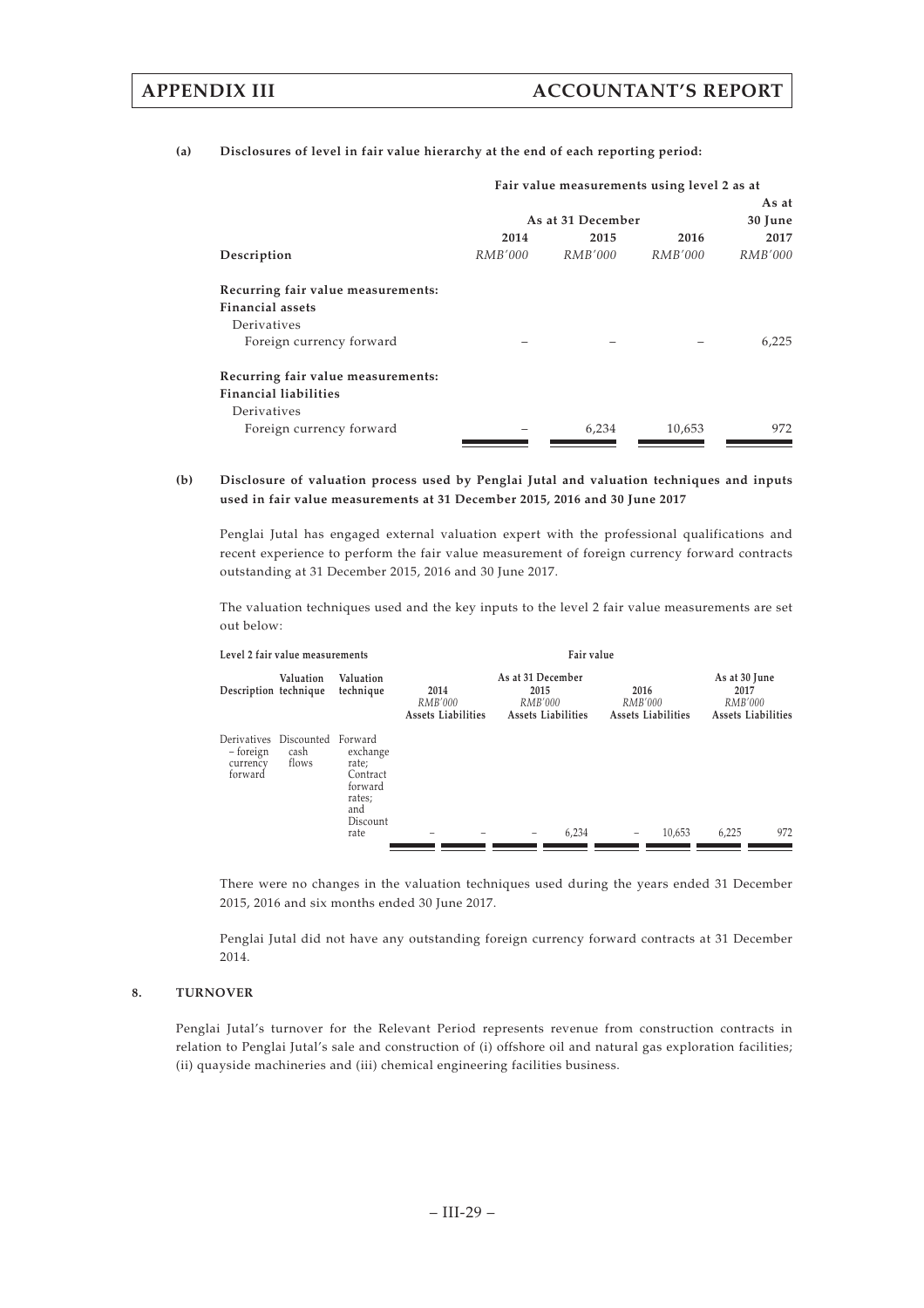**(a) Disclosures of level in fair value hierarchy at the end of each reporting period:**

| | Fair value measurements using level 2 as at | | | |
|---|---|---|---|---|
| | As at 31 December | | | As at 30 June |
| | 2014 | 2015 | 2016 | 2017 |
| **Description** | *RMB'000* | *RMB'000* | *RMB'000* | *RMB'000* |
| **Recurring fair value measurements:** | | | | |
| **Financial assets** | | | | |
| Derivatives | | | | |
| Foreign currency forward | – | – | – | 6,225 |
| **Recurring fair value measurements:** | | | | |
| **Financial liabilities** | | | | |
| Derivatives | | | | |
| Foreign currency forward | – | 6,234 | 10,653 | 972 |

**(b) Disclosure of valuation process used by Penglai Jutal and valuation techniques and inputs used in fair value measurements at 31 December 2015, 2016 and 30 June 2017**

Penglai Jutal has engaged external valuation expert with the professional qualifications and recent experience to perform the fair value measurement of foreign currency forward contracts outstanding at 31 December 2015, 2016 and 30 June 2017.

The valuation techniques used and the key inputs to the level 2 fair value measurements are set out below:

| **Level 2 fair value measurements** | | | **Fair value** | | | | | | | |
|---|---|---|---|---|---|---|---|---|---|---|
| | | | As at 31 December | | | | | | As at 30 June | |
| **Description** | **Valuation technique** | **Valuation technique** | **2014** *RMB'000* | | **2015** *RMB'000* | | **2016** *RMB'000* | | **2017** *RMB'000* | |
| | | | **Assets** | **Liabilities** | **Assets** | **Liabilities** | **Assets** | **Liabilities** | **Assets** | **Liabilities** |
| Derivatives – foreign currency forward | Discounted cash flows | Forward exchange rate; Contract forward rates; and Discount rate | – | – | – | 6,234 | – | 10,653 | 6,225 | 972 |

There were no changes in the valuation techniques used during the years ended 31 December 2015, 2016 and six months ended 30 June 2017.

Penglai Jutal did not have any outstanding foreign currency forward contracts at 31 December 2014.

**8. TURNOVER**

Penglai Jutal's turnover for the Relevant Period represents revenue from construction contracts in relation to Penglai Jutal's sale and construction of (i) offshore oil and natural gas exploration facilities; (ii) quayside machineries and (iii) chemical engineering facilities business.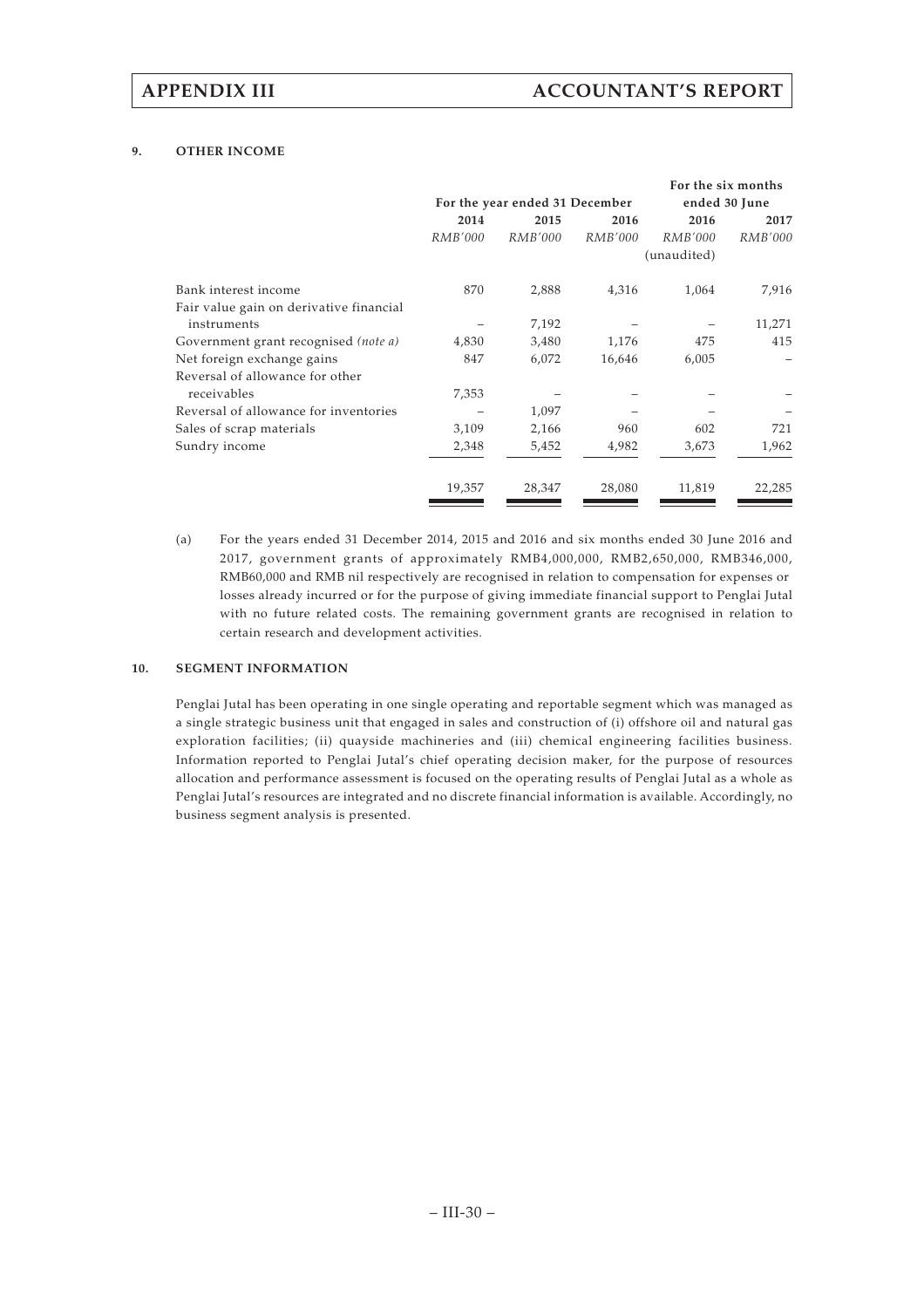## 9. OTHER INCOME

| | For the year ended 31 December | | | For the six months ended 30 June | |
|---|---|---|---|---|---|
| | 2014 | 2015 | 2016 | 2016 | 2017 |
| | *RMB'000* | *RMB'000* | *RMB'000* | *RMB'000* (unaudited) | *RMB'000* |
| Bank interest income | 870 | 2,888 | 4,316 | 1,064 | 7,916 |
| Fair value gain on derivative financial instruments | – | 7,192 | – | – | 11,271 |
| Government grant recognised *(note a)* | 4,830 | 3,480 | 1,176 | 475 | 415 |
| Net foreign exchange gains | 847 | 6,072 | 16,646 | 6,005 | – |
| Reversal of allowance for other receivables | 7,353 | – | – | – | – |
| Reversal of allowance for inventories | – | 1,097 | – | – | – |
| Sales of scrap materials | 3,109 | 2,166 | 960 | 602 | 721 |
| Sundry income | 2,348 | 5,452 | 4,982 | 3,673 | 1,962 |
| | 19,357 | 28,347 | 28,080 | 11,819 | 22,285 |

(a) For the years ended 31 December 2014, 2015 and 2016 and six months ended 30 June 2016 and 2017, government grants of approximately RMB4,000,000, RMB2,650,000, RMB346,000, RMB60,000 and RMB nil respectively are recognised in relation to compensation for expenses or losses already incurred or for the purpose of giving immediate financial support to Penglai Jutal with no future related costs. The remaining government grants are recognised in relation to certain research and development activities.

## 10. SEGMENT INFORMATION

Penglai Jutal has been operating in one single operating and reportable segment which was managed as a single strategic business unit that engaged in sales and construction of (i) offshore oil and natural gas exploration facilities; (ii) quayside machineries and (iii) chemical engineering facilities business. Information reported to Penglai Jutal's chief operating decision maker, for the purpose of resources allocation and performance assessment is focused on the operating results of Penglai Jutal as a whole as Penglai Jutal's resources are integrated and no discrete financial information is available. Accordingly, no business segment analysis is presented.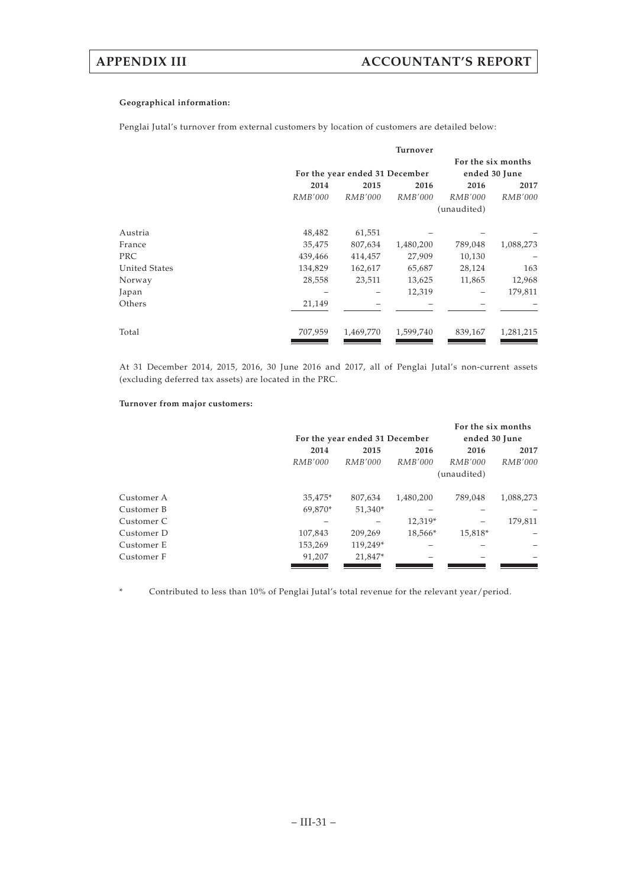**Geographical information:**

Penglai Jutal's turnover from external customers by location of customers are detailed below:

| | Turnover | | | | |
|---|---|---|---|---|---|
| | For the year ended 31 December | | | For the six months ended 30 June | |
| | 2014 | 2015 | 2016 | 2016 | 2017 |
| | *RMB'000* | *RMB'000* | *RMB'000* | *RMB'000* (unaudited) | *RMB'000* |
| Austria | 48,482 | 61,551 | – | – | – |
| France | 35,475 | 807,634 | 1,480,200 | 789,048 | 1,088,273 |
| PRC | 439,466 | 414,457 | 27,909 | 10,130 | – |
| United States | 134,829 | 162,617 | 65,687 | 28,124 | 163 |
| Norway | 28,558 | 23,511 | 13,625 | 11,865 | 12,968 |
| Japan | – | – | 12,319 | – | 179,811 |
| Others | 21,149 | – | – | – | – |
| Total | 707,959 | 1,469,770 | 1,599,740 | 839,167 | 1,281,215 |

At 31 December 2014, 2015, 2016, 30 June 2016 and 2017, all of Penglai Jutal's non-current assets (excluding deferred tax assets) are located in the PRC.

**Turnover from major customers:**

| | For the year ended 31 December | | | For the six months ended 30 June | |
|---|---|---|---|---|---|
| | 2014 | 2015 | 2016 | 2016 | 2017 |
| | *RMB'000* | *RMB'000* | *RMB'000* | *RMB'000* (unaudited) | *RMB'000* |
| Customer A | 35,475* | 807,634 | 1,480,200 | 789,048 | 1,088,273 |
| Customer B | 69,870* | 51,340* | – | – | – |
| Customer C | – | – | 12,319* | – | 179,811 |
| Customer D | 107,843 | 209,269 | 18,566* | 15,818* | – |
| Customer E | 153,269 | 119,249* | – | – | – |
| Customer F | 91,207 | 21,847* | – | – | – |

\* Contributed to less than 10% of Penglai Jutal's total revenue for the relevant year/period.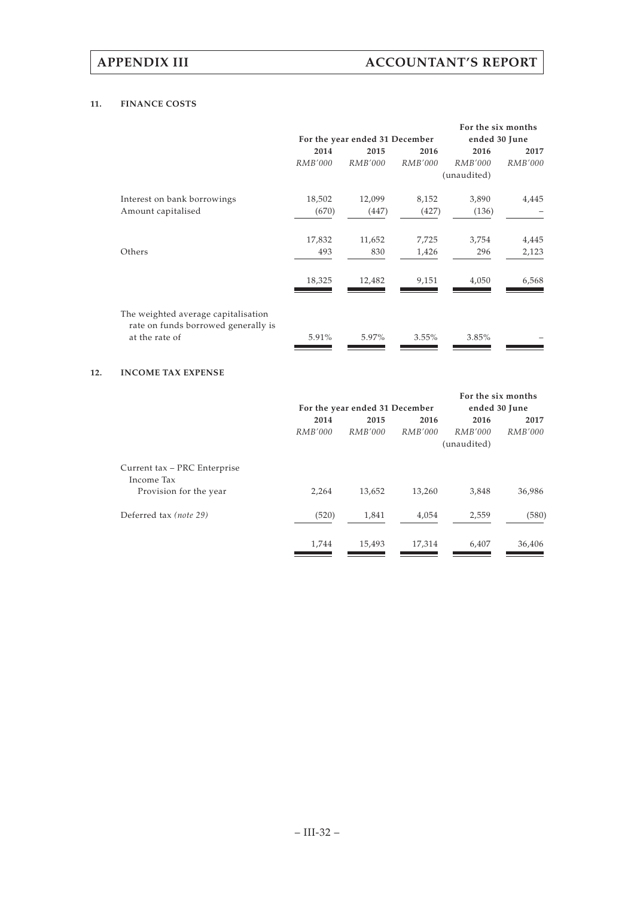### 11. FINANCE COSTS

| | For the year ended 31 December | | | For the six months ended 30 June | |
|---|---|---|---|---|---|
| | 2014 | 2015 | 2016 | 2016 | 2017 |
| | *RMB'000* | *RMB'000* | *RMB'000* | *RMB'000* | *RMB'000* |
| | | | | (unaudited) | |
| Interest on bank borrowings | 18,502 | 12,099 | 8,152 | 3,890 | 4,445 |
| Amount capitalised | (670) | (447) | (427) | (136) | – |
| | 17,832 | 11,652 | 7,725 | 3,754 | 4,445 |
| Others | 493 | 830 | 1,426 | 296 | 2,123 |
| | 18,325 | 12,482 | 9,151 | 4,050 | 6,568 |
| The weighted average capitalisation rate on funds borrowed generally is at the rate of | 5.91% | 5.97% | 3.55% | 3.85% | – |

### 12. INCOME TAX EXPENSE

| | For the year ended 31 December | | | For the six months ended 30 June | |
|---|---|---|---|---|---|
| | 2014 | 2015 | 2016 | 2016 | 2017 |
| | *RMB'000* | *RMB'000* | *RMB'000* | *RMB'000* | *RMB'000* |
| | | | | (unaudited) | |
| Current tax – PRC Enterprise Income Tax | | | | | |
| Provision for the year | 2,264 | 13,652 | 13,260 | 3,848 | 36,986 |
| Deferred tax *(note 29)* | (520) | 1,841 | 4,054 | 2,559 | (580) |
| | 1,744 | 15,493 | 17,314 | 6,407 | 36,406 |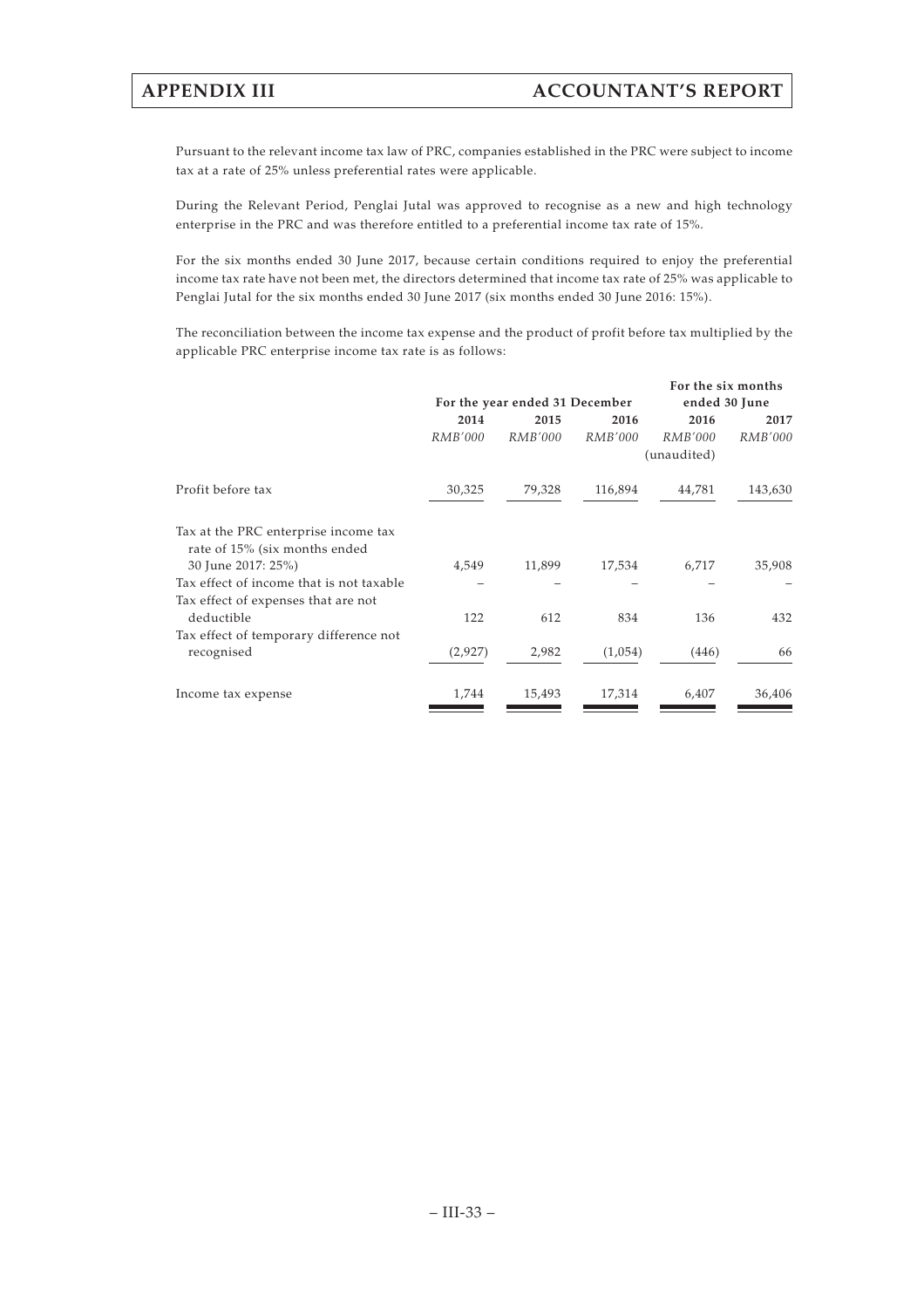Pursuant to the relevant income tax law of PRC, companies established in the PRC were subject to income tax at a rate of 25% unless preferential rates were applicable.

During the Relevant Period, Penglai Jutal was approved to recognise as a new and high technology enterprise in the PRC and was therefore entitled to a preferential income tax rate of 15%.

For the six months ended 30 June 2017, because certain conditions required to enjoy the preferential income tax rate have not been met, the directors determined that income tax rate of 25% was applicable to Penglai Jutal for the six months ended 30 June 2017 (six months ended 30 June 2016: 15%).

The reconciliation between the income tax expense and the product of profit before tax multiplied by the applicable PRC enterprise income tax rate is as follows:

| | For the year ended 31 December | | | For the six months ended 30 June | |
|---|---|---|---|---|---|
| | **2014** | **2015** | **2016** | **2016** | **2017** |
| | *RMB'000* | *RMB'000* | *RMB'000* | *RMB'000* (unaudited) | *RMB'000* |
| Profit before tax | 30,325 | 79,328 | 116,894 | 44,781 | 143,630 |
| Tax at the PRC enterprise income tax rate of 15% (six months ended 30 June 2017: 25%) | 4,549 | 11,899 | 17,534 | 6,717 | 35,908 |
| Tax effect of income that is not taxable | – | – | – | – | – |
| Tax effect of expenses that are not deductible | 122 | 612 | 834 | 136 | 432 |
| Tax effect of temporary difference not recognised | (2,927) | 2,982 | (1,054) | (446) | 66 |
| Income tax expense | 1,744 | 15,493 | 17,314 | 6,407 | 36,406 |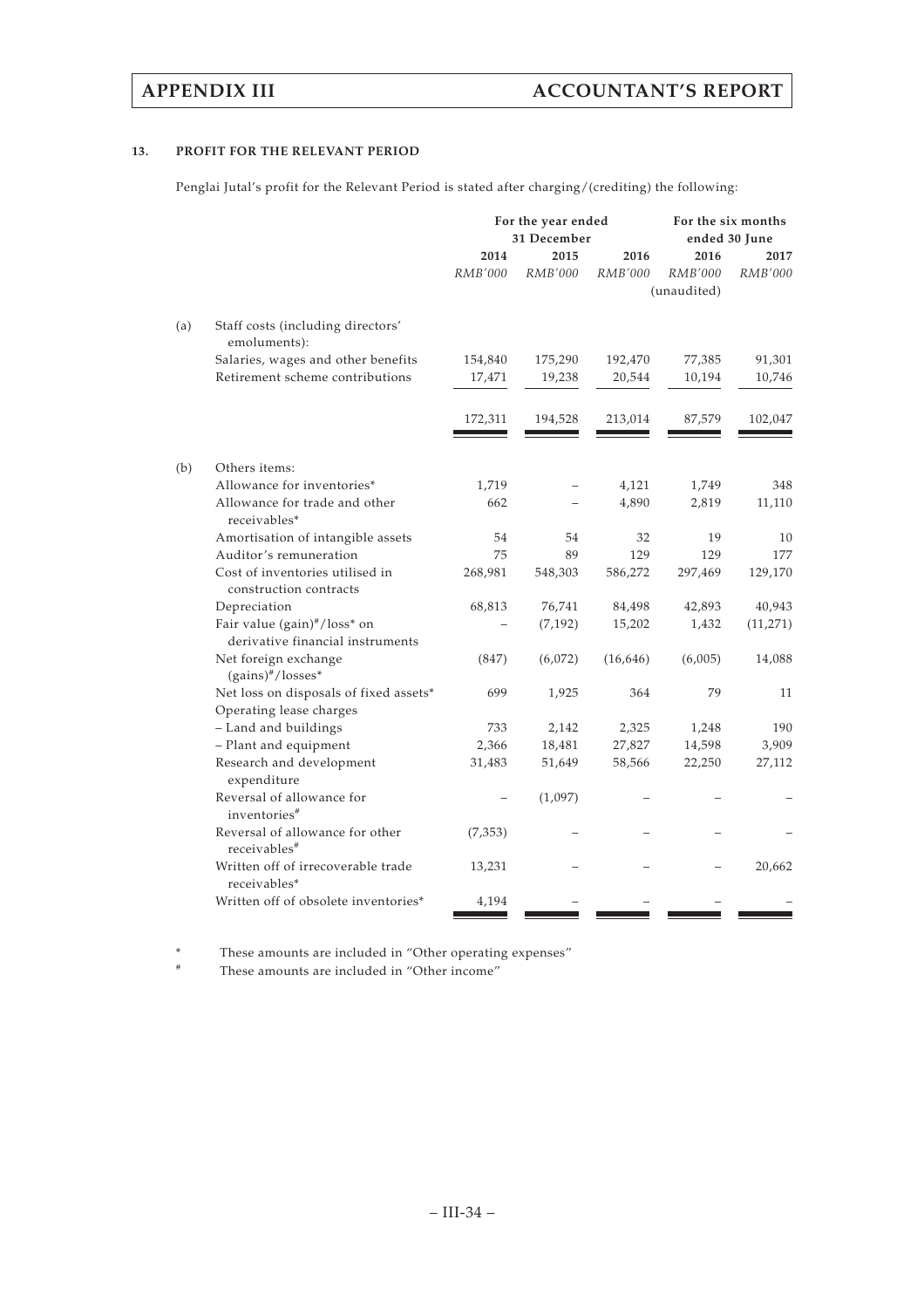### 13. PROFIT FOR THE RELEVANT PERIOD

Penglai Jutal's profit for the Relevant Period is stated after charging/(crediting) the following:

| | | For the year ended 31 December | | | For the six months ended 30 June | |
|---|---|---|---|---|---|---|
| | | 2014 | 2015 | 2016 | 2016 | 2017 |
| | | *RMB'000* | *RMB'000* | *RMB'000* | *RMB'000* (unaudited) | *RMB'000* |
| (a) | Staff costs (including directors' emoluments): | | | | | |
| | Salaries, wages and other benefits | 154,840 | 175,290 | 192,470 | 77,385 | 91,301 |
| | Retirement scheme contributions | 17,471 | 19,238 | 20,544 | 10,194 | 10,746 |
| | | 172,311 | 194,528 | 213,014 | 87,579 | 102,047 |
| (b) | Others items: | | | | | |
| | Allowance for inventories* | 1,719 | – | 4,121 | 1,749 | 348 |
| | Allowance for trade and other receivables* | 662 | – | 4,890 | 2,819 | 11,110 |
| | Amortisation of intangible assets | 54 | 54 | 32 | 19 | 10 |
| | Auditor's remuneration | 75 | 89 | 129 | 129 | 177 |
| | Cost of inventories utilised in construction contracts | 268,981 | 548,303 | 586,272 | 297,469 | 129,170 |
| | Depreciation | 68,813 | 76,741 | 84,498 | 42,893 | 40,943 |
| | Fair value (gain)#/loss* on derivative financial instruments | – | (7,192) | 15,202 | 1,432 | (11,271) |
| | Net foreign exchange (gains)#/losses* | (847) | (6,072) | (16,646) | (6,005) | 14,088 |
| | Net loss on disposals of fixed assets* | 699 | 1,925 | 364 | 79 | 11 |
| | Operating lease charges | | | | | |
| | – Land and buildings | 733 | 2,142 | 2,325 | 1,248 | 190 |
| | – Plant and equipment | 2,366 | 18,481 | 27,827 | 14,598 | 3,909 |
| | Research and development expenditure | 31,483 | 51,649 | 58,566 | 22,250 | 27,112 |
| | Reversal of allowance for inventories# | – | (1,097) | – | – | – |
| | Reversal of allowance for other receivables# | (7,353) | – | – | – | – |
| | Written off of irrecoverable trade receivables* | 13,231 | – | – | – | 20,662 |
| | Written off of obsolete inventories* | 4,194 | – | – | – | – |

\* These amounts are included in "Other operating expenses"

\# These amounts are included in "Other income"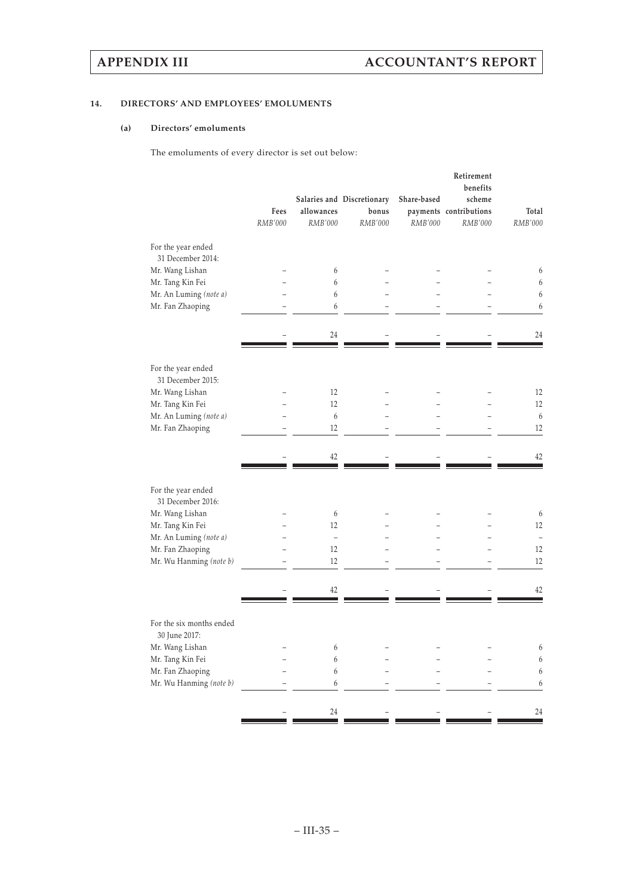### 14. DIRECTORS' AND EMPLOYEES' EMOLUMENTS

#### (a) Directors' emoluments

The emoluments of every director is set out below:

| | Fees | Salaries and allowances | Discretionary bonus | Share-based payments | Retirement benefits scheme contributions | Total |
|---|---|---|---|---|---|---|
| | *RMB'000* | *RMB'000* | *RMB'000* | *RMB'000* | *RMB'000* | *RMB'000* |
| For the year ended 31 December 2014: | | | | | | |
| Mr. Wang Lishan | – | 6 | – | – | – | 6 |
| Mr. Tang Kin Fei | – | 6 | – | – | – | 6 |
| Mr. An Luming *(note a)* | – | 6 | – | – | – | 6 |
| Mr. Fan Zhaoping | – | 6 | – | – | – | 6 |
| | – | 24 | – | – | – | 24 |
| For the year ended 31 December 2015: | | | | | | |
| Mr. Wang Lishan | – | 12 | – | – | – | 12 |
| Mr. Tang Kin Fei | – | 12 | – | – | – | 12 |
| Mr. An Luming *(note a)* | – | 6 | – | – | – | 6 |
| Mr. Fan Zhaoping | – | 12 | – | – | – | 12 |
| | – | 42 | – | – | – | 42 |
| For the year ended 31 December 2016: | | | | | | |
| Mr. Wang Lishan | – | 6 | – | – | – | 6 |
| Mr. Tang Kin Fei | – | 12 | – | – | – | 12 |
| Mr. An Luming *(note a)* | – | – | – | – | – | – |
| Mr. Fan Zhaoping | – | 12 | – | – | – | 12 |
| Mr. Wu Hanming *(note b)* | – | 12 | – | – | – | 12 |
| | – | 42 | – | – | – | 42 |
| For the six months ended 30 June 2017: | | | | | | |
| Mr. Wang Lishan | – | 6 | – | – | – | 6 |
| Mr. Tang Kin Fei | – | 6 | – | – | – | 6 |
| Mr. Fan Zhaoping | – | 6 | – | – | – | 6 |
| Mr. Wu Hanming *(note b)* | – | 6 | – | – | – | 6 |
| | – | 24 | – | – | – | 24 |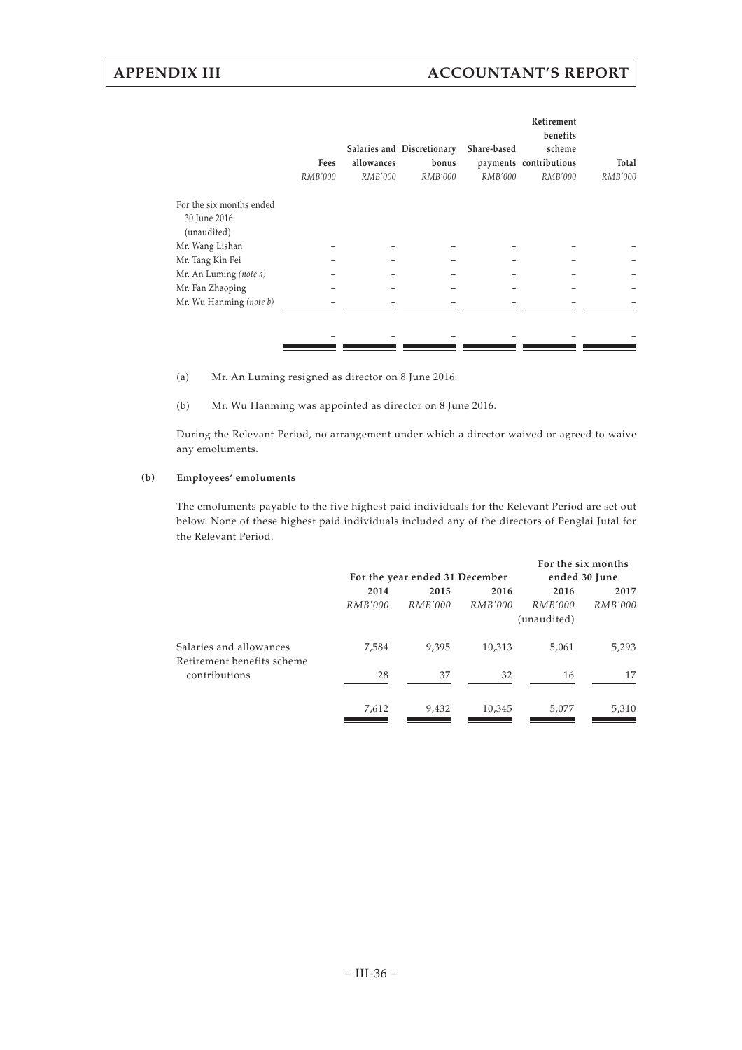| | Fees | Salaries and allowances | Discretionary bonus | Share-based payments | Retirement benefits scheme contributions | Total |
|---|---|---|---|---|---|---|
| | *RMB'000* | *RMB'000* | *RMB'000* | *RMB'000* | *RMB'000* | *RMB'000* |
| For the six months ended 30 June 2016: (unaudited) | | | | | | |
| Mr. Wang Lishan | – | – | – | – | – | – |
| Mr. Tang Kin Fei | – | – | – | – | – | – |
| Mr. An Luming *(note a)* | – | – | – | – | – | – |
| Mr. Fan Zhaoping | – | – | – | – | – | – |
| Mr. Wu Hanming *(note b)* | – | – | – | – | – | – |
| | – | – | – | – | – | – |

(a) Mr. An Luming resigned as director on 8 June 2016.

(b) Mr. Wu Hanming was appointed as director on 8 June 2016.

During the Relevant Period, no arrangement under which a director waived or agreed to waive any emoluments.

**(b) Employees' emoluments**

The emoluments payable to the five highest paid individuals for the Relevant Period are set out below. None of these highest paid individuals included any of the directors of Penglai Jutal for the Relevant Period.

| | For the year ended 31 December | | | For the six months ended 30 June | |
|---|---|---|---|---|---|
| | 2014 | 2015 | 2016 | 2016 | 2017 |
| | *RMB'000* | *RMB'000* | *RMB'000* | *RMB'000* (unaudited) | *RMB'000* |
| Salaries and allowances | 7,584 | 9,395 | 10,313 | 5,061 | 5,293 |
| Retirement benefits scheme contributions | 28 | 37 | 32 | 16 | 17 |
| | 7,612 | 9,432 | 10,345 | 5,077 | 5,310 |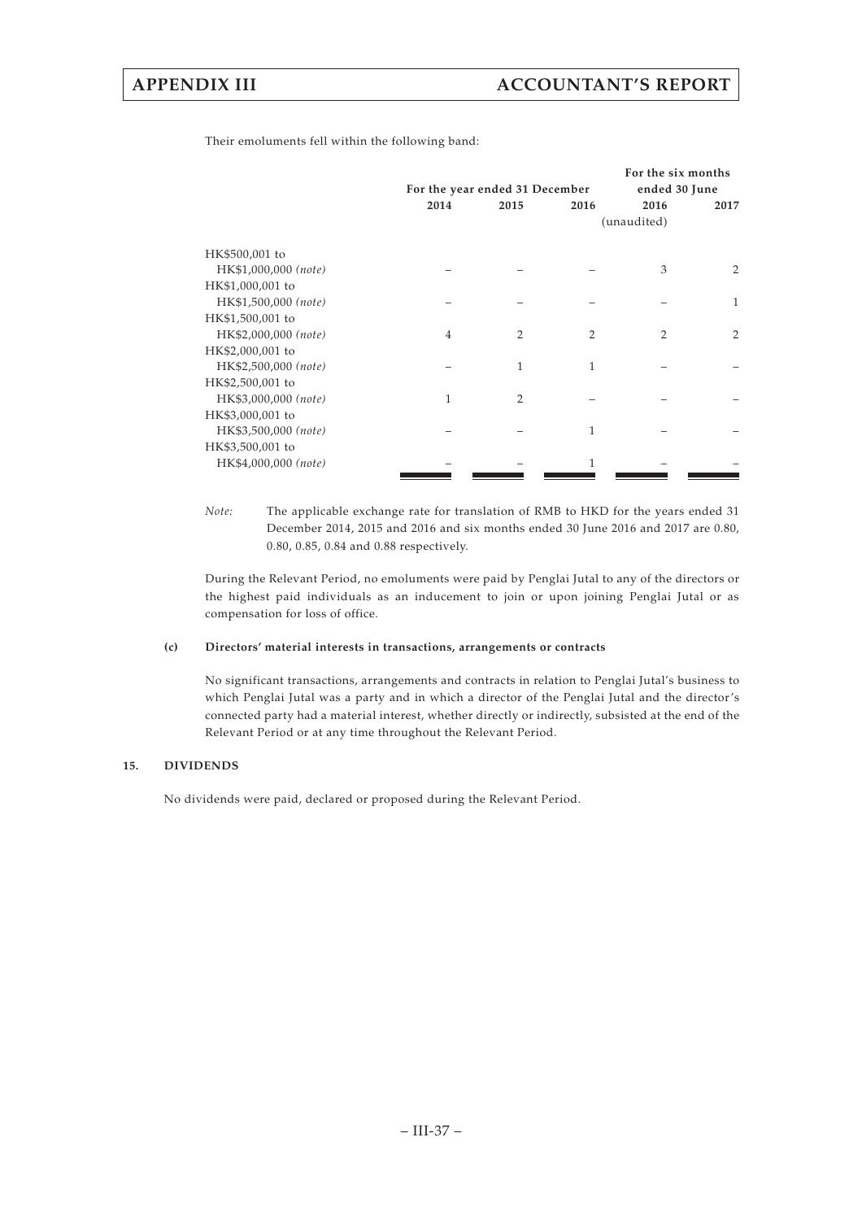Their emoluments fell within the following band:

| | For the year ended 31 December | | | For the six months ended 30 June | |
|---|---|---|---|---|---|
| | 2014 | 2015 | 2016 | 2016 (unaudited) | 2017 |
| HK$500,001 to HK$1,000,000 *(note)* | – | – | – | 3 | 2 |
| HK$1,000,001 to HK$1,500,000 *(note)* | – | – | – | – | 1 |
| HK$1,500,001 to HK$2,000,000 *(note)* | 4 | 2 | 2 | 2 | 2 |
| HK$2,000,001 to HK$2,500,000 *(note)* | – | 1 | 1 | – | – |
| HK$2,500,001 to HK$3,000,000 *(note)* | 1 | 2 | – | – | – |
| HK$3,000,001 to HK$3,500,000 *(note)* | – | – | 1 | – | – |
| HK$3,500,001 to HK$4,000,000 *(note)* | – | – | 1 | – | – |

*Note:* The applicable exchange rate for translation of RMB to HKD for the years ended 31 December 2014, 2015 and 2016 and six months ended 30 June 2016 and 2017 are 0.80, 0.80, 0.85, 0.84 and 0.88 respectively.

During the Relevant Period, no emoluments were paid by Penglai Jutal to any of the directors or the highest paid individuals as an inducement to join or upon joining Penglai Jutal or as compensation for loss of office.

**(c) Directors' material interests in transactions, arrangements or contracts**

No significant transactions, arrangements and contracts in relation to Penglai Jutal's business to which Penglai Jutal was a party and in which a director of the Penglai Jutal and the director's connected party had a material interest, whether directly or indirectly, subsisted at the end of the Relevant Period or at any time throughout the Relevant Period.

**15. DIVIDENDS**

No dividends were paid, declared or proposed during the Relevant Period.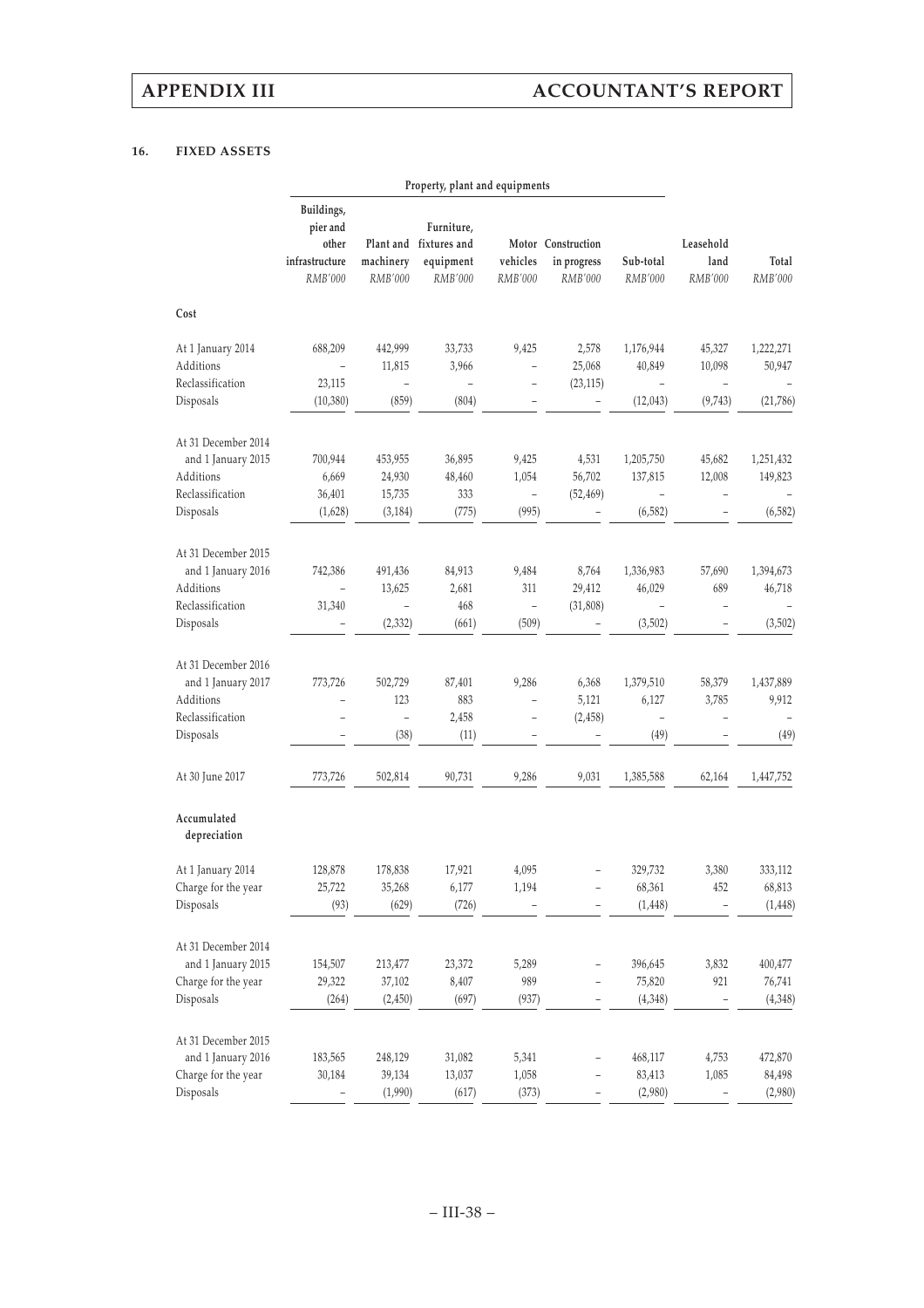## 16. FIXED ASSETS

| | Property, plant and equipments | | | | | | | |
|---|---|---|---|---|---|---|---|---|
| | Buildings, pier and other infrastructure | Plant and machinery | Furniture, fixtures and equipment | Motor vehicles | Construction in progress | Sub-total | Leasehold land | Total |
| | RMB'000 | RMB'000 | RMB'000 | RMB'000 | RMB'000 | RMB'000 | RMB'000 | RMB'000 |
| **Cost** | | | | | | | | |
| At 1 January 2014 | 688,209 | 442,999 | 33,733 | 9,425 | 2,578 | 1,176,944 | 45,327 | 1,222,271 |
| Additions | – | 11,815 | 3,966 | – | 25,068 | 40,849 | 10,098 | 50,947 |
| Reclassification | 23,115 | – | – | – | (23,115) | – | – | – |
| Disposals | (10,380) | (859) | (804) | – | – | (12,043) | (9,743) | (21,786) |
| At 31 December 2014 and 1 January 2015 | 700,944 | 453,955 | 36,895 | 9,425 | 4,531 | 1,205,750 | 45,682 | 1,251,432 |
| Additions | 6,669 | 24,930 | 48,460 | 1,054 | 56,702 | 137,815 | 12,008 | 149,823 |
| Reclassification | 36,401 | 15,735 | 333 | – | (52,469) | – | – | – |
| Disposals | (1,628) | (3,184) | (775) | (995) | – | (6,582) | – | (6,582) |
| At 31 December 2015 and 1 January 2016 | 742,386 | 491,436 | 84,913 | 9,484 | 8,764 | 1,336,983 | 57,690 | 1,394,673 |
| Additions | – | 13,625 | 2,681 | 311 | 29,412 | 46,029 | 689 | 46,718 |
| Reclassification | 31,340 | – | 468 | – | (31,808) | – | – | – |
| Disposals | – | (2,332) | (661) | (509) | – | (3,502) | – | (3,502) |
| At 31 December 2016 and 1 January 2017 | 773,726 | 502,729 | 87,401 | 9,286 | 6,368 | 1,379,510 | 58,379 | 1,437,889 |
| Additions | – | 123 | 883 | – | 5,121 | 6,127 | 3,785 | 9,912 |
| Reclassification | – | – | 2,458 | – | (2,458) | – | – | – |
| Disposals | – | (38) | (11) | – | – | (49) | – | (49) |
| At 30 June 2017 | 773,726 | 502,814 | 90,731 | 9,286 | 9,031 | 1,385,588 | 62,164 | 1,447,752 |
| **Accumulated depreciation** | | | | | | | | |
| At 1 January 2014 | 128,878 | 178,838 | 17,921 | 4,095 | – | 329,732 | 3,380 | 333,112 |
| Charge for the year | 25,722 | 35,268 | 6,177 | 1,194 | – | 68,361 | 452 | 68,813 |
| Disposals | (93) | (629) | (726) | – | – | (1,448) | – | (1,448) |
| At 31 December 2014 and 1 January 2015 | 154,507 | 213,477 | 23,372 | 5,289 | – | 396,645 | 3,832 | 400,477 |
| Charge for the year | 29,322 | 37,102 | 8,407 | 989 | – | 75,820 | 921 | 76,741 |
| Disposals | (264) | (2,450) | (697) | (937) | – | (4,348) | – | (4,348) |
| At 31 December 2015 and 1 January 2016 | 183,565 | 248,129 | 31,082 | 5,341 | – | 468,117 | 4,753 | 472,870 |
| Charge for the year | 30,184 | 39,134 | 13,037 | 1,058 | – | 83,413 | 1,085 | 84,498 |
| Disposals | – | (1,990) | (617) | (373) | – | (2,980) | – | (2,980) |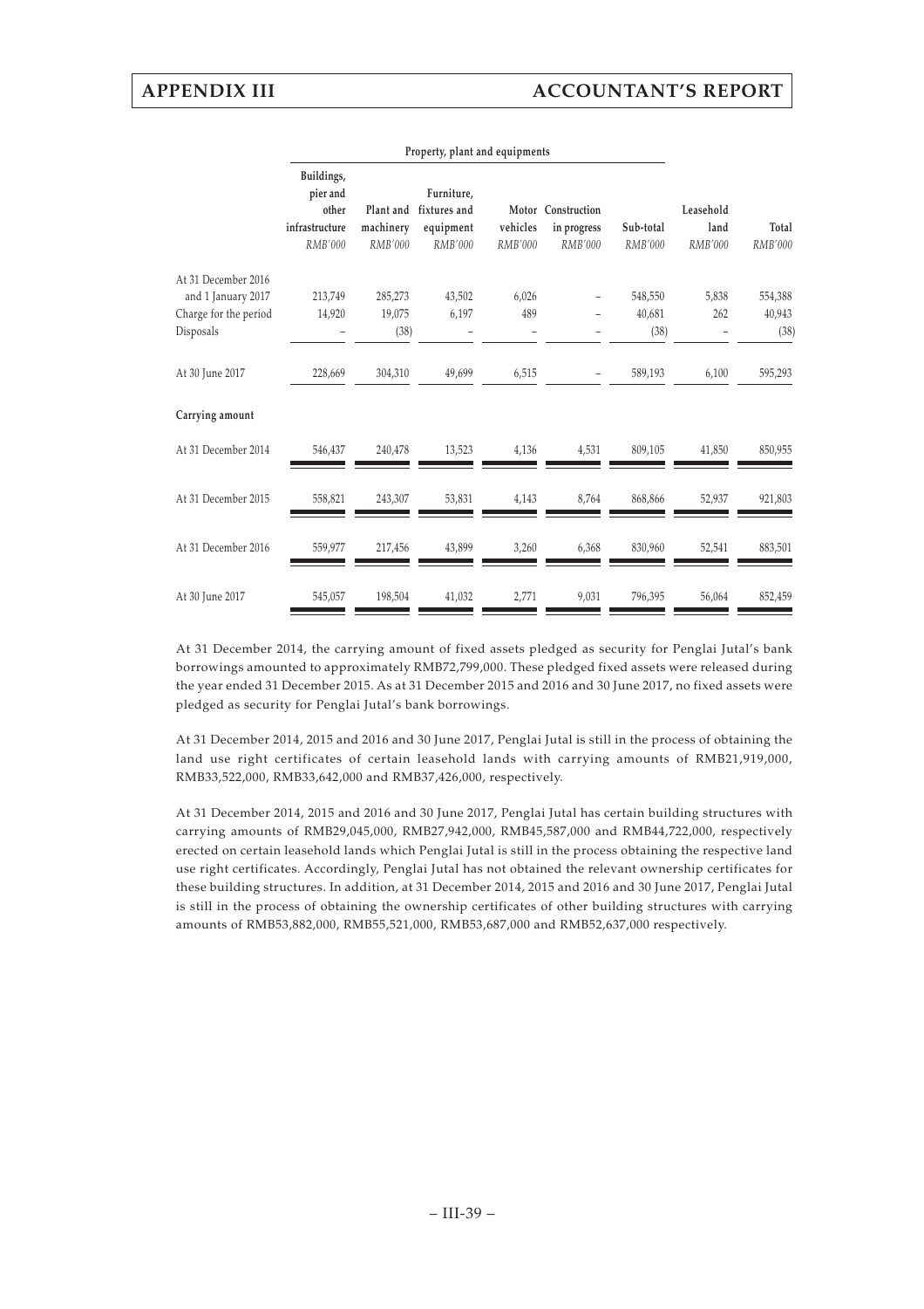| | Property, plant and equipments | | | | | | | |
|---|---|---|---|---|---|---|---|---|
| | Buildings, pier and other infrastructure | Plant and machinery | Furniture, fixtures and equipment | Motor vehicles | Construction in progress | Sub-total | Leasehold land | Total |
| | RMB'000 | RMB'000 | RMB'000 | RMB'000 | RMB'000 | RMB'000 | RMB'000 | RMB'000 |
| At 31 December 2016 and 1 January 2017 | 213,749 | 285,273 | 43,502 | 6,026 | – | 548,550 | 5,838 | 554,388 |
| Charge for the period | 14,920 | 19,075 | 6,197 | 489 | – | 40,681 | 262 | 40,943 |
| Disposals | – | (38) | – | – | – | (38) | – | (38) |
| At 30 June 2017 | 228,669 | 304,310 | 49,699 | 6,515 | – | 589,193 | 6,100 | 595,293 |
| **Carrying amount** | | | | | | | | |
| At 31 December 2014 | 546,437 | 240,478 | 13,523 | 4,136 | 4,531 | 809,105 | 41,850 | 850,955 |
| At 31 December 2015 | 558,821 | 243,307 | 53,831 | 4,143 | 8,764 | 868,866 | 52,937 | 921,803 |
| At 31 December 2016 | 559,977 | 217,456 | 43,899 | 3,260 | 6,368 | 830,960 | 52,541 | 883,501 |
| At 30 June 2017 | 545,057 | 198,504 | 41,032 | 2,771 | 9,031 | 796,395 | 56,064 | 852,459 |

At 31 December 2014, the carrying amount of fixed assets pledged as security for Penglai Jutal's bank borrowings amounted to approximately RMB72,799,000. These pledged fixed assets were released during the year ended 31 December 2015. As at 31 December 2015 and 2016 and 30 June 2017, no fixed assets were pledged as security for Penglai Jutal's bank borrowings.

At 31 December 2014, 2015 and 2016 and 30 June 2017, Penglai Jutal is still in the process of obtaining the land use right certificates of certain leasehold lands with carrying amounts of RMB21,919,000, RMB33,522,000, RMB33,642,000 and RMB37,426,000, respectively.

At 31 December 2014, 2015 and 2016 and 30 June 2017, Penglai Jutal has certain building structures with carrying amounts of RMB29,045,000, RMB27,942,000, RMB45,587,000 and RMB44,722,000, respectively erected on certain leasehold lands which Penglai Jutal is still in the process obtaining the respective land use right certificates. Accordingly, Penglai Jutal has not obtained the relevant ownership certificates for these building structures. In addition, at 31 December 2014, 2015 and 2016 and 30 June 2017, Penglai Jutal is still in the process of obtaining the ownership certificates of other building structures with carrying amounts of RMB53,882,000, RMB55,521,000, RMB53,687,000 and RMB52,637,000 respectively.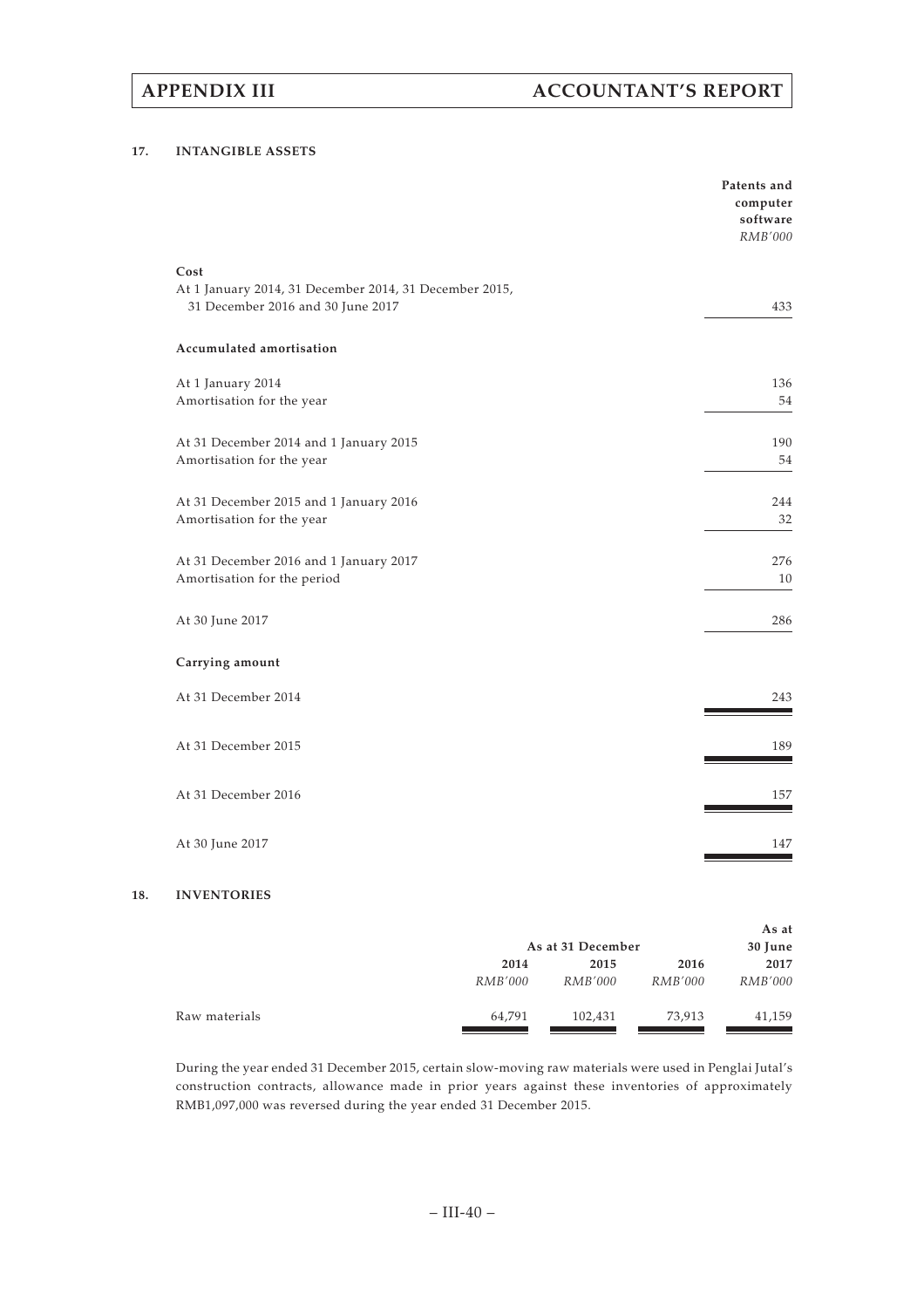### 17. INTANGIBLE ASSETS

| | Patents and computer software |
|---|---|
| | *RMB'000* |
| **Cost** | |
| At 1 January 2014, 31 December 2014, 31 December 2015, 31 December 2016 and 30 June 2017 | 433 |
| **Accumulated amortisation** | |
| At 1 January 2014 | 136 |
| Amortisation for the year | 54 |
| At 31 December 2014 and 1 January 2015 | 190 |
| Amortisation for the year | 54 |
| At 31 December 2015 and 1 January 2016 | 244 |
| Amortisation for the year | 32 |
| At 31 December 2016 and 1 January 2017 | 276 |
| Amortisation for the period | 10 |
| At 30 June 2017 | 286 |
| **Carrying amount** | |
| At 31 December 2014 | 243 |
| At 31 December 2015 | 189 |
| At 31 December 2016 | 157 |
| At 30 June 2017 | 147 |

### 18. INVENTORIES

| | As at 31 December | | | As at 30 June |
|---|---|---|---|---|
| | 2014 | 2015 | 2016 | 2017 |
| | *RMB'000* | *RMB'000* | *RMB'000* | *RMB'000* |
| Raw materials | 64,791 | 102,431 | 73,913 | 41,159 |

During the year ended 31 December 2015, certain slow-moving raw materials were used in Penglai Jutal's construction contracts, allowance made in prior years against these inventories of approximately RMB1,097,000 was reversed during the year ended 31 December 2015.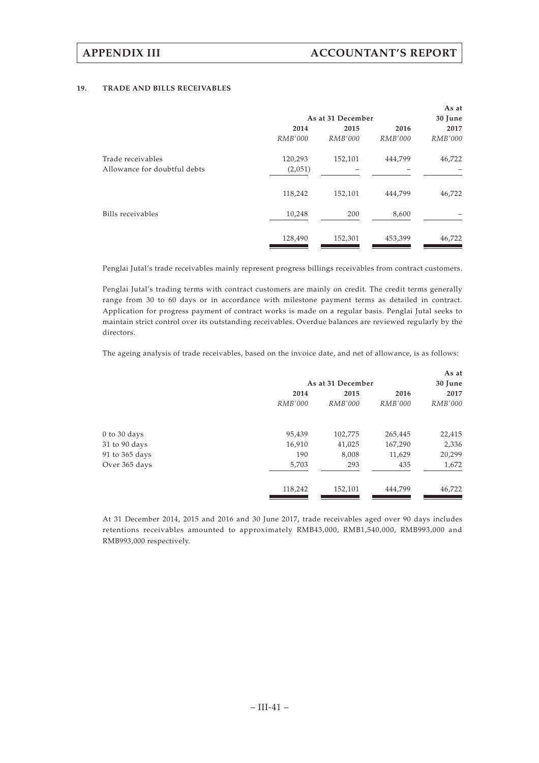### 19. TRADE AND BILLS RECEIVABLES

| | As at 31 December | | | As at 30 June |
|---|---|---|---|---|
| | 2014 | 2015 | 2016 | 2017 |
| | *RMB'000* | *RMB'000* | *RMB'000* | *RMB'000* |
| Trade receivables | 120,293 | 152,101 | 444,799 | 46,722 |
| Allowance for doubtful debts | (2,051) | – | – | – |
| | 118,242 | 152,101 | 444,799 | 46,722 |
| Bills receivables | 10,248 | 200 | 8,600 | – |
| | 128,490 | 152,301 | 453,399 | 46,722 |

Penglai Jutal's trade receivables mainly represent progress billings receivables from contract customers.

Penglai Jutal's trading terms with contract customers are mainly on credit. The credit terms generally range from 30 to 60 days or in accordance with milestone payment terms as detailed in contract. Application for progress payment of contract works is made on a regular basis. Penglai Jutal seeks to maintain strict control over its outstanding receivables. Overdue balances are reviewed regularly by the directors.

The ageing analysis of trade receivables, based on the invoice date, and net of allowance, is as follows:

| | As at 31 December | | | As at 30 June |
|---|---|---|---|---|
| | 2014 | 2015 | 2016 | 2017 |
| | *RMB'000* | *RMB'000* | *RMB'000* | *RMB'000* |
| 0 to 30 days | 95,439 | 102,775 | 265,445 | 22,415 |
| 31 to 90 days | 16,910 | 41,025 | 167,290 | 2,336 |
| 91 to 365 days | 190 | 8,008 | 11,629 | 20,299 |
| Over 365 days | 5,703 | 293 | 435 | 1,672 |
| | 118,242 | 152,101 | 444,799 | 46,722 |

At 31 December 2014, 2015 and 2016 and 30 June 2017, trade receivables aged over 90 days includes retentions receivables amounted to approximately RMB43,000, RMB1,540,000, RMB993,000 and RMB993,000 respectively.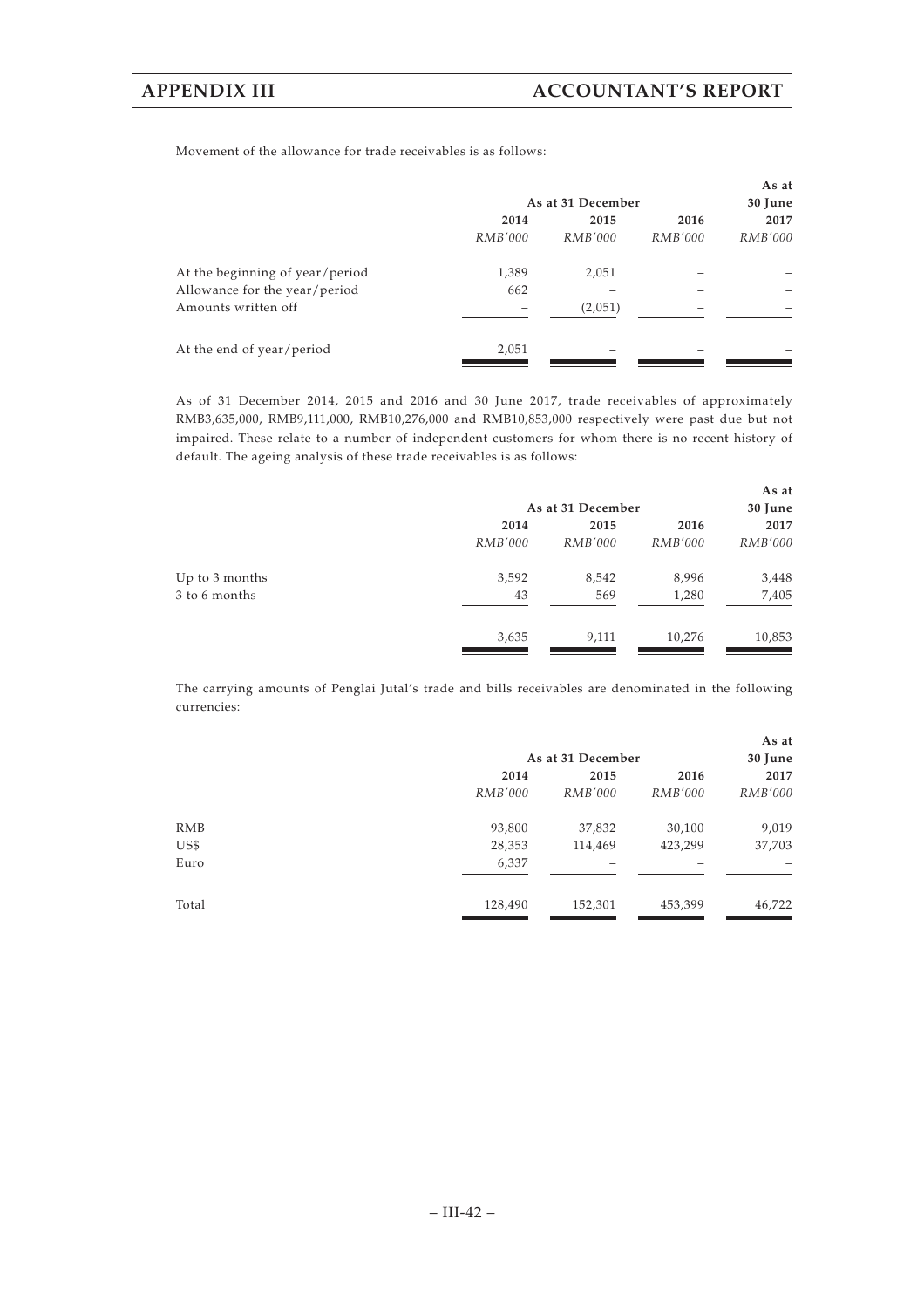Movement of the allowance for trade receivables is as follows:

| | As at 31 December | | | As at 30 June |
|---|---|---|---|---|
| | 2014 | 2015 | 2016 | 2017 |
| | *RMB'000* | *RMB'000* | *RMB'000* | *RMB'000* |
| At the beginning of year/period | 1,389 | 2,051 | – | – |
| Allowance for the year/period | 662 | – | – | – |
| Amounts written off | – | (2,051) | – | – |
| At the end of year/period | 2,051 | – | – | – |

As of 31 December 2014, 2015 and 2016 and 30 June 2017, trade receivables of approximately RMB3,635,000, RMB9,111,000, RMB10,276,000 and RMB10,853,000 respectively were past due but not impaired. These relate to a number of independent customers for whom there is no recent history of default. The ageing analysis of these trade receivables is as follows:

| | As at 31 December | | | As at 30 June |
|---|---|---|---|---|
| | 2014 | 2015 | 2016 | 2017 |
| | *RMB'000* | *RMB'000* | *RMB'000* | *RMB'000* |
| Up to 3 months | 3,592 | 8,542 | 8,996 | 3,448 |
| 3 to 6 months | 43 | 569 | 1,280 | 7,405 |
| | 3,635 | 9,111 | 10,276 | 10,853 |

The carrying amounts of Penglai Jutal's trade and bills receivables are denominated in the following currencies:

| | As at 31 December | | | As at 30 June |
|---|---|---|---|---|
| | 2014 | 2015 | 2016 | 2017 |
| | *RMB'000* | *RMB'000* | *RMB'000* | *RMB'000* |
| RMB | 93,800 | 37,832 | 30,100 | 9,019 |
| US$ | 28,353 | 114,469 | 423,299 | 37,703 |
| Euro | 6,337 | – | – | – |
| Total | 128,490 | 152,301 | 453,399 | 46,722 |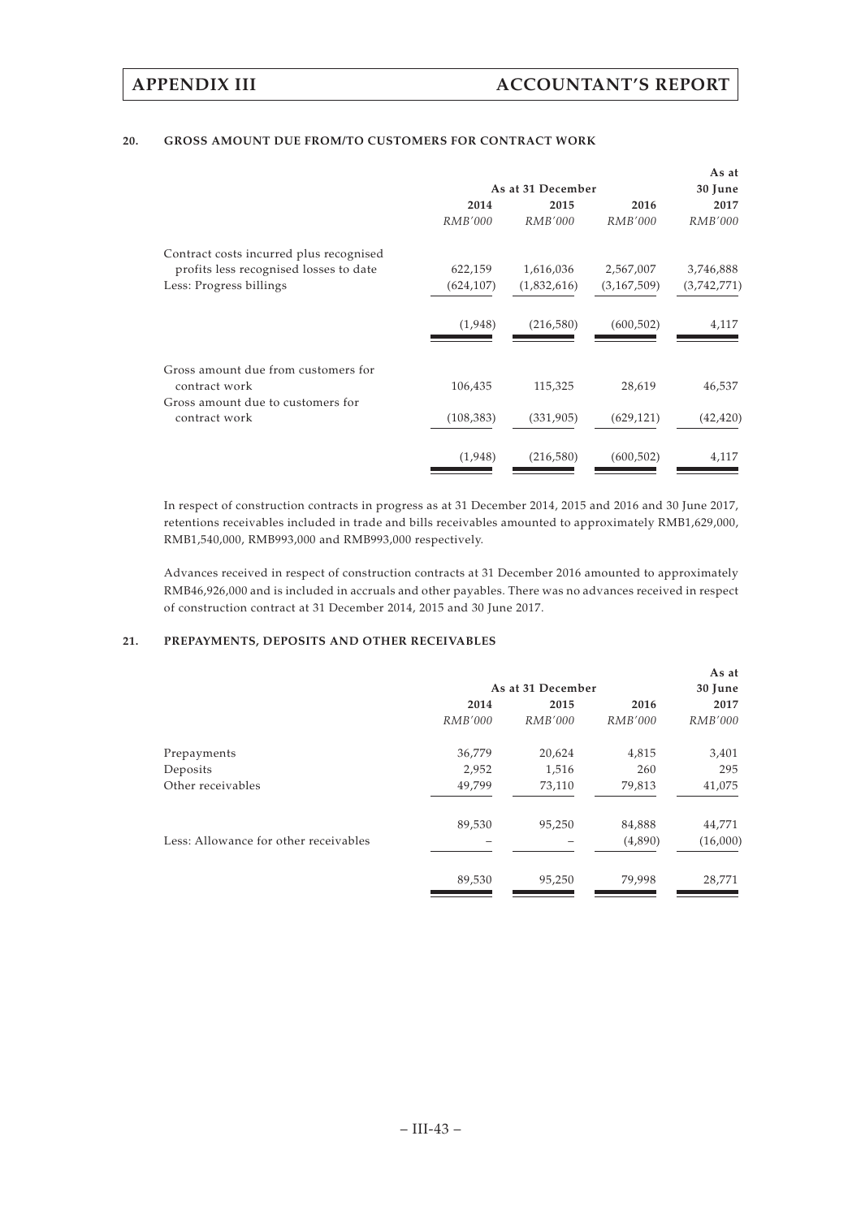#### 20. GROSS AMOUNT DUE FROM/TO CUSTOMERS FOR CONTRACT WORK

| | As at 31 December | | | As at 30 June |
|---|---|---|---|---|
| | 2014 | 2015 | 2016 | 2017 |
| | *RMB'000* | *RMB'000* | *RMB'000* | *RMB'000* |
| Contract costs incurred plus recognised profits less recognised losses to date | 622,159 | 1,616,036 | 2,567,007 | 3,746,888 |
| Less: Progress billings | (624,107) | (1,832,616) | (3,167,509) | (3,742,771) |
| | (1,948) | (216,580) | (600,502) | 4,117 |
| Gross amount due from customers for contract work | 106,435 | 115,325 | 28,619 | 46,537 |
| Gross amount due to customers for contract work | (108,383) | (331,905) | (629,121) | (42,420) |
| | (1,948) | (216,580) | (600,502) | 4,117 |

In respect of construction contracts in progress as at 31 December 2014, 2015 and 2016 and 30 June 2017, retentions receivables included in trade and bills receivables amounted to approximately RMB1,629,000, RMB1,540,000, RMB993,000 and RMB993,000 respectively.

Advances received in respect of construction contracts at 31 December 2016 amounted to approximately RMB46,926,000 and is included in accruals and other payables. There was no advances received in respect of construction contract at 31 December 2014, 2015 and 30 June 2017.

#### 21. PREPAYMENTS, DEPOSITS AND OTHER RECEIVABLES

| | As at 31 December | | | As at 30 June |
|---|---|---|---|---|
| | 2014 | 2015 | 2016 | 2017 |
| | *RMB'000* | *RMB'000* | *RMB'000* | *RMB'000* |
| Prepayments | 36,779 | 20,624 | 4,815 | 3,401 |
| Deposits | 2,952 | 1,516 | 260 | 295 |
| Other receivables | 49,799 | 73,110 | 79,813 | 41,075 |
| | 89,530 | 95,250 | 84,888 | 44,771 |
| Less: Allowance for other receivables | – | – | (4,890) | (16,000) |
| | 89,530 | 95,250 | 79,998 | 28,771 |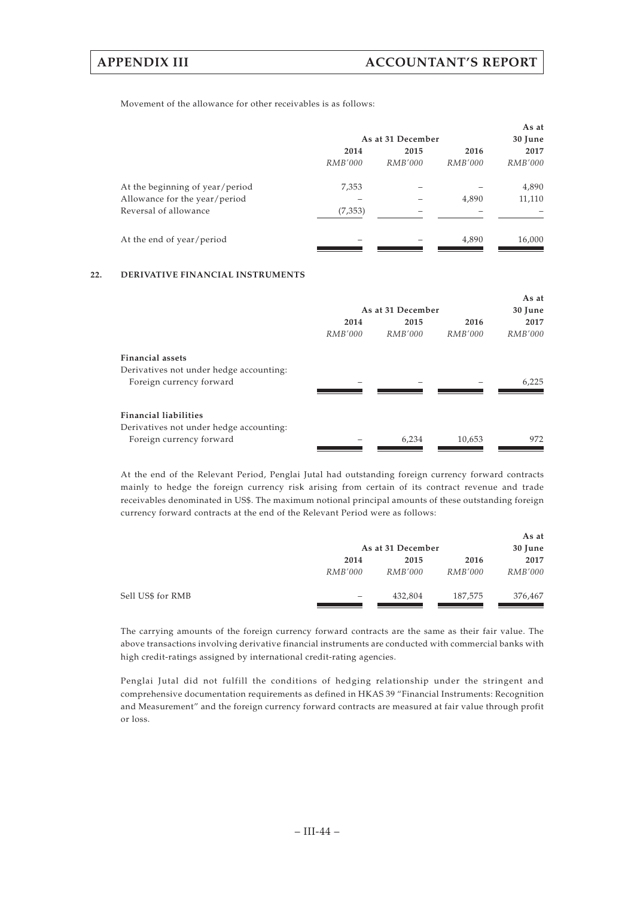Movement of the allowance for other receivables is as follows:

| | As at 31 December | | | As at 30 June |
|---|---|---|---|---|
| | 2014 | 2015 | 2016 | 2017 |
| | *RMB'000* | *RMB'000* | *RMB'000* | *RMB'000* |
| At the beginning of year/period | 7,353 | – | – | 4,890 |
| Allowance for the year/period | – | – | 4,890 | 11,110 |
| Reversal of allowance | (7,353) | – | – | – |
| At the end of year/period | – | – | 4,890 | 16,000 |

## 22. DERIVATIVE FINANCIAL INSTRUMENTS

| | As at 31 December | | | As at 30 June |
|---|---|---|---|---|
| | 2014 | 2015 | 2016 | 2017 |
| | *RMB'000* | *RMB'000* | *RMB'000* | *RMB'000* |
| **Financial assets** | | | | |
| Derivatives not under hedge accounting: | | | | |
| Foreign currency forward | – | – | – | 6,225 |
| **Financial liabilities** | | | | |
| Derivatives not under hedge accounting: | | | | |
| Foreign currency forward | – | 6,234 | 10,653 | 972 |

At the end of the Relevant Period, Penglai Jutal had outstanding foreign currency forward contracts mainly to hedge the foreign currency risk arising from certain of its contract revenue and trade receivables denominated in US$. The maximum notional principal amounts of these outstanding foreign currency forward contracts at the end of the Relevant Period were as follows:

| | As at 31 December | | | As at 30 June |
|---|---|---|---|---|
| | 2014 | 2015 | 2016 | 2017 |
| | *RMB'000* | *RMB'000* | *RMB'000* | *RMB'000* |
| Sell US$ for RMB | – | 432,804 | 187,575 | 376,467 |

The carrying amounts of the foreign currency forward contracts are the same as their fair value. The above transactions involving derivative financial instruments are conducted with commercial banks with high credit-ratings assigned by international credit-rating agencies.

Penglai Jutal did not fulfill the conditions of hedging relationship under the stringent and comprehensive documentation requirements as defined in HKAS 39 "Financial Instruments: Recognition and Measurement" and the foreign currency forward contracts are measured at fair value through profit or loss.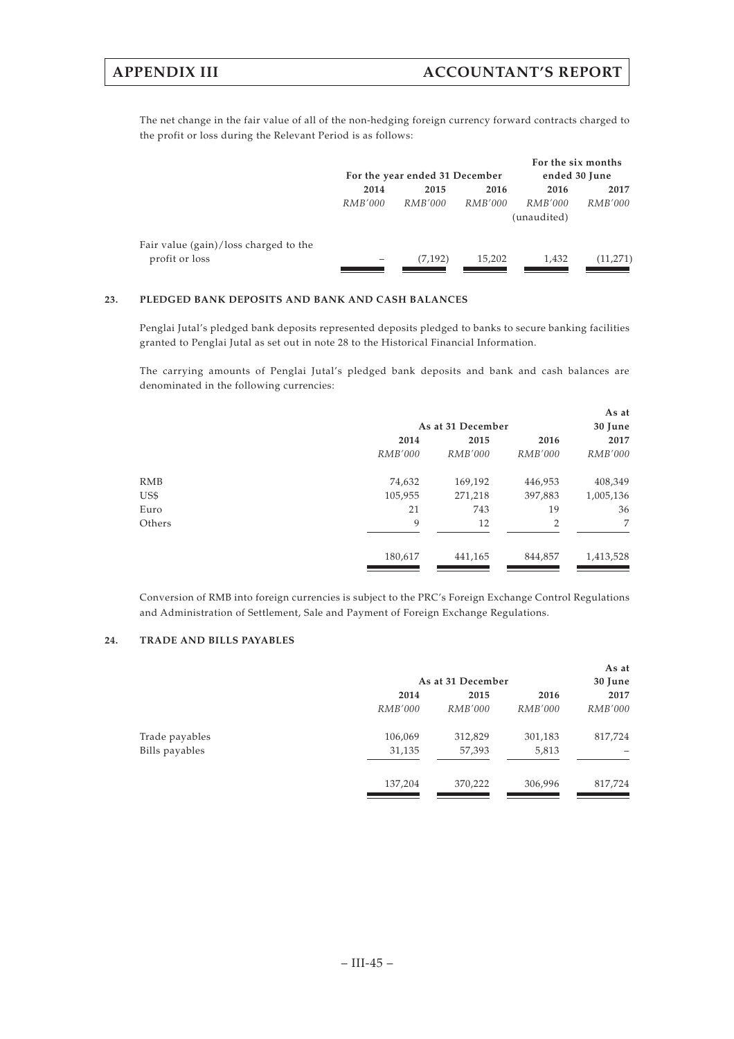The net change in the fair value of all of the non-hedging foreign currency forward contracts charged to the profit or loss during the Relevant Period is as follows:

| | For the year ended 31 December | | | For the six months ended 30 June | |
|---|---|---|---|---|---|
| | 2014 | 2015 | 2016 | 2016 | 2017 |
| | *RMB'000* | *RMB'000* | *RMB'000* | *RMB'000* (unaudited) | *RMB'000* |
| Fair value (gain)/loss charged to the profit or loss | – | (7,192) | 15,202 | 1,432 | (11,271) |

**23. PLEDGED BANK DEPOSITS AND BANK AND CASH BALANCES**

Penglai Jutal's pledged bank deposits represented deposits pledged to banks to secure banking facilities granted to Penglai Jutal as set out in note 28 to the Historical Financial Information.

The carrying amounts of Penglai Jutal's pledged bank deposits and bank and cash balances are denominated in the following currencies:

| | As at 31 December | | | As at 30 June |
|---|---|---|---|---|
| | 2014 | 2015 | 2016 | 2017 |
| | *RMB'000* | *RMB'000* | *RMB'000* | *RMB'000* |
| RMB | 74,632 | 169,192 | 446,953 | 408,349 |
| US$ | 105,955 | 271,218 | 397,883 | 1,005,136 |
| Euro | 21 | 743 | 19 | 36 |
| Others | 9 | 12 | 2 | 7 |
| | 180,617 | 441,165 | 844,857 | 1,413,528 |

Conversion of RMB into foreign currencies is subject to the PRC's Foreign Exchange Control Regulations and Administration of Settlement, Sale and Payment of Foreign Exchange Regulations.

**24. TRADE AND BILLS PAYABLES**

| | As at 31 December | | | As at 30 June |
|---|---|---|---|---|
| | 2014 | 2015 | 2016 | 2017 |
| | *RMB'000* | *RMB'000* | *RMB'000* | *RMB'000* |
| Trade payables | 106,069 | 312,829 | 301,183 | 817,724 |
| Bills payables | 31,135 | 57,393 | 5,813 | – |
| | 137,204 | 370,222 | 306,996 | 817,724 |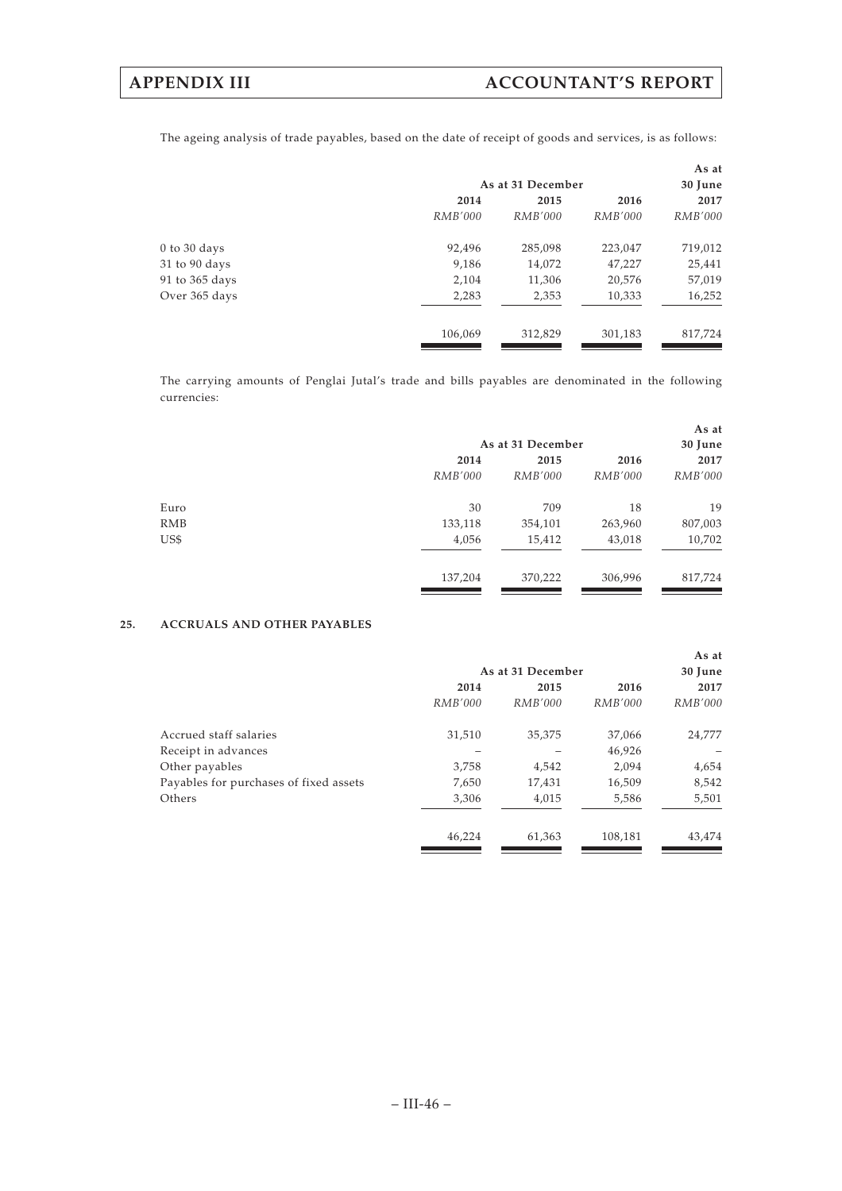The ageing analysis of trade payables, based on the date of receipt of goods and services, is as follows:

| | As at 31 December | | | As at 30 June |
|---|---|---|---|---|
| | 2014 | 2015 | 2016 | 2017 |
| | *RMB'000* | *RMB'000* | *RMB'000* | *RMB'000* |
| 0 to 30 days | 92,496 | 285,098 | 223,047 | 719,012 |
| 31 to 90 days | 9,186 | 14,072 | 47,227 | 25,441 |
| 91 to 365 days | 2,104 | 11,306 | 20,576 | 57,019 |
| Over 365 days | 2,283 | 2,353 | 10,333 | 16,252 |
| | 106,069 | 312,829 | 301,183 | 817,724 |

The carrying amounts of Penglai Jutal's trade and bills payables are denominated in the following currencies:

| | As at 31 December | | | As at 30 June |
|---|---|---|---|---|
| | 2014 | 2015 | 2016 | 2017 |
| | *RMB'000* | *RMB'000* | *RMB'000* | *RMB'000* |
| Euro | 30 | 709 | 18 | 19 |
| RMB | 133,118 | 354,101 | 263,960 | 807,003 |
| US$ | 4,056 | 15,412 | 43,018 | 10,702 |
| | 137,204 | 370,222 | 306,996 | 817,724 |

## 25. ACCRUALS AND OTHER PAYABLES

| | As at 31 December | | | As at 30 June |
|---|---|---|---|---|
| | 2014 | 2015 | 2016 | 2017 |
| | *RMB'000* | *RMB'000* | *RMB'000* | *RMB'000* |
| Accrued staff salaries | 31,510 | 35,375 | 37,066 | 24,777 |
| Receipt in advances | – | – | 46,926 | – |
| Other payables | 3,758 | 4,542 | 2,094 | 4,654 |
| Payables for purchases of fixed assets | 7,650 | 17,431 | 16,509 | 8,542 |
| Others | 3,306 | 4,015 | 5,586 | 5,501 |
| | 46,224 | 61,363 | 108,181 | 43,474 |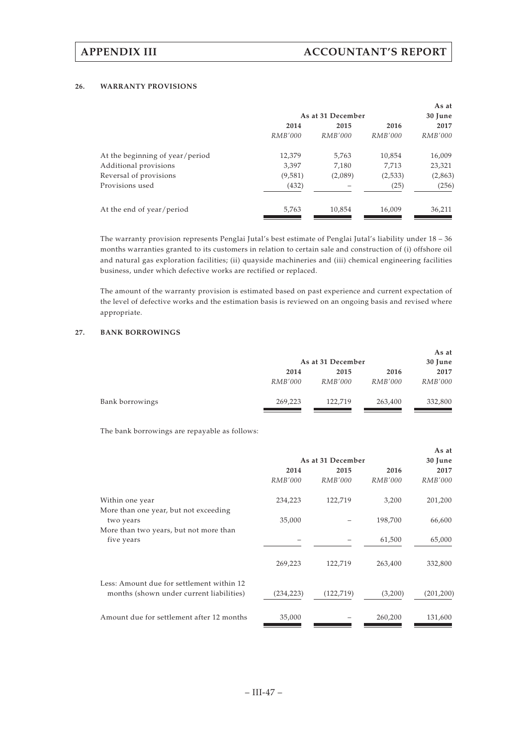### 26. WARRANTY PROVISIONS

| | As at 31 December | | | As at 30 June |
|---|---|---|---|---|
| | 2014 | 2015 | 2016 | 2017 |
| | *RMB'000* | *RMB'000* | *RMB'000* | *RMB'000* |
| At the beginning of year/period | 12,379 | 5,763 | 10,854 | 16,009 |
| Additional provisions | 3,397 | 7,180 | 7,713 | 23,321 |
| Reversal of provisions | (9,581) | (2,089) | (2,533) | (2,863) |
| Provisions used | (432) | – | (25) | (256) |
| At the end of year/period | 5,763 | 10,854 | 16,009 | 36,211 |

The warranty provision represents Penglai Jutal's best estimate of Penglai Jutal's liability under 18 – 36 months warranties granted to its customers in relation to certain sale and construction of (i) offshore oil and natural gas exploration facilities; (ii) quayside machineries and (iii) chemical engineering facilities business, under which defective works are rectified or replaced.

The amount of the warranty provision is estimated based on past experience and current expectation of the level of defective works and the estimation basis is reviewed on an ongoing basis and revised where appropriate.

### 27. BANK BORROWINGS

| | As at 31 December | | | As at 30 June |
|---|---|---|---|---|
| | 2014 | 2015 | 2016 | 2017 |
| | *RMB'000* | *RMB'000* | *RMB'000* | *RMB'000* |
| Bank borrowings | 269,223 | 122,719 | 263,400 | 332,800 |

The bank borrowings are repayable as follows:

| | As at 31 December | | | As at 30 June |
|---|---|---|---|---|
| | 2014 | 2015 | 2016 | 2017 |
| | *RMB'000* | *RMB'000* | *RMB'000* | *RMB'000* |
| Within one year | 234,223 | 122,719 | 3,200 | 201,200 |
| More than one year, but not exceeding two years | 35,000 | – | 198,700 | 66,600 |
| More than two years, but not more than five years | – | – | 61,500 | 65,000 |
| | 269,223 | 122,719 | 263,400 | 332,800 |
| Less: Amount due for settlement within 12 months (shown under current liabilities) | (234,223) | (122,719) | (3,200) | (201,200) |
| Amount due for settlement after 12 months | 35,000 | – | 260,200 | 131,600 |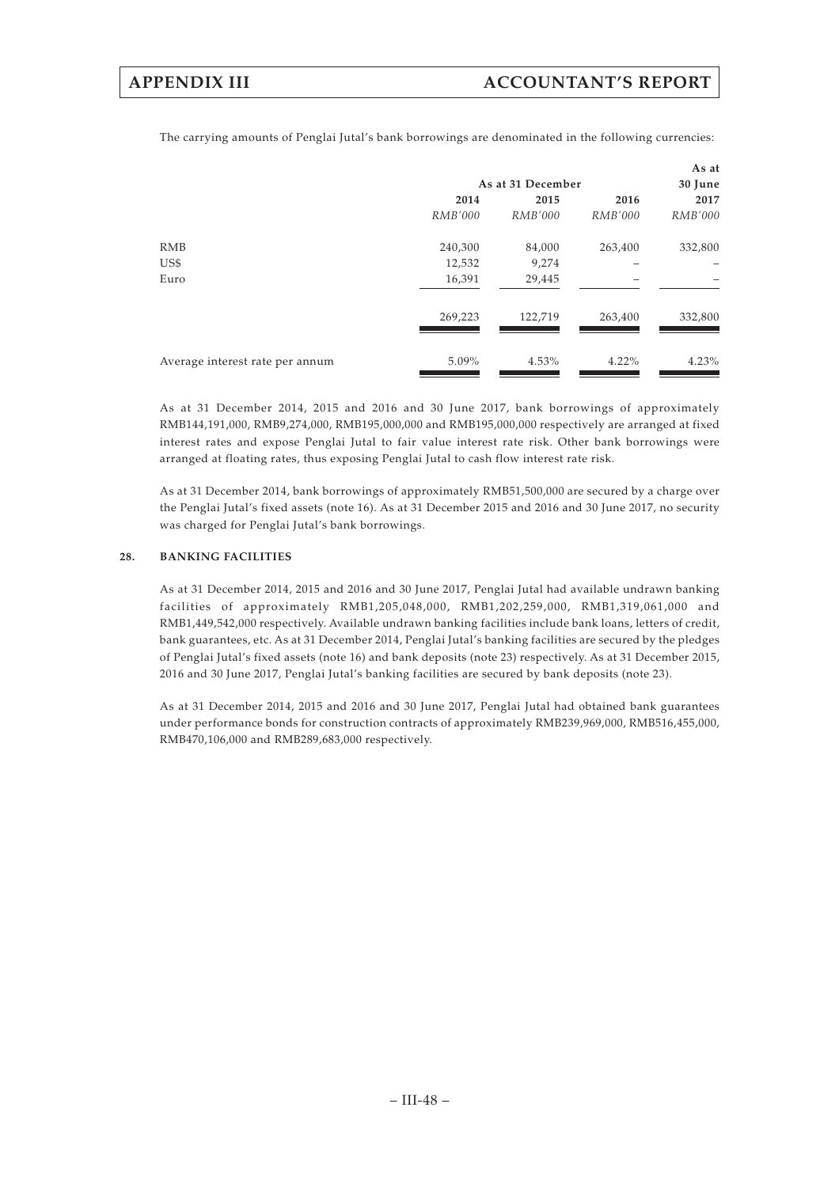The carrying amounts of Penglai Jutal's bank borrowings are denominated in the following currencies:

| | As at 31 December | | | As at 30 June |
|---|---|---|---|---|
| | 2014 | 2015 | 2016 | 2017 |
| | *RMB'000* | *RMB'000* | *RMB'000* | *RMB'000* |
| RMB | 240,300 | 84,000 | 263,400 | 332,800 |
| US$ | 12,532 | 9,274 | – | – |
| Euro | 16,391 | 29,445 | – | – |
| | 269,223 | 122,719 | 263,400 | 332,800 |
| Average interest rate per annum | 5.09% | 4.53% | 4.22% | 4.23% |

As at 31 December 2014, 2015 and 2016 and 30 June 2017, bank borrowings of approximately RMB144,191,000, RMB9,274,000, RMB195,000,000 and RMB195,000,000 respectively are arranged at fixed interest rates and expose Penglai Jutal to fair value interest rate risk. Other bank borrowings were arranged at floating rates, thus exposing Penglai Jutal to cash flow interest rate risk.

As at 31 December 2014, bank borrowings of approximately RMB51,500,000 are secured by a charge over the Penglai Jutal's fixed assets (note 16). As at 31 December 2015 and 2016 and 30 June 2017, no security was charged for Penglai Jutal's bank borrowings.

**28. BANKING FACILITIES**

As at 31 December 2014, 2015 and 2016 and 30 June 2017, Penglai Jutal had available undrawn banking facilities of approximately RMB1,205,048,000, RMB1,202,259,000, RMB1,319,061,000 and RMB1,449,542,000 respectively. Available undrawn banking facilities include bank loans, letters of credit, bank guarantees, etc. As at 31 December 2014, Penglai Jutal's banking facilities are secured by the pledges of Penglai Jutal's fixed assets (note 16) and bank deposits (note 23) respectively. As at 31 December 2015, 2016 and 30 June 2017, Penglai Jutal's banking facilities are secured by bank deposits (note 23).

As at 31 December 2014, 2015 and 2016 and 30 June 2017, Penglai Jutal had obtained bank guarantees under performance bonds for construction contracts of approximately RMB239,969,000, RMB516,455,000, RMB470,106,000 and RMB289,683,000 respectively.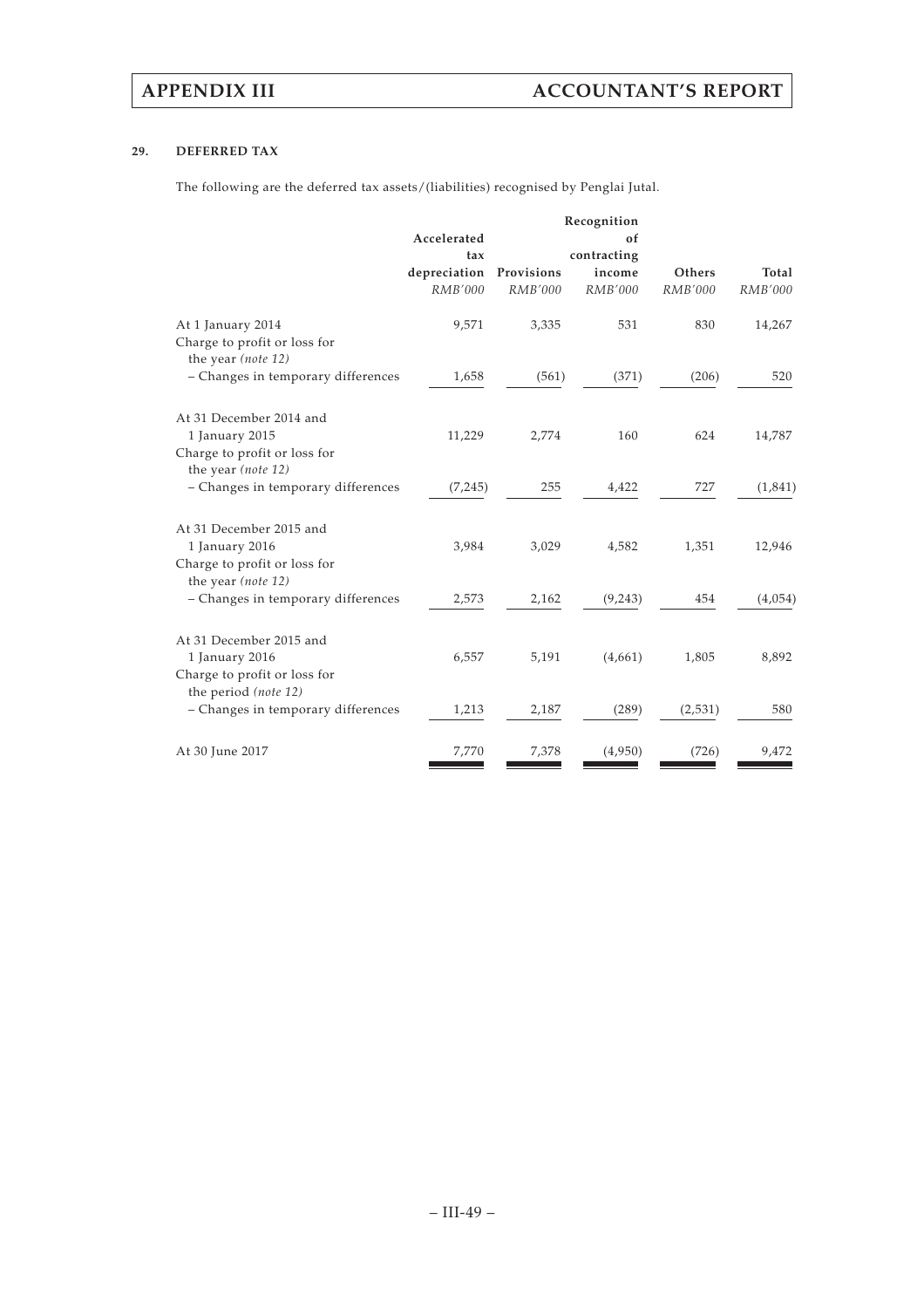## 29. DEFERRED TAX

The following are the deferred tax assets/(liabilities) recognised by Penglai Jutal.

| | Accelerated tax depreciation | Provisions | Recognition of contracting income | Others | Total |
|---|---|---|---|---|---|
| | *RMB'000* | *RMB'000* | *RMB'000* | *RMB'000* | *RMB'000* |
| At 1 January 2014 | 9,571 | 3,335 | 531 | 830 | 14,267 |
| Charge to profit or loss for the year *(note 12)* | | | | | |
| – Changes in temporary differences | 1,658 | (561) | (371) | (206) | 520 |
| At 31 December 2014 and 1 January 2015 | 11,229 | 2,774 | 160 | 624 | 14,787 |
| Charge to profit or loss for the year *(note 12)* | | | | | |
| – Changes in temporary differences | (7,245) | 255 | 4,422 | 727 | (1,841) |
| At 31 December 2015 and 1 January 2016 | 3,984 | 3,029 | 4,582 | 1,351 | 12,946 |
| Charge to profit or loss for the year *(note 12)* | | | | | |
| – Changes in temporary differences | 2,573 | 2,162 | (9,243) | 454 | (4,054) |
| At 31 December 2015 and 1 January 2016 | 6,557 | 5,191 | (4,661) | 1,805 | 8,892 |
| Charge to profit or loss for the period *(note 12)* | | | | | |
| – Changes in temporary differences | 1,213 | 2,187 | (289) | (2,531) | 580 |
| At 30 June 2017 | 7,770 | 7,378 | (4,950) | (726) | 9,472 |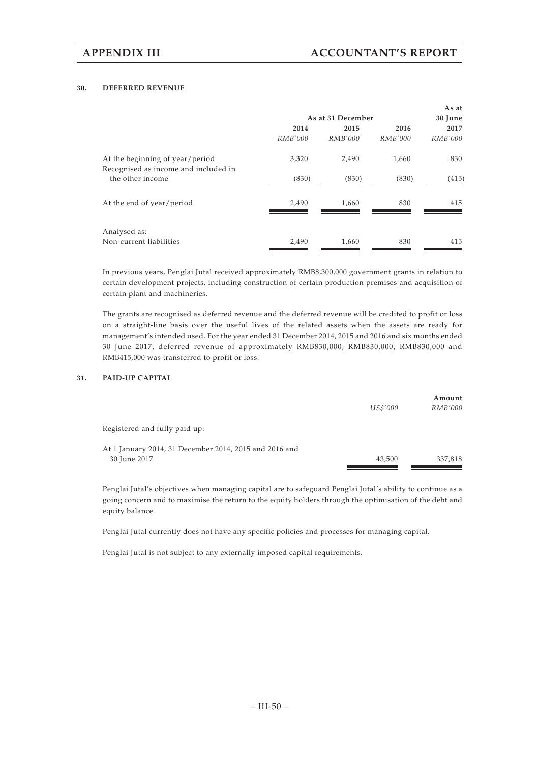### 30. DEFERRED REVENUE

| | As at 31 December | | | As at 30 June |
|---|---|---|---|---|
| | 2014 | 2015 | 2016 | 2017 |
| | *RMB'000* | *RMB'000* | *RMB'000* | *RMB'000* |
| At the beginning of year/period | 3,320 | 2,490 | 1,660 | 830 |
| Recognised as income and included in the other income | (830) | (830) | (830) | (415) |
| At the end of year/period | 2,490 | 1,660 | 830 | 415 |
| Analysed as: | | | | |
| Non-current liabilities | 2,490 | 1,660 | 830 | 415 |

In previous years, Penglai Jutal received approximately RMB8,300,000 government grants in relation to certain development projects, including construction of certain production premises and acquisition of certain plant and machineries.

The grants are recognised as deferred revenue and the deferred revenue will be credited to profit or loss on a straight-line basis over the useful lives of the related assets when the assets are ready for management's intended used. For the year ended 31 December 2014, 2015 and 2016 and six months ended 30 June 2017, deferred revenue of approximately RMB830,000, RMB830,000, RMB830,000 and RMB415,000 was transferred to profit or loss.

### 31. PAID-UP CAPITAL

| | | Amount |
|---|---|---|
| | *US$'000* | *RMB'000* |
| Registered and fully paid up: | | |
| At 1 January 2014, 31 December 2014, 2015 and 2016 and 30 June 2017 | 43,500 | 337,818 |

Penglai Jutal's objectives when managing capital are to safeguard Penglai Jutal's ability to continue as a going concern and to maximise the return to the equity holders through the optimisation of the debt and equity balance.

Penglai Jutal currently does not have any specific policies and processes for managing capital.

Penglai Jutal is not subject to any externally imposed capital requirements.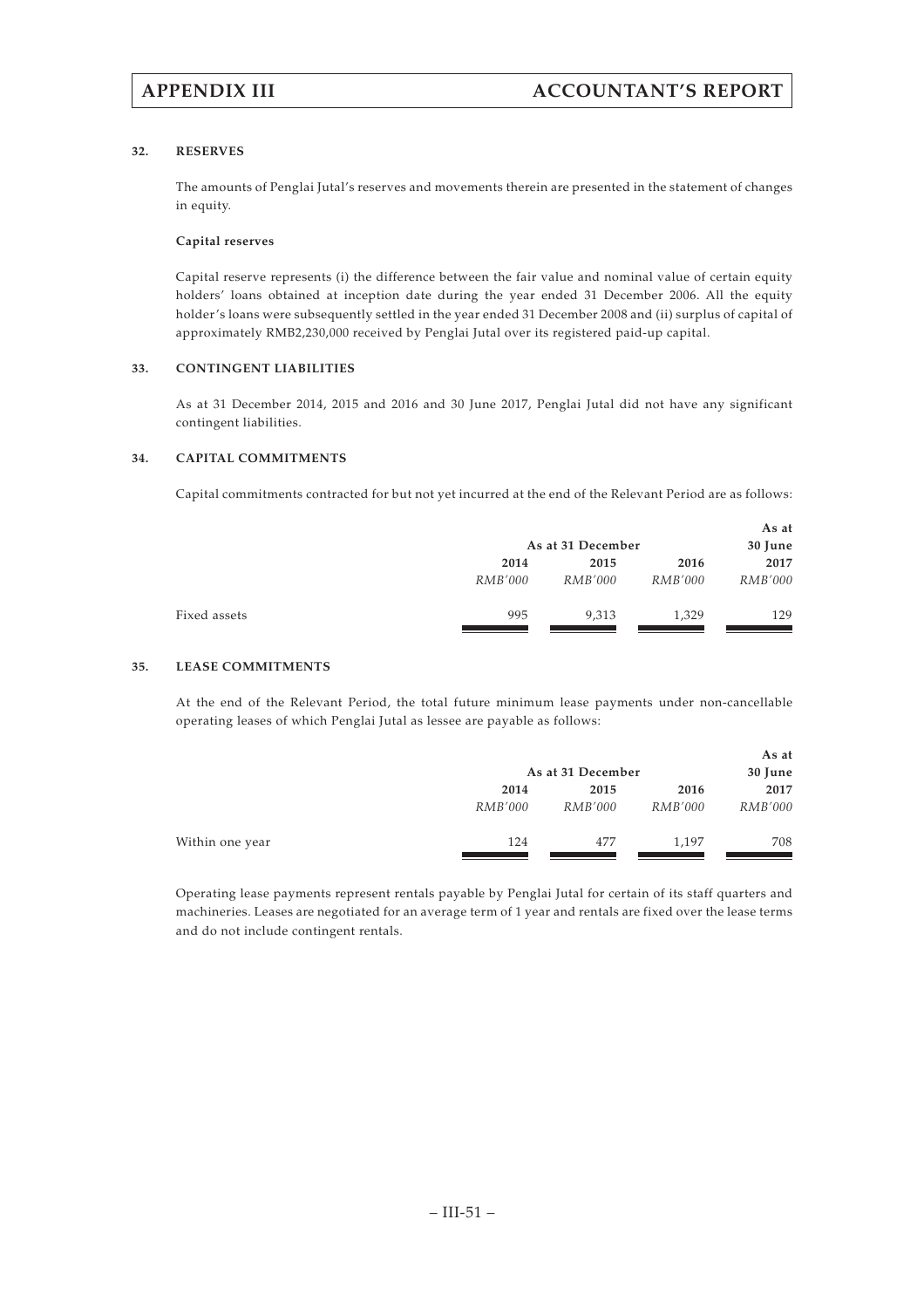### 32. RESERVES

The amounts of Penglai Jutal's reserves and movements therein are presented in the statement of changes in equity.

**Capital reserves**

Capital reserve represents (i) the difference between the fair value and nominal value of certain equity holders' loans obtained at inception date during the year ended 31 December 2006. All the equity holder's loans were subsequently settled in the year ended 31 December 2008 and (ii) surplus of capital of approximately RMB2,230,000 received by Penglai Jutal over its registered paid-up capital.

### 33. CONTINGENT LIABILITIES

As at 31 December 2014, 2015 and 2016 and 30 June 2017, Penglai Jutal did not have any significant contingent liabilities.

### 34. CAPITAL COMMITMENTS

Capital commitments contracted for but not yet incurred at the end of the Relevant Period are as follows:

| | As at 31 December | | | As at 30 June |
|---|---|---|---|---|
| | **2014** | **2015** | **2016** | **2017** |
| | *RMB'000* | *RMB'000* | *RMB'000* | *RMB'000* |
| Fixed assets | 995 | 9,313 | 1,329 | 129 |

### 35. LEASE COMMITMENTS

At the end of the Relevant Period, the total future minimum lease payments under non-cancellable operating leases of which Penglai Jutal as lessee are payable as follows:

| | As at 31 December | | | As at 30 June |
|---|---|---|---|---|
| | **2014** | **2015** | **2016** | **2017** |
| | *RMB'000* | *RMB'000* | *RMB'000* | *RMB'000* |
| Within one year | 124 | 477 | 1,197 | 708 |

Operating lease payments represent rentals payable by Penglai Jutal for certain of its staff quarters and machineries. Leases are negotiated for an average term of 1 year and rentals are fixed over the lease terms and do not include contingent rentals.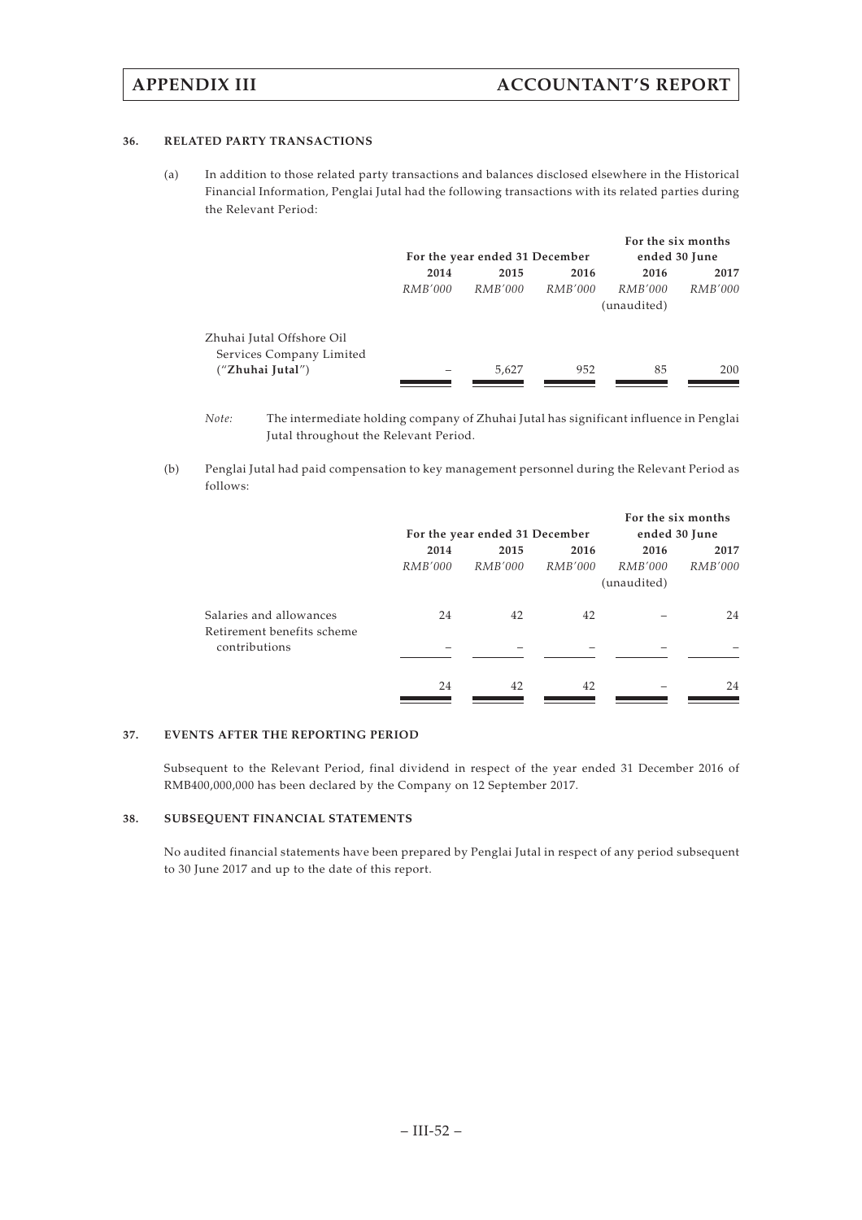### 36. RELATED PARTY TRANSACTIONS

(a) In addition to those related party transactions and balances disclosed elsewhere in the Historical Financial Information, Penglai Jutal had the following transactions with its related parties during the Relevant Period:

| | For the year ended 31 December | | | For the six months ended 30 June | |
|---|---|---|---|---|---|
| | 2014 | 2015 | 2016 | 2016 | 2017 |
| | *RMB'000* | *RMB'000* | *RMB'000* | *RMB'000* (unaudited) | *RMB'000* |
| Zhuhai Jutal Offshore Oil Services Company Limited ("**Zhuhai Jutal**") | – | 5,627 | 952 | 85 | 200 |

*Note:* The intermediate holding company of Zhuhai Jutal has significant influence in Penglai Jutal throughout the Relevant Period.

(b) Penglai Jutal had paid compensation to key management personnel during the Relevant Period as follows:

| | For the year ended 31 December | | | For the six months ended 30 June | |
|---|---|---|---|---|---|
| | 2014 | 2015 | 2016 | 2016 | 2017 |
| | *RMB'000* | *RMB'000* | *RMB'000* | *RMB'000* (unaudited) | *RMB'000* |
| Salaries and allowances | 24 | 42 | 42 | – | 24 |
| Retirement benefits scheme contributions | – | – | – | – | – |
| | 24 | 42 | 42 | – | 24 |

### 37. EVENTS AFTER THE REPORTING PERIOD

Subsequent to the Relevant Period, final dividend in respect of the year ended 31 December 2016 of RMB400,000,000 has been declared by the Company on 12 September 2017.

### 38. SUBSEQUENT FINANCIAL STATEMENTS

No audited financial statements have been prepared by Penglai Jutal in respect of any period subsequent to 30 June 2017 and up to the date of this report.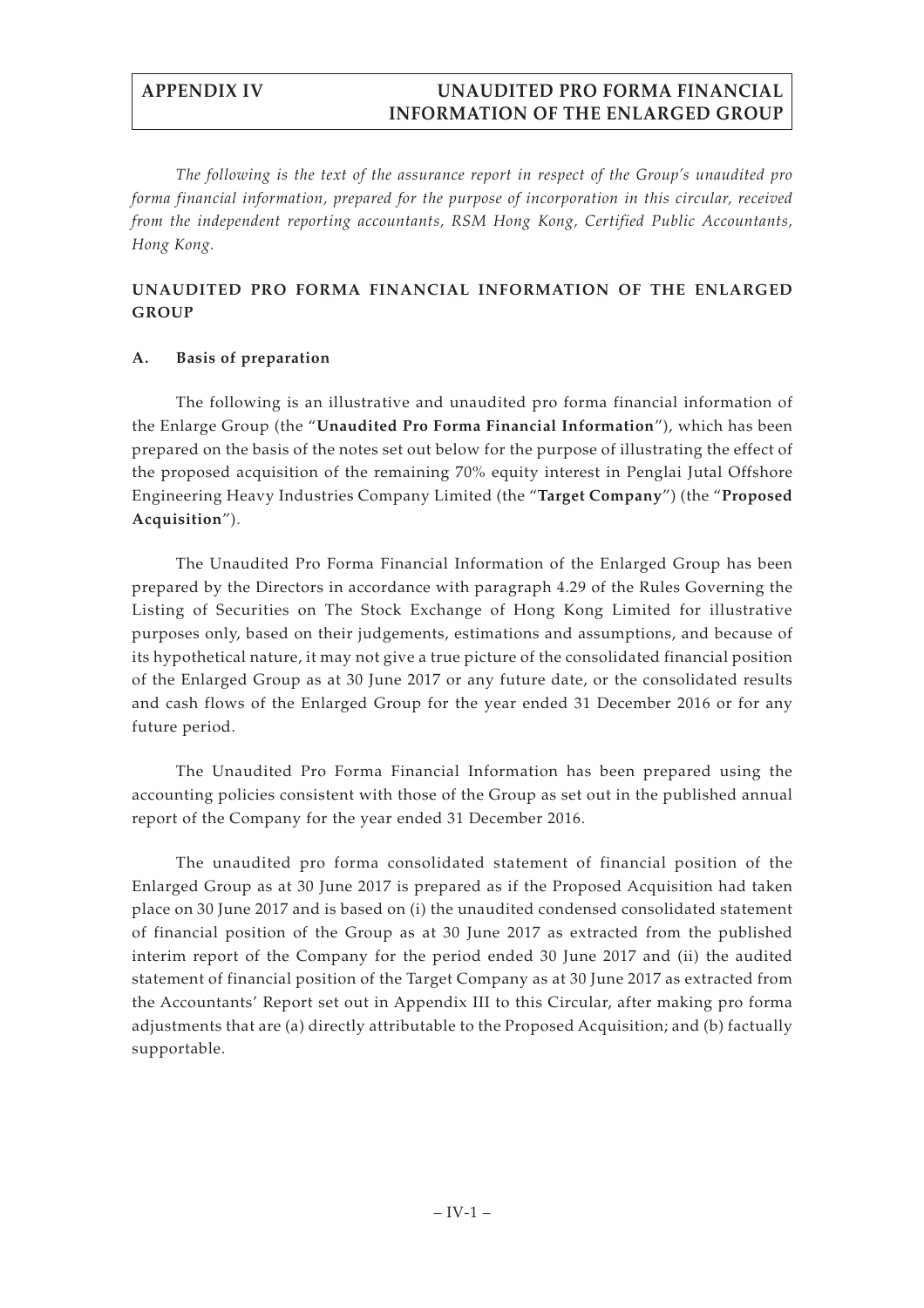*The following is the text of the assurance report in respect of the Group's unaudited pro forma financial information, prepared for the purpose of incorporation in this circular, received from the independent reporting accountants, RSM Hong Kong, Certified Public Accountants, Hong Kong.*

## UNAUDITED PRO FORMA FINANCIAL INFORMATION OF THE ENLARGED GROUP

### A. Basis of preparation

The following is an illustrative and unaudited pro forma financial information of the Enlarge Group (the "**Unaudited Pro Forma Financial Information**"), which has been prepared on the basis of the notes set out below for the purpose of illustrating the effect of the proposed acquisition of the remaining 70% equity interest in Penglai Jutal Offshore Engineering Heavy Industries Company Limited (the "**Target Company**") (the "**Proposed Acquisition**").

The Unaudited Pro Forma Financial Information of the Enlarged Group has been prepared by the Directors in accordance with paragraph 4.29 of the Rules Governing the Listing of Securities on The Stock Exchange of Hong Kong Limited for illustrative purposes only, based on their judgements, estimations and assumptions, and because of its hypothetical nature, it may not give a true picture of the consolidated financial position of the Enlarged Group as at 30 June 2017 or any future date, or the consolidated results and cash flows of the Enlarged Group for the year ended 31 December 2016 or for any future period.

The Unaudited Pro Forma Financial Information has been prepared using the accounting policies consistent with those of the Group as set out in the published annual report of the Company for the year ended 31 December 2016.

The unaudited pro forma consolidated statement of financial position of the Enlarged Group as at 30 June 2017 is prepared as if the Proposed Acquisition had taken place on 30 June 2017 and is based on (i) the unaudited condensed consolidated statement of financial position of the Group as at 30 June 2017 as extracted from the published interim report of the Company for the period ended 30 June 2017 and (ii) the audited statement of financial position of the Target Company as at 30 June 2017 as extracted from the Accountants' Report set out in Appendix III to this Circular, after making pro forma adjustments that are (a) directly attributable to the Proposed Acquisition; and (b) factually supportable.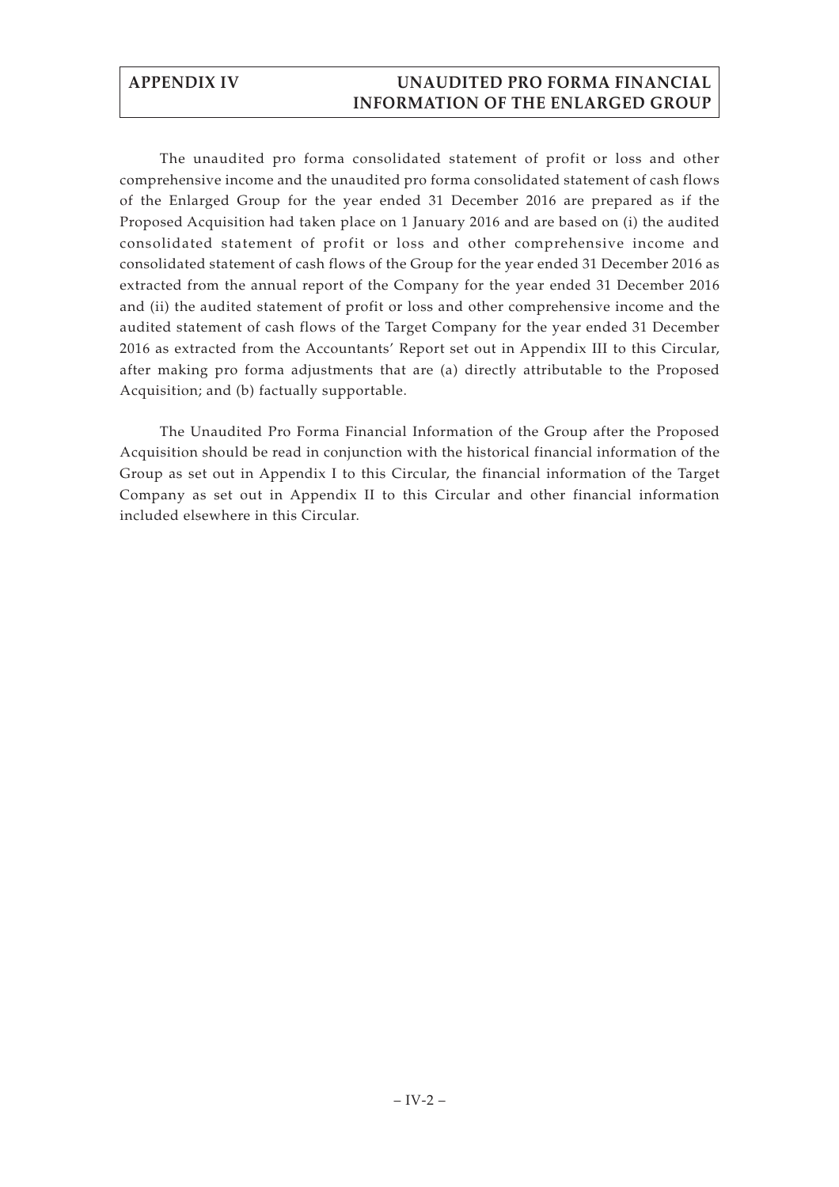The unaudited pro forma consolidated statement of profit or loss and other comprehensive income and the unaudited pro forma consolidated statement of cash flows of the Enlarged Group for the year ended 31 December 2016 are prepared as if the Proposed Acquisition had taken place on 1 January 2016 and are based on (i) the audited consolidated statement of profit or loss and other comprehensive income and consolidated statement of cash flows of the Group for the year ended 31 December 2016 as extracted from the annual report of the Company for the year ended 31 December 2016 and (ii) the audited statement of profit or loss and other comprehensive income and the audited statement of cash flows of the Target Company for the year ended 31 December 2016 as extracted from the Accountants' Report set out in Appendix III to this Circular, after making pro forma adjustments that are (a) directly attributable to the Proposed Acquisition; and (b) factually supportable.

The Unaudited Pro Forma Financial Information of the Group after the Proposed Acquisition should be read in conjunction with the historical financial information of the Group as set out in Appendix I to this Circular, the financial information of the Target Company as set out in Appendix II to this Circular and other financial information included elsewhere in this Circular.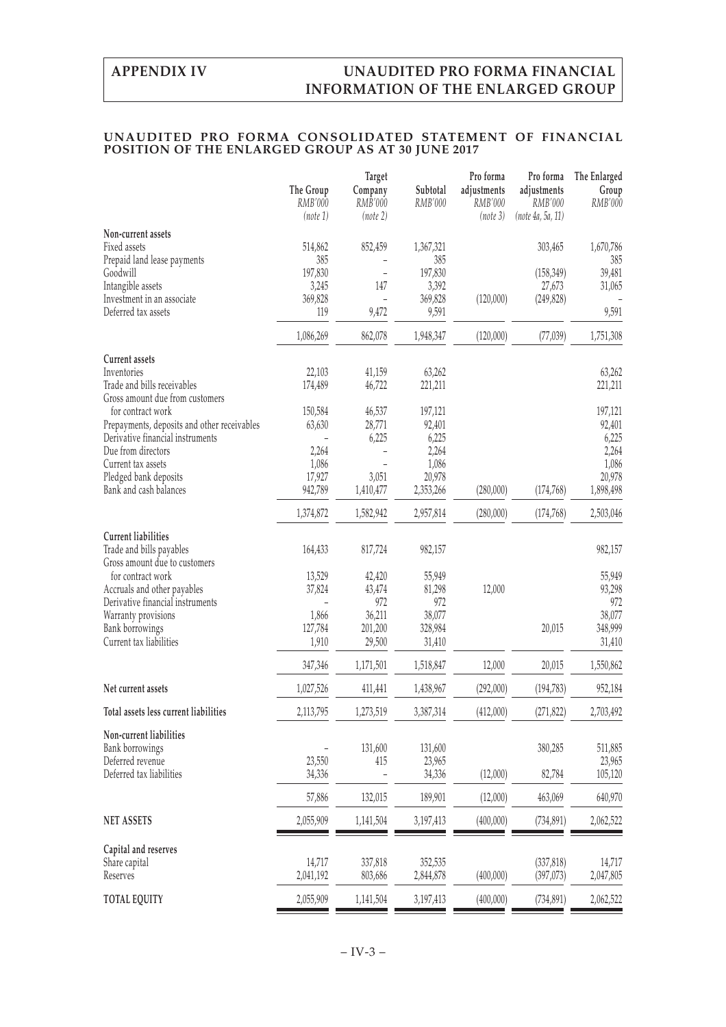# UNAUDITED PRO FORMA CONSOLIDATED STATEMENT OF FINANCIAL POSITION OF THE ENLARGED GROUP AS AT 30 JUNE 2017

| | The Group | Target Company | Subtotal | Pro forma adjustments | Pro forma adjustments | The Enlarged Group |
|---|---|---|---|---|---|---|
| | *RMB'000* | *RMB'000* | *RMB'000* | *RMB'000* | *RMB'000* | *RMB'000* |
| | *(note 1)* | *(note 2)* | | *(note 3)* | *(note 4a, 5a, 11)* | |
| **Non-current assets** | | | | | | |
| Fixed assets | 514,862 | 852,459 | 1,367,321 | | 303,465 | 1,670,786 |
| Prepaid land lease payments | 385 | – | 385 | | | 385 |
| Goodwill | 197,830 | – | 197,830 | | (158,349) | 39,481 |
| Intangible assets | 3,245 | 147 | 3,392 | | 27,673 | 31,065 |
| Investment in an associate | 369,828 | – | 369,828 | (120,000) | (249,828) | – |
| Deferred tax assets | 119 | 9,472 | 9,591 | | | 9,591 |
| | 1,086,269 | 862,078 | 1,948,347 | (120,000) | (77,039) | 1,751,308 |
| **Current assets** | | | | | | |
| Inventories | 22,103 | 41,159 | 63,262 | | | 63,262 |
| Trade and bills receivables | 174,489 | 46,722 | 221,211 | | | 221,211 |
| Gross amount due from customers for contract work | 150,584 | 46,537 | 197,121 | | | 197,121 |
| Prepayments, deposits and other receivables | 63,630 | 28,771 | 92,401 | | | 92,401 |
| Derivative financial instruments | – | 6,225 | 6,225 | | | 6,225 |
| Due from directors | 2,264 | – | 2,264 | | | 2,264 |
| Current tax assets | 1,086 | – | 1,086 | | | 1,086 |
| Pledged bank deposits | 17,927 | 3,051 | 20,978 | | | 20,978 |
| Bank and cash balances | 942,789 | 1,410,477 | 2,353,266 | (280,000) | (174,768) | 1,898,498 |
| | 1,374,872 | 1,582,942 | 2,957,814 | (280,000) | (174,768) | 2,503,046 |
| **Current liabilities** | | | | | | |
| Trade and bills payables | 164,433 | 817,724 | 982,157 | | | 982,157 |
| Gross amount due to customers for contract work | 13,529 | 42,420 | 55,949 | | | 55,949 |
| Accruals and other payables | 37,824 | 43,474 | 81,298 | 12,000 | | 93,298 |
| Derivative financial instruments | – | 972 | 972 | | | 972 |
| Warranty provisions | 1,866 | 36,211 | 38,077 | | | 38,077 |
| Bank borrowings | 127,784 | 201,200 | 328,984 | | 20,015 | 348,999 |
| Current tax liabilities | 1,910 | 29,500 | 31,410 | | | 31,410 |
| | 347,346 | 1,171,501 | 1,518,847 | 12,000 | 20,015 | 1,550,862 |
| **Net current assets** | 1,027,526 | 411,441 | 1,438,967 | (292,000) | (194,783) | 952,184 |
| **Total assets less current liabilities** | 2,113,795 | 1,273,519 | 3,387,314 | (412,000) | (271,822) | 2,703,492 |
| **Non-current liabilities** | | | | | | |
| Bank borrowings | – | 131,600 | 131,600 | | 380,285 | 511,885 |
| Deferred revenue | 23,550 | 415 | 23,965 | | | 23,965 |
| Deferred tax liabilities | 34,336 | – | 34,336 | (12,000) | 82,784 | 105,120 |
| | 57,886 | 132,015 | 189,901 | (12,000) | 463,069 | 640,970 |
| **NET ASSETS** | 2,055,909 | 1,141,504 | 3,197,413 | (400,000) | (734,891) | 2,062,522 |
| **Capital and reserves** | | | | | | |
| Share capital | 14,717 | 337,818 | 352,535 | | (337,818) | 14,717 |
| Reserves | 2,041,192 | 803,686 | 2,844,878 | (400,000) | (397,073) | 2,047,805 |
| **TOTAL EQUITY** | 2,055,909 | 1,141,504 | 3,197,413 | (400,000) | (734,891) | 2,062,522 |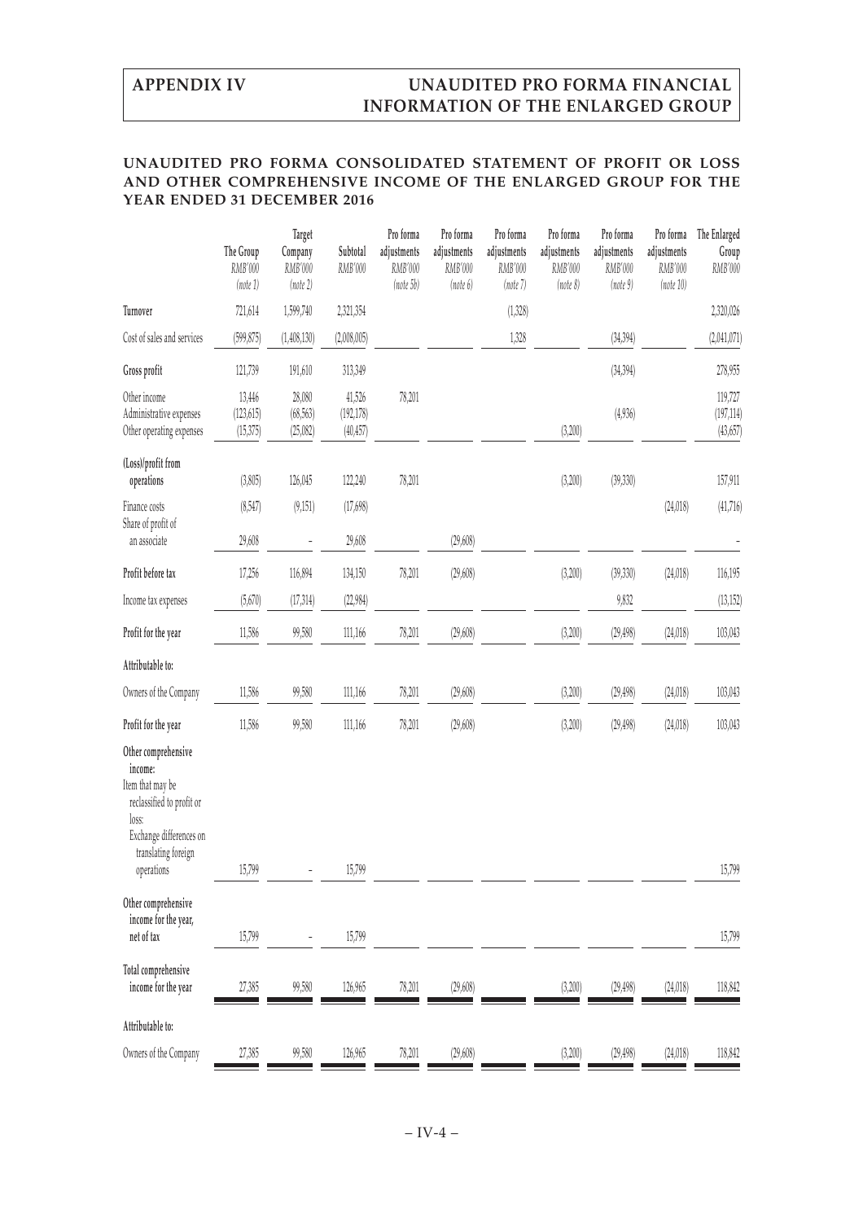## UNAUDITED PRO FORMA CONSOLIDATED STATEMENT OF PROFIT OR LOSS AND OTHER COMPREHENSIVE INCOME OF THE ENLARGED GROUP FOR THE YEAR ENDED 31 DECEMBER 2016

| | The Group | Target Company | Subtotal | Pro forma adjustments | Pro forma adjustments | Pro forma adjustments | Pro forma adjustments | Pro forma adjustments | Pro forma adjustments | The Enlarged Group |
|---|---|---|---|---|---|---|---|---|---|---|
| | *RMB'000* | *RMB'000* | *RMB'000* | *RMB'000* | *RMB'000* | *RMB'000* | *RMB'000* | *RMB'000* | *RMB'000* | *RMB'000* |
| | *(note 1)* | *(note 2)* | | *(note 5b)* | *(note 6)* | *(note 7)* | *(note 8)* | *(note 9)* | *(note 10)* | |
| **Turnover** | 721,614 | 1,599,740 | 2,321,354 | | | (1,328) | | | | 2,320,026 |
| Cost of sales and services | (599,875) | (1,408,130) | (2,008,005) | | | 1,328 | | (34,394) | | (2,041,071) |
| **Gross profit** | 121,739 | 191,610 | 313,349 | | | | | (34,394) | | 278,955 |
| Other income | 13,446 | 28,080 | 41,526 | 78,201 | | | | | | 119,727 |
| Administrative expenses | (123,615) | (68,563) | (192,178) | | | | | (4,936) | | (197,114) |
| Other operating expenses | (15,375) | (25,082) | (40,457) | | | | (3,200) | | | (43,657) |
| **(Loss)/profit from operations** | (3,805) | 126,045 | 122,240 | 78,201 | | | (3,200) | (39,330) | | 157,911 |
| Finance costs | (8,547) | (9,151) | (17,698) | | | | | | (24,018) | (41,716) |
| Share of profit of an associate | 29,608 | - | 29,608 | | (29,608) | | | | | - |
| **Profit before tax** | 17,256 | 116,894 | 134,150 | 78,201 | (29,608) | | (3,200) | (39,330) | (24,018) | 116,195 |
| Income tax expenses | (5,670) | (17,314) | (22,984) | | | | | 9,832 | | (13,152) |
| **Profit for the year** | 11,586 | 99,580 | 111,166 | 78,201 | (29,608) | | (3,200) | (29,498) | (24,018) | 103,043 |
| **Attributable to:** | | | | | | | | | | |
| Owners of the Company | 11,586 | 99,580 | 111,166 | 78,201 | (29,608) | | (3,200) | (29,498) | (24,018) | 103,043 |
| **Profit for the year** | 11,586 | 99,580 | 111,166 | 78,201 | (29,608) | | (3,200) | (29,498) | (24,018) | 103,043 |
| **Other comprehensive income:** | | | | | | | | | | |
| Item that may be reclassified to profit or loss: | | | | | | | | | | |
| Exchange differences on translating foreign operations | 15,799 | - | 15,799 | | | | | | | 15,799 |
| **Other comprehensive income for the year, net of tax** | 15,799 | - | 15,799 | | | | | | | 15,799 |
| **Total comprehensive income for the year** | 27,385 | 99,580 | 126,965 | 78,201 | (29,608) | | (3,200) | (29,498) | (24,018) | 118,842 |
| **Attributable to:** | | | | | | | | | | |
| Owners of the Company | 27,385 | 99,580 | 126,965 | 78,201 | (29,608) | | (3,200) | (29,498) | (24,018) | 118,842 |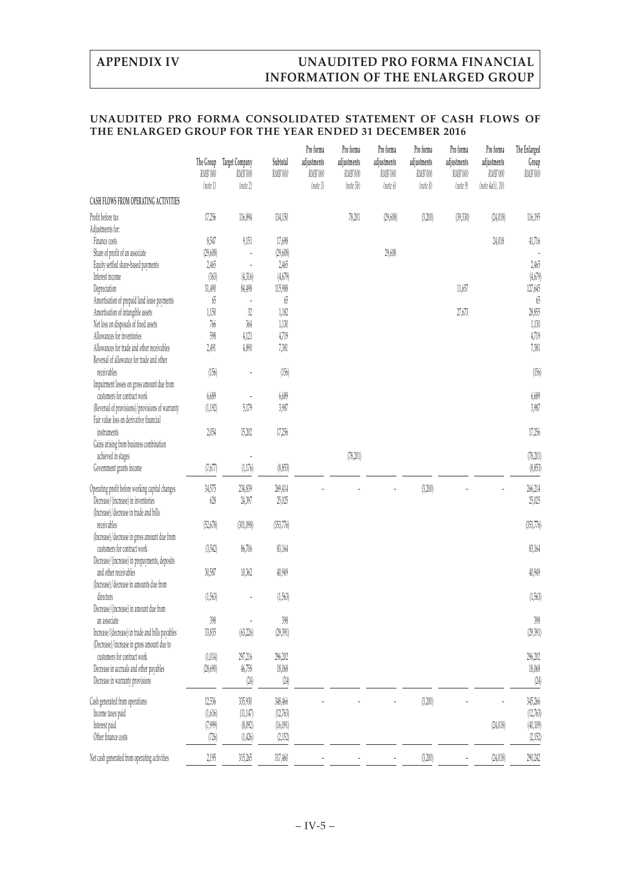## UNAUDITED PRO FORMA CONSOLIDATED STATEMENT OF CASH FLOWS OF THE ENLARGED GROUP FOR THE YEAR ENDED 31 DECEMBER 2016

| | The Group | Target Company | Subtotal | Pro forma adjustments | Pro forma adjustments | Pro forma adjustments | Pro forma adjustments | Pro forma adjustments | Pro forma adjustments | The Enlarged Group |
|---|---|---|---|---|---|---|---|---|---|---|
| | RMB'000 | RMB'000 | RMB'000 | RMB'000 | RMB'000 | RMB'000 | RMB'000 | RMB'000 | RMB'000 | RMB'000 |
| | (note 1) | (note 2) | | (note 3) | (note 5b) | (note 6) | (note 8) | (note 9) | (note 4a(i), 10) | |
| CASH FLOWS FROM OPERATING ACTIVITIES | | | | | | | | | | |
| Profit before tax | 17,256 | 116,894 | 134,150 | | 78,201 | (29,608) | (3,200) | (39,330) | (24,018) | 116,195 |
| Adjustments for: | | | | | | | | | | |
| Finance costs | 8,547 | 9,151 | 17,698 | | | | | | 24,018 | 41,716 |
| Share of profit of an associate | (29,608) | - | (29,608) | | | 29,608 | | | | - |
| Equity settled share-based payments | 2,465 | - | 2,465 | | | | | | | 2,465 |
| Interest income | (363) | (4,316) | (4,679) | | | | | | | (4,679) |
| Depreciation | 31,490 | 84,498 | 115,988 | | | | | 11,657 | | 127,645 |
| Amortisation of prepaid land lease payments | 65 | - | 65 | | | | | | | 65 |
| Amortisation of intangible assets | 1,150 | 32 | 1,182 | | | | | 27,673 | | 28,855 |
| Net loss on disposals of fixed assets | 766 | 364 | 1,130 | | | | | | | 1,130 |
| Allowances for inventories | 598 | 4,121 | 4,719 | | | | | | | 4,719 |
| Allowances for trade and other receivables | 2,491 | 4,890 | 7,381 | | | | | | | 7,381 |
| Reversal of allowance for trade and other receivables | (156) | - | (156) | | | | | | | (156) |
| Impairment losses on gross amount due from customers for contract work | 6,689 | - | 6,689 | | | | | | | 6,689 |
| (Reversal of provisions)/provisions of warranty | (1,192) | 5,179 | 3,987 | | | | | | | 3,987 |
| Fair value loss on derivative financial instruments | 2,054 | 15,202 | 17,256 | | | | | | | 17,256 |
| Gains arising from business combination achieved in stages | | - | | | (78,201) | | | | | (78,201) |
| Government grants income | (7,677) | (1,176) | (8,853) | | | | | | | (8,853) |
| Operating profit before working capital changes | 34,575 | 234,839 | 269,414 | - | - | - | (3,200) | - | - | 266,214 |
| Decrease/(increase) in inventories | 628 | 24,397 | 25,025 | | | | | | | 25,025 |
| (Increase)/decrease in trade and bills receivables | (52,678) | (301,098) | (353,776) | | | | | | | (353,776) |
| (Increase)/decrease in gross amount due from customers for contract work | (3,542) | 86,706 | 83,164 | | | | | | | 83,164 |
| Decrease/(increase) in prepayments, deposits and other receivables | 30,587 | 10,362 | 40,949 | | | | | | | 40,949 |
| (Increase)/decrease in amounts due from directors | (1,563) | - | (1,563) | | | | | | | (1,563) |
| Decrease/(increase) in amount due from an associate | 398 | - | 398 | | | | | | | 398 |
| Increase/(decrease) in trade and bills payables | 33,835 | (63,226) | (29,391) | | | | | | | (29,391) |
| (Decrease)/increase in gross amount due to customers for contract work | (1,014) | 297,216 | 296,202 | | | | | | | 296,202 |
| Decrease in accruals and other payables | (28,690) | 46,758 | 18,068 | | | | | | | 18,068 |
| Decrease in warranty provisions | | (24) | (24) | | | | | | | (24) |
| Cash generated from operations | 12,536 | 335,930 | 348,466 | - | - | - | (3,200) | - | - | 345,266 |
| Income taxes paid | (1,616) | (11,147) | (12,763) | | | | | | | (12,763) |
| Interest paid | (7,999) | (8,092) | (16,091) | | | | | | (24,018) | (40,109) |
| Other finance costs | (726) | (1,426) | (2,152) | | | | | | | (2,152) |
| Net cash generated from operating activities | 2,195 | 315,265 | 317,460 | - | - | - | (3,200) | - | (24,018) | 290,242 |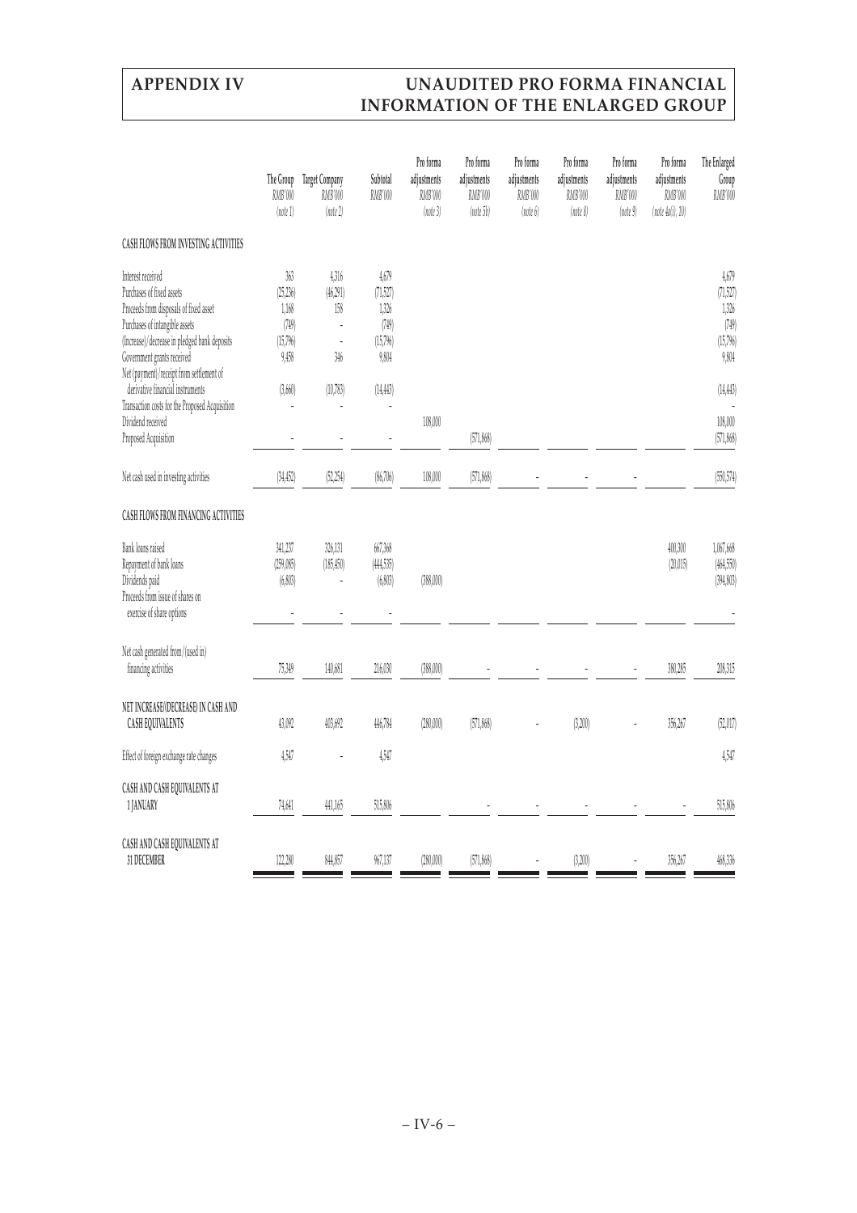| | The Group RMB'000 (note 1) | Target Company RMB'000 (note 2) | Subtotal RMB'000 | Pro forma adjustments RMB'000 (note 3) | Pro forma adjustments RMB'000 (note 5b) | Pro forma adjustments RMB'000 (note 6) | Pro forma adjustments RMB'000 (note 8) | Pro forma adjustments RMB'000 (note 9) | Pro forma adjustments RMB'000 (note 4a(i), 10) | The Enlarged Group RMB'000 |
|---|---|---|---|---|---|---|---|---|---|---|
| **CASH FLOWS FROM INVESTING ACTIVITIES** | | | | | | | | | | |
| Interest received | 363 | 4,316 | 4,679 | | | | | | | 4,679 |
| Purchases of fixed assets | (25,236) | (46,291) | (71,527) | | | | | | | (71,527) |
| Proceeds from disposals of fixed asset | 1,168 | 158 | 1,326 | | | | | | | 1,326 |
| Purchases of intangible assets | (749) | - | (749) | | | | | | | (749) |
| (Increase)/decrease in pledged bank deposits | (15,796) | - | (15,796) | | | | | | | (15,796) |
| Government grants received | 9,458 | 346 | 9,804 | | | | | | | 9,804 |
| Net (payment)/receipt from settlement of derivative financial instruments | (3,660) | (10,783) | (14,443) | | | | | | | (14,443) |
| Transaction costs for the Proposed Acquisition | - | - | - | | | | | | | - |
| Dividend received | | | | 108,000 | | | | | | 108,000 |
| Proposed Acquisition | - | - | - | | (571,868) | | | | | (571,868) |
| Net cash used in investing activities | (34,452) | (52,254) | (86,706) | 108,000 | (571,868) | - | - | - | | (550,574) |
| **CASH FLOWS FROM FINANCING ACTIVITIES** | | | | | | | | | | |
| Bank loans raised | 341,237 | 326,131 | 667,368 | | | | | | 400,300 | 1,067,668 |
| Repayment of bank loans | (259,085) | (185,450) | (444,535) | | | | | | (20,015) | (464,550) |
| Dividends paid | (6,803) | - | (6,803) | (388,000) | | | | | | (394,803) |
| Proceeds from issue of shares on exercise of share options | - | - | - | | | | | | | - |
| Net cash generated from/(used in) financing activities | 75,349 | 140,681 | 216,030 | (388,000) | - | - | - | - | 380,285 | 208,315 |
| **NET INCREASE/(DECREASE) IN CASH AND CASH EQUIVALENTS** | 43,092 | 403,692 | 446,784 | (280,000) | (571,868) | - | (3,200) | - | 356,267 | (52,017) |
| Effect of foreign exchange rate changes | 4,547 | - | 4,547 | | | | | | | 4,547 |
| **CASH AND CASH EQUIVALENTS AT 1 JANUARY** | 74,641 | 441,165 | 515,806 | | - | - | - | - | - | 515,806 |
| **CASH AND CASH EQUIVALENTS AT 31 DECEMBER** | 122,280 | 844,857 | 967,137 | (280,000) | (571,868) | - | (3,200) | - | 356,267 | 468,336 |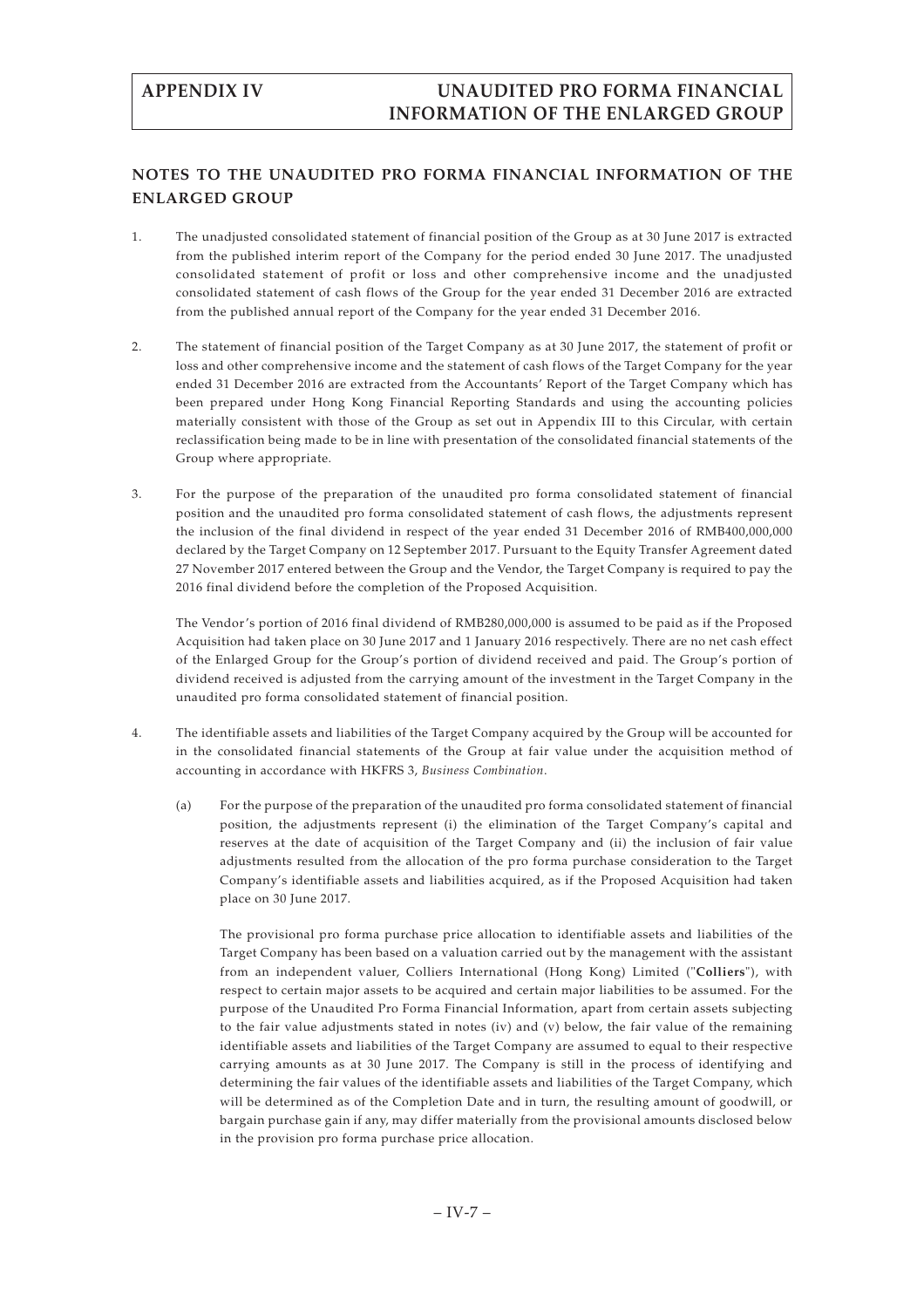## NOTES TO THE UNAUDITED PRO FORMA FINANCIAL INFORMATION OF THE ENLARGED GROUP

1. The unadjusted consolidated statement of financial position of the Group as at 30 June 2017 is extracted from the published interim report of the Company for the period ended 30 June 2017. The unadjusted consolidated statement of profit or loss and other comprehensive income and the unadjusted consolidated statement of cash flows of the Group for the year ended 31 December 2016 are extracted from the published annual report of the Company for the year ended 31 December 2016.

2. The statement of financial position of the Target Company as at 30 June 2017, the statement of profit or loss and other comprehensive income and the statement of cash flows of the Target Company for the year ended 31 December 2016 are extracted from the Accountants' Report of the Target Company which has been prepared under Hong Kong Financial Reporting Standards and using the accounting policies materially consistent with those of the Group as set out in Appendix III to this Circular, with certain reclassification being made to be in line with presentation of the consolidated financial statements of the Group where appropriate.

3. For the purpose of the preparation of the unaudited pro forma consolidated statement of financial position and the unaudited pro forma consolidated statement of cash flows, the adjustments represent the inclusion of the final dividend in respect of the year ended 31 December 2016 of RMB400,000,000 declared by the Target Company on 12 September 2017. Pursuant to the Equity Transfer Agreement dated 27 November 2017 entered between the Group and the Vendor, the Target Company is required to pay the 2016 final dividend before the completion of the Proposed Acquisition.

   The Vendor's portion of 2016 final dividend of RMB280,000,000 is assumed to be paid as if the Proposed Acquisition had taken place on 30 June 2017 and 1 January 2016 respectively. There are no net cash effect of the Enlarged Group for the Group's portion of dividend received and paid. The Group's portion of dividend received is adjusted from the carrying amount of the investment in the Target Company in the unaudited pro forma consolidated statement of financial position.

4. The identifiable assets and liabilities of the Target Company acquired by the Group will be accounted for in the consolidated financial statements of the Group at fair value under the acquisition method of accounting in accordance with HKFRS 3, *Business Combination*.

   (a) For the purpose of the preparation of the unaudited pro forma consolidated statement of financial position, the adjustments represent (i) the elimination of the Target Company's capital and reserves at the date of acquisition of the Target Company and (ii) the inclusion of fair value adjustments resulted from the allocation of the pro forma purchase consideration to the Target Company's identifiable assets and liabilities acquired, as if the Proposed Acquisition had taken place on 30 June 2017.

   The provisional pro forma purchase price allocation to identifiable assets and liabilities of the Target Company has been based on a valuation carried out by the management with the assistant from an independent valuer, Colliers International (Hong Kong) Limited ("**Colliers**"), with respect to certain major assets to be acquired and certain major liabilities to be assumed. For the purpose of the Unaudited Pro Forma Financial Information, apart from certain assets subjecting to the fair value adjustments stated in notes (iv) and (v) below, the fair value of the remaining identifiable assets and liabilities of the Target Company are assumed to equal to their respective carrying amounts as at 30 June 2017. The Company is still in the process of identifying and determining the fair values of the identifiable assets and liabilities of the Target Company, which will be determined as of the Completion Date and in turn, the resulting amount of goodwill, or bargain purchase gain if any, may differ materially from the provisional amounts disclosed below in the provision pro forma purchase price allocation.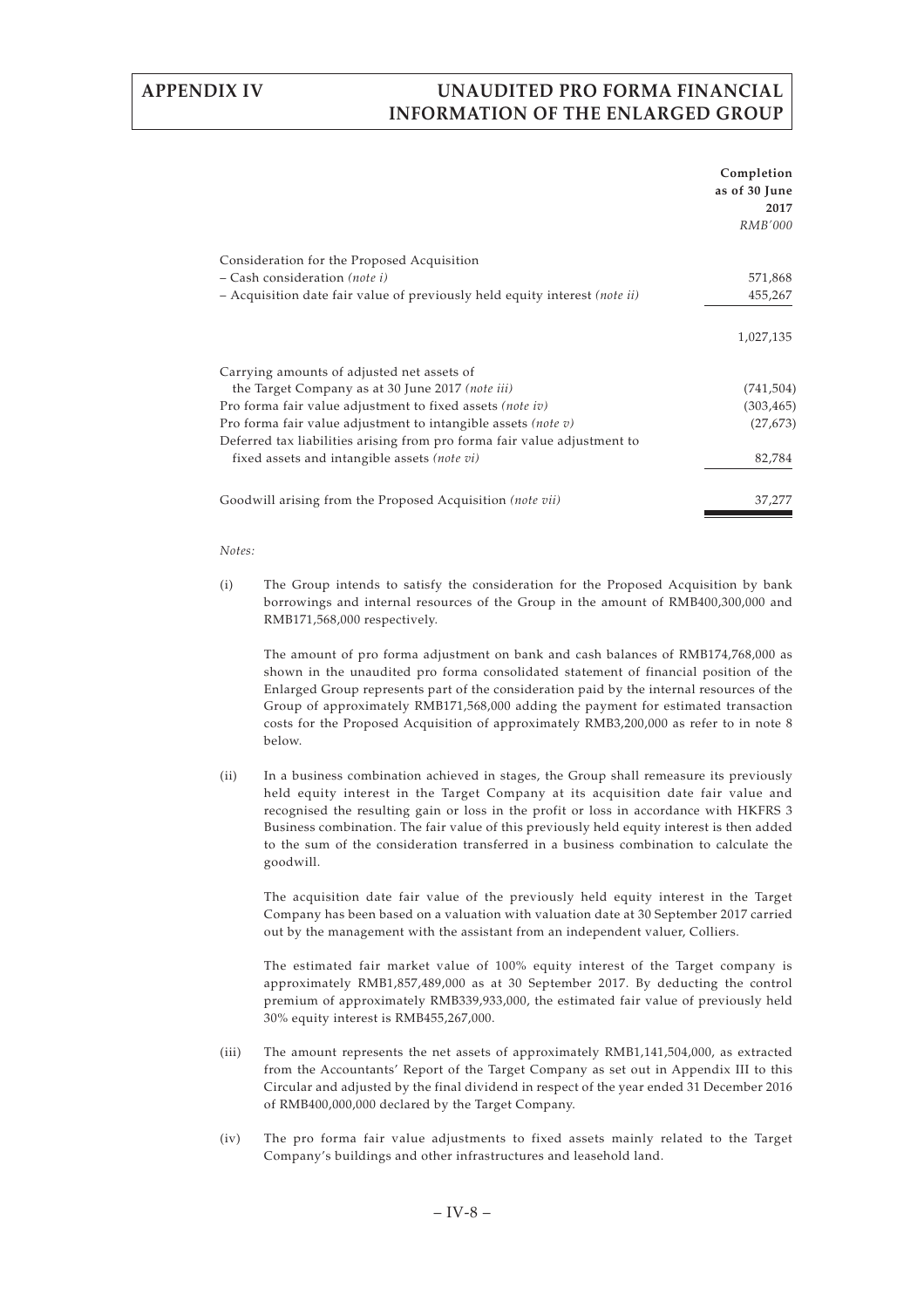| | Completion as of 30 June 2017 |
|---|---|
| | *RMB'000* |
| Consideration for the Proposed Acquisition | |
| – Cash consideration *(note i)* | 571,868 |
| – Acquisition date fair value of previously held equity interest *(note ii)* | 455,267 |
| | 1,027,135 |
| Carrying amounts of adjusted net assets of the Target Company as at 30 June 2017 *(note iii)* | (741,504) |
| Pro forma fair value adjustment to fixed assets *(note iv)* | (303,465) |
| Pro forma fair value adjustment to intangible assets *(note v)* | (27,673) |
| Deferred tax liabilities arising from pro forma fair value adjustment to fixed assets and intangible assets *(note vi)* | 82,784 |
| Goodwill arising from the Proposed Acquisition *(note vii)* | 37,277 |

*Notes:*

(i) The Group intends to satisfy the consideration for the Proposed Acquisition by bank borrowings and internal resources of the Group in the amount of RMB400,300,000 and RMB171,568,000 respectively.

The amount of pro forma adjustment on bank and cash balances of RMB174,768,000 as shown in the unaudited pro forma consolidated statement of financial position of the Enlarged Group represents part of the consideration paid by the internal resources of the Group of approximately RMB171,568,000 adding the payment for estimated transaction costs for the Proposed Acquisition of approximately RMB3,200,000 as refer to in note 8 below.

(ii) In a business combination achieved in stages, the Group shall remeasure its previously held equity interest in the Target Company at its acquisition date fair value and recognised the resulting gain or loss in the profit or loss in accordance with HKFRS 3 Business combination. The fair value of this previously held equity interest is then added to the sum of the consideration transferred in a business combination to calculate the goodwill.

The acquisition date fair value of the previously held equity interest in the Target Company has been based on a valuation with valuation date at 30 September 2017 carried out by the management with the assistant from an independent valuer, Colliers.

The estimated fair market value of 100% equity interest of the Target company is approximately RMB1,857,489,000 as at 30 September 2017. By deducting the control premium of approximately RMB339,933,000, the estimated fair value of previously held 30% equity interest is RMB455,267,000.

(iii) The amount represents the net assets of approximately RMB1,141,504,000, as extracted from the Accountants' Report of the Target Company as set out in Appendix III to this Circular and adjusted by the final dividend in respect of the year ended 31 December 2016 of RMB400,000,000 declared by the Target Company.

(iv) The pro forma fair value adjustments to fixed assets mainly related to the Target Company's buildings and other infrastructures and leasehold land.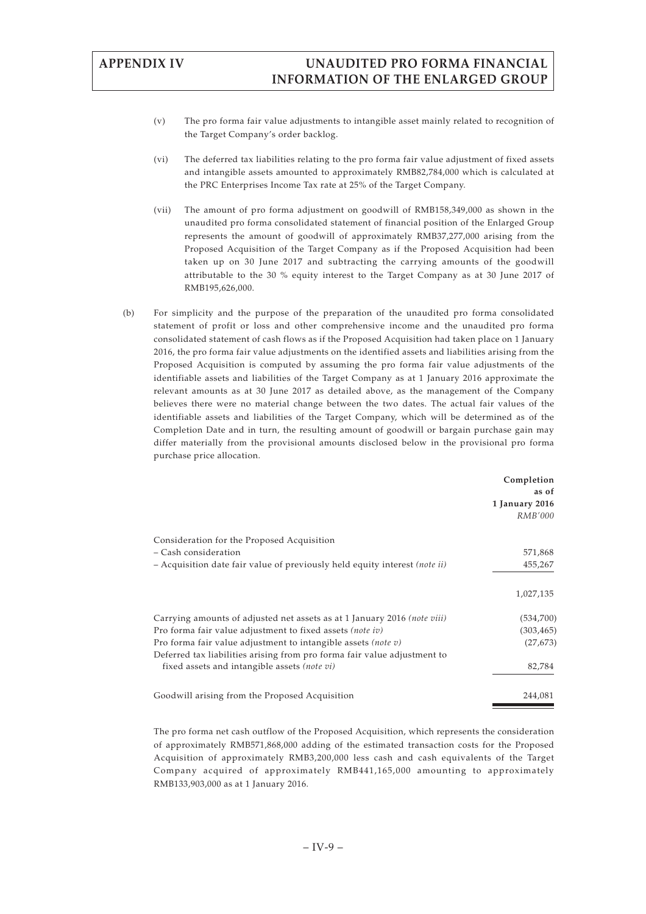(v) The pro forma fair value adjustments to intangible asset mainly related to recognition of the Target Company's order backlog.

(vi) The deferred tax liabilities relating to the pro forma fair value adjustment of fixed assets and intangible assets amounted to approximately RMB82,784,000 which is calculated at the PRC Enterprises Income Tax rate at 25% of the Target Company.

(vii) The amount of pro forma adjustment on goodwill of RMB158,349,000 as shown in the unaudited pro forma consolidated statement of financial position of the Enlarged Group represents the amount of goodwill of approximately RMB37,277,000 arising from the Proposed Acquisition of the Target Company as if the Proposed Acquisition had been taken up on 30 June 2017 and subtracting the carrying amounts of the goodwill attributable to the 30 % equity interest to the Target Company as at 30 June 2017 of RMB195,626,000.

(b) For simplicity and the purpose of the preparation of the unaudited pro forma consolidated statement of profit or loss and other comprehensive income and the unaudited pro forma consolidated statement of cash flows as if the Proposed Acquisition had taken place on 1 January 2016, the pro forma fair value adjustments on the identified assets and liabilities arising from the Proposed Acquisition is computed by assuming the pro forma fair value adjustments of the identifiable assets and liabilities of the Target Company as at 1 January 2016 approximate the relevant amounts as at 30 June 2017 as detailed above, as the management of the Company believes there were no material change between the two dates. The actual fair values of the identifiable assets and liabilities of the Target Company, which will be determined as of the Completion Date and in turn, the resulting amount of goodwill or bargain purchase gain may differ materially from the provisional amounts disclosed below in the provisional pro forma purchase price allocation.

| | **Completion as of 1 January 2016** *RMB'000* |
|---|---|
| Consideration for the Proposed Acquisition | |
| – Cash consideration | 571,868 |
| – Acquisition date fair value of previously held equity interest *(note ii)* | 455,267 |
| | 1,027,135 |
| Carrying amounts of adjusted net assets as at 1 January 2016 *(note viii)* | (534,700) |
| Pro forma fair value adjustment to fixed assets *(note iv)* | (303,465) |
| Pro forma fair value adjustment to intangible assets *(note v)* | (27,673) |
| Deferred tax liabilities arising from pro forma fair value adjustment to fixed assets and intangible assets *(note vi)* | 82,784 |
| Goodwill arising from the Proposed Acquisition | 244,081 |

The pro forma net cash outflow of the Proposed Acquisition, which represents the consideration of approximately RMB571,868,000 adding of the estimated transaction costs for the Proposed Acquisition of approximately RMB3,200,000 less cash and cash equivalents of the Target Company acquired of approximately RMB441,165,000 amounting to approximately RMB133,903,000 as at 1 January 2016.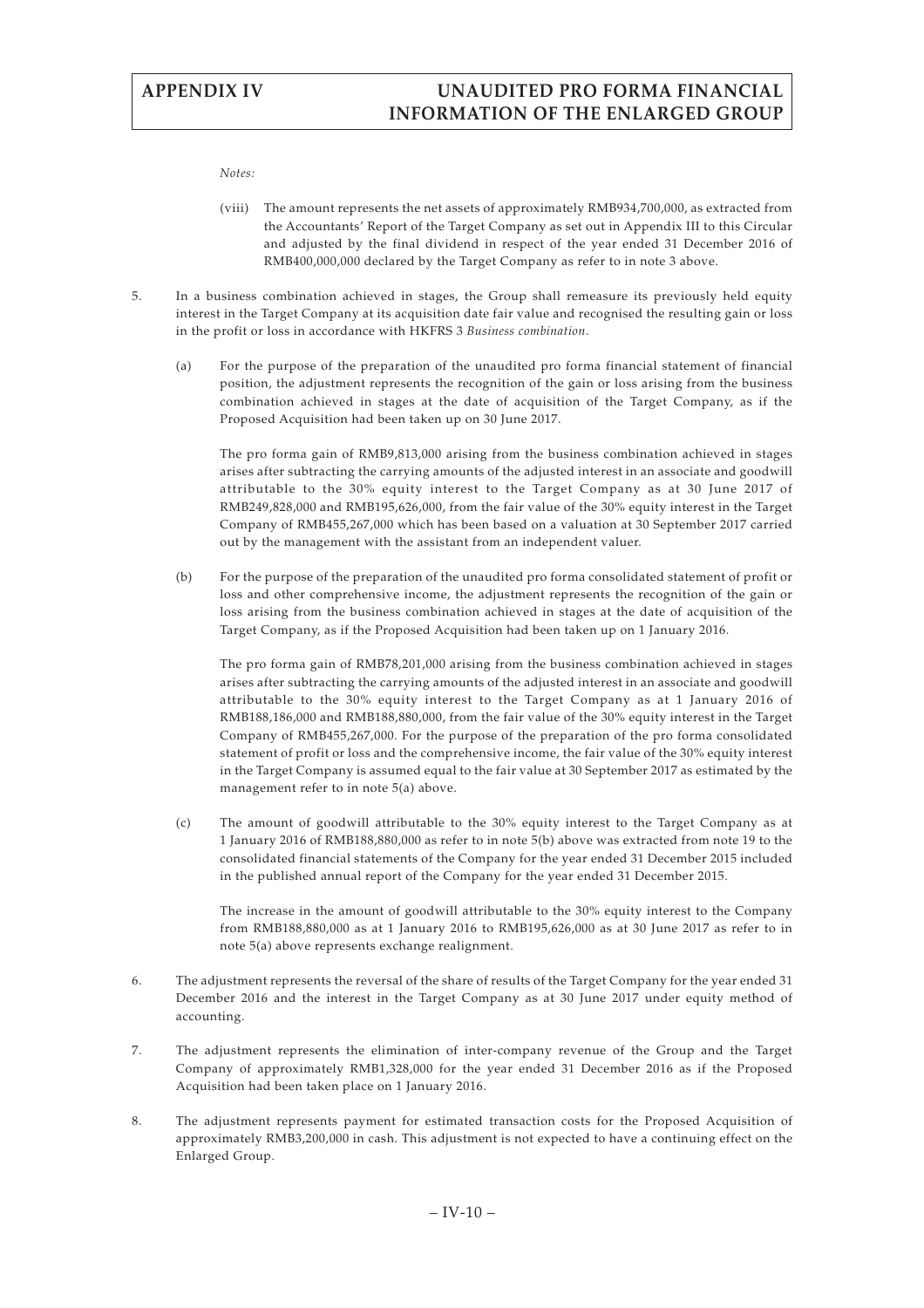*Notes:*

(viii) The amount represents the net assets of approximately RMB934,700,000, as extracted from the Accountants' Report of the Target Company as set out in Appendix III to this Circular and adjusted by the final dividend in respect of the year ended 31 December 2016 of RMB400,000,000 declared by the Target Company as refer to in note 3 above.

5. In a business combination achieved in stages, the Group shall remeasure its previously held equity interest in the Target Company at its acquisition date fair value and recognised the resulting gain or loss in the profit or loss in accordance with HKFRS 3 *Business combination*.

   (a) For the purpose of the preparation of the unaudited pro forma financial statement of financial position, the adjustment represents the recognition of the gain or loss arising from the business combination achieved in stages at the date of acquisition of the Target Company, as if the Proposed Acquisition had been taken up on 30 June 2017.

   The pro forma gain of RMB9,813,000 arising from the business combination achieved in stages arises after subtracting the carrying amounts of the adjusted interest in an associate and goodwill attributable to the 30% equity interest to the Target Company as at 30 June 2017 of RMB249,828,000 and RMB195,626,000, from the fair value of the 30% equity interest in the Target Company of RMB455,267,000 which has been based on a valuation at 30 September 2017 carried out by the management with the assistant from an independent valuer.

   (b) For the purpose of the preparation of the unaudited pro forma consolidated statement of profit or loss and other comprehensive income, the adjustment represents the recognition of the gain or loss arising from the business combination achieved in stages at the date of acquisition of the Target Company, as if the Proposed Acquisition had been taken up on 1 January 2016.

   The pro forma gain of RMB78,201,000 arising from the business combination achieved in stages arises after subtracting the carrying amounts of the adjusted interest in an associate and goodwill attributable to the 30% equity interest to the Target Company as at 1 January 2016 of RMB188,186,000 and RMB188,880,000, from the fair value of the 30% equity interest in the Target Company of RMB455,267,000. For the purpose of the preparation of the pro forma consolidated statement of profit or loss and the comprehensive income, the fair value of the 30% equity interest in the Target Company is assumed equal to the fair value at 30 September 2017 as estimated by the management refer to in note 5(a) above.

   (c) The amount of goodwill attributable to the 30% equity interest to the Target Company as at 1 January 2016 of RMB188,880,000 as refer to in note 5(b) above was extracted from note 19 to the consolidated financial statements of the Company for the year ended 31 December 2015 included in the published annual report of the Company for the year ended 31 December 2015.

   The increase in the amount of goodwill attributable to the 30% equity interest to the Company from RMB188,880,000 as at 1 January 2016 to RMB195,626,000 as at 30 June 2017 as refer to in note 5(a) above represents exchange realignment.

6. The adjustment represents the reversal of the share of results of the Target Company for the year ended 31 December 2016 and the interest in the Target Company as at 30 June 2017 under equity method of accounting.

7. The adjustment represents the elimination of inter-company revenue of the Group and the Target Company of approximately RMB1,328,000 for the year ended 31 December 2016 as if the Proposed Acquisition had been taken place on 1 January 2016.

8. The adjustment represents payment for estimated transaction costs for the Proposed Acquisition of approximately RMB3,200,000 in cash. This adjustment is not expected to have a continuing effect on the Enlarged Group.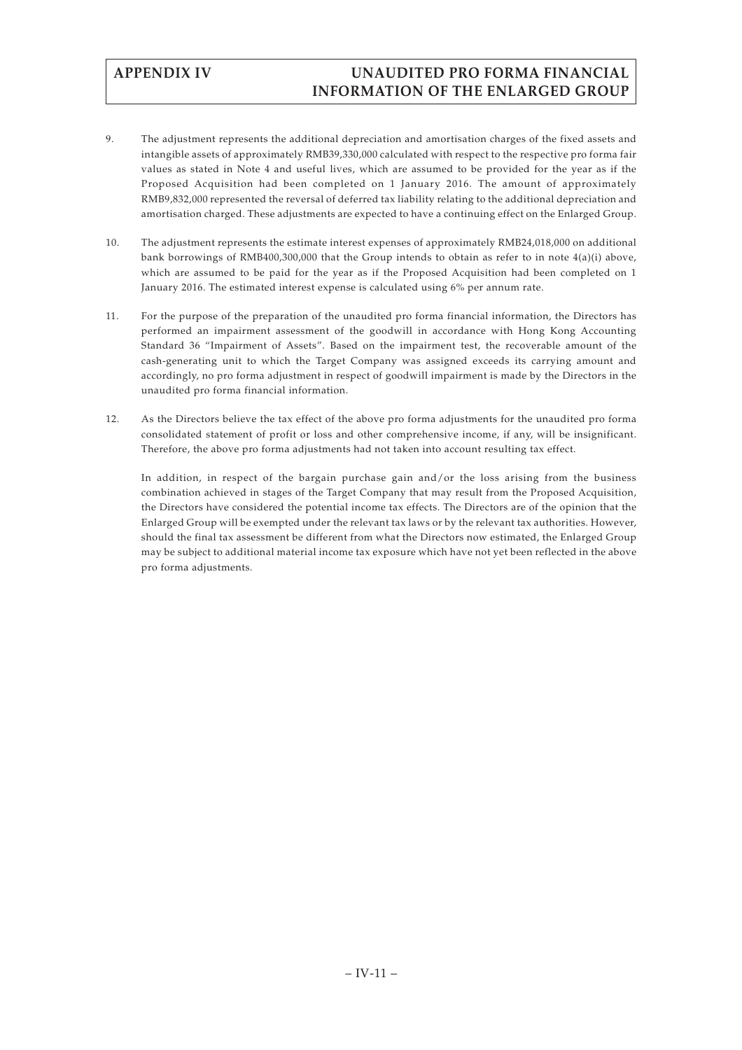9. The adjustment represents the additional depreciation and amortisation charges of the fixed assets and intangible assets of approximately RMB39,330,000 calculated with respect to the respective pro forma fair values as stated in Note 4 and useful lives, which are assumed to be provided for the year as if the Proposed Acquisition had been completed on 1 January 2016. The amount of approximately RMB9,832,000 represented the reversal of deferred tax liability relating to the additional depreciation and amortisation charged. These adjustments are expected to have a continuing effect on the Enlarged Group.

10. The adjustment represents the estimate interest expenses of approximately RMB24,018,000 on additional bank borrowings of RMB400,300,000 that the Group intends to obtain as refer to in note 4(a)(i) above, which are assumed to be paid for the year as if the Proposed Acquisition had been completed on 1 January 2016. The estimated interest expense is calculated using 6% per annum rate.

11. For the purpose of the preparation of the unaudited pro forma financial information, the Directors has performed an impairment assessment of the goodwill in accordance with Hong Kong Accounting Standard 36 "Impairment of Assets". Based on the impairment test, the recoverable amount of the cash-generating unit to which the Target Company was assigned exceeds its carrying amount and accordingly, no pro forma adjustment in respect of goodwill impairment is made by the Directors in the unaudited pro forma financial information.

12. As the Directors believe the tax effect of the above pro forma adjustments for the unaudited pro forma consolidated statement of profit or loss and other comprehensive income, if any, will be insignificant. Therefore, the above pro forma adjustments had not taken into account resulting tax effect.

    In addition, in respect of the bargain purchase gain and/or the loss arising from the business combination achieved in stages of the Target Company that may result from the Proposed Acquisition, the Directors have considered the potential income tax effects. The Directors are of the opinion that the Enlarged Group will be exempted under the relevant tax laws or by the relevant tax authorities. However, should the final tax assessment be different from what the Directors now estimated, the Enlarged Group may be subject to additional material income tax exposure which have not yet been reflected in the above pro forma adjustments.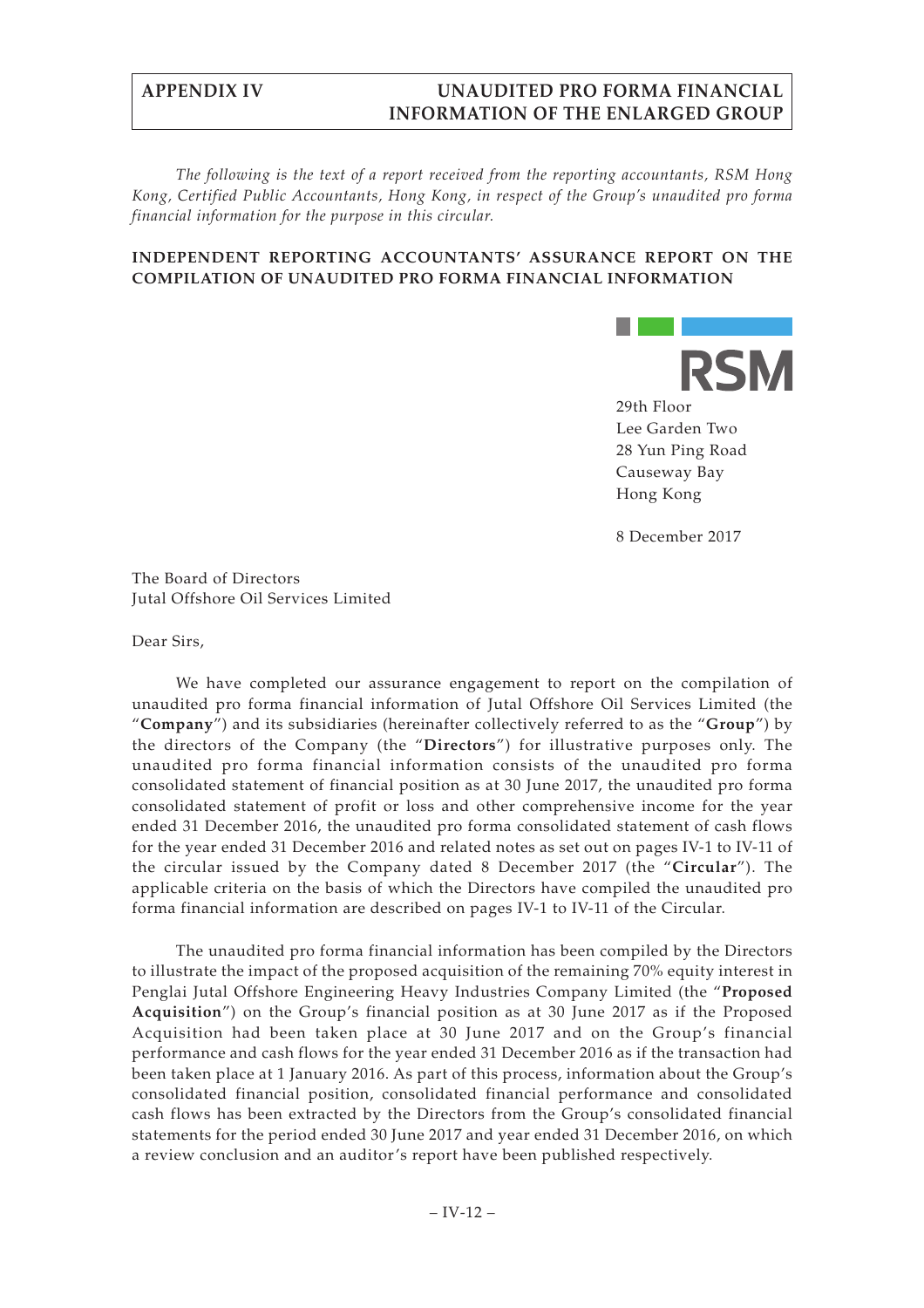*The following is the text of a report received from the reporting accountants, RSM Hong Kong, Certified Public Accountants, Hong Kong, in respect of the Group's unaudited pro forma financial information for the purpose in this circular.*

## INDEPENDENT REPORTING ACCOUNTANTS' ASSURANCE REPORT ON THE COMPILATION OF UNAUDITED PRO FORMA FINANCIAL INFORMATION

RSM

29th Floor
Lee Garden Two
28 Yun Ping Road
Causeway Bay
Hong Kong

8 December 2017

The Board of Directors
Jutal Offshore Oil Services Limited

Dear Sirs,

We have completed our assurance engagement to report on the compilation of unaudited pro forma financial information of Jutal Offshore Oil Services Limited (the "**Company**") and its subsidiaries (hereinafter collectively referred to as the "**Group**") by the directors of the Company (the "**Directors**") for illustrative purposes only. The unaudited pro forma financial information consists of the unaudited pro forma consolidated statement of financial position as at 30 June 2017, the unaudited pro forma consolidated statement of profit or loss and other comprehensive income for the year ended 31 December 2016, the unaudited pro forma consolidated statement of cash flows for the year ended 31 December 2016 and related notes as set out on pages IV-1 to IV-11 of the circular issued by the Company dated 8 December 2017 (the "**Circular**"). The applicable criteria on the basis of which the Directors have compiled the unaudited pro forma financial information are described on pages IV-1 to IV-11 of the Circular.

The unaudited pro forma financial information has been compiled by the Directors to illustrate the impact of the proposed acquisition of the remaining 70% equity interest in Penglai Jutal Offshore Engineering Heavy Industries Company Limited (the "**Proposed Acquisition**") on the Group's financial position as at 30 June 2017 as if the Proposed Acquisition had been taken place at 30 June 2017 and on the Group's financial performance and cash flows for the year ended 31 December 2016 as if the transaction had been taken place at 1 January 2016. As part of this process, information about the Group's consolidated financial position, consolidated financial performance and consolidated cash flows has been extracted by the Directors from the Group's consolidated financial statements for the period ended 30 June 2017 and year ended 31 December 2016, on which a review conclusion and an auditor's report have been published respectively.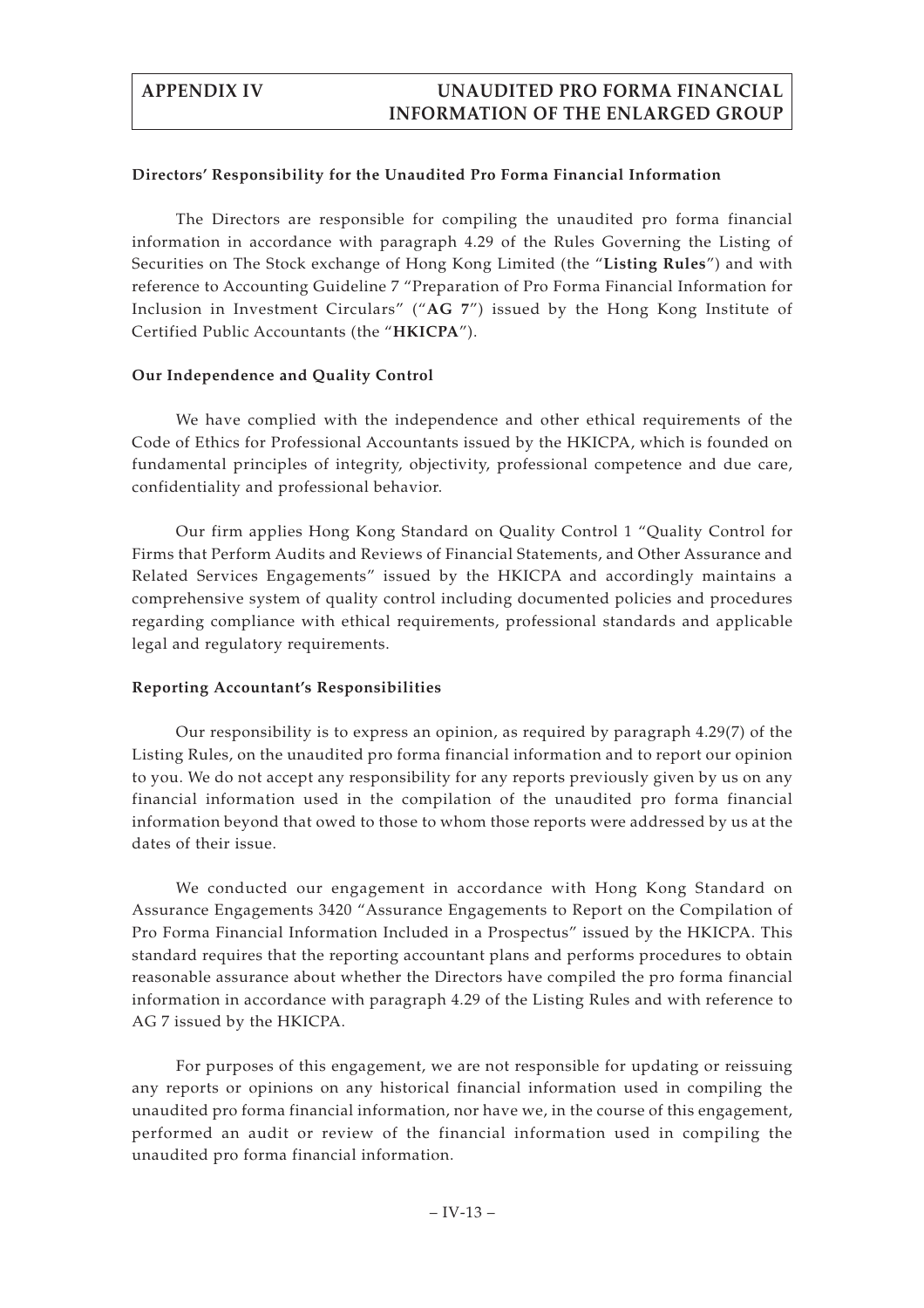**Directors' Responsibility for the Unaudited Pro Forma Financial Information**

The Directors are responsible for compiling the unaudited pro forma financial information in accordance with paragraph 4.29 of the Rules Governing the Listing of Securities on The Stock exchange of Hong Kong Limited (the "**Listing Rules**") and with reference to Accounting Guideline 7 "Preparation of Pro Forma Financial Information for Inclusion in Investment Circulars" ("**AG 7**") issued by the Hong Kong Institute of Certified Public Accountants (the "**HKICPA**").

**Our Independence and Quality Control**

We have complied with the independence and other ethical requirements of the Code of Ethics for Professional Accountants issued by the HKICPA, which is founded on fundamental principles of integrity, objectivity, professional competence and due care, confidentiality and professional behavior.

Our firm applies Hong Kong Standard on Quality Control 1 "Quality Control for Firms that Perform Audits and Reviews of Financial Statements, and Other Assurance and Related Services Engagements" issued by the HKICPA and accordingly maintains a comprehensive system of quality control including documented policies and procedures regarding compliance with ethical requirements, professional standards and applicable legal and regulatory requirements.

**Reporting Accountant's Responsibilities**

Our responsibility is to express an opinion, as required by paragraph 4.29(7) of the Listing Rules, on the unaudited pro forma financial information and to report our opinion to you. We do not accept any responsibility for any reports previously given by us on any financial information used in the compilation of the unaudited pro forma financial information beyond that owed to those to whom those reports were addressed by us at the dates of their issue.

We conducted our engagement in accordance with Hong Kong Standard on Assurance Engagements 3420 "Assurance Engagements to Report on the Compilation of Pro Forma Financial Information Included in a Prospectus" issued by the HKICPA. This standard requires that the reporting accountant plans and performs procedures to obtain reasonable assurance about whether the Directors have compiled the pro forma financial information in accordance with paragraph 4.29 of the Listing Rules and with reference to AG 7 issued by the HKICPA.

For purposes of this engagement, we are not responsible for updating or reissuing any reports or opinions on any historical financial information used in compiling the unaudited pro forma financial information, nor have we, in the course of this engagement, performed an audit or review of the financial information used in compiling the unaudited pro forma financial information.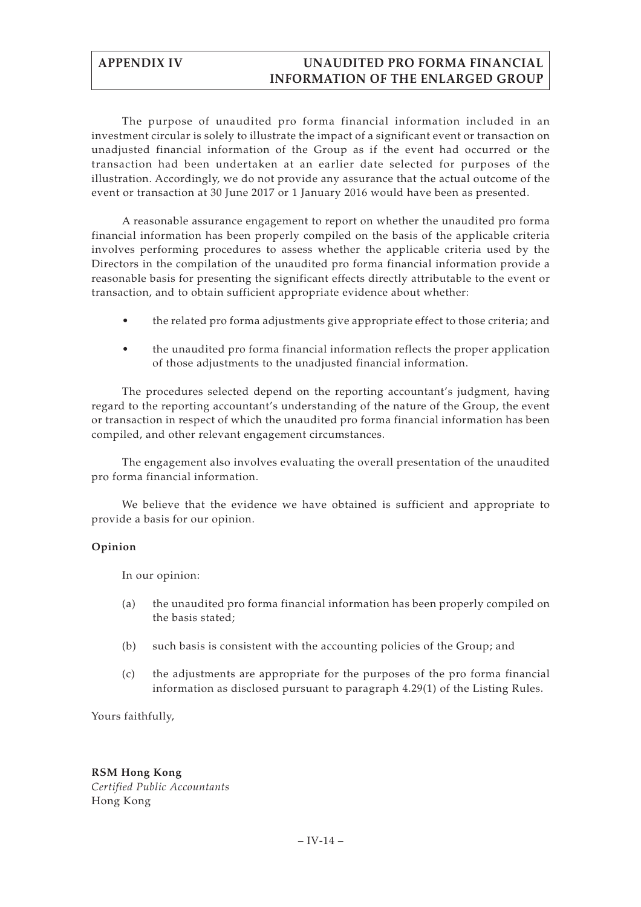The purpose of unaudited pro forma financial information included in an investment circular is solely to illustrate the impact of a significant event or transaction on unadjusted financial information of the Group as if the event had occurred or the transaction had been undertaken at an earlier date selected for purposes of the illustration. Accordingly, we do not provide any assurance that the actual outcome of the event or transaction at 30 June 2017 or 1 January 2016 would have been as presented.

A reasonable assurance engagement to report on whether the unaudited pro forma financial information has been properly compiled on the basis of the applicable criteria involves performing procedures to assess whether the applicable criteria used by the Directors in the compilation of the unaudited pro forma financial information provide a reasonable basis for presenting the significant effects directly attributable to the event or transaction, and to obtain sufficient appropriate evidence about whether:

- the related pro forma adjustments give appropriate effect to those criteria; and
- the unaudited pro forma financial information reflects the proper application of those adjustments to the unadjusted financial information.

The procedures selected depend on the reporting accountant's judgment, having regard to the reporting accountant's understanding of the nature of the Group, the event or transaction in respect of which the unaudited pro forma financial information has been compiled, and other relevant engagement circumstances.

The engagement also involves evaluating the overall presentation of the unaudited pro forma financial information.

We believe that the evidence we have obtained is sufficient and appropriate to provide a basis for our opinion.

**Opinion**

In our opinion:

(a) the unaudited pro forma financial information has been properly compiled on the basis stated;

(b) such basis is consistent with the accounting policies of the Group; and

(c) the adjustments are appropriate for the purposes of the pro forma financial information as disclosed pursuant to paragraph 4.29(1) of the Listing Rules.

Yours faithfully,

**RSM Hong Kong**
*Certified Public Accountants*
Hong Kong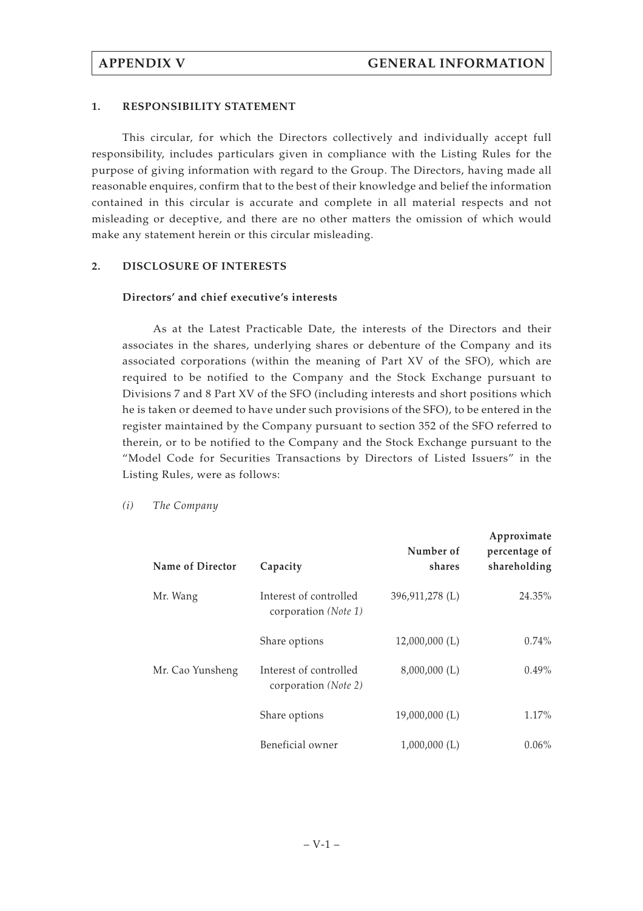## 1. RESPONSIBILITY STATEMENT

This circular, for which the Directors collectively and individually accept full responsibility, includes particulars given in compliance with the Listing Rules for the purpose of giving information with regard to the Group. The Directors, having made all reasonable enquires, confirm that to the best of their knowledge and belief the information contained in this circular is accurate and complete in all material respects and not misleading or deceptive, and there are no other matters the omission of which would make any statement herein or this circular misleading.

## 2. DISCLOSURE OF INTERESTS

### Directors' and chief executive's interests

As at the Latest Practicable Date, the interests of the Directors and their associates in the shares, underlying shares or debenture of the Company and its associated corporations (within the meaning of Part XV of the SFO), which are required to be notified to the Company and the Stock Exchange pursuant to Divisions 7 and 8 Part XV of the SFO (including interests and short positions which he is taken or deemed to have under such provisions of the SFO), to be entered in the register maintained by the Company pursuant to section 352 of the SFO referred to therein, or to be notified to the Company and the Stock Exchange pursuant to the "Model Code for Securities Transactions by Directors of Listed Issuers" in the Listing Rules, were as follows:

*(i) The Company*

| Name of Director | Capacity | Number of shares | Approximate percentage of shareholding |
|---|---|---|---|
| Mr. Wang | Interest of controlled corporation *(Note 1)* | 396,911,278 (L) | 24.35% |
| | Share options | 12,000,000 (L) | 0.74% |
| Mr. Cao Yunsheng | Interest of controlled corporation *(Note 2)* | 8,000,000 (L) | 0.49% |
| | Share options | 19,000,000 (L) | 1.17% |
| | Beneficial owner | 1,000,000 (L) | 0.06% |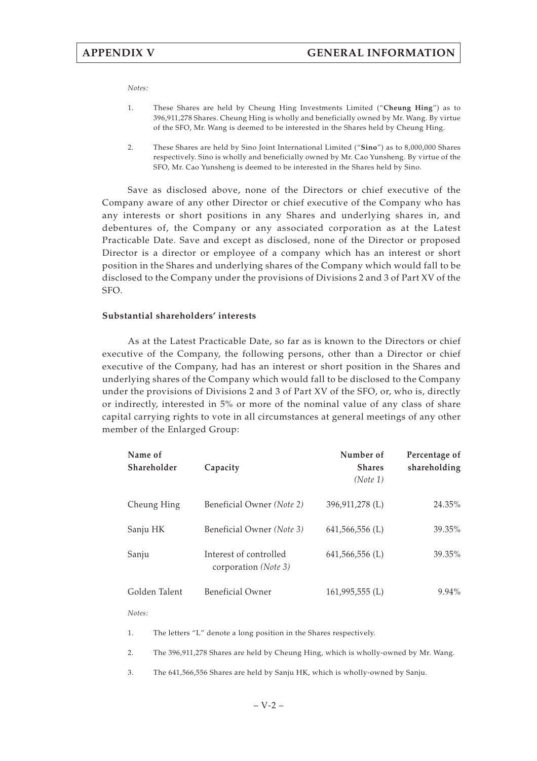*Notes:*

1. These Shares are held by Cheung Hing Investments Limited ("**Cheung Hing**") as to 396,911,278 Shares. Cheung Hing is wholly and beneficially owned by Mr. Wang. By virtue of the SFO, Mr. Wang is deemed to be interested in the Shares held by Cheung Hing.

2. These Shares are held by Sino Joint International Limited ("**Sino**") as to 8,000,000 Shares respectively. Sino is wholly and beneficially owned by Mr. Cao Yunsheng. By virtue of the SFO, Mr. Cao Yunsheng is deemed to be interested in the Shares held by Sino.

Save as disclosed above, none of the Directors or chief executive of the Company aware of any other Director or chief executive of the Company who has any interests or short positions in any Shares and underlying shares in, and debentures of, the Company or any associated corporation as at the Latest Practicable Date. Save and except as disclosed, none of the Director or proposed Director is a director or employee of a company which has an interest or short position in the Shares and underlying shares of the Company which would fall to be disclosed to the Company under the provisions of Divisions 2 and 3 of Part XV of the SFO.

**Substantial shareholders' interests**

As at the Latest Practicable Date, so far as is known to the Directors or chief executive of the Company, the following persons, other than a Director or chief executive of the Company, had has an interest or short position in the Shares and underlying shares of the Company which would fall to be disclosed to the Company under the provisions of Divisions 2 and 3 of Part XV of the SFO, or, who is, directly or indirectly, interested in 5% or more of the nominal value of any class of share capital carrying rights to vote in all circumstances at general meetings of any other member of the Enlarged Group:

| Name of Shareholder | Capacity | Number of Shares *(Note 1)* | Percentage of shareholding |
|---|---|---|---|
| Cheung Hing | Beneficial Owner *(Note 2)* | 396,911,278 (L) | 24.35% |
| Sanju HK | Beneficial Owner *(Note 3)* | 641,566,556 (L) | 39.35% |
| Sanju | Interest of controlled corporation *(Note 3)* | 641,566,556 (L) | 39.35% |
| Golden Talent | Beneficial Owner | 161,995,555 (L) | 9.94% |

*Notes:*

1. The letters "L" denote a long position in the Shares respectively.

2. The 396,911,278 Shares are held by Cheung Hing, which is wholly-owned by Mr. Wang.

3. The 641,566,556 Shares are held by Sanju HK, which is wholly-owned by Sanju.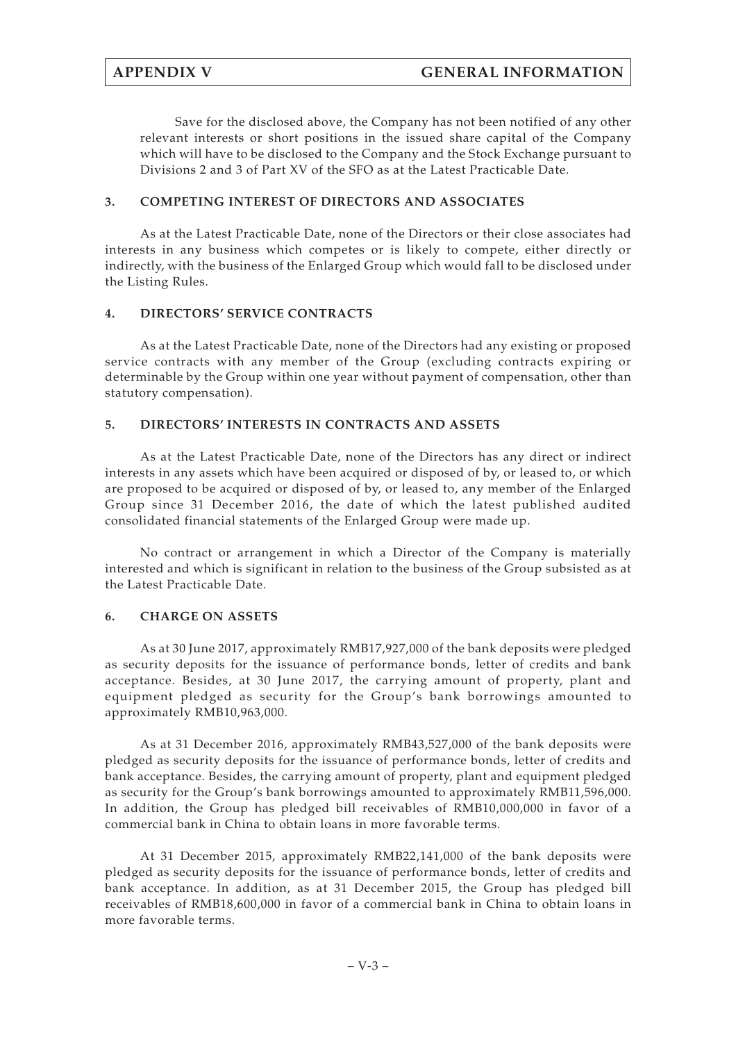Save for the disclosed above, the Company has not been notified of any other relevant interests or short positions in the issued share capital of the Company which will have to be disclosed to the Company and the Stock Exchange pursuant to Divisions 2 and 3 of Part XV of the SFO as at the Latest Practicable Date.

## 3. COMPETING INTEREST OF DIRECTORS AND ASSOCIATES

As at the Latest Practicable Date, none of the Directors or their close associates had interests in any business which competes or is likely to compete, either directly or indirectly, with the business of the Enlarged Group which would fall to be disclosed under the Listing Rules.

## 4. DIRECTORS' SERVICE CONTRACTS

As at the Latest Practicable Date, none of the Directors had any existing or proposed service contracts with any member of the Group (excluding contracts expiring or determinable by the Group within one year without payment of compensation, other than statutory compensation).

## 5. DIRECTORS' INTERESTS IN CONTRACTS AND ASSETS

As at the Latest Practicable Date, none of the Directors has any direct or indirect interests in any assets which have been acquired or disposed of by, or leased to, or which are proposed to be acquired or disposed of by, or leased to, any member of the Enlarged Group since 31 December 2016, the date of which the latest published audited consolidated financial statements of the Enlarged Group were made up.

No contract or arrangement in which a Director of the Company is materially interested and which is significant in relation to the business of the Group subsisted as at the Latest Practicable Date.

## 6. CHARGE ON ASSETS

As at 30 June 2017, approximately RMB17,927,000 of the bank deposits were pledged as security deposits for the issuance of performance bonds, letter of credits and bank acceptance. Besides, at 30 June 2017, the carrying amount of property, plant and equipment pledged as security for the Group's bank borrowings amounted to approximately RMB10,963,000.

As at 31 December 2016, approximately RMB43,527,000 of the bank deposits were pledged as security deposits for the issuance of performance bonds, letter of credits and bank acceptance. Besides, the carrying amount of property, plant and equipment pledged as security for the Group's bank borrowings amounted to approximately RMB11,596,000. In addition, the Group has pledged bill receivables of RMB10,000,000 in favor of a commercial bank in China to obtain loans in more favorable terms.

At 31 December 2015, approximately RMB22,141,000 of the bank deposits were pledged as security deposits for the issuance of performance bonds, letter of credits and bank acceptance. In addition, as at 31 December 2015, the Group has pledged bill receivables of RMB18,600,000 in favor of a commercial bank in China to obtain loans in more favorable terms.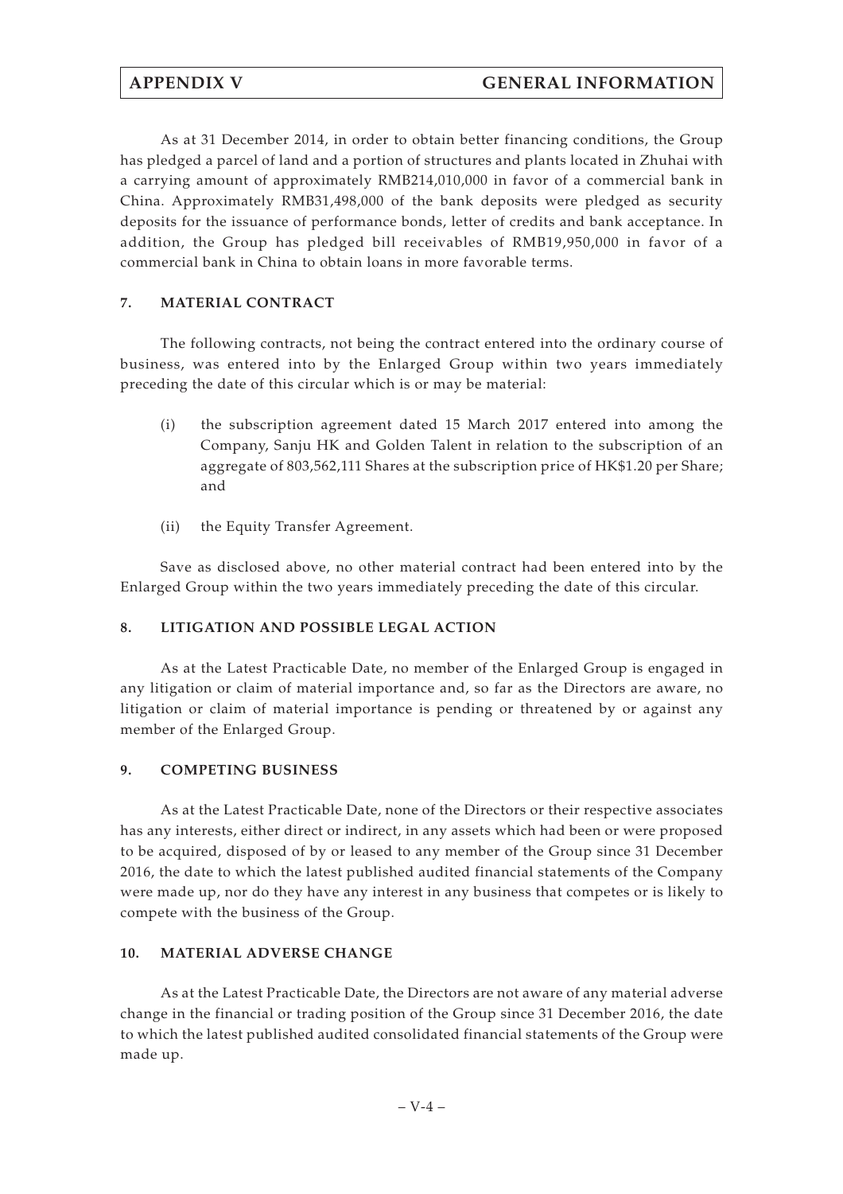As at 31 December 2014, in order to obtain better financing conditions, the Group has pledged a parcel of land and a portion of structures and plants located in Zhuhai with a carrying amount of approximately RMB214,010,000 in favor of a commercial bank in China. Approximately RMB31,498,000 of the bank deposits were pledged as security deposits for the issuance of performance bonds, letter of credits and bank acceptance. In addition, the Group has pledged bill receivables of RMB19,950,000 in favor of a commercial bank in China to obtain loans in more favorable terms.

## 7. MATERIAL CONTRACT

The following contracts, not being the contract entered into the ordinary course of business, was entered into by the Enlarged Group within two years immediately preceding the date of this circular which is or may be material:

(i) the subscription agreement dated 15 March 2017 entered into among the Company, Sanju HK and Golden Talent in relation to the subscription of an aggregate of 803,562,111 Shares at the subscription price of HK$1.20 per Share; and

(ii) the Equity Transfer Agreement.

Save as disclosed above, no other material contract had been entered into by the Enlarged Group within the two years immediately preceding the date of this circular.

## 8. LITIGATION AND POSSIBLE LEGAL ACTION

As at the Latest Practicable Date, no member of the Enlarged Group is engaged in any litigation or claim of material importance and, so far as the Directors are aware, no litigation or claim of material importance is pending or threatened by or against any member of the Enlarged Group.

## 9. COMPETING BUSINESS

As at the Latest Practicable Date, none of the Directors or their respective associates has any interests, either direct or indirect, in any assets which had been or were proposed to be acquired, disposed of by or leased to any member of the Group since 31 December 2016, the date to which the latest published audited financial statements of the Company were made up, nor do they have any interest in any business that competes or is likely to compete with the business of the Group.

## 10. MATERIAL ADVERSE CHANGE

As at the Latest Practicable Date, the Directors are not aware of any material adverse change in the financial or trading position of the Group since 31 December 2016, the date to which the latest published audited consolidated financial statements of the Group were made up.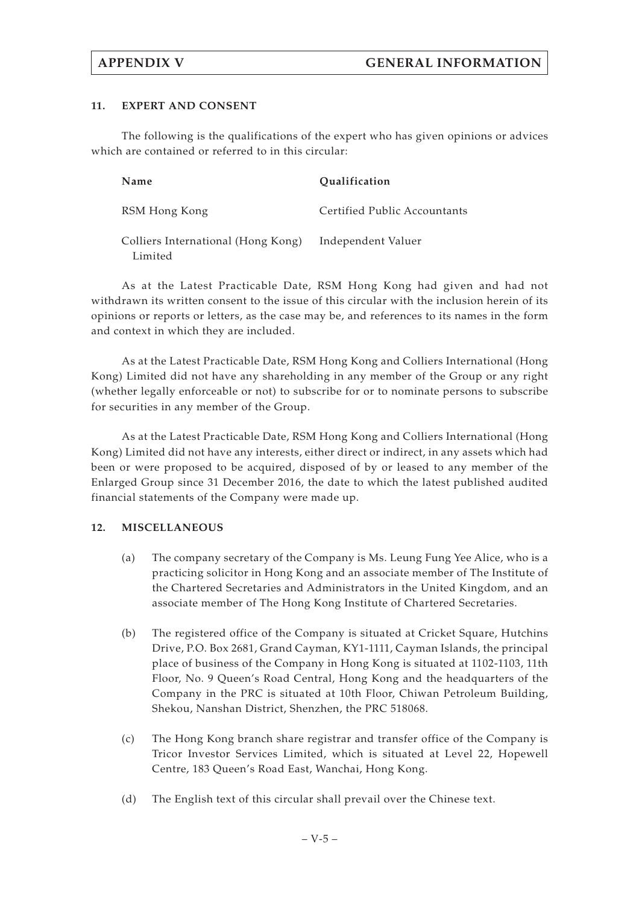## 11. EXPERT AND CONSENT

The following is the qualifications of the expert who has given opinions or advices which are contained or referred to in this circular:

| Name | Qualification |
|---|---|
| RSM Hong Kong | Certified Public Accountants |
| Colliers International (Hong Kong) Limited | Independent Valuer |

As at the Latest Practicable Date, RSM Hong Kong had given and had not withdrawn its written consent to the issue of this circular with the inclusion herein of its opinions or reports or letters, as the case may be, and references to its names in the form and context in which they are included.

As at the Latest Practicable Date, RSM Hong Kong and Colliers International (Hong Kong) Limited did not have any shareholding in any member of the Group or any right (whether legally enforceable or not) to subscribe for or to nominate persons to subscribe for securities in any member of the Group.

As at the Latest Practicable Date, RSM Hong Kong and Colliers International (Hong Kong) Limited did not have any interests, either direct or indirect, in any assets which had been or were proposed to be acquired, disposed of by or leased to any member of the Enlarged Group since 31 December 2016, the date to which the latest published audited financial statements of the Company were made up.

## 12. MISCELLANEOUS

(a) The company secretary of the Company is Ms. Leung Fung Yee Alice, who is a practicing solicitor in Hong Kong and an associate member of The Institute of the Chartered Secretaries and Administrators in the United Kingdom, and an associate member of The Hong Kong Institute of Chartered Secretaries.

(b) The registered office of the Company is situated at Cricket Square, Hutchins Drive, P.O. Box 2681, Grand Cayman, KY1-1111, Cayman Islands, the principal place of business of the Company in Hong Kong is situated at 1102-1103, 11th Floor, No. 9 Queen's Road Central, Hong Kong and the headquarters of the Company in the PRC is situated at 10th Floor, Chiwan Petroleum Building, Shekou, Nanshan District, Shenzhen, the PRC 518068.

(c) The Hong Kong branch share registrar and transfer office of the Company is Tricor Investor Services Limited, which is situated at Level 22, Hopewell Centre, 183 Queen's Road East, Wanchai, Hong Kong.

(d) The English text of this circular shall prevail over the Chinese text.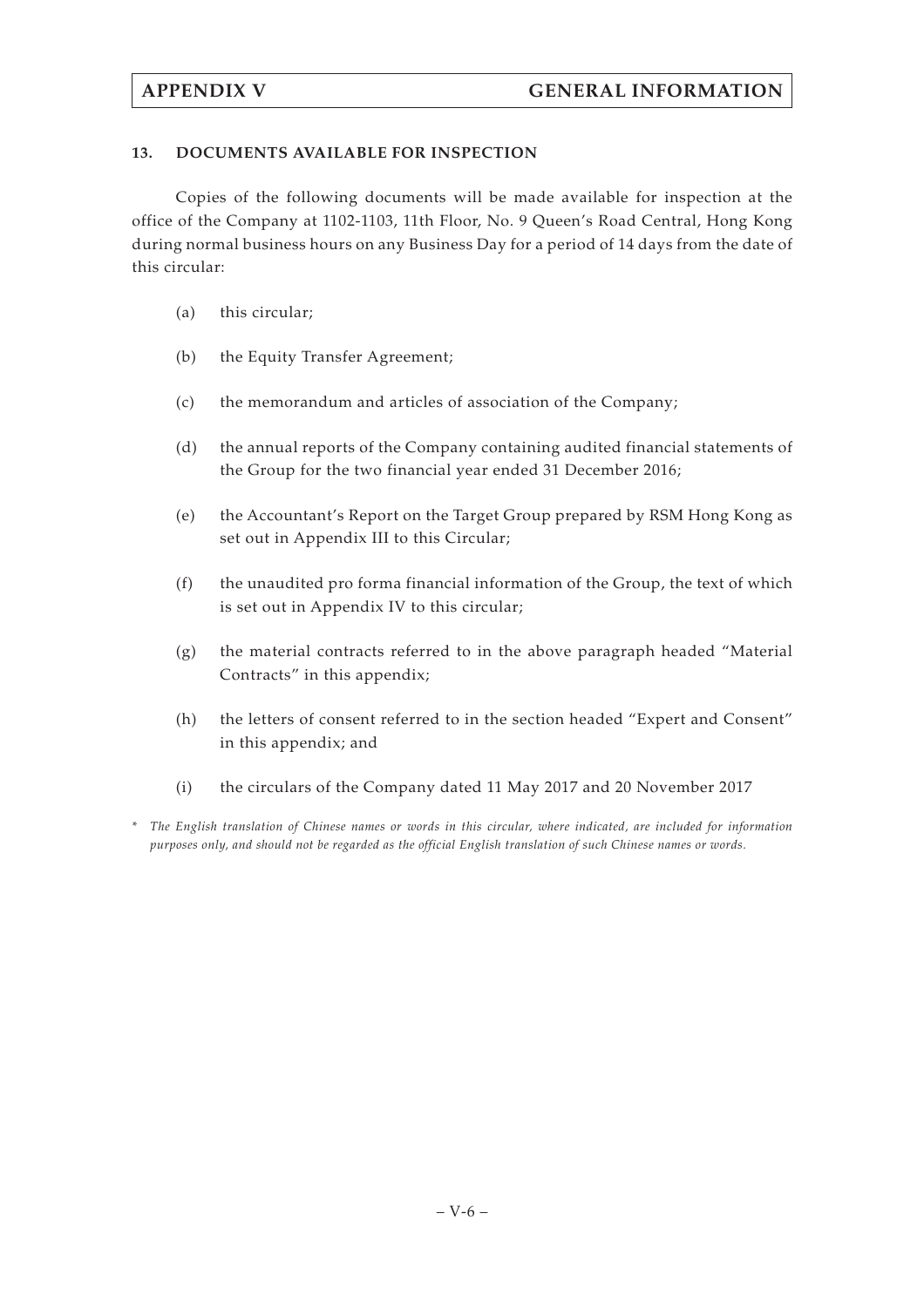### 13. DOCUMENTS AVAILABLE FOR INSPECTION

Copies of the following documents will be made available for inspection at the office of the Company at 1102-1103, 11th Floor, No. 9 Queen's Road Central, Hong Kong during normal business hours on any Business Day for a period of 14 days from the date of this circular:

(a) this circular;

(b) the Equity Transfer Agreement;

(c) the memorandum and articles of association of the Company;

(d) the annual reports of the Company containing audited financial statements of the Group for the two financial year ended 31 December 2016;

(e) the Accountant's Report on the Target Group prepared by RSM Hong Kong as set out in Appendix III to this Circular;

(f) the unaudited pro forma financial information of the Group, the text of which is set out in Appendix IV to this circular;

(g) the material contracts referred to in the above paragraph headed "Material Contracts" in this appendix;

(h) the letters of consent referred to in the section headed "Expert and Consent" in this appendix; and

(i) the circulars of the Company dated 11 May 2017 and 20 November 2017

\* *The English translation of Chinese names or words in this circular, where indicated, are included for information purposes only, and should not be regarded as the official English translation of such Chinese names or words.*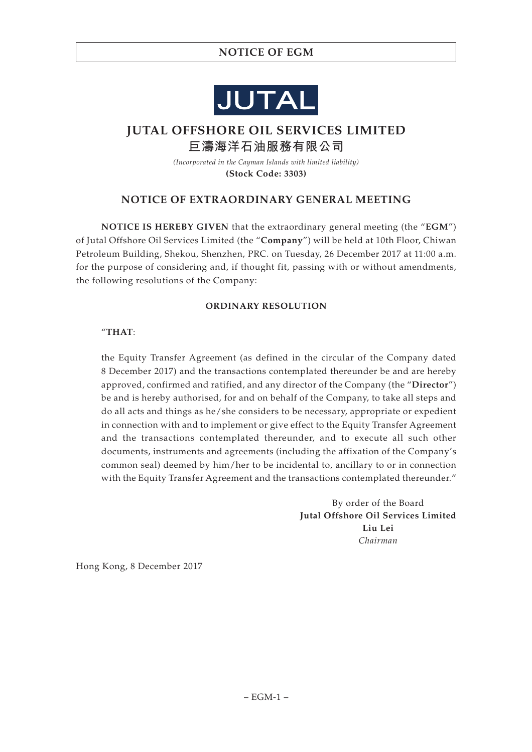JUTAL

# JUTAL OFFSHORE OIL SERVICES LIMITED
# 巨濤海洋石油服務有限公司

*(Incorporated in the Cayman Islands with limited liability)*

**(Stock Code: 3303)**

## NOTICE OF EXTRAORDINARY GENERAL MEETING

**NOTICE IS HEREBY GIVEN** that the extraordinary general meeting (the "**EGM**") of Jutal Offshore Oil Services Limited (the "**Company**") will be held at 10th Floor, Chiwan Petroleum Building, Shekou, Shenzhen, PRC. on Tuesday, 26 December 2017 at 11:00 a.m. for the purpose of considering and, if thought fit, passing with or without amendments, the following resolutions of the Company:

**ORDINARY RESOLUTION**

"**THAT**:

the Equity Transfer Agreement (as defined in the circular of the Company dated 8 December 2017) and the transactions contemplated thereunder be and are hereby approved, confirmed and ratified, and any director of the Company (the "**Director**") be and is hereby authorised, for and on behalf of the Company, to take all steps and do all acts and things as he/she considers to be necessary, appropriate or expedient in connection with and to implement or give effect to the Equity Transfer Agreement and the transactions contemplated thereunder, and to execute all such other documents, instruments and agreements (including the affixation of the Company's common seal) deemed by him/her to be incidental to, ancillary to or in connection with the Equity Transfer Agreement and the transactions contemplated thereunder."

By order of the Board
**Jutal Offshore Oil Services Limited**
**Liu Lei**
*Chairman*

Hong Kong, 8 December 2017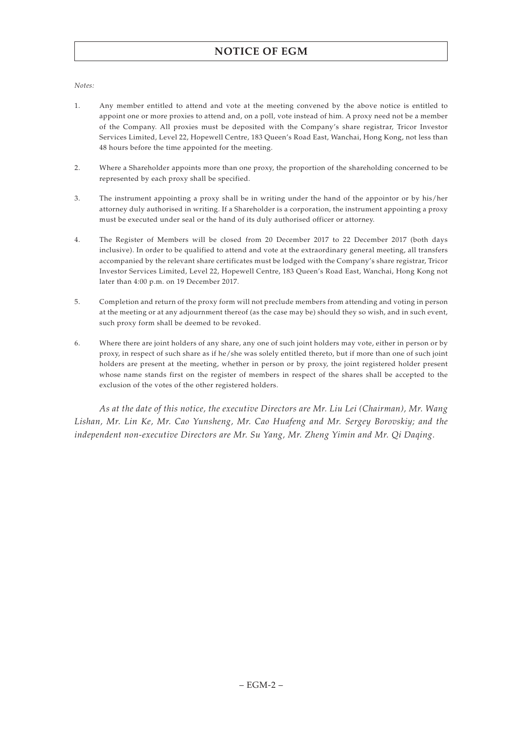# NOTICE OF EGM

*Notes:*

1. Any member entitled to attend and vote at the meeting convened by the above notice is entitled to appoint one or more proxies to attend and, on a poll, vote instead of him. A proxy need not be a member of the Company. All proxies must be deposited with the Company's share registrar, Tricor Investor Services Limited, Level 22, Hopewell Centre, 183 Queen's Road East, Wanchai, Hong Kong, not less than 48 hours before the time appointed for the meeting.

2. Where a Shareholder appoints more than one proxy, the proportion of the shareholding concerned to be represented by each proxy shall be specified.

3. The instrument appointing a proxy shall be in writing under the hand of the appointor or by his/her attorney duly authorised in writing. If a Shareholder is a corporation, the instrument appointing a proxy must be executed under seal or the hand of its duly authorised officer or attorney.

4. The Register of Members will be closed from 20 December 2017 to 22 December 2017 (both days inclusive). In order to be qualified to attend and vote at the extraordinary general meeting, all transfers accompanied by the relevant share certificates must be lodged with the Company's share registrar, Tricor Investor Services Limited, Level 22, Hopewell Centre, 183 Queen's Road East, Wanchai, Hong Kong not later than 4:00 p.m. on 19 December 2017.

5. Completion and return of the proxy form will not preclude members from attending and voting in person at the meeting or at any adjournment thereof (as the case may be) should they so wish, and in such event, such proxy form shall be deemed to be revoked.

6. Where there are joint holders of any share, any one of such joint holders may vote, either in person or by proxy, in respect of such share as if he/she was solely entitled thereto, but if more than one of such joint holders are present at the meeting, whether in person or by proxy, the joint registered holder present whose name stands first on the register of members in respect of the shares shall be accepted to the exclusion of the votes of the other registered holders.

*As at the date of this notice, the executive Directors are Mr. Liu Lei (Chairman), Mr. Wang Lishan, Mr. Lin Ke, Mr. Cao Yunsheng, Mr. Cao Huafeng and Mr. Sergey Borovskiy; and the independent non-executive Directors are Mr. Su Yang, Mr. Zheng Yimin and Mr. Qi Daqing.*